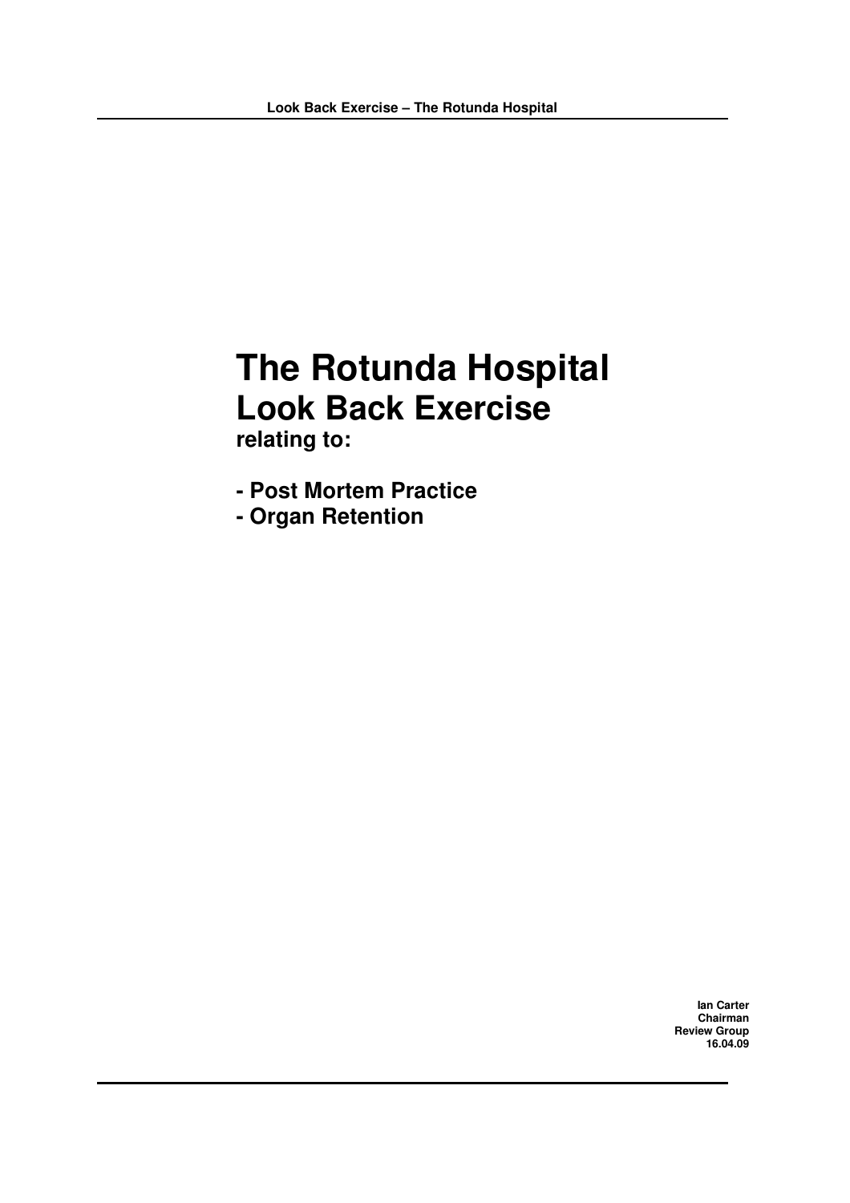# The Rotunda Hospital
# Look Back Exercise

**relating to:**

- **Post Mortem Practice**
- **Organ Retention**

**Ian Carter**
**Chairman**
**Review Group**
**16.04.09**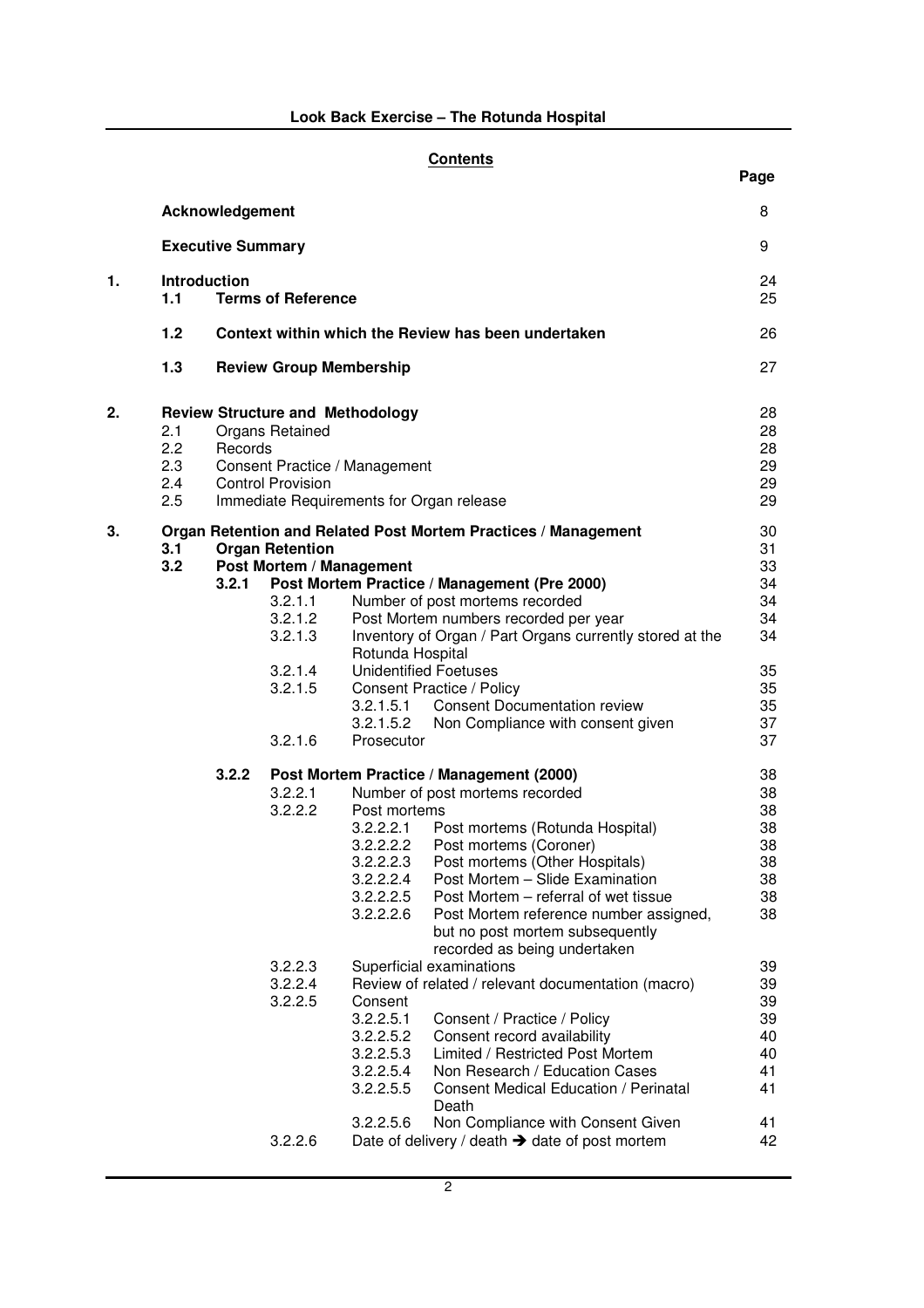## Contents

| | | | | | Page |
|---|---|---|---|---|---|
| | **Acknowledgement** | | | | 8 |
| | **Executive Summary** | | | | 9 |
| **1.** | **Introduction** | | | | 24 |
| | **1.1** | **Terms of Reference** | | | 25 |
| | **1.2** | **Context within which the Review has been undertaken** | | | 26 |
| | **1.3** | **Review Group Membership** | | | 27 |
| **2.** | **Review Structure and Methodology** | | | | 28 |
| | 2.1 | Organs Retained | | | 28 |
| | 2.2 | Records | | | 28 |
| | 2.3 | Consent Practice / Management | | | 29 |
| | 2.4 | Control Provision | | | 29 |
| | 2.5 | Immediate Requirements for Organ release | | | 29 |
| **3.** | **Organ Retention and Related Post Mortem Practices / Management** | | | | 30 |
| | **3.1** | **Organ Retention** | | | 31 |
| | **3.2** | **Post Mortem / Management** | | | 33 |
| | | **3.2.1** | **Post Mortem Practice / Management (Pre 2000)** | | 34 |
| | | | 3.2.1.1 | Number of post mortems recorded | 34 |
| | | | 3.2.1.2 | Post Mortem numbers recorded per year | 34 |
| | | | 3.2.1.3 | Inventory of Organ / Part Organs currently stored at the Rotunda Hospital | 34 |
| | | | 3.2.1.4 | Unidentified Foetuses | 35 |
| | | | 3.2.1.5 | Consent Practice / Policy | 35 |
| | | | | 3.2.1.5.1 Consent Documentation review | 35 |
| | | | | 3.2.1.5.2 Non Compliance with consent given | 37 |
| | | | 3.2.1.6 | Prosecutor | 37 |
| | | **3.2.2** | **Post Mortem Practice / Management (2000)** | | 38 |
| | | | 3.2.2.1 | Number of post mortems recorded | 38 |
| | | | 3.2.2.2 | Post mortems | 38 |
| | | | | 3.2.2.2.1 Post mortems (Rotunda Hospital) | 38 |
| | | | | 3.2.2.2.2 Post mortems (Coroner) | 38 |
| | | | | 3.2.2.2.3 Post mortems (Other Hospitals) | 38 |
| | | | | 3.2.2.2.4 Post Mortem – Slide Examination | 38 |
| | | | | 3.2.2.2.5 Post Mortem – referral of wet tissue | 38 |
| | | | | 3.2.2.2.6 Post Mortem reference number assigned, but no post mortem subsequently recorded as being undertaken | 38 |
| | | | 3.2.2.3 | Superficial examinations | 39 |
| | | | 3.2.2.4 | Review of related / relevant documentation (macro) | 39 |
| | | | 3.2.2.5 | Consent | 39 |
| | | | | 3.2.2.5.1 Consent / Practice / Policy | 39 |
| | | | | 3.2.2.5.2 Consent record availability | 40 |
| | | | | 3.2.2.5.3 Limited / Restricted Post Mortem | 40 |
| | | | | 3.2.2.5.4 Non Research / Education Cases | 41 |
| | | | | 3.2.2.5.5 Consent Medical Education / Perinatal Death | 41 |
| | | | | 3.2.2.5.6 Non Compliance with Consent Given | 41 |
| | | | 3.2.2.6 | Date of delivery / death ➔ date of post mortem | 42 |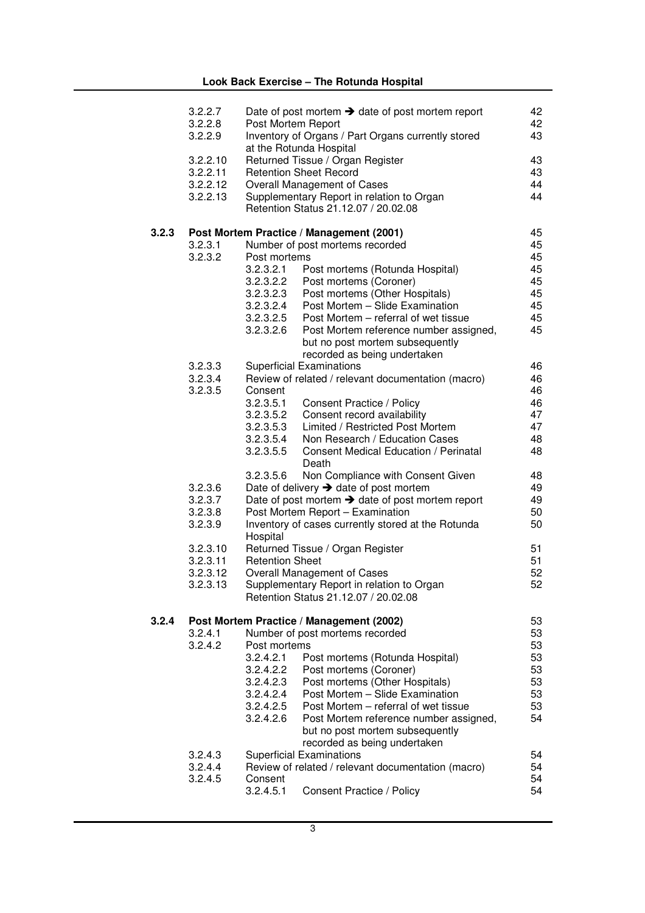| | | | |
|---|---|---|---|
| 3.2.2.7 | Date of post mortem ➔ date of post mortem report | | 42 |
| 3.2.2.8 | Post Mortem Report | | 42 |
| 3.2.2.9 | Inventory of Organs / Part Organs currently stored at the Rotunda Hospital | | 43 |
| 3.2.2.10 | Returned Tissue / Organ Register | | 43 |
| 3.2.2.11 | Retention Sheet Record | | 43 |
| 3.2.2.12 | Overall Management of Cases | | 44 |
| 3.2.2.13 | Supplementary Report in relation to Organ Retention Status 21.12.07 / 20.02.08 | | 44 |

| | | | | |
|---|---|---|---|---|
| **3.2.3** | **Post Mortem Practice / Management (2001)** | | | 45 |
| | 3.2.3.1 | Number of post mortems recorded | | 45 |
| | 3.2.3.2 | Post mortems | | 45 |
| | | 3.2.3.2.1 | Post mortems (Rotunda Hospital) | 45 |
| | | 3.2.3.2.2 | Post mortems (Coroner) | 45 |
| | | 3.2.3.2.3 | Post mortems (Other Hospitals) | 45 |
| | | 3.2.3.2.4 | Post Mortem – Slide Examination | 45 |
| | | 3.2.3.2.5 | Post Mortem – referral of wet tissue | 45 |
| | | 3.2.3.2.6 | Post Mortem reference number assigned, but no post mortem subsequently recorded as being undertaken | 45 |
| | 3.2.3.3 | Superficial Examinations | | 46 |
| | 3.2.3.4 | Review of related / relevant documentation (macro) | | 46 |
| | 3.2.3.5 | Consent | | 46 |
| | | 3.2.3.5.1 | Consent Practice / Policy | 46 |
| | | 3.2.3.5.2 | Consent record availability | 47 |
| | | 3.2.3.5.3 | Limited / Restricted Post Mortem | 47 |
| | | 3.2.3.5.4 | Non Research / Education Cases | 48 |
| | | 3.2.3.5.5 | Consent Medical Education / Perinatal Death | 48 |
| | | 3.2.3.5.6 | Non Compliance with Consent Given | 48 |
| | 3.2.3.6 | Date of delivery ➔ date of post mortem | | 49 |
| | 3.2.3.7 | Date of post mortem ➔ date of post mortem report | | 49 |
| | 3.2.3.8 | Post Mortem Report – Examination | | 50 |
| | 3.2.3.9 | Inventory of cases currently stored at the Rotunda Hospital | | 50 |
| | 3.2.3.10 | Returned Tissue / Organ Register | | 51 |
| | 3.2.3.11 | Retention Sheet | | 51 |
| | 3.2.3.12 | Overall Management of Cases | | 52 |
| | 3.2.3.13 | Supplementary Report in relation to Organ Retention Status 21.12.07 / 20.02.08 | | 52 |
| **3.2.4** | **Post Mortem Practice / Management (2002)** | | | 53 |
| | 3.2.4.1 | Number of post mortems recorded | | 53 |
| | 3.2.4.2 | Post mortems | | 53 |
| | | 3.2.4.2.1 | Post mortems (Rotunda Hospital) | 53 |
| | | 3.2.4.2.2 | Post mortems (Coroner) | 53 |
| | | 3.2.4.2.3 | Post mortems (Other Hospitals) | 53 |
| | | 3.2.4.2.4 | Post Mortem – Slide Examination | 53 |
| | | 3.2.4.2.5 | Post Mortem – referral of wet tissue | 53 |
| | | 3.2.4.2.6 | Post Mortem reference number assigned, but no post mortem subsequently recorded as being undertaken | 54 |
| | 3.2.4.3 | Superficial Examinations | | 54 |
| | 3.2.4.4 | Review of related / relevant documentation (macro) | | 54 |
| | 3.2.4.5 | Consent | | 54 |
| | | 3.2.4.5.1 | Consent Practice / Policy | 54 |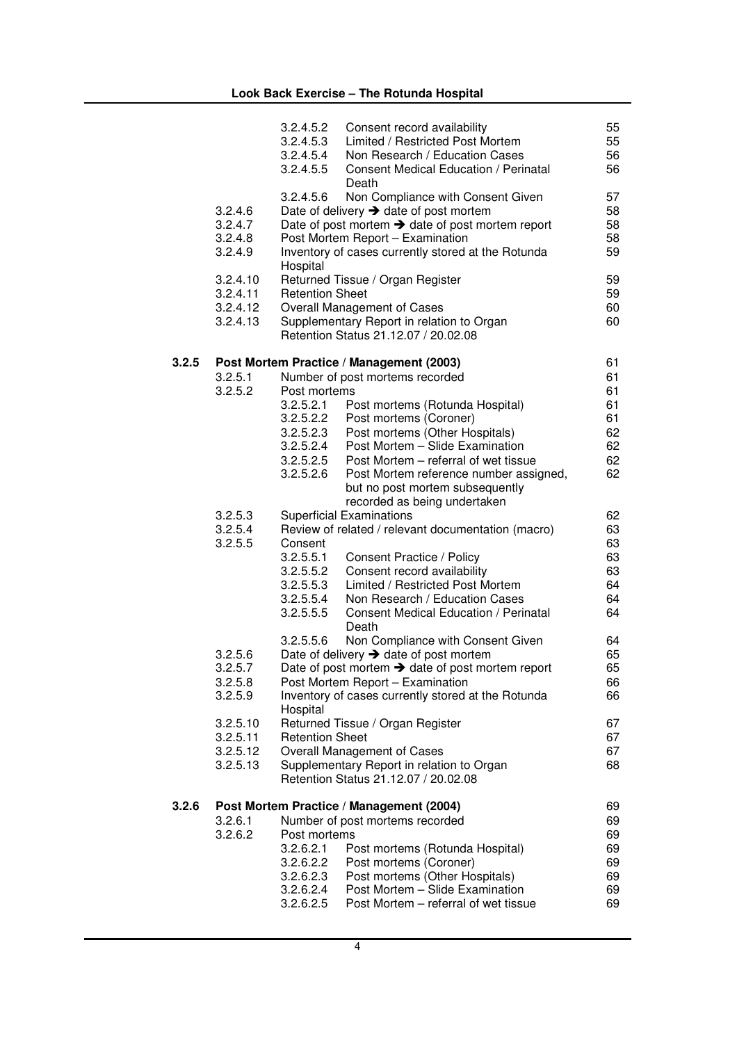| | | | | |
|---|---|---|---|---|
| | | 3.2.4.5.2 | Consent record availability | 55 |
| | | 3.2.4.5.3 | Limited / Restricted Post Mortem | 55 |
| | | 3.2.4.5.4 | Non Research / Education Cases | 56 |
| | | 3.2.4.5.5 | Consent Medical Education / Perinatal Death | 56 |
| | | 3.2.4.5.6 | Non Compliance with Consent Given | 57 |
| | 3.2.4.6 | Date of delivery ➔ date of post mortem | | 58 |
| | 3.2.4.7 | Date of post mortem ➔ date of post mortem report | | 58 |
| | 3.2.4.8 | Post Mortem Report – Examination | | 58 |
| | 3.2.4.9 | Inventory of cases currently stored at the Rotunda Hospital | | 59 |
| | 3.2.4.10 | Returned Tissue / Organ Register | | 59 |
| | 3.2.4.11 | Retention Sheet | | 59 |
| | 3.2.4.12 | Overall Management of Cases | | 60 |
| | 3.2.4.13 | Supplementary Report in relation to Organ Retention Status 21.12.07 / 20.02.08 | | 60 |
| **3.2.5** | **Post Mortem Practice / Management (2003)** | | | 61 |
| | 3.2.5.1 | Number of post mortems recorded | | 61 |
| | 3.2.5.2 | Post mortems | | 61 |
| | | 3.2.5.2.1 | Post mortems (Rotunda Hospital) | 61 |
| | | 3.2.5.2.2 | Post mortems (Coroner) | 61 |
| | | 3.2.5.2.3 | Post mortems (Other Hospitals) | 62 |
| | | 3.2.5.2.4 | Post Mortem – Slide Examination | 62 |
| | | 3.2.5.2.5 | Post Mortem – referral of wet tissue | 62 |
| | | 3.2.5.2.6 | Post Mortem reference number assigned, but no post mortem subsequently recorded as being undertaken | 62 |
| | 3.2.5.3 | Superficial Examinations | | 62 |
| | 3.2.5.4 | Review of related / relevant documentation (macro) | | 63 |
| | 3.2.5.5 | Consent | | 63 |
| | | 3.2.5.5.1 | Consent Practice / Policy | 63 |
| | | 3.2.5.5.2 | Consent record availability | 63 |
| | | 3.2.5.5.3 | Limited / Restricted Post Mortem | 64 |
| | | 3.2.5.5.4 | Non Research / Education Cases | 64 |
| | | 3.2.5.5.5 | Consent Medical Education / Perinatal Death | 64 |
| | | 3.2.5.5.6 | Non Compliance with Consent Given | 64 |
| | 3.2.5.6 | Date of delivery ➔ date of post mortem | | 65 |
| | 3.2.5.7 | Date of post mortem ➔ date of post mortem report | | 65 |
| | 3.2.5.8 | Post Mortem Report – Examination | | 66 |
| | 3.2.5.9 | Inventory of cases currently stored at the Rotunda Hospital | | 66 |
| | 3.2.5.10 | Returned Tissue / Organ Register | | 67 |
| | 3.2.5.11 | Retention Sheet | | 67 |
| | 3.2.5.12 | Overall Management of Cases | | 67 |
| | 3.2.5.13 | Supplementary Report in relation to Organ Retention Status 21.12.07 / 20.02.08 | | 68 |
| **3.2.6** | **Post Mortem Practice / Management (2004)** | | | 69 |
| | 3.2.6.1 | Number of post mortems recorded | | 69 |
| | 3.2.6.2 | Post mortems | | 69 |
| | | 3.2.6.2.1 | Post mortems (Rotunda Hospital) | 69 |
| | | 3.2.6.2.2 | Post mortems (Coroner) | 69 |
| | | 3.2.6.2.3 | Post mortems (Other Hospitals) | 69 |
| | | 3.2.6.2.4 | Post Mortem – Slide Examination | 69 |
| | | 3.2.6.2.5 | Post Mortem – referral of wet tissue | 69 |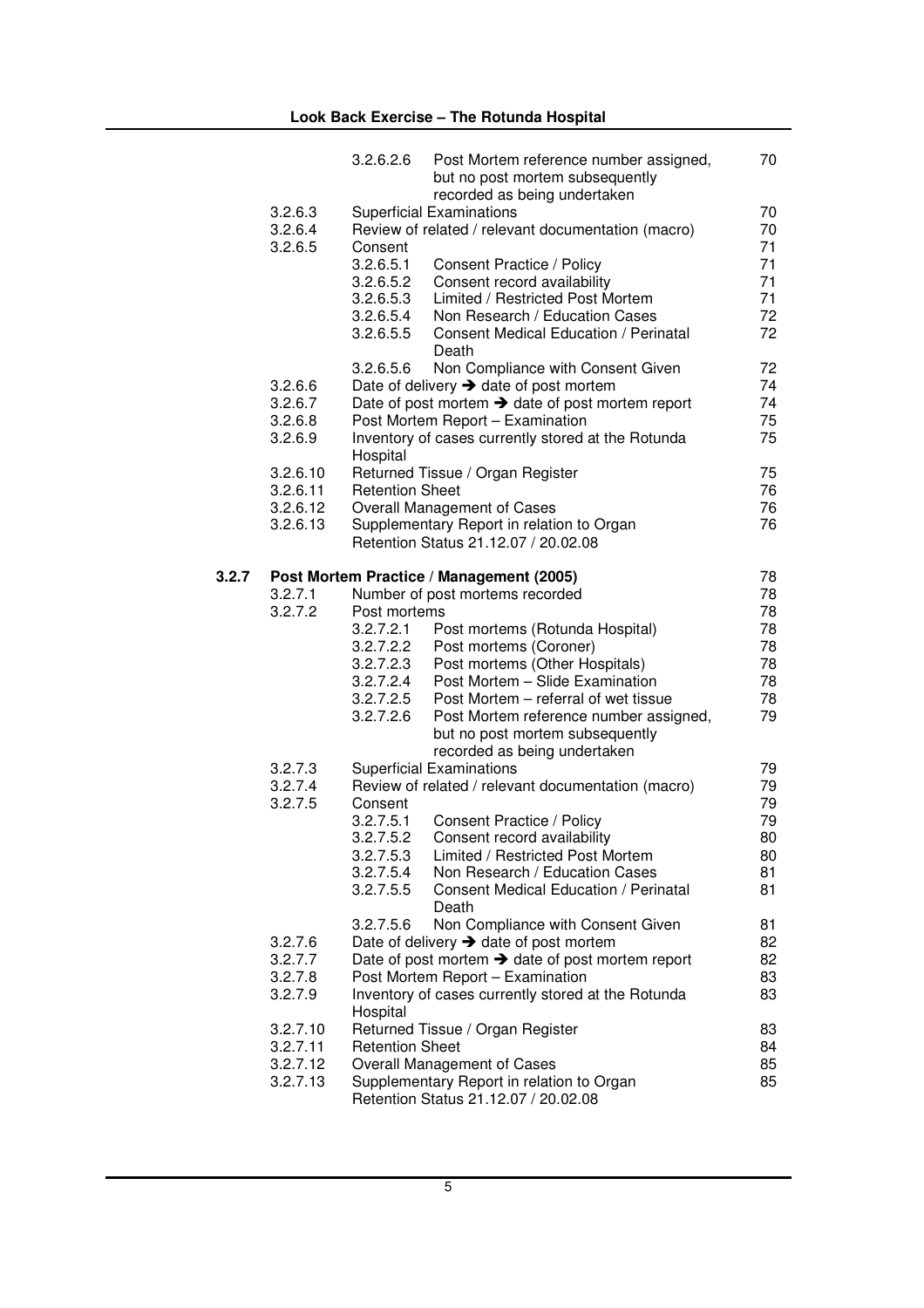| | | | | |
|---|---|---|---|---|
| | | 3.2.6.2.6 | Post Mortem reference number assigned, but no post mortem subsequently recorded as being undertaken | 70 |
| | 3.2.6.3 | Superficial Examinations | | 70 |
| | 3.2.6.4 | Review of related / relevant documentation (macro) | | 70 |
| | 3.2.6.5 | Consent | | 71 |
| | | 3.2.6.5.1 | Consent Practice / Policy | 71 |
| | | 3.2.6.5.2 | Consent record availability | 71 |
| | | 3.2.6.5.3 | Limited / Restricted Post Mortem | 71 |
| | | 3.2.6.5.4 | Non Research / Education Cases | 72 |
| | | 3.2.6.5.5 | Consent Medical Education / Perinatal Death | 72 |
| | | 3.2.6.5.6 | Non Compliance with Consent Given | 72 |
| | 3.2.6.6 | Date of delivery ➔ date of post mortem | | 74 |
| | 3.2.6.7 | Date of post mortem ➔ date of post mortem report | | 74 |
| | 3.2.6.8 | Post Mortem Report – Examination | | 75 |
| | 3.2.6.9 | Inventory of cases currently stored at the Rotunda Hospital | | 75 |
| | 3.2.6.10 | Returned Tissue / Organ Register | | 75 |
| | 3.2.6.11 | Retention Sheet | | 76 |
| | 3.2.6.12 | Overall Management of Cases | | 76 |
| | 3.2.6.13 | Supplementary Report in relation to Organ Retention Status 21.12.07 / 20.02.08 | | 76 |
| **3.2.7** | **Post Mortem Practice / Management (2005)** | | | 78 |
| | 3.2.7.1 | Number of post mortems recorded | | 78 |
| | 3.2.7.2 | Post mortems | | 78 |
| | | 3.2.7.2.1 | Post mortems (Rotunda Hospital) | 78 |
| | | 3.2.7.2.2 | Post mortems (Coroner) | 78 |
| | | 3.2.7.2.3 | Post mortems (Other Hospitals) | 78 |
| | | 3.2.7.2.4 | Post Mortem – Slide Examination | 78 |
| | | 3.2.7.2.5 | Post Mortem – referral of wet tissue | 78 |
| | | 3.2.7.2.6 | Post Mortem reference number assigned, but no post mortem subsequently recorded as being undertaken | 79 |
| | 3.2.7.3 | Superficial Examinations | | 79 |
| | 3.2.7.4 | Review of related / relevant documentation (macro) | | 79 |
| | 3.2.7.5 | Consent | | 79 |
| | | 3.2.7.5.1 | Consent Practice / Policy | 79 |
| | | 3.2.7.5.2 | Consent record availability | 80 |
| | | 3.2.7.5.3 | Limited / Restricted Post Mortem | 80 |
| | | 3.2.7.5.4 | Non Research / Education Cases | 81 |
| | | 3.2.7.5.5 | Consent Medical Education / Perinatal Death | 81 |
| | | 3.2.7.5.6 | Non Compliance with Consent Given | 81 |
| | 3.2.7.6 | Date of delivery ➔ date of post mortem | | 82 |
| | 3.2.7.7 | Date of post mortem ➔ date of post mortem report | | 82 |
| | 3.2.7.8 | Post Mortem Report – Examination | | 83 |
| | 3.2.7.9 | Inventory of cases currently stored at the Rotunda Hospital | | 83 |
| | 3.2.7.10 | Returned Tissue / Organ Register | | 83 |
| | 3.2.7.11 | Retention Sheet | | 84 |
| | 3.2.7.12 | Overall Management of Cases | | 85 |
| | 3.2.7.13 | Supplementary Report in relation to Organ Retention Status 21.12.07 / 20.02.08 | | 85 |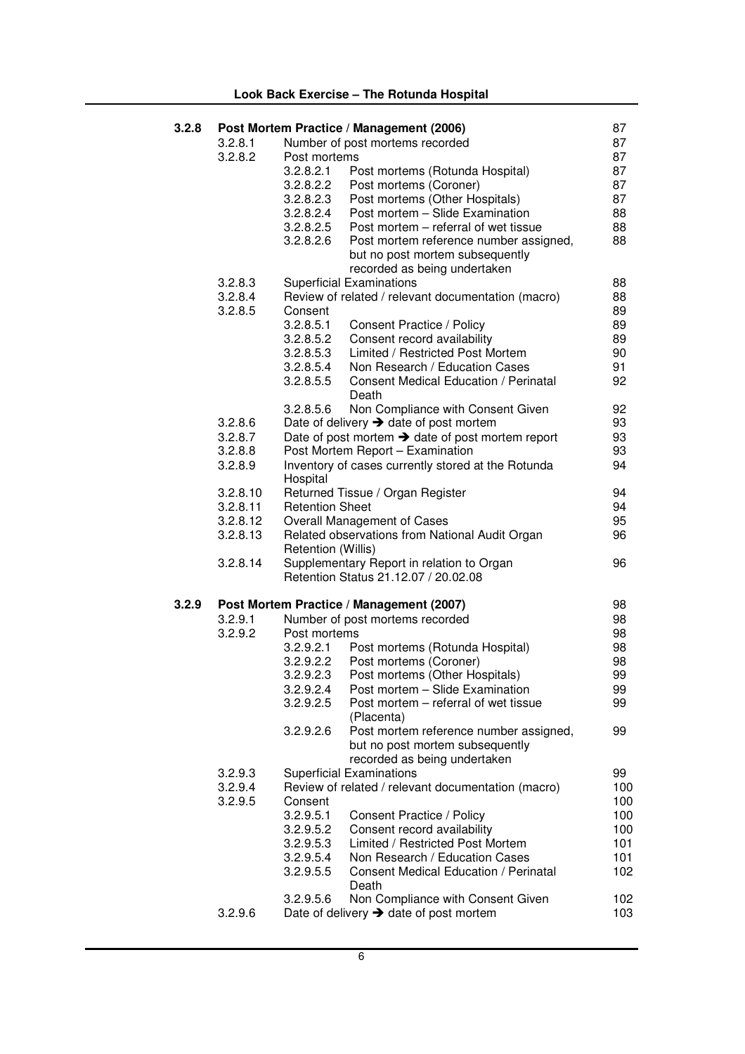| | | | | Page |
|---|---|---|---|---|
| **3.2.8** | **Post Mortem Practice / Management (2006)** | | | 87 |
| | 3.2.8.1 | Number of post mortems recorded | | 87 |
| | 3.2.8.2 | Post mortems | | 87 |
| | | 3.2.8.2.1 | Post mortems (Rotunda Hospital) | 87 |
| | | 3.2.8.2.2 | Post mortems (Coroner) | 87 |
| | | 3.2.8.2.3 | Post mortems (Other Hospitals) | 87 |
| | | 3.2.8.2.4 | Post mortem – Slide Examination | 88 |
| | | 3.2.8.2.5 | Post mortem – referral of wet tissue | 88 |
| | | 3.2.8.2.6 | Post mortem reference number assigned, but no post mortem subsequently recorded as being undertaken | 88 |
| | 3.2.8.3 | Superficial Examinations | | 88 |
| | 3.2.8.4 | Review of related / relevant documentation (macro) | | 88 |
| | 3.2.8.5 | Consent | | 89 |
| | | 3.2.8.5.1 | Consent Practice / Policy | 89 |
| | | 3.2.8.5.2 | Consent record availability | 89 |
| | | 3.2.8.5.3 | Limited / Restricted Post Mortem | 90 |
| | | 3.2.8.5.4 | Non Research / Education Cases | 91 |
| | | 3.2.8.5.5 | Consent Medical Education / Perinatal Death | 92 |
| | | 3.2.8.5.6 | Non Compliance with Consent Given | 92 |
| | 3.2.8.6 | Date of delivery ➔ date of post mortem | | 93 |
| | 3.2.8.7 | Date of post mortem ➔ date of post mortem report | | 93 |
| | 3.2.8.8 | Post Mortem Report – Examination | | 93 |
| | 3.2.8.9 | Inventory of cases currently stored at the Rotunda Hospital | | 94 |
| | 3.2.8.10 | Returned Tissue / Organ Register | | 94 |
| | 3.2.8.11 | Retention Sheet | | 94 |
| | 3.2.8.12 | Overall Management of Cases | | 95 |
| | 3.2.8.13 | Related observations from National Audit Organ Retention (Willis) | | 96 |
| | 3.2.8.14 | Supplementary Report in relation to Organ Retention Status 21.12.07 / 20.02.08 | | 96 |
| **3.2.9** | **Post Mortem Practice / Management (2007)** | | | 98 |
| | 3.2.9.1 | Number of post mortems recorded | | 98 |
| | 3.2.9.2 | Post mortems | | 98 |
| | | 3.2.9.2.1 | Post mortems (Rotunda Hospital) | 98 |
| | | 3.2.9.2.2 | Post mortems (Coroner) | 98 |
| | | 3.2.9.2.3 | Post mortems (Other Hospitals) | 99 |
| | | 3.2.9.2.4 | Post mortem – Slide Examination | 99 |
| | | 3.2.9.2.5 | Post mortem – referral of wet tissue (Placenta) | 99 |
| | | 3.2.9.2.6 | Post mortem reference number assigned, but no post mortem subsequently recorded as being undertaken | 99 |
| | 3.2.9.3 | Superficial Examinations | | 99 |
| | 3.2.9.4 | Review of related / relevant documentation (macro) | | 100 |
| | 3.2.9.5 | Consent | | 100 |
| | | 3.2.9.5.1 | Consent Practice / Policy | 100 |
| | | 3.2.9.5.2 | Consent record availability | 100 |
| | | 3.2.9.5.3 | Limited / Restricted Post Mortem | 101 |
| | | 3.2.9.5.4 | Non Research / Education Cases | 101 |
| | | 3.2.9.5.5 | Consent Medical Education / Perinatal Death | 102 |
| | | 3.2.9.5.6 | Non Compliance with Consent Given | 102 |
| | 3.2.9.6 | Date of delivery ➔ date of post mortem | | 103 |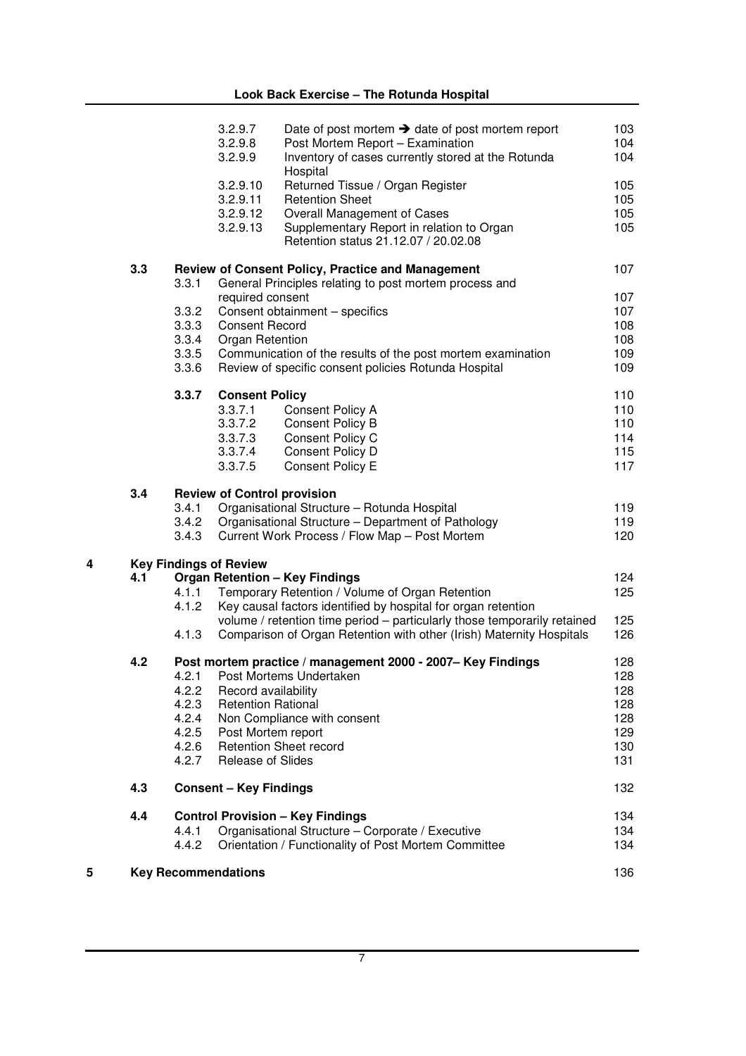| | | | | |
|---|---|---|---|---|
| | | 3.2.9.7 | Date of post mortem ➔ date of post mortem report | 103 |
| | | 3.2.9.8 | Post Mortem Report – Examination | 104 |
| | | 3.2.9.9 | Inventory of cases currently stored at the Rotunda Hospital | 104 |
| | | 3.2.9.10 | Returned Tissue / Organ Register | 105 |
| | | 3.2.9.11 | Retention Sheet | 105 |
| | | 3.2.9.12 | Overall Management of Cases | 105 |
| | | 3.2.9.13 | Supplementary Report in relation to Organ Retention status 21.12.07 / 20.02.08 | 105 |
| **3.3** | | **Review of Consent Policy, Practice and Management** | | 107 |
| | 3.3.1 | General Principles relating to post mortem process and required consent | | 107 |
| | 3.3.2 | Consent obtainment – specifics | | 107 |
| | 3.3.3 | Consent Record | | 108 |
| | 3.3.4 | Organ Retention | | 108 |
| | 3.3.5 | Communication of the results of the post mortem examination | | 109 |
| | 3.3.6 | Review of specific consent policies Rotunda Hospital | | 109 |
| | **3.3.7** | **Consent Policy** | | 110 |
| | | 3.3.7.1 | Consent Policy A | 110 |
| | | 3.3.7.2 | Consent Policy B | 110 |
| | | 3.3.7.3 | Consent Policy C | 114 |
| | | 3.3.7.4 | Consent Policy D | 115 |
| | | 3.3.7.5 | Consent Policy E | 117 |
| **3.4** | | **Review of Control provision** | | |
| | 3.4.1 | Organisational Structure – Rotunda Hospital | | 119 |
| | 3.4.2 | Organisational Structure – Department of Pathology | | 119 |
| | 3.4.3 | Current Work Process / Flow Map – Post Mortem | | 120 |
| **4** | | **Key Findings of Review** | | |
| **4.1** | | **Organ Retention – Key Findings** | | 124 |
| | 4.1.1 | Temporary Retention / Volume of Organ Retention | | 125 |
| | 4.1.2 | Key causal factors identified by hospital for organ retention volume / retention time period – particularly those temporarily retained | | 125 |
| | 4.1.3 | Comparison of Organ Retention with other (Irish) Maternity Hospitals | | 126 |
| **4.2** | | **Post mortem practice / management 2000 - 2007– Key Findings** | | 128 |
| | 4.2.1 | Post Mortems Undertaken | | 128 |
| | 4.2.2 | Record availability | | 128 |
| | 4.2.3 | Retention Rational | | 128 |
| | 4.2.4 | Non Compliance with consent | | 128 |
| | 4.2.5 | Post Mortem report | | 129 |
| | 4.2.6 | Retention Sheet record | | 130 |
| | 4.2.7 | Release of Slides | | 131 |
| **4.3** | | **Consent – Key Findings** | | 132 |
| **4.4** | | **Control Provision – Key Findings** | | 134 |
| | 4.4.1 | Organisational Structure – Corporate / Executive | | 134 |
| | 4.4.2 | Orientation / Functionality of Post Mortem Committee | | 134 |
| **5** | | **Key Recommendations** | | 136 |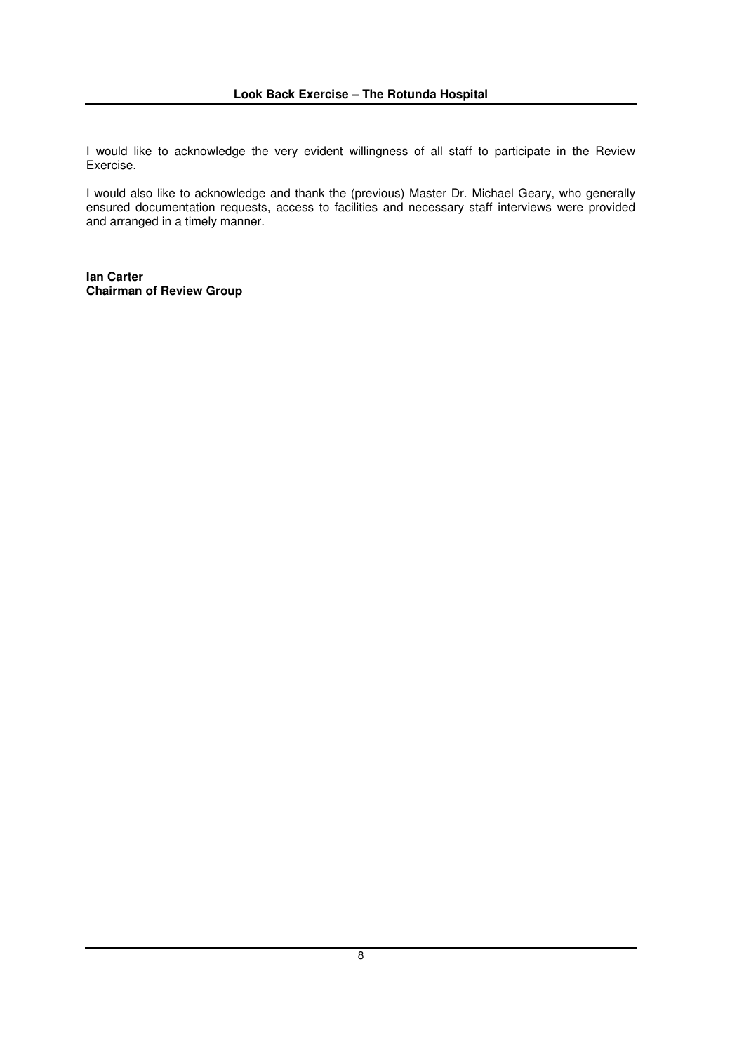I would like to acknowledge the very evident willingness of all staff to participate in the Review Exercise.

I would also like to acknowledge and thank the (previous) Master Dr. Michael Geary, who generally ensured documentation requests, access to facilities and necessary staff interviews were provided and arranged in a timely manner.

**Ian Carter**
**Chairman of Review Group**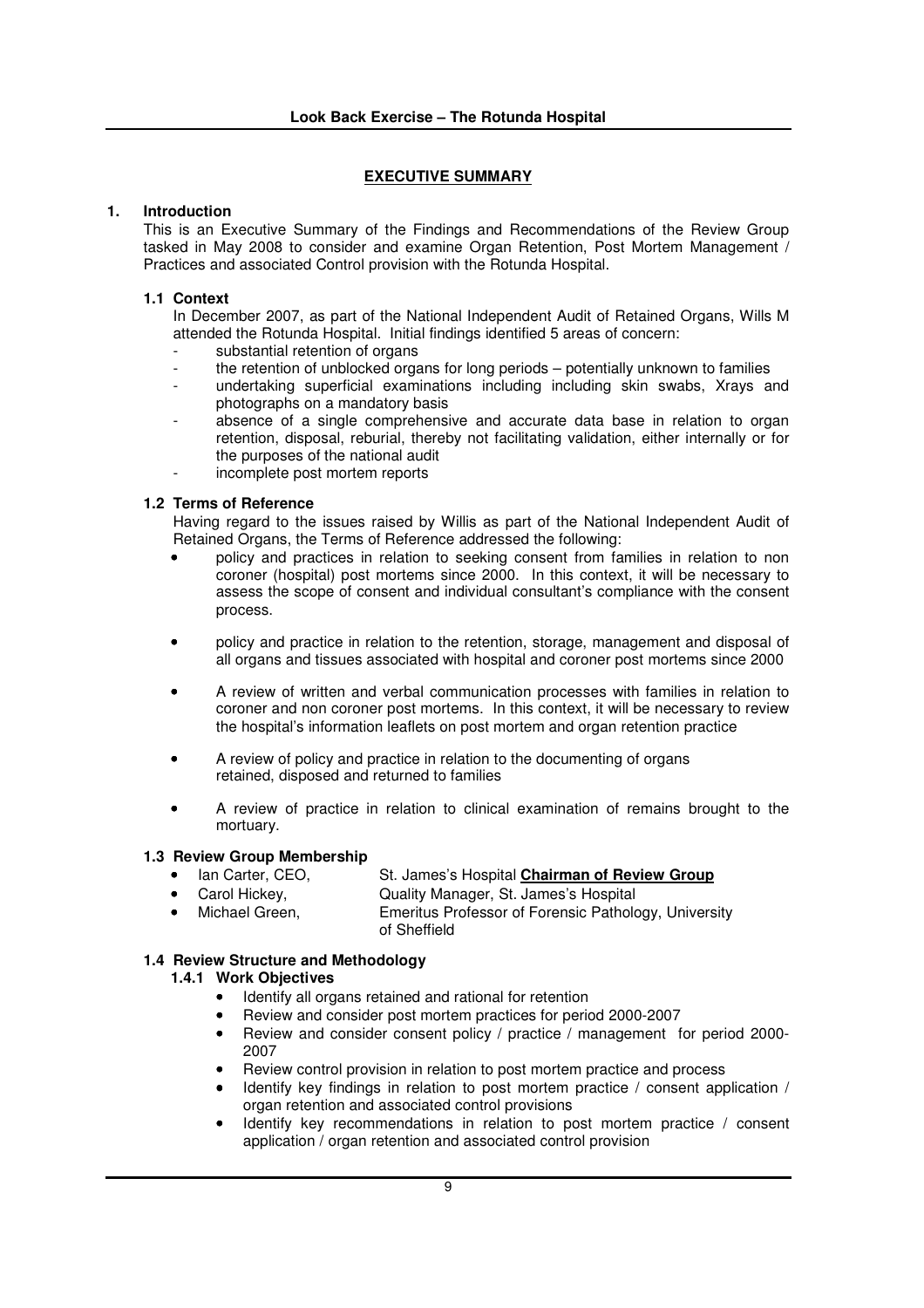## EXECUTIVE SUMMARY

### 1. Introduction

This is an Executive Summary of the Findings and Recommendations of the Review Group tasked in May 2008 to consider and examine Organ Retention, Post Mortem Management / Practices and associated Control provision with the Rotunda Hospital.

#### 1.1 Context

In December 2007, as part of the National Independent Audit of Retained Organs, Wills M attended the Rotunda Hospital. Initial findings identified 5 areas of concern:

- substantial retention of organs
- the retention of unblocked organs for long periods – potentially unknown to families
- undertaking superficial examinations including including skin swabs, Xrays and photographs on a mandatory basis
- absence of a single comprehensive and accurate data base in relation to organ retention, disposal, reburial, thereby not facilitating validation, either internally or for the purposes of the national audit
- incomplete post mortem reports

#### 1.2 Terms of Reference

Having regard to the issues raised by Willis as part of the National Independent Audit of Retained Organs, the Terms of Reference addressed the following:

- policy and practices in relation to seeking consent from families in relation to non coroner (hospital) post mortems since 2000. In this context, it will be necessary to assess the scope of consent and individual consultant's compliance with the consent process.
- policy and practice in relation to the retention, storage, management and disposal of all organs and tissues associated with hospital and coroner post mortems since 2000
- A review of written and verbal communication processes with families in relation to coroner and non coroner post mortems. In this context, it will be necessary to review the hospital's information leaflets on post mortem and organ retention practice
- A review of policy and practice in relation to the documenting of organs retained, disposed and returned to families
- A review of practice in relation to clinical examination of remains brought to the mortuary.

#### 1.3 Review Group Membership

- Ian Carter, CEO, St. James's Hospital **Chairman of Review Group**
- Carol Hickey, Quality Manager, St. James's Hospital
- Michael Green, Emeritus Professor of Forensic Pathology, University of Sheffield

#### 1.4 Review Structure and Methodology

##### 1.4.1 Work Objectives

- Identify all organs retained and rational for retention
- Review and consider post mortem practices for period 2000-2007
- Review and consider consent policy / practice / management for period 2000-2007
- Review control provision in relation to post mortem practice and process
- Identify key findings in relation to post mortem practice / consent application / organ retention and associated control provisions
- Identify key recommendations in relation to post mortem practice / consent application / organ retention and associated control provision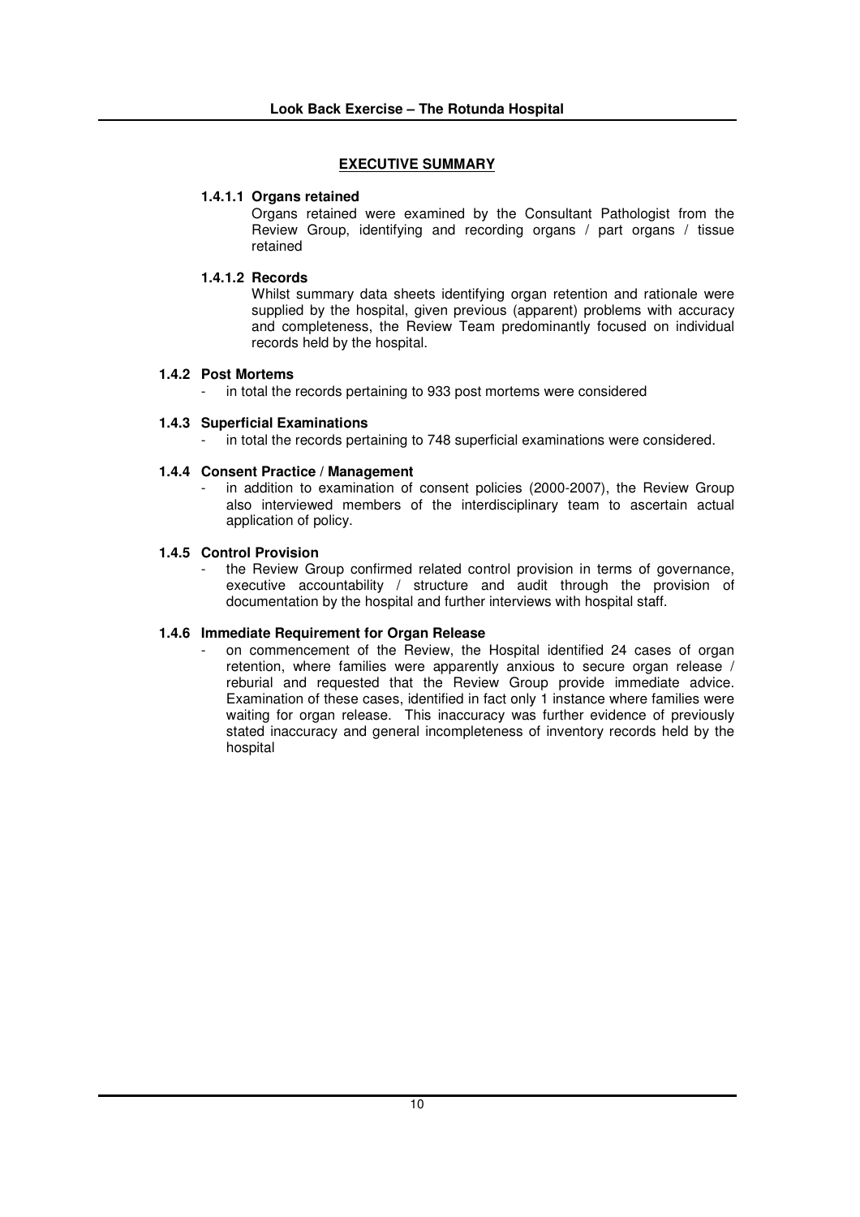## EXECUTIVE SUMMARY

#### 1.4.1.1 Organs retained

Organs retained were examined by the Consultant Pathologist from the Review Group, identifying and recording organs / part organs / tissue retained

#### 1.4.1.2 Records

Whilst summary data sheets identifying organ retention and rationale were supplied by the hospital, given previous (apparent) problems with accuracy and completeness, the Review Team predominantly focused on individual records held by the hospital.

### 1.4.2 Post Mortems

- in total the records pertaining to 933 post mortems were considered

### 1.4.3 Superficial Examinations

- in total the records pertaining to 748 superficial examinations were considered.

### 1.4.4 Consent Practice / Management

- in addition to examination of consent policies (2000-2007), the Review Group also interviewed members of the interdisciplinary team to ascertain actual application of policy.

### 1.4.5 Control Provision

- the Review Group confirmed related control provision in terms of governance, executive accountability / structure and audit through the provision of documentation by the hospital and further interviews with hospital staff.

### 1.4.6 Immediate Requirement for Organ Release

- on commencement of the Review, the Hospital identified 24 cases of organ retention, where families were apparently anxious to secure organ release / reburial and requested that the Review Group provide immediate advice. Examination of these cases, identified in fact only 1 instance where families were waiting for organ release. This inaccuracy was further evidence of previously stated inaccuracy and general incompleteness of inventory records held by the hospital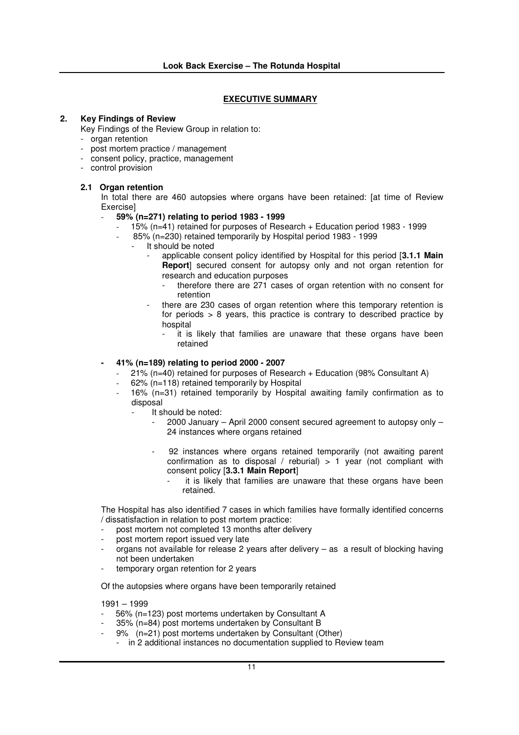## EXECUTIVE SUMMARY

## 2. Key Findings of Review

Key Findings of the Review Group in relation to:

- organ retention
- post mortem practice / management
- consent policy, practice, management
- control provision

### 2.1 Organ retention

In total there are 460 autopsies where organs have been retained: [at time of Review Exercise]

- **59% (n=271) relating to period 1983 - 1999**
  - 15% (n=41) retained for purposes of Research + Education period 1983 - 1999
  - 85% (n=230) retained temporarily by Hospital period 1983 - 1999
    - It should be noted
      - applicable consent policy identified by Hospital for this period [**3.1.1 Main Report**] secured consent for autopsy only and not organ retention for research and education purposes
        - therefore there are 271 cases of organ retention with no consent for retention
      - there are 230 cases of organ retention where this temporary retention is for periods > 8 years, this practice is contrary to described practice by hospital
        - it is likely that families are unaware that these organs have been retained

- **41% (n=189) relating to period 2000 - 2007**
  - 21% (n=40) retained for purposes of Research + Education (98% Consultant A)
  - 62% (n=118) retained temporarily by Hospital
  - 16% (n=31) retained temporarily by Hospital awaiting family confirmation as to disposal
    - It should be noted:
      - 2000 January – April 2000 consent secured agreement to autopsy only – 24 instances where organs retained
      - 92 instances where organs retained temporarily (not awaiting parent confirmation as to disposal / reburial) > 1 year (not compliant with consent policy [**3.3.1 Main Report**]
        - it is likely that families are unaware that these organs have been retained.

The Hospital has also identified 7 cases in which families have formally identified concerns / dissatisfaction in relation to post mortem practice:

- post mortem not completed 13 months after delivery
- post mortem report issued very late
- organs not available for release 2 years after delivery – as a result of blocking having not been undertaken
- temporary organ retention for 2 years

Of the autopsies where organs have been temporarily retained

1991 – 1999

- 56% (n=123) post mortems undertaken by Consultant A
- 35% (n=84) post mortems undertaken by Consultant B
- 9% (n=21) post mortems undertaken by Consultant (Other)
  - in 2 additional instances no documentation supplied to Review team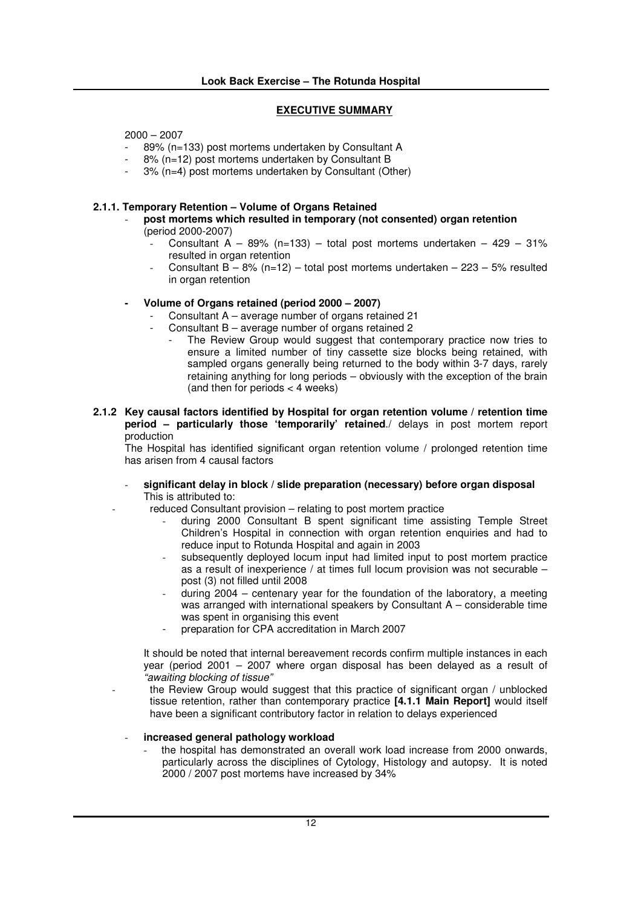## EXECUTIVE SUMMARY

2000 – 2007

- 89% (n=133) post mortems undertaken by Consultant A
- 8% (n=12) post mortems undertaken by Consultant B
- 3% (n=4) post mortems undertaken by Consultant (Other)

### 2.1.1. Temporary Retention – Volume of Organs Retained

- **post mortems which resulted in temporary (not consented) organ retention** (period 2000-2007)
  - Consultant A – 89% (n=133) – total post mortems undertaken – 429 – 31% resulted in organ retention
  - Consultant B – 8% (n=12) – total post mortems undertaken – 223 – 5% resulted in organ retention

- **Volume of Organs retained (period 2000 – 2007)**
  - Consultant A – average number of organs retained 21
  - Consultant B – average number of organs retained 2
    - The Review Group would suggest that contemporary practice now tries to ensure a limited number of tiny cassette size blocks being retained, with sampled organs generally being returned to the body within 3-7 days, rarely retaining anything for long periods – obviously with the exception of the brain (and then for periods < 4 weeks)

### 2.1.2 Key causal factors identified by Hospital for organ retention volume / retention time period – particularly those 'temporarily' retained./ delays in post mortem report production

The Hospital has identified significant organ retention volume / prolonged retention time has arisen from 4 causal factors

- **significant delay in block / slide preparation (necessary) before organ disposal**
  This is attributed to:
  - reduced Consultant provision – relating to post mortem practice
    - during 2000 Consultant B spent significant time assisting Temple Street Children's Hospital in connection with organ retention enquiries and had to reduce input to Rotunda Hospital and again in 2003
    - subsequently deployed locum input had limited input to post mortem practice as a result of inexperience / at times full locum provision was not securable – post (3) not filled until 2008
    - during 2004 – centenary year for the foundation of the laboratory, a meeting was arranged with international speakers by Consultant A – considerable time was spent in organising this event
    - preparation for CPA accreditation in March 2007

  It should be noted that internal bereavement records confirm multiple instances in each year (period 2001 – 2007 where organ disposal has been delayed as a result of *"awaiting blocking of tissue"*

  - the Review Group would suggest that this practice of significant organ / unblocked tissue retention, rather than contemporary practice **[4.1.1 Main Report]** would itself have been a significant contributory factor in relation to delays experienced

- **increased general pathology workload**
  - the hospital has demonstrated an overall work load increase from 2000 onwards, particularly across the disciplines of Cytology, Histology and autopsy. It is noted 2000 / 2007 post mortems have increased by 34%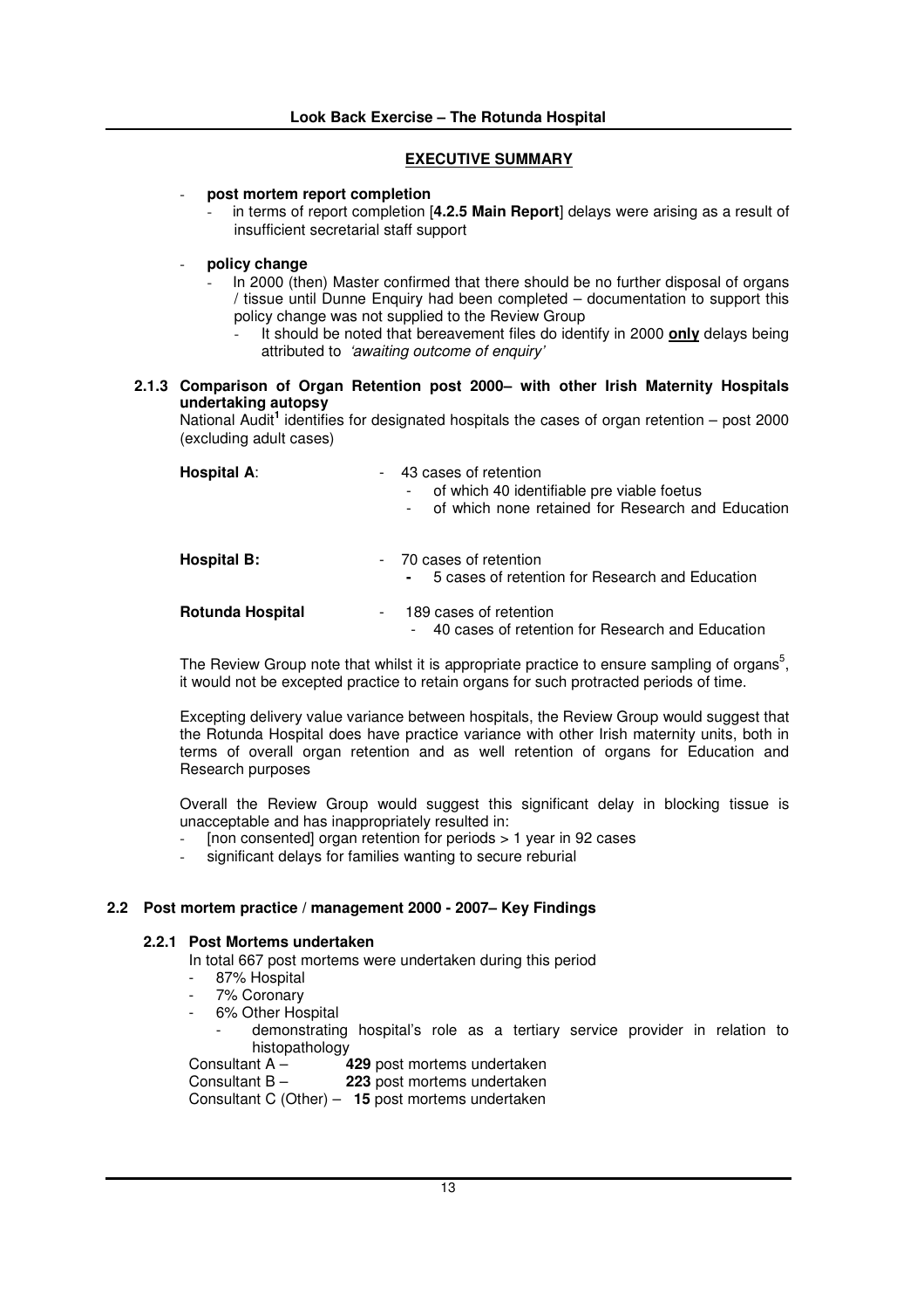**EXECUTIVE SUMMARY**

- **post mortem report completion**
  - in terms of report completion [**4.2.5 Main Report**] delays were arising as a result of insufficient secretarial staff support

- **policy change**
  - In 2000 (then) Master confirmed that there should be no further disposal of organs / tissue until Dunne Enquiry had been completed – documentation to support this policy change was not supplied to the Review Group
    - It should be noted that bereavement files do identify in 2000 **only** delays being attributed to *'awaiting outcome of enquiry'*

### 2.1.3 Comparison of Organ Retention post 2000– with other Irish Maternity Hospitals undertaking autopsy

National Audit[1] identifies for designated hospitals the cases of organ retention – post 2000 (excluding adult cases)

**Hospital A**:
- 43 cases of retention
  - of which 40 identifiable pre viable foetus
  - of which none retained for Research and Education

**Hospital B:**
- 70 cases of retention
  - 5 cases of retention for Research and Education

**Rotunda Hospital**
- 189 cases of retention
  - 40 cases of retention for Research and Education

The Review Group note that whilst it is appropriate practice to ensure sampling of organs[5], it would not be excepted practice to retain organs for such protracted periods of time.

Excepting delivery value variance between hospitals, the Review Group would suggest that the Rotunda Hospital does have practice variance with other Irish maternity units, both in terms of overall organ retention and as well retention of organs for Education and Research purposes

Overall the Review Group would suggest this significant delay in blocking tissue is unacceptable and has inappropriately resulted in:
- [non consented] organ retention for periods > 1 year in 92 cases
- significant delays for families wanting to secure reburial

## 2.2 Post mortem practice / management 2000 - 2007– Key Findings

### 2.2.1 Post Mortems undertaken

In total 667 post mortems were undertaken during this period
- 87% Hospital
- 7% Coronary
- 6% Other Hospital
  - demonstrating hospital's role as a tertiary service provider in relation to histopathology

Consultant A – **429** post mortems undertaken
Consultant B – **223** post mortems undertaken
Consultant C (Other) – **15** post mortems undertaken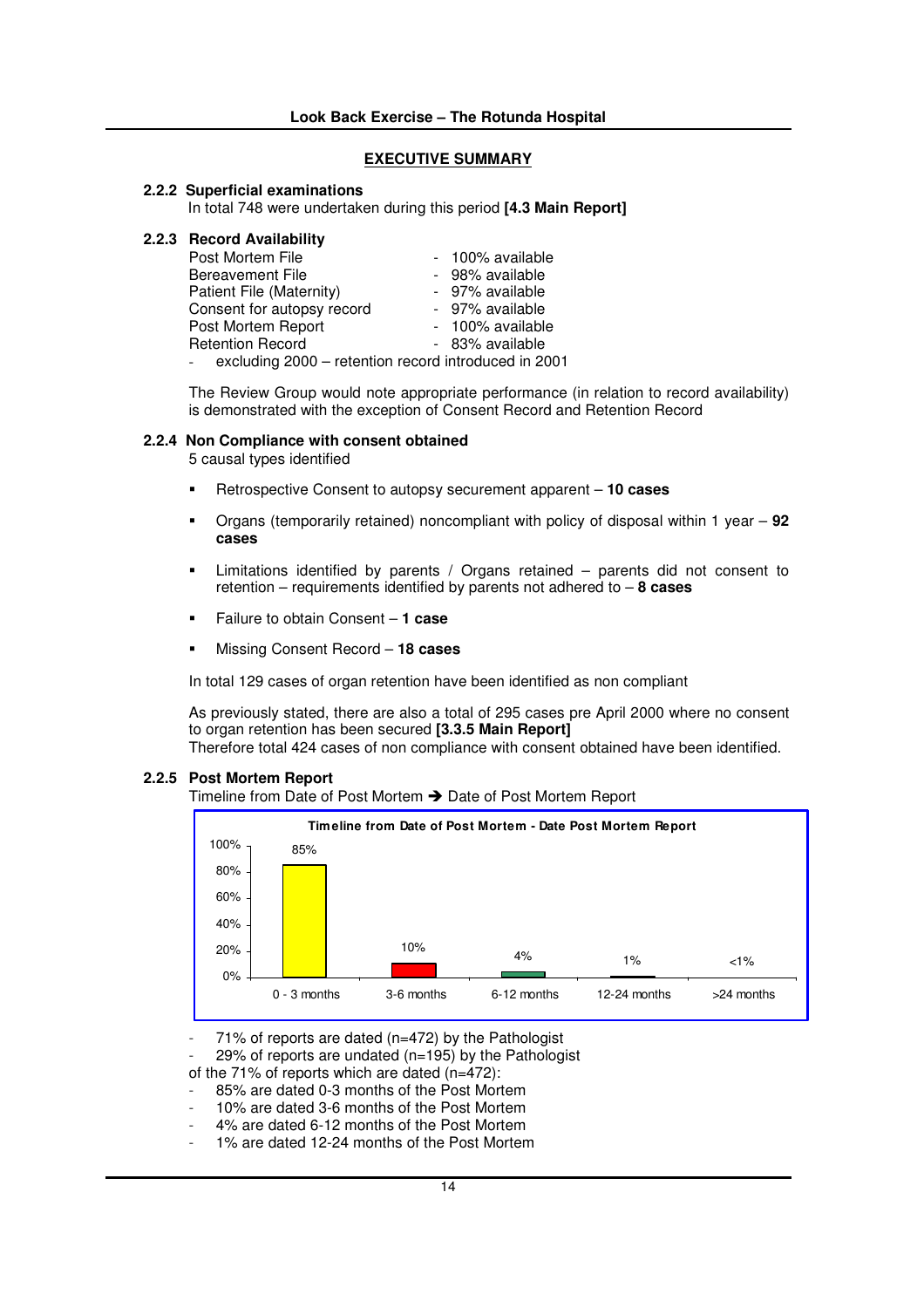## EXECUTIVE SUMMARY

### 2.2.2 Superficial examinations

In total 748 were undertaken during this period **[4.3 Main Report]**

### 2.2.3 Record Availability

| | |
|---|---|
| Post Mortem File | - 100% available |
| Bereavement File | - 98% available |
| Patient File (Maternity) | - 97% available |
| Consent for autopsy record | - 97% available |
| Post Mortem Report | - 100% available |
| Retention Record | - 83% available |

- excluding 2000 – retention record introduced in 2001

The Review Group would note appropriate performance (in relation to record availability) is demonstrated with the exception of Consent Record and Retention Record

### 2.2.4 Non Compliance with consent obtained

5 causal types identified

- Retrospective Consent to autopsy securement apparent – **10 cases**
- Organs (temporarily retained) noncompliant with policy of disposal within 1 year – **92 cases**
- Limitations identified by parents / Organs retained – parents did not consent to retention – requirements identified by parents not adhered to – **8 cases**
- Failure to obtain Consent – **1 case**
- Missing Consent Record – **18 cases**

In total 129 cases of organ retention have been identified as non compliant

As previously stated, there are also a total of 295 cases pre April 2000 where no consent to organ retention has been secured **[3.3.5 Main Report]**
Therefore total 424 cases of non compliance with consent obtained have been identified.

### 2.2.5 Post Mortem Report

Timeline from Date of Post Mortem ➔ Date of Post Mortem Report

**Timeline from Date of Post Mortem - Date Post Mortem Report**

| 0 - 3 months | 3-6 months | 6-12 months | 12-24 months | >24 months |
|---|---|---|---|---|
| 85% | 10% | 4% | 1% | <1% |

- 71% of reports are dated (n=472) by the Pathologist
- 29% of reports are undated (n=195) by the Pathologist

of the 71% of reports which are dated (n=472):

- 85% are dated 0-3 months of the Post Mortem
- 10% are dated 3-6 months of the Post Mortem
- 4% are dated 6-12 months of the Post Mortem
- 1% are dated 12-24 months of the Post Mortem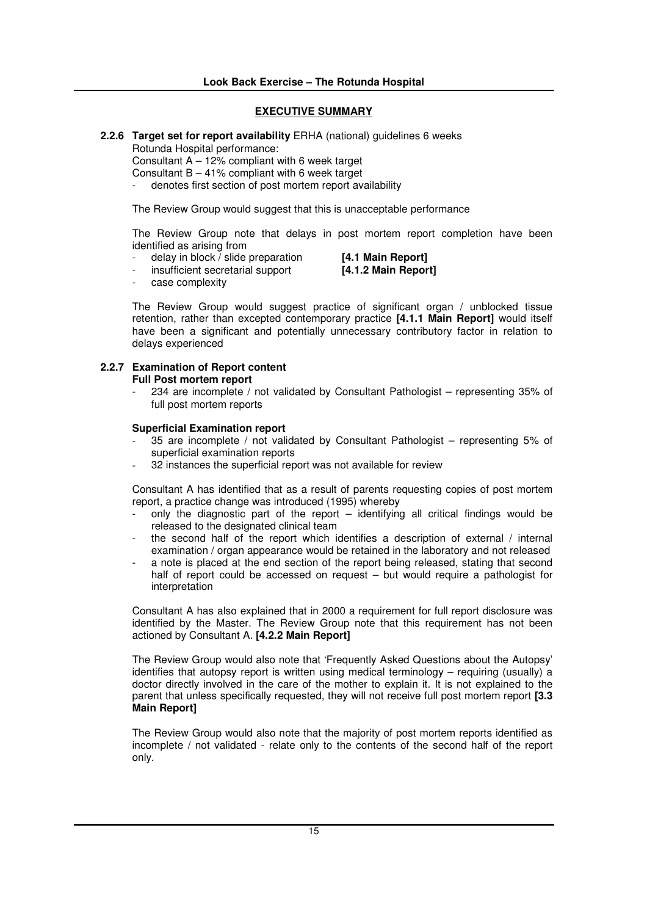## EXECUTIVE SUMMARY

**2.2.6 Target set for report availability** ERHA (national) guidelines 6 weeks

Rotunda Hospital performance:

Consultant A – 12% compliant with 6 week target

Consultant B – 41% compliant with 6 week target

- denotes first section of post mortem report availability

The Review Group would suggest that this is unacceptable performance

The Review Group note that delays in post mortem report completion have been identified as arising from

- delay in block / slide preparation **[4.1 Main Report]**
- insufficient secretarial support **[4.1.2 Main Report]**
- case complexity

The Review Group would suggest practice of significant organ / unblocked tissue retention, rather than excepted contemporary practice **[4.1.1 Main Report]** would itself have been a significant and potentially unnecessary contributory factor in relation to delays experienced

**2.2.7 Examination of Report content**

**Full Post mortem report**

- 234 are incomplete / not validated by Consultant Pathologist – representing 35% of full post mortem reports

**Superficial Examination report**

- 35 are incomplete / not validated by Consultant Pathologist – representing 5% of superficial examination reports
- 32 instances the superficial report was not available for review

Consultant A has identified that as a result of parents requesting copies of post mortem report, a practice change was introduced (1995) whereby

- only the diagnostic part of the report – identifying all critical findings would be released to the designated clinical team
- the second half of the report which identifies a description of external / internal examination / organ appearance would be retained in the laboratory and not released
- a note is placed at the end section of the report being released, stating that second half of report could be accessed on request – but would require a pathologist for interpretation

Consultant A has also explained that in 2000 a requirement for full report disclosure was identified by the Master. The Review Group note that this requirement has not been actioned by Consultant A. **[4.2.2 Main Report]**

The Review Group would also note that 'Frequently Asked Questions about the Autopsy' identifies that autopsy report is written using medical terminology – requiring (usually) a doctor directly involved in the care of the mother to explain it. It is not explained to the parent that unless specifically requested, they will not receive full post mortem report **[3.3 Main Report]**

The Review Group would also note that the majority of post mortem reports identified as incomplete / not validated - relate only to the contents of the second half of the report only.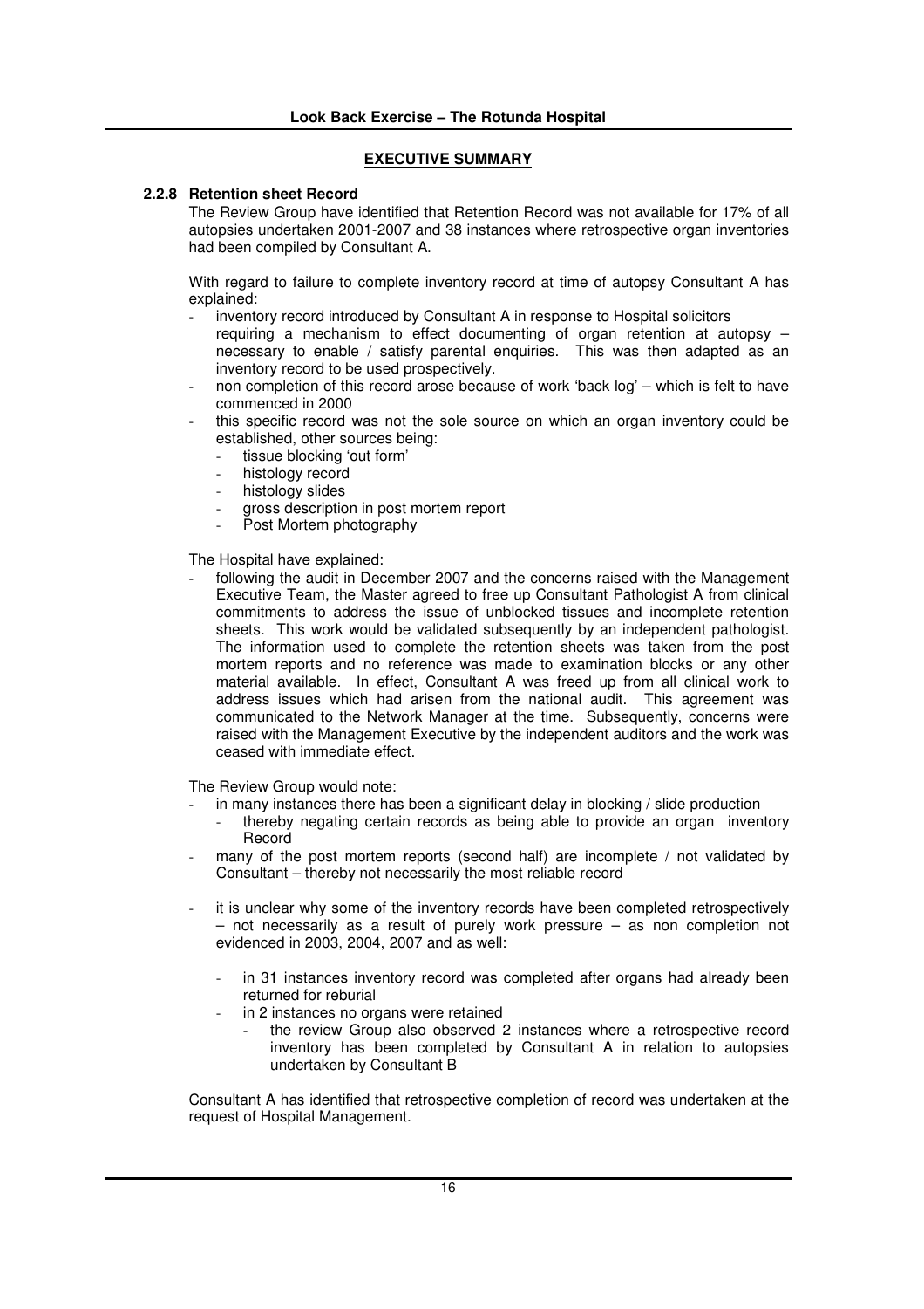## EXECUTIVE SUMMARY

### 2.2.8 Retention sheet Record

The Review Group have identified that Retention Record was not available for 17% of all autopsies undertaken 2001-2007 and 38 instances where retrospective organ inventories had been compiled by Consultant A.

With regard to failure to complete inventory record at time of autopsy Consultant A has explained:

- inventory record introduced by Consultant A in response to Hospital solicitors requiring a mechanism to effect documenting of organ retention at autopsy – necessary to enable / satisfy parental enquiries. This was then adapted as an inventory record to be used prospectively.
- non completion of this record arose because of work 'back log' – which is felt to have commenced in 2000
- this specific record was not the sole source on which an organ inventory could be established, other sources being:
  - tissue blocking 'out form'
  - histology record
  - histology slides
  - gross description in post mortem report
  - Post Mortem photography

The Hospital have explained:

- following the audit in December 2007 and the concerns raised with the Management Executive Team, the Master agreed to free up Consultant Pathologist A from clinical commitments to address the issue of unblocked tissues and incomplete retention sheets. This work would be validated subsequently by an independent pathologist. The information used to complete the retention sheets was taken from the post mortem reports and no reference was made to examination blocks or any other material available. In effect, Consultant A was freed up from all clinical work to address issues which had arisen from the national audit. This agreement was communicated to the Network Manager at the time. Subsequently, concerns were raised with the Management Executive by the independent auditors and the work was ceased with immediate effect.

The Review Group would note:

- in many instances there has been a significant delay in blocking / slide production
  - thereby negating certain records as being able to provide an organ inventory Record
- many of the post mortem reports (second half) are incomplete / not validated by Consultant – thereby not necessarily the most reliable record
- it is unclear why some of the inventory records have been completed retrospectively – not necessarily as a result of purely work pressure – as non completion not evidenced in 2003, 2004, 2007 and as well:
  - in 31 instances inventory record was completed after organs had already been returned for reburial
  - in 2 instances no organs were retained
    - the review Group also observed 2 instances where a retrospective record inventory has been completed by Consultant A in relation to autopsies undertaken by Consultant B

Consultant A has identified that retrospective completion of record was undertaken at the request of Hospital Management.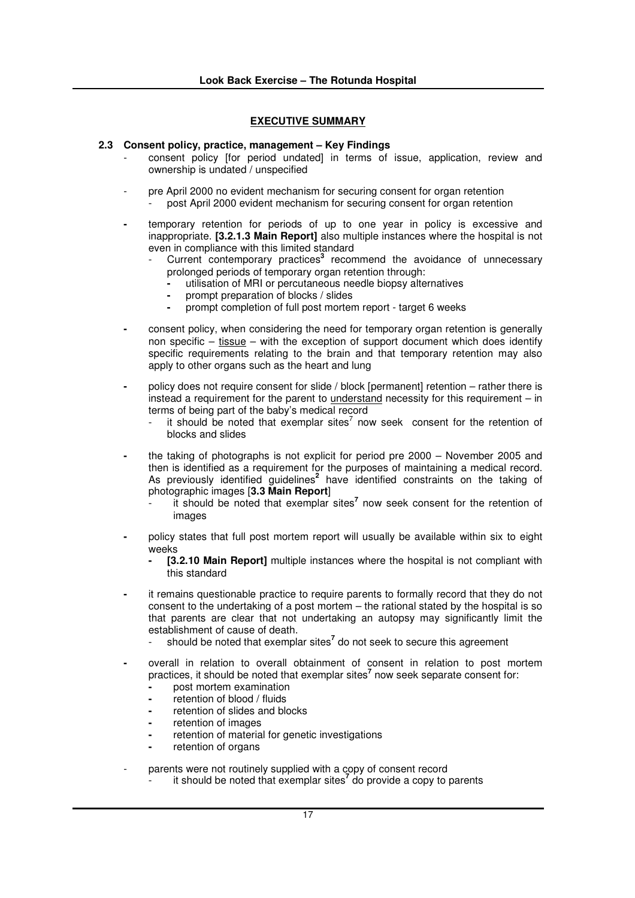## EXECUTIVE SUMMARY

### 2.3 Consent policy, practice, management – Key Findings

- consent policy [for period undated] in terms of issue, application, review and ownership is undated / unspecified

- pre April 2000 no evident mechanism for securing consent for organ retention
  - post April 2000 evident mechanism for securing consent for organ retention

- temporary retention for periods of up to one year in policy is excessive and inappropriate. **[3.2.1.3 Main Report]** also multiple instances where the hospital is not even in compliance with this limited standard
  - Current contemporary practices[3] recommend the avoidance of unnecessary prolonged periods of temporary organ retention through:
    - utilisation of MRI or percutaneous needle biopsy alternatives
    - prompt preparation of blocks / slides
    - prompt completion of full post mortem report - target 6 weeks

- consent policy, when considering the need for temporary organ retention is generally non specific – <u>tissue</u> – with the exception of support document which does identify specific requirements relating to the brain and that temporary retention may also apply to other organs such as the heart and lung

- policy does not require consent for slide / block [permanent] retention – rather there is instead a requirement for the parent to <u>understand</u> necessity for this requirement – in terms of being part of the baby's medical record
  - it should be noted that exemplar sites[7] now seek consent for the retention of blocks and slides

- the taking of photographs is not explicit for period pre 2000 – November 2005 and then is identified as a requirement for the purposes of maintaining a medical record. As previously identified guidelines[2] have identified constraints on the taking of photographic images [**3.3 Main Report**]
  - it should be noted that exemplar sites[7] now seek consent for the retention of images

- policy states that full post mortem report will usually be available within six to eight weeks
  - **[3.2.10 Main Report]** multiple instances where the hospital is not compliant with this standard

- it remains questionable practice to require parents to formally record that they do not consent to the undertaking of a post mortem – the rational stated by the hospital is so that parents are clear that not undertaking an autopsy may significantly limit the establishment of cause of death.
  - should be noted that exemplar sites[7] do not seek to secure this agreement

- overall in relation to overall obtainment of consent in relation to post mortem practices, it should be noted that exemplar sites[7] now seek separate consent for:
  - post mortem examination
  - retention of blood / fluids
  - retention of slides and blocks
  - retention of images
  - retention of material for genetic investigations
  - retention of organs

- parents were not routinely supplied with a copy of consent record
  - it should be noted that exemplar sites[7] do provide a copy to parents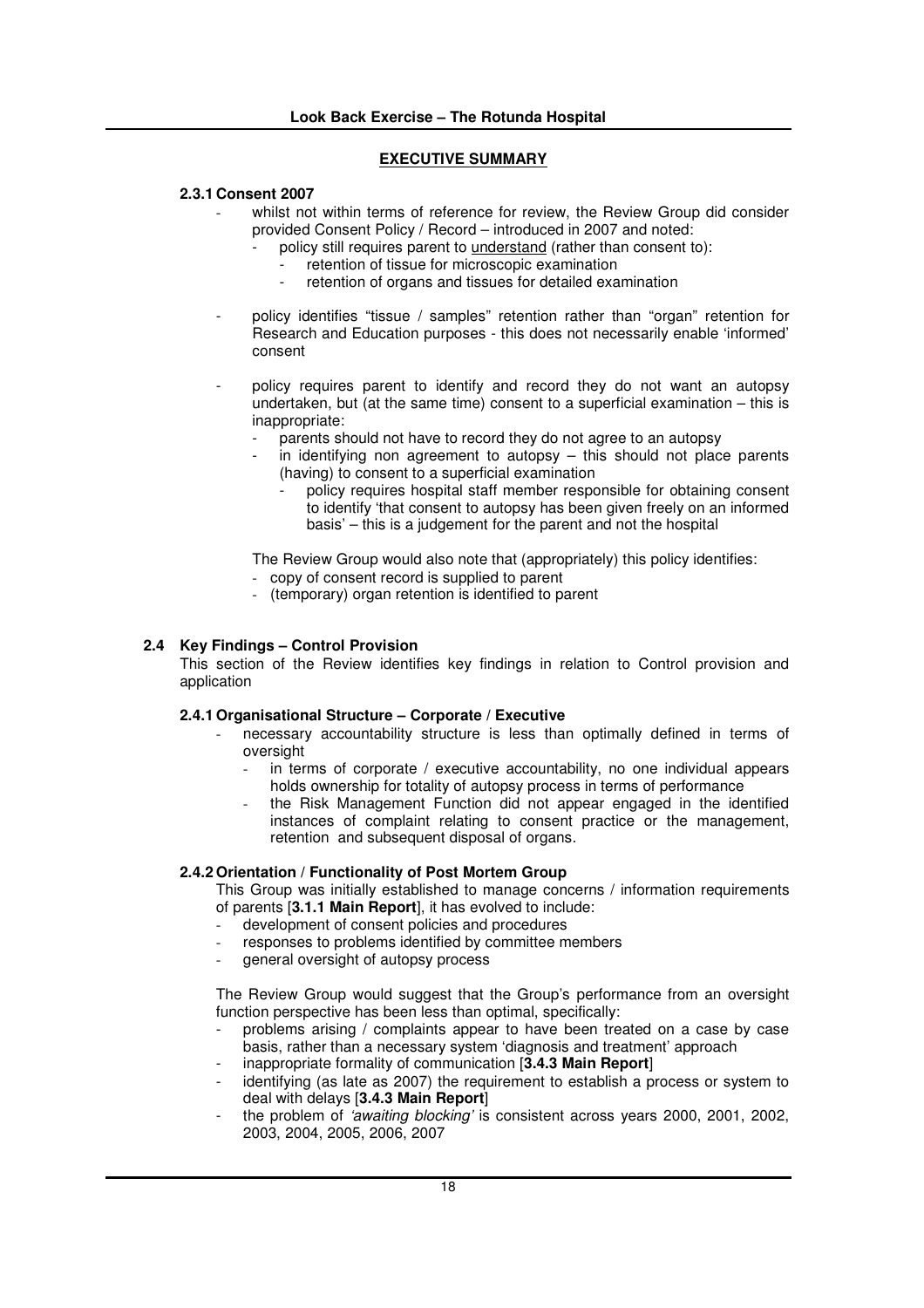**EXECUTIVE SUMMARY**

#### 2.3.1 Consent 2007

- whilst not within terms of reference for review, the Review Group did consider provided Consent Policy / Record – introduced in 2007 and noted:
  - policy still requires parent to understand (rather than consent to):
    - retention of tissue for microscopic examination
    - retention of organs and tissues for detailed examination

- policy identifies "tissue / samples" retention rather than "organ" retention for Research and Education purposes - this does not necessarily enable 'informed' consent

- policy requires parent to identify and record they do not want an autopsy undertaken, but (at the same time) consent to a superficial examination – this is inappropriate:
  - parents should not have to record they do not agree to an autopsy
  - in identifying non agreement to autopsy – this should not place parents (having) to consent to a superficial examination
    - policy requires hospital staff member responsible for obtaining consent to identify 'that consent to autopsy has been given freely on an informed basis' – this is a judgement for the parent and not the hospital

The Review Group would also note that (appropriately) this policy identifies:

- copy of consent record is supplied to parent
- (temporary) organ retention is identified to parent

### 2.4 Key Findings – Control Provision

This section of the Review identifies key findings in relation to Control provision and application

#### 2.4.1 Organisational Structure – Corporate / Executive

- necessary accountability structure is less than optimally defined in terms of oversight
  - in terms of corporate / executive accountability, no one individual appears holds ownership for totality of autopsy process in terms of performance
  - the Risk Management Function did not appear engaged in the identified instances of complaint relating to consent practice or the management, retention and subsequent disposal of organs.

#### 2.4.2 Orientation / Functionality of Post Mortem Group

This Group was initially established to manage concerns / information requirements of parents [**3.1.1 Main Report**], it has evolved to include:

- development of consent policies and procedures
- responses to problems identified by committee members
- general oversight of autopsy process

The Review Group would suggest that the Group's performance from an oversight function perspective has been less than optimal, specifically:

- problems arising / complaints appear to have been treated on a case by case basis, rather than a necessary system 'diagnosis and treatment' approach
- inappropriate formality of communication [**3.4.3 Main Report**]
- identifying (as late as 2007) the requirement to establish a process or system to deal with delays [**3.4.3 Main Report**]
- the problem of *'awaiting blocking'* is consistent across years 2000, 2001, 2002, 2003, 2004, 2005, 2006, 2007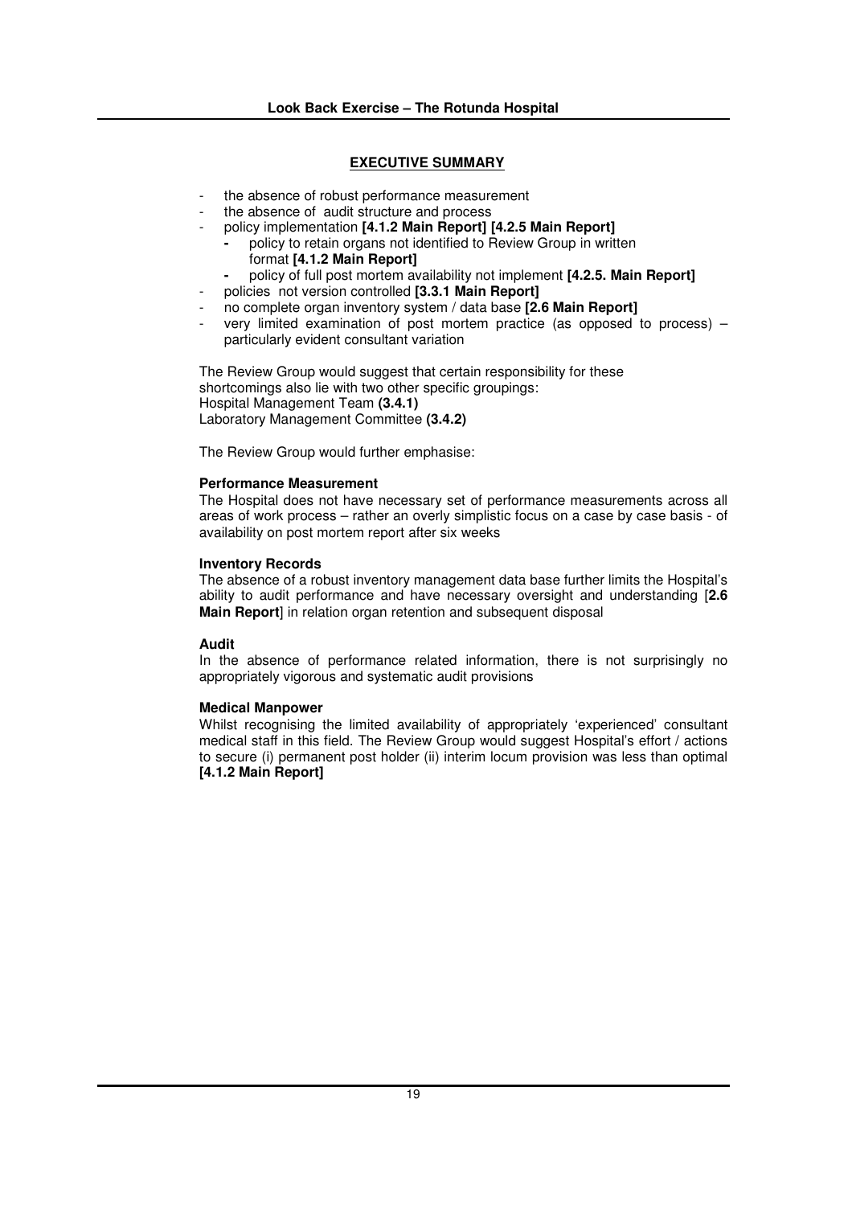## EXECUTIVE SUMMARY

- the absence of robust performance measurement
- the absence of audit structure and process
- policy implementation **[4.1.2 Main Report] [4.2.5 Main Report]**
  - policy to retain organs not identified to Review Group in written format **[4.1.2 Main Report]**
  - policy of full post mortem availability not implement **[4.2.5. Main Report]**
- policies not version controlled **[3.3.1 Main Report]**
- no complete organ inventory system / data base **[2.6 Main Report]**
- very limited examination of post mortem practice (as opposed to process) – particularly evident consultant variation

The Review Group would suggest that certain responsibility for these shortcomings also lie with two other specific groupings:
Hospital Management Team **(3.4.1)**
Laboratory Management Committee **(3.4.2)**

The Review Group would further emphasise:

**Performance Measurement**
The Hospital does not have necessary set of performance measurements across all areas of work process – rather an overly simplistic focus on a case by case basis - of availability on post mortem report after six weeks

**Inventory Records**
The absence of a robust inventory management data base further limits the Hospital's ability to audit performance and have necessary oversight and understanding [**2.6 Main Report**] in relation organ retention and subsequent disposal

**Audit**
In the absence of performance related information, there is not surprisingly no appropriately vigorous and systematic audit provisions

**Medical Manpower**
Whilst recognising the limited availability of appropriately 'experienced' consultant medical staff in this field. The Review Group would suggest Hospital's effort / actions to secure (i) permanent post holder (ii) interim locum provision was less than optimal **[4.1.2 Main Report]**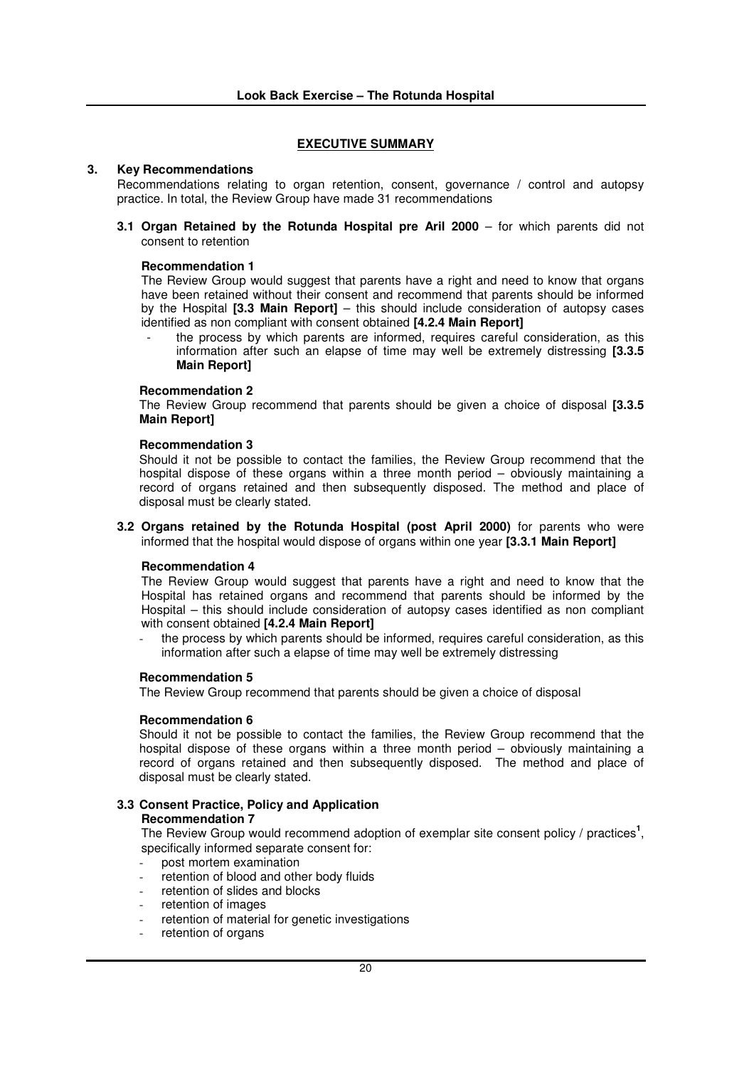## EXECUTIVE SUMMARY

### 3. Key Recommendations

Recommendations relating to organ retention, consent, governance / control and autopsy practice. In total, the Review Group have made 31 recommendations

#### 3.1 Organ Retained by the Rotunda Hospital pre Aril 2000 – for which parents did not consent to retention

**Recommendation 1**

The Review Group would suggest that parents have a right and need to know that organs have been retained without their consent and recommend that parents should be informed by the Hospital **[3.3 Main Report]** – this should include consideration of autopsy cases identified as non compliant with consent obtained **[4.2.4 Main Report]**

- the process by which parents are informed, requires careful consideration, as this information after such an elapse of time may well be extremely distressing **[3.3.5 Main Report]**

**Recommendation 2**

The Review Group recommend that parents should be given a choice of disposal **[3.3.5 Main Report]**

**Recommendation 3**

Should it not be possible to contact the families, the Review Group recommend that the hospital dispose of these organs within a three month period – obviously maintaining a record of organs retained and then subsequently disposed. The method and place of disposal must be clearly stated.

#### 3.2 Organs retained by the Rotunda Hospital (post April 2000) for parents who were informed that the hospital would dispose of organs within one year [3.3.1 Main Report]

**Recommendation 4**

The Review Group would suggest that parents have a right and need to know that the Hospital has retained organs and recommend that parents should be informed by the Hospital – this should include consideration of autopsy cases identified as non compliant with consent obtained **[4.2.4 Main Report]**

- the process by which parents should be informed, requires careful consideration, as this information after such a elapse of time may well be extremely distressing

**Recommendation 5**

The Review Group recommend that parents should be given a choice of disposal

**Recommendation 6**

Should it not be possible to contact the families, the Review Group recommend that the hospital dispose of these organs within a three month period – obviously maintaining a record of organs retained and then subsequently disposed. The method and place of disposal must be clearly stated.

#### 3.3 Consent Practice, Policy and Application

**Recommendation 7**

The Review Group would recommend adoption of exemplar site consent policy / practices[1], specifically informed separate consent for:

- post mortem examination
- retention of blood and other body fluids
- retention of slides and blocks
- retention of images
- retention of material for genetic investigations
- retention of organs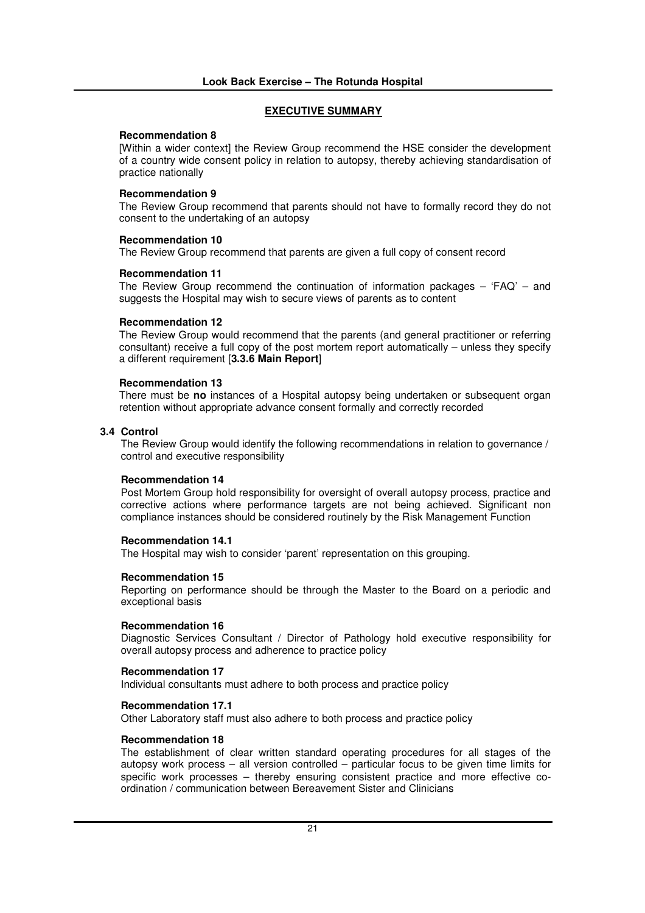## EXECUTIVE SUMMARY

**Recommendation 8**

[Within a wider context] the Review Group recommend the HSE consider the development of a country wide consent policy in relation to autopsy, thereby achieving standardisation of practice nationally

**Recommendation 9**

The Review Group recommend that parents should not have to formally record they do not consent to the undertaking of an autopsy

**Recommendation 10**

The Review Group recommend that parents are given a full copy of consent record

**Recommendation 11**

The Review Group recommend the continuation of information packages – 'FAQ' – and suggests the Hospital may wish to secure views of parents as to content

**Recommendation 12**

The Review Group would recommend that the parents (and general practitioner or referring consultant) receive a full copy of the post mortem report automatically – unless they specify a different requirement [**3.3.6 Main Report**]

**Recommendation 13**

There must be **no** instances of a Hospital autopsy being undertaken or subsequent organ retention without appropriate advance consent formally and correctly recorded

### 3.4 Control

The Review Group would identify the following recommendations in relation to governance / control and executive responsibility

**Recommendation 14**

Post Mortem Group hold responsibility for oversight of overall autopsy process, practice and corrective actions where performance targets are not being achieved. Significant non compliance instances should be considered routinely by the Risk Management Function

**Recommendation 14.1**

The Hospital may wish to consider 'parent' representation on this grouping.

**Recommendation 15**

Reporting on performance should be through the Master to the Board on a periodic and exceptional basis

**Recommendation 16**

Diagnostic Services Consultant / Director of Pathology hold executive responsibility for overall autopsy process and adherence to practice policy

**Recommendation 17**

Individual consultants must adhere to both process and practice policy

**Recommendation 17.1**

Other Laboratory staff must also adhere to both process and practice policy

**Recommendation 18**

The establishment of clear written standard operating procedures for all stages of the autopsy work process – all version controlled – particular focus to be given time limits for specific work processes – thereby ensuring consistent practice and more effective co-ordination / communication between Bereavement Sister and Clinicians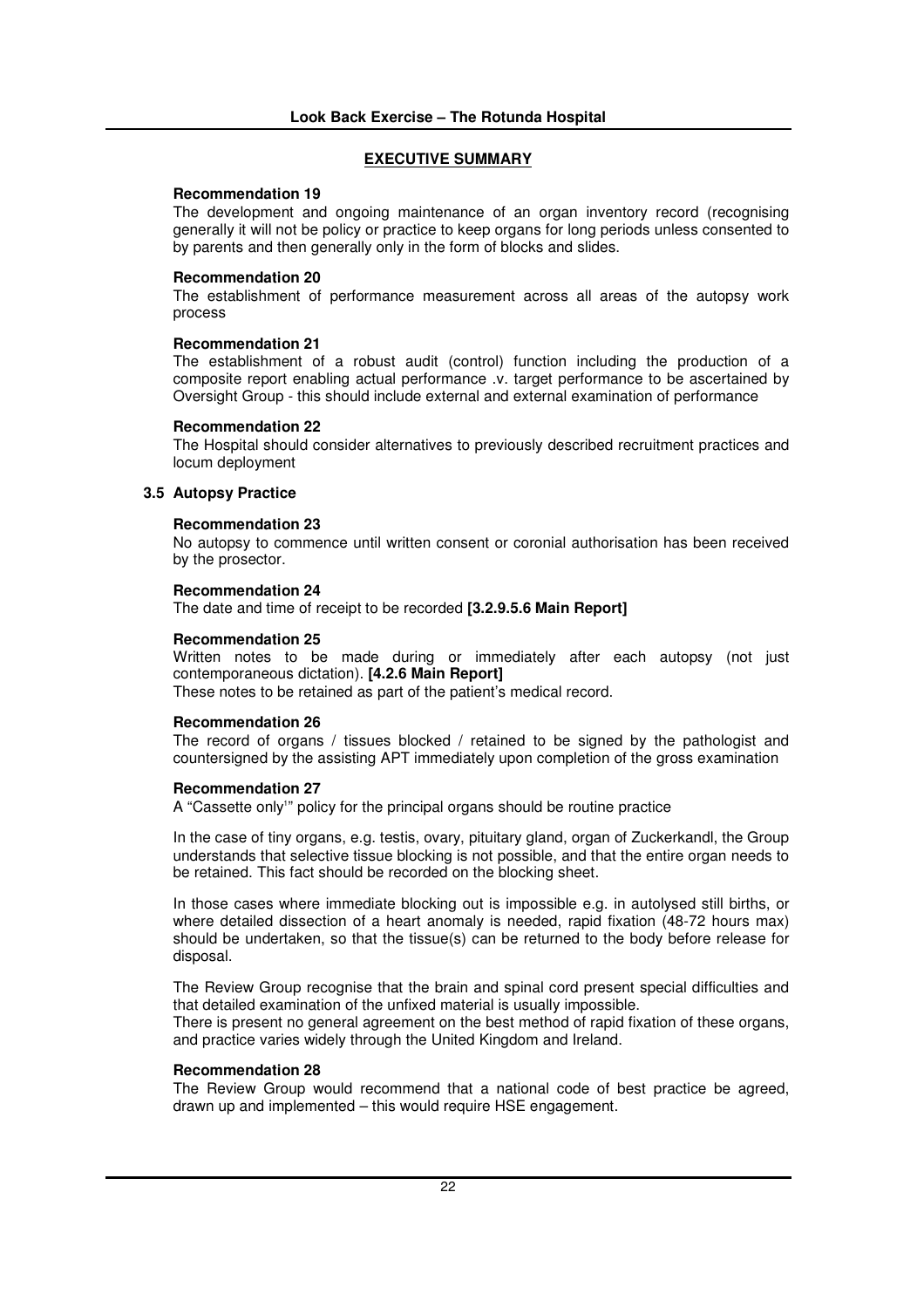## EXECUTIVE SUMMARY

**Recommendation 19**

The development and ongoing maintenance of an organ inventory record (recognising generally it will not be policy or practice to keep organs for long periods unless consented to by parents and then generally only in the form of blocks and slides.

**Recommendation 20**

The establishment of performance measurement across all areas of the autopsy work process

**Recommendation 21**

The establishment of a robust audit (control) function including the production of a composite report enabling actual performance .v. target performance to be ascertained by Oversight Group - this should include external and external examination of performance

**Recommendation 22**

The Hospital should consider alternatives to previously described recruitment practices and locum deployment

### 3.5 Autopsy Practice

**Recommendation 23**

No autopsy to commence until written consent or coronial authorisation has been received by the prosector.

**Recommendation 24**

The date and time of receipt to be recorded **[3.2.9.5.6 Main Report]**

**Recommendation 25**

Written notes to be made during or immediately after each autopsy (not just contemporaneous dictation). **[4.2.6 Main Report]**

These notes to be retained as part of the patient's medical record.

**Recommendation 26**

The record of organs / tissues blocked / retained to be signed by the pathologist and countersigned by the assisting APT immediately upon completion of the gross examination

**Recommendation 27**

A "Cassette only[1]" policy for the principal organs should be routine practice

In the case of tiny organs, e.g. testis, ovary, pituitary gland, organ of Zuckerkandl, the Group understands that selective tissue blocking is not possible, and that the entire organ needs to be retained. This fact should be recorded on the blocking sheet.

In those cases where immediate blocking out is impossible e.g. in autolysed still births, or where detailed dissection of a heart anomaly is needed, rapid fixation (48-72 hours max) should be undertaken, so that the tissue(s) can be returned to the body before release for disposal.

The Review Group recognise that the brain and spinal cord present special difficulties and that detailed examination of the unfixed material is usually impossible.

There is present no general agreement on the best method of rapid fixation of these organs, and practice varies widely through the United Kingdom and Ireland.

**Recommendation 28**

The Review Group would recommend that a national code of best practice be agreed, drawn up and implemented – this would require HSE engagement.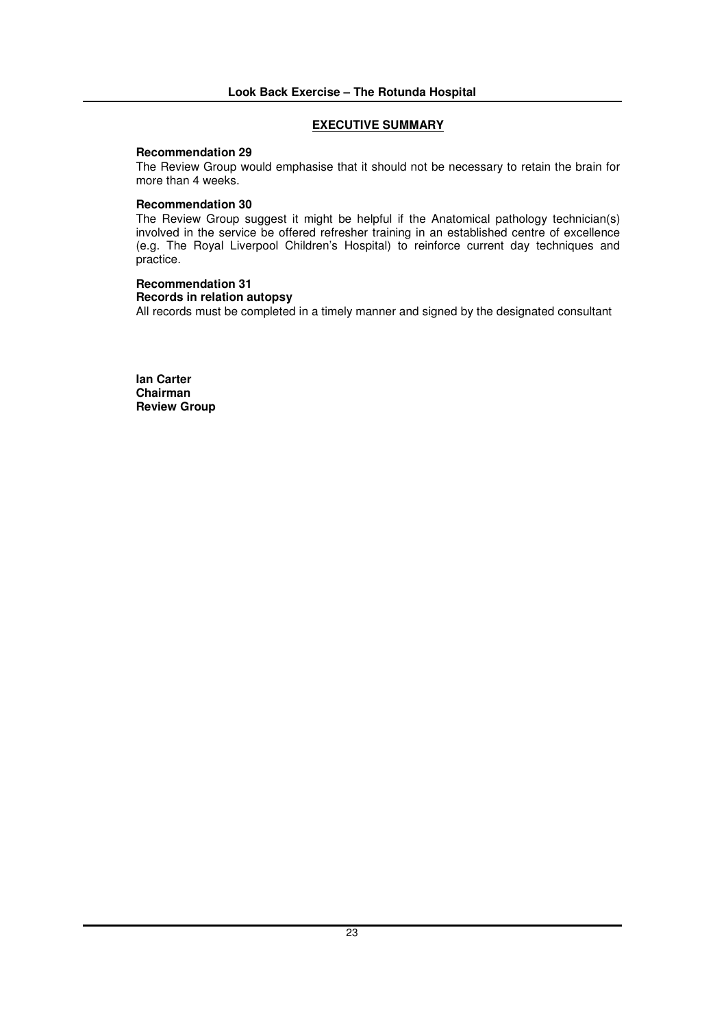## EXECUTIVE SUMMARY

**Recommendation 29**

The Review Group would emphasise that it should not be necessary to retain the brain for more than 4 weeks.

**Recommendation 30**

The Review Group suggest it might be helpful if the Anatomical pathology technician(s) involved in the service be offered refresher training in an established centre of excellence (e.g. The Royal Liverpool Children's Hospital) to reinforce current day techniques and practice.

**Recommendation 31**

**Records in relation autopsy**

All records must be completed in a timely manner and signed by the designated consultant

**Ian Carter**
**Chairman**
**Review Group**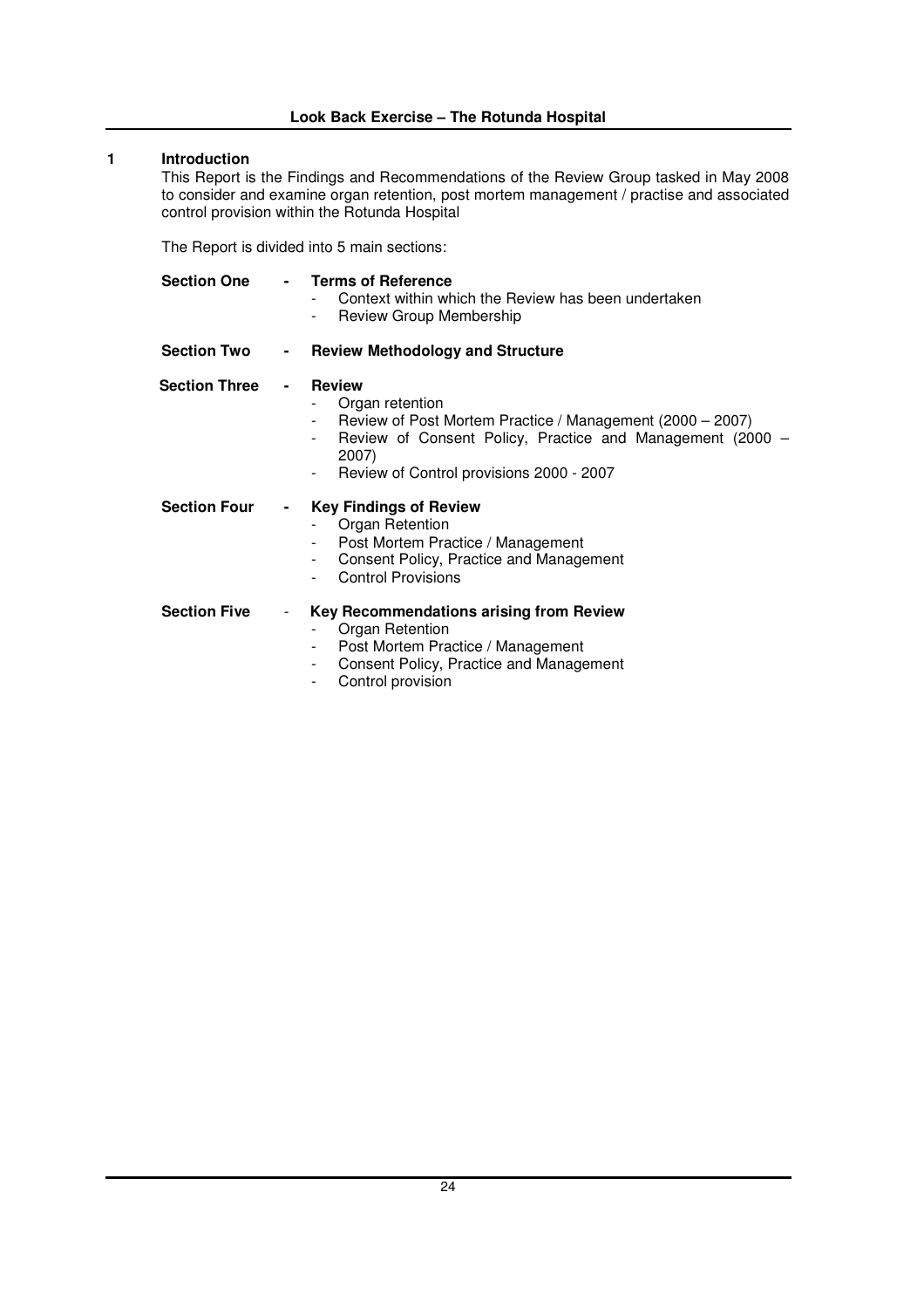# 1 Introduction

This Report is the Findings and Recommendations of the Review Group tasked in May 2008 to consider and examine organ retention, post mortem management / practise and associated control provision within the Rotunda Hospital

The Report is divided into 5 main sections:

**Section One** - **Terms of Reference**
- Context within which the Review has been undertaken
- Review Group Membership

**Section Two** - **Review Methodology and Structure**

**Section Three** - **Review**
- Organ retention
- Review of Post Mortem Practice / Management (2000 – 2007)
- Review of Consent Policy, Practice and Management (2000 – 2007)
- Review of Control provisions 2000 - 2007

**Section Four** - **Key Findings of Review**
- Organ Retention
- Post Mortem Practice / Management
- Consent Policy, Practice and Management
- Control Provisions

**Section Five** - **Key Recommendations arising from Review**
- Organ Retention
- Post Mortem Practice / Management
- Consent Policy, Practice and Management
- Control provision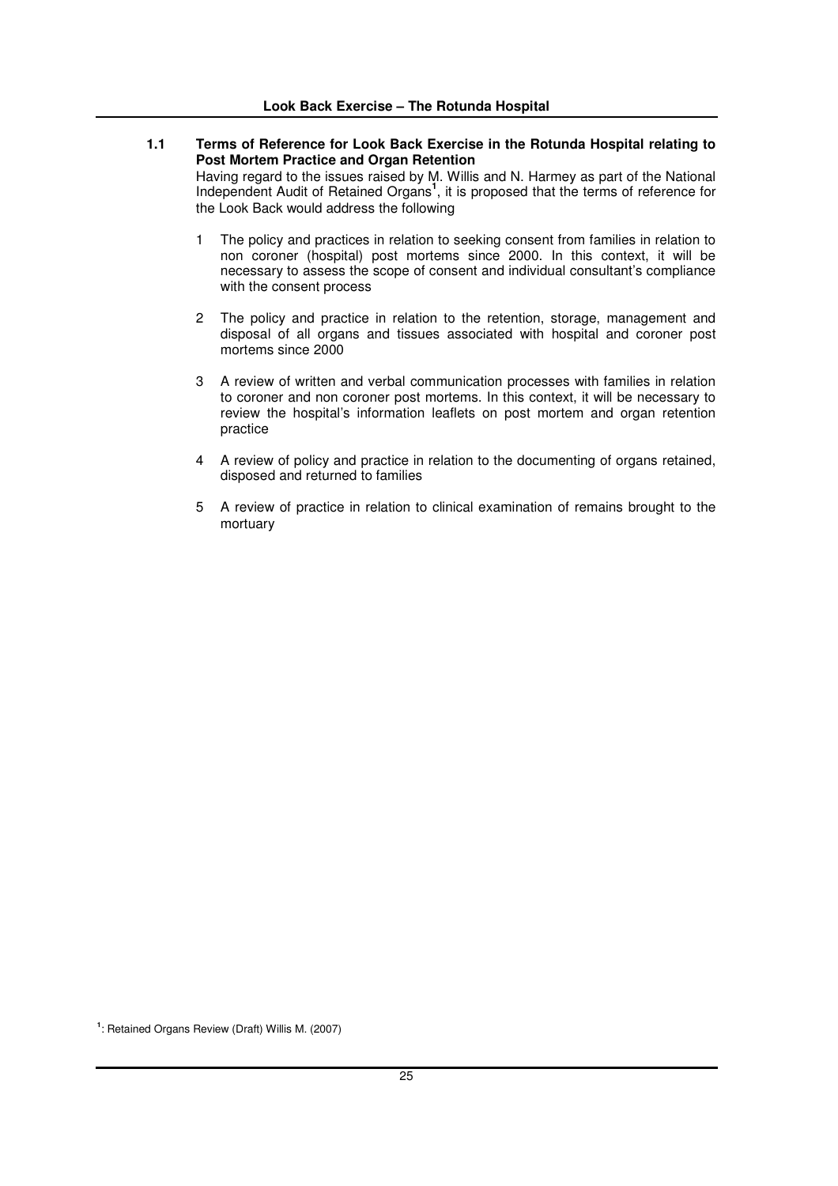## 1.1 Terms of Reference for Look Back Exercise in the Rotunda Hospital relating to Post Mortem Practice and Organ Retention

Having regard to the issues raised by M. Willis and N. Harmey as part of the National Independent Audit of Retained Organs[1], it is proposed that the terms of reference for the Look Back would address the following

1. The policy and practices in relation to seeking consent from families in relation to non coroner (hospital) post mortems since 2000. In this context, it will be necessary to assess the scope of consent and individual consultant's compliance with the consent process
2. The policy and practice in relation to the retention, storage, management and disposal of all organs and tissues associated with hospital and coroner post mortems since 2000
3. A review of written and verbal communication processes with families in relation to coroner and non coroner post mortems. In this context, it will be necessary to review the hospital's information leaflets on post mortem and organ retention practice
4. A review of policy and practice in relation to the documenting of organs retained, disposed and returned to families
5. A review of practice in relation to clinical examination of remains brought to the mortuary

[1]: Retained Organs Review (Draft) Willis M. (2007)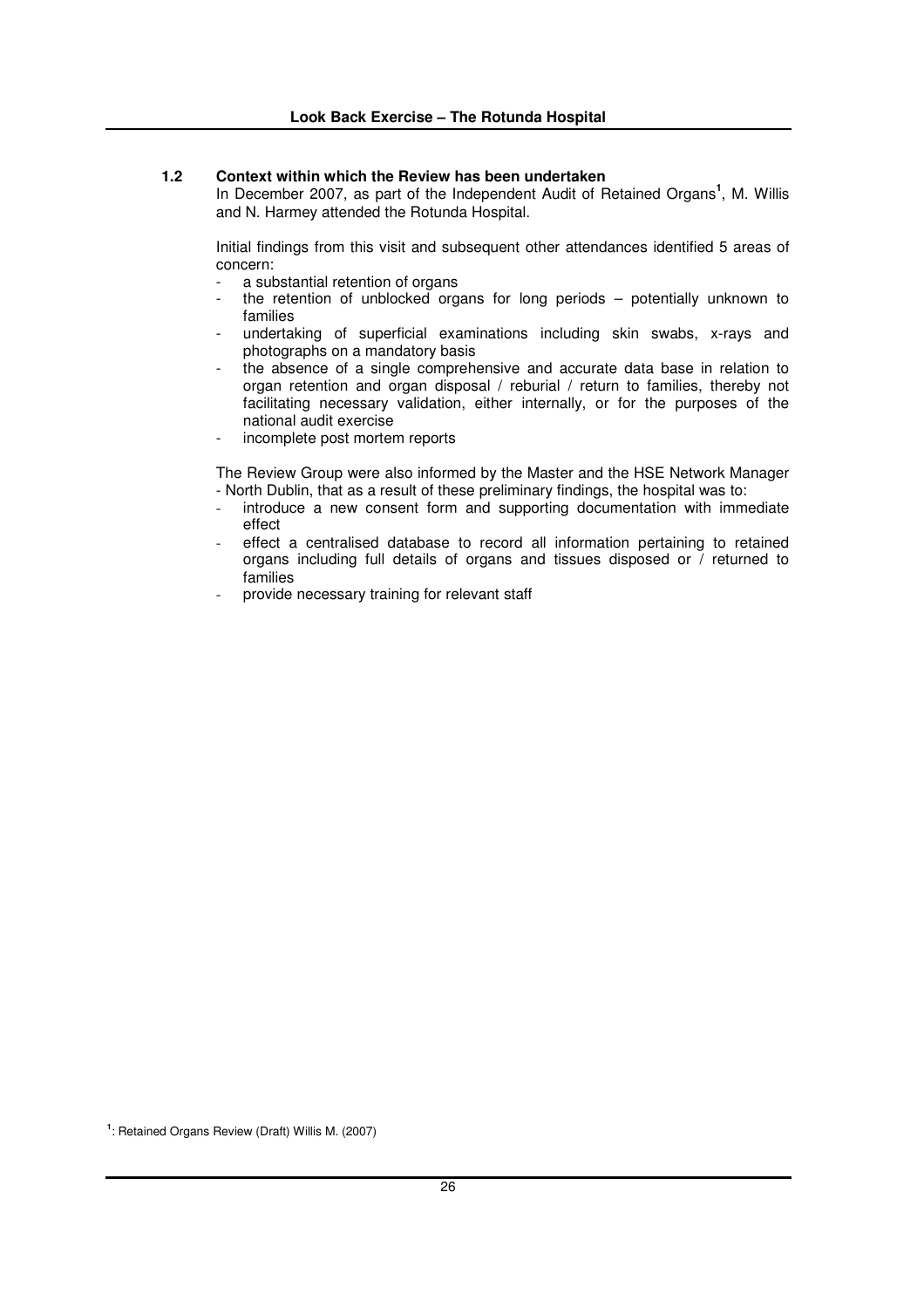### 1.2 Context within which the Review has been undertaken

In December 2007, as part of the Independent Audit of Retained Organs[1], M. Willis and N. Harmey attended the Rotunda Hospital.

Initial findings from this visit and subsequent other attendances identified 5 areas of concern:

- a substantial retention of organs
- the retention of unblocked organs for long periods – potentially unknown to families
- undertaking of superficial examinations including skin swabs, x-rays and photographs on a mandatory basis
- the absence of a single comprehensive and accurate data base in relation to organ retention and organ disposal / reburial / return to families, thereby not facilitating necessary validation, either internally, or for the purposes of the national audit exercise
- incomplete post mortem reports

The Review Group were also informed by the Master and the HSE Network Manager - North Dublin, that as a result of these preliminary findings, the hospital was to:

- introduce a new consent form and supporting documentation with immediate effect
- effect a centralised database to record all information pertaining to retained organs including full details of organs and tissues disposed or / returned to families
- provide necessary training for relevant staff

[1]: Retained Organs Review (Draft) Willis M. (2007)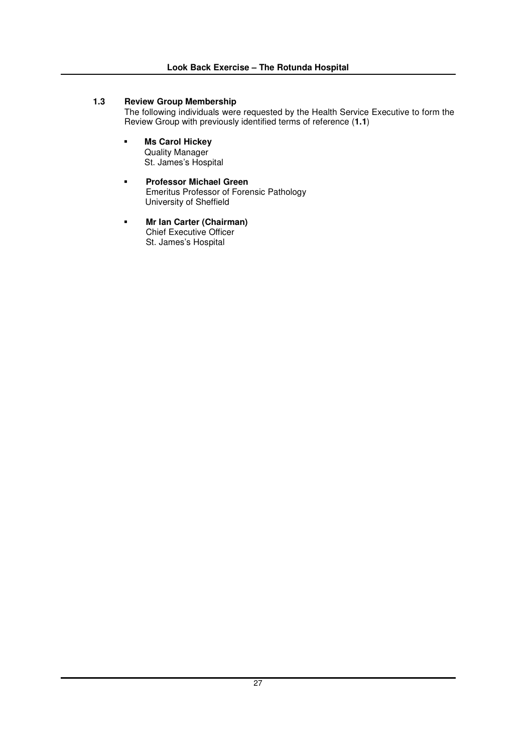### 1.3 Review Group Membership

The following individuals were requested by the Health Service Executive to form the Review Group with previously identified terms of reference (**1.1**)

- **Ms Carol Hickey**
  Quality Manager
  St. James's Hospital

- **Professor Michael Green**
  Emeritus Professor of Forensic Pathology
  University of Sheffield

- **Mr Ian Carter (Chairman)**
  Chief Executive Officer
  St. James's Hospital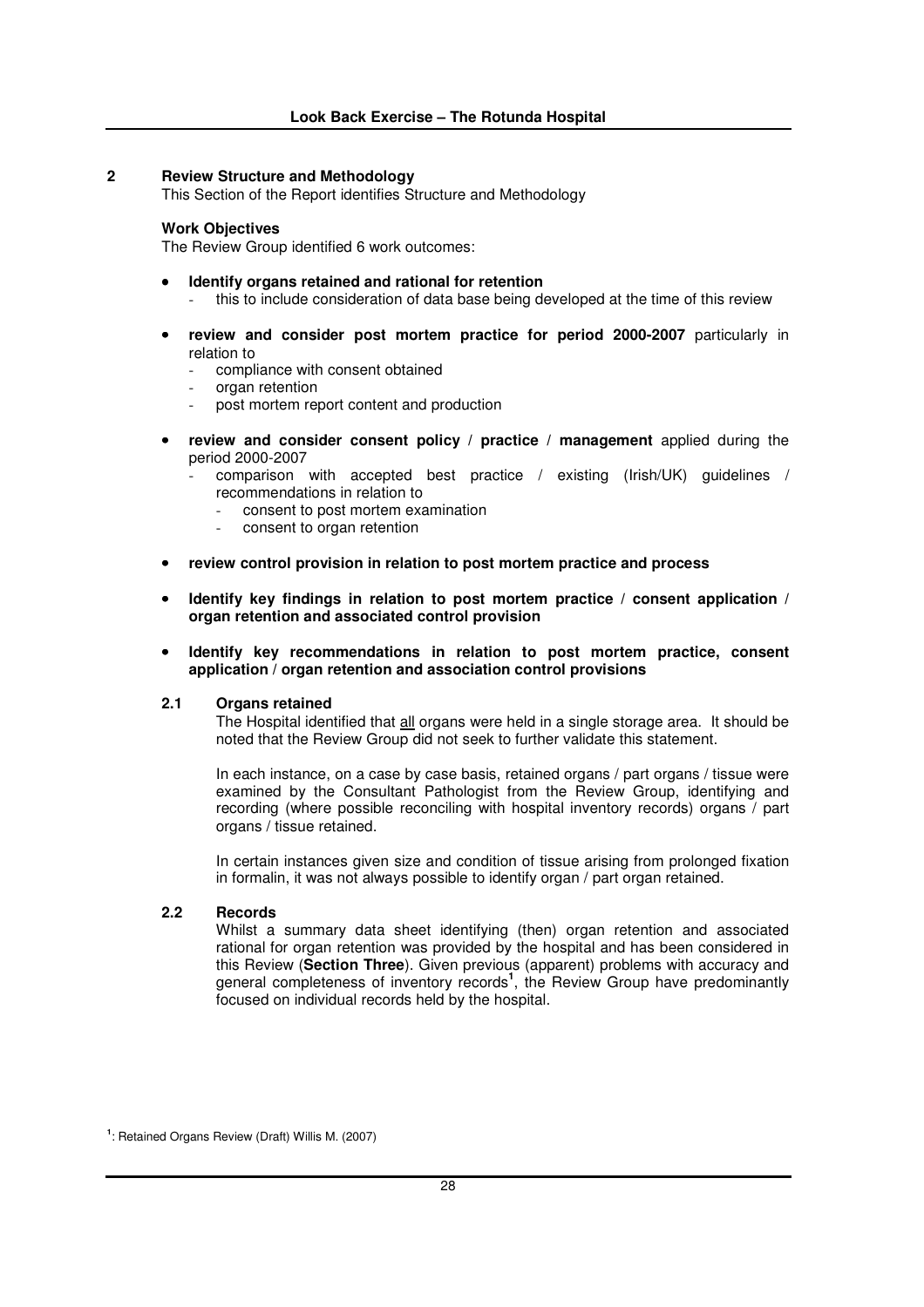## 2 Review Structure and Methodology

This Section of the Report identifies Structure and Methodology

**Work Objectives**

The Review Group identified 6 work outcomes:

- **Identify organs retained and rational for retention**
  - this to include consideration of data base being developed at the time of this review
- **review and consider post mortem practice for period 2000-2007** particularly in relation to
  - compliance with consent obtained
  - organ retention
  - post mortem report content and production
- **review and consider consent policy / practice / management** applied during the period 2000-2007
  - comparison with accepted best practice / existing (Irish/UK) guidelines / recommendations in relation to
    - consent to post mortem examination
    - consent to organ retention
- **review control provision in relation to post mortem practice and process**
- **Identify key findings in relation to post mortem practice / consent application / organ retention and associated control provision**
- **Identify key recommendations in relation to post mortem practice, consent application / organ retention and association control provisions**

### 2.1 Organs retained

The Hospital identified that <u>all</u> organs were held in a single storage area. It should be noted that the Review Group did not seek to further validate this statement.

In each instance, on a case by case basis, retained organs / part organs / tissue were examined by the Consultant Pathologist from the Review Group, identifying and recording (where possible reconciling with hospital inventory records) organs / part organs / tissue retained.

In certain instances given size and condition of tissue arising from prolonged fixation in formalin, it was not always possible to identify organ / part organ retained.

### 2.2 Records

Whilst a summary data sheet identifying (then) organ retention and associated rational for organ retention was provided by the hospital and has been considered in this Review (**Section Three**). Given previous (apparent) problems with accuracy and general completeness of inventory records[1], the Review Group have predominantly focused on individual records held by the hospital.

[1]: Retained Organs Review (Draft) Willis M. (2007)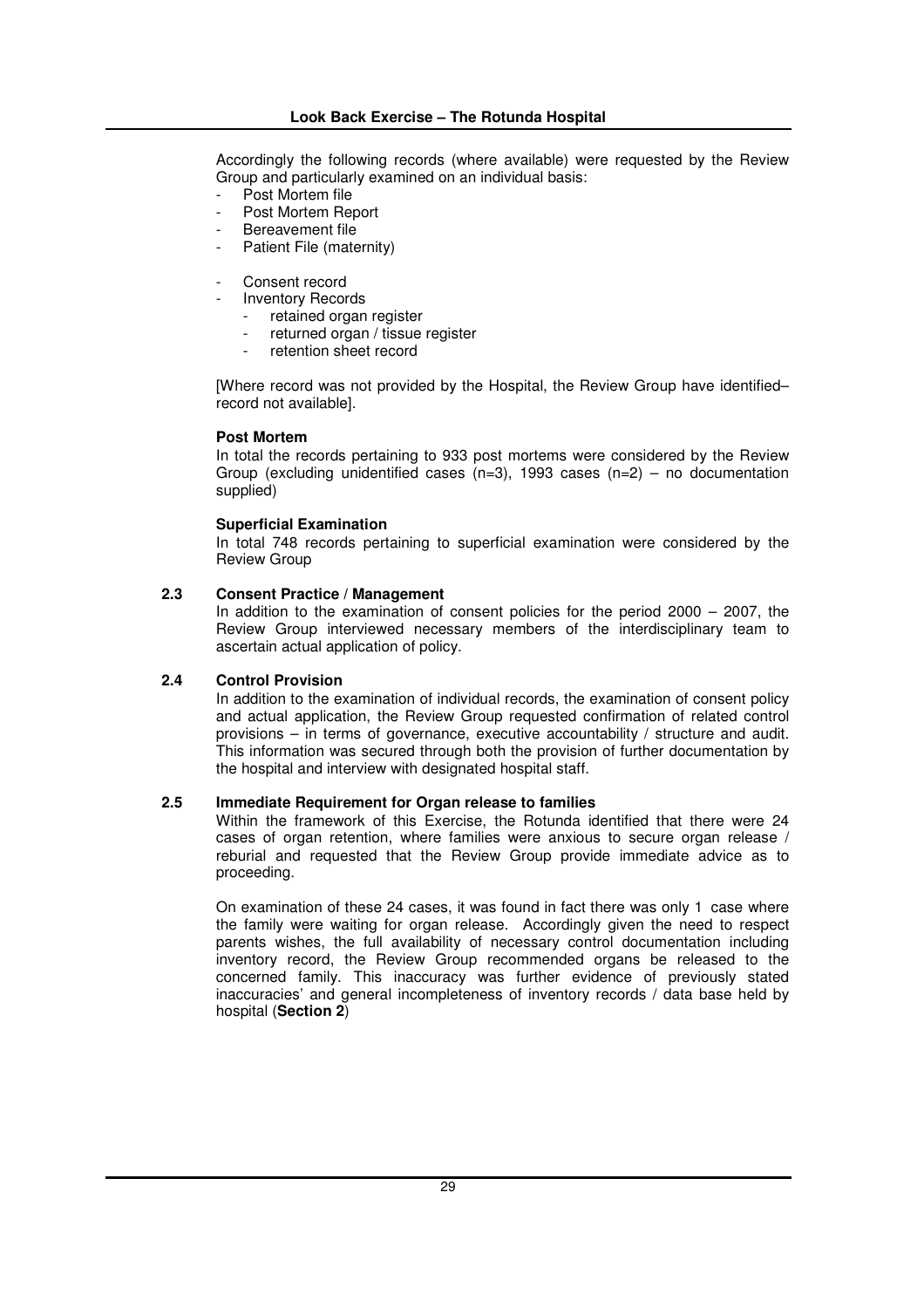Accordingly the following records (where available) were requested by the Review Group and particularly examined on an individual basis:

- Post Mortem file
- Post Mortem Report
- Bereavement file
- Patient File (maternity)

- Consent record
- Inventory Records
  - retained organ register
  - returned organ / tissue register
  - retention sheet record

[Where record was not provided by the Hospital, the Review Group have identified– record not available].

**Post Mortem**

In total the records pertaining to 933 post mortems were considered by the Review Group (excluding unidentified cases (n=3), 1993 cases (n=2) – no documentation supplied)

**Superficial Examination**

In total 748 records pertaining to superficial examination were considered by the Review Group

### 2.3 Consent Practice / Management

In addition to the examination of consent policies for the period 2000 – 2007, the Review Group interviewed necessary members of the interdisciplinary team to ascertain actual application of policy.

### 2.4 Control Provision

In addition to the examination of individual records, the examination of consent policy and actual application, the Review Group requested confirmation of related control provisions – in terms of governance, executive accountability / structure and audit. This information was secured through both the provision of further documentation by the hospital and interview with designated hospital staff.

### 2.5 Immediate Requirement for Organ release to families

Within the framework of this Exercise, the Rotunda identified that there were 24 cases of organ retention, where families were anxious to secure organ release / reburial and requested that the Review Group provide immediate advice as to proceeding.

On examination of these 24 cases, it was found in fact there was only 1 case where the family were waiting for organ release. Accordingly given the need to respect parents wishes, the full availability of necessary control documentation including inventory record, the Review Group recommended organs be released to the concerned family. This inaccuracy was further evidence of previously stated inaccuracies' and general incompleteness of inventory records / data base held by hospital (**Section 2**)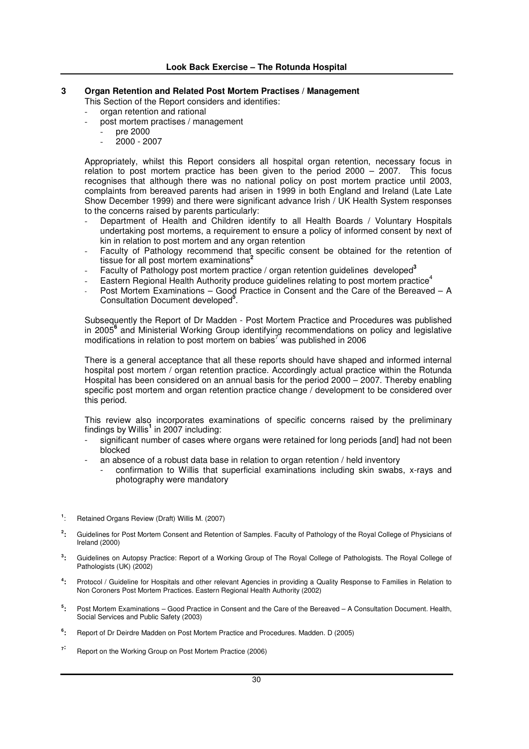## 3 Organ Retention and Related Post Mortem Practises / Management

This Section of the Report considers and identifies:

- organ retention and rational
- post mortem practises / management
  - pre 2000
  - 2000 - 2007

Appropriately, whilst this Report considers all hospital organ retention, necessary focus in relation to post mortem practice has been given to the period 2000 – 2007. This focus recognises that although there was no national policy on post mortem practice until 2003, complaints from bereaved parents had arisen in 1999 in both England and Ireland (Late Late Show December 1999) and there were significant advance Irish / UK Health System responses to the concerns raised by parents particularly:

- Department of Health and Children identify to all Health Boards / Voluntary Hospitals undertaking post mortems, a requirement to ensure a policy of informed consent by next of kin in relation to post mortem and any organ retention
- Faculty of Pathology recommend that specific consent be obtained for the retention of tissue for all post mortem examinations[2]
- Faculty of Pathology post mortem practice / organ retention guidelines developed[3]
- Eastern Regional Health Authority produce guidelines relating to post mortem practice[4]
- Post Mortem Examinations – Good Practice in Consent and the Care of the Bereaved – A Consultation Document developed[5].

Subsequently the Report of Dr Madden - Post Mortem Practice and Procedures was published in 2005[6] and Ministerial Working Group identifying recommendations on policy and legislative modifications in relation to post mortem on babies[7] was published in 2006

There is a general acceptance that all these reports should have shaped and informed internal hospital post mortem / organ retention practice. Accordingly actual practice within the Rotunda Hospital has been considered on an annual basis for the period 2000 – 2007. Thereby enabling specific post mortem and organ retention practice change / development to be considered over this period.

This review also incorporates examinations of specific concerns raised by the preliminary findings by Willis[1] in 2007 including:

- significant number of cases where organs were retained for long periods [and] had not been blocked
- an absence of a robust data base in relation to organ retention / held inventory
  - confirmation to Willis that superficial examinations including skin swabs, x-rays and photography were mandatory

[1]: Retained Organs Review (Draft) Willis M. (2007)

[2]: Guidelines for Post Mortem Consent and Retention of Samples. Faculty of Pathology of the Royal College of Physicians of Ireland (2000)

[3]: Guidelines on Autopsy Practice: Report of a Working Group of The Royal College of Pathologists. The Royal College of Pathologists (UK) (2002)

[4]: Protocol / Guideline for Hospitals and other relevant Agencies in providing a Quality Response to Families in Relation to Non Coroners Post Mortem Practices. Eastern Regional Health Authority (2002)

[5]: Post Mortem Examinations – Good Practice in Consent and the Care of the Bereaved – A Consultation Document. Health, Social Services and Public Safety (2003)

[6]: Report of Dr Deirdre Madden on Post Mortem Practice and Procedures. Madden. D (2005)

[7]: Report on the Working Group on Post Mortem Practice (2006)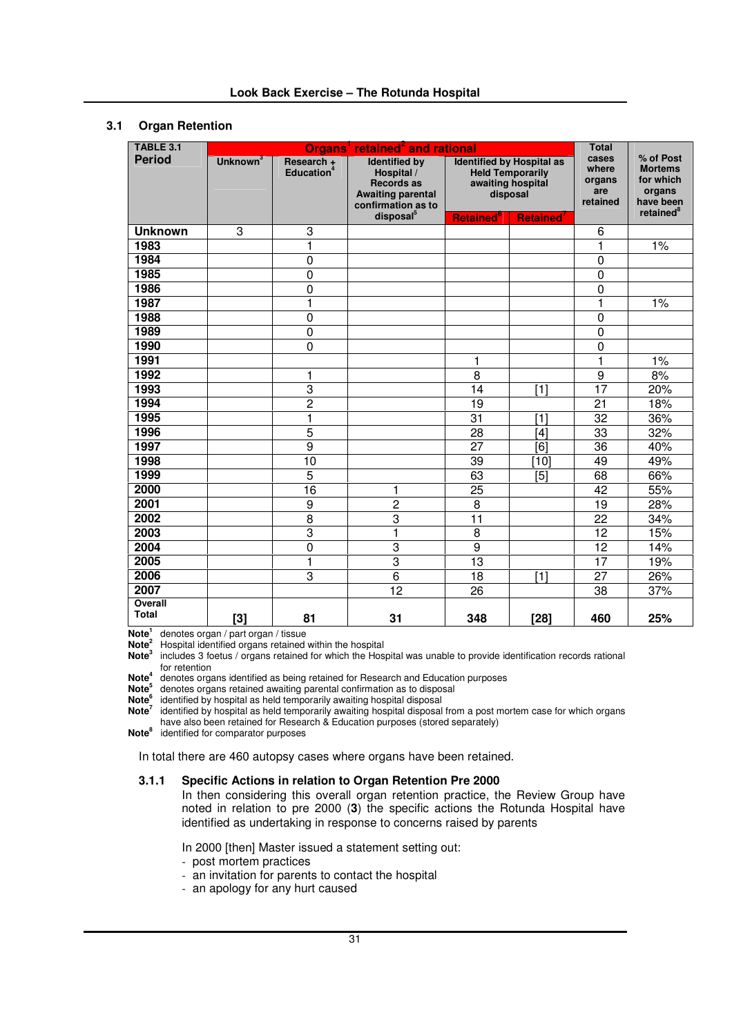## 3.1 Organ Retention

| TABLE 3.1 Period | Organs[1] retained[2] and rational | | | | | Total cases where organs are retained | % of Post Mortems for which organs have been retained[8] |
|---|---|---|---|---|---|---|---|
| | Unknown[3] | Research + Education[4] | Identified by Hospital / Hospital / Records as Awaiting parental confirmation as to disposal[5] | Identified by Hospital as Held Temporarily awaiting hospital disposal | | | |
| | | | | Retained[6] | Retained[7] | | |
| **Unknown** | 3 | 3 | | | | 6 | |
| **1983** | | 1 | | | | 1 | 1% |
| **1984** | | 0 | | | | 0 | |
| **1985** | | 0 | | | | 0 | |
| **1986** | | 0 | | | | 0 | |
| **1987** | | 1 | | | | 1 | 1% |
| **1988** | | 0 | | | | 0 | |
| **1989** | | 0 | | | | 0 | |
| **1990** | | 0 | | | | 0 | |
| **1991** | | | | 1 | | 1 | 1% |
| **1992** | | 1 | | 8 | | 9 | 8% |
| **1993** | | 3 | | 14 | [1] | 17 | 20% |
| **1994** | | 2 | | 19 | | 21 | 18% |
| **1995** | | 1 | | 31 | [1] | 32 | 36% |
| **1996** | | 5 | | 28 | [4] | 33 | 32% |
| **1997** | | 9 | | 27 | [6] | 36 | 40% |
| **1998** | | 10 | | 39 | [10] | 49 | 49% |
| **1999** | | 5 | | 63 | [5] | 68 | 66% |
| **2000** | | 16 | 1 | 25 | | 42 | 55% |
| **2001** | | 9 | 2 | 8 | | 19 | 28% |
| **2002** | | 8 | 3 | 11 | | 22 | 34% |
| **2003** | | 3 | 1 | 8 | | 12 | 15% |
| **2004** | | 0 | 3 | 9 | | 12 | 14% |
| **2005** | | 1 | 3 | 13 | | 17 | 19% |
| **2006** | | 3 | 6 | 18 | [1] | 27 | 26% |
| **2007** | | | 12 | 26 | | 38 | 37% |
| **Overall Total** | **[3]** | **81** | **31** | **348** | **[28]** | **460** | **25%** |

**Note[1]** denotes organ / part organ / tissue
**Note[2]** Hospital identified organs retained within the hospital
**Note[3]** includes 3 foetus / organs retained for which the Hospital was unable to provide identification records rational for retention
**Note[4]** denotes organs identified as being retained for Research and Education purposes
**Note[5]** denotes organs retained awaiting parental confirmation as to disposal
**Note[6]** identified by hospital as held temporarily awaiting hospital disposal
**Note[7]** identified by hospital as held temporarily awaiting hospital disposal from a post mortem case for which organs have also been retained for Research & Education purposes (stored separately)
**Note[8]** identified for comparator purposes

In total there are 460 autopsy cases where organs have been retained.

### 3.1.1 Specific Actions in relation to Organ Retention Pre 2000

In then considering this overall organ retention practice, the Review Group have noted in relation to pre 2000 (**3**) the specific actions the Rotunda Hospital have identified as undertaking in response to concerns raised by parents

In 2000 [then] Master issued a statement setting out:

- post mortem practices
- an invitation for parents to contact the hospital
- an apology for any hurt caused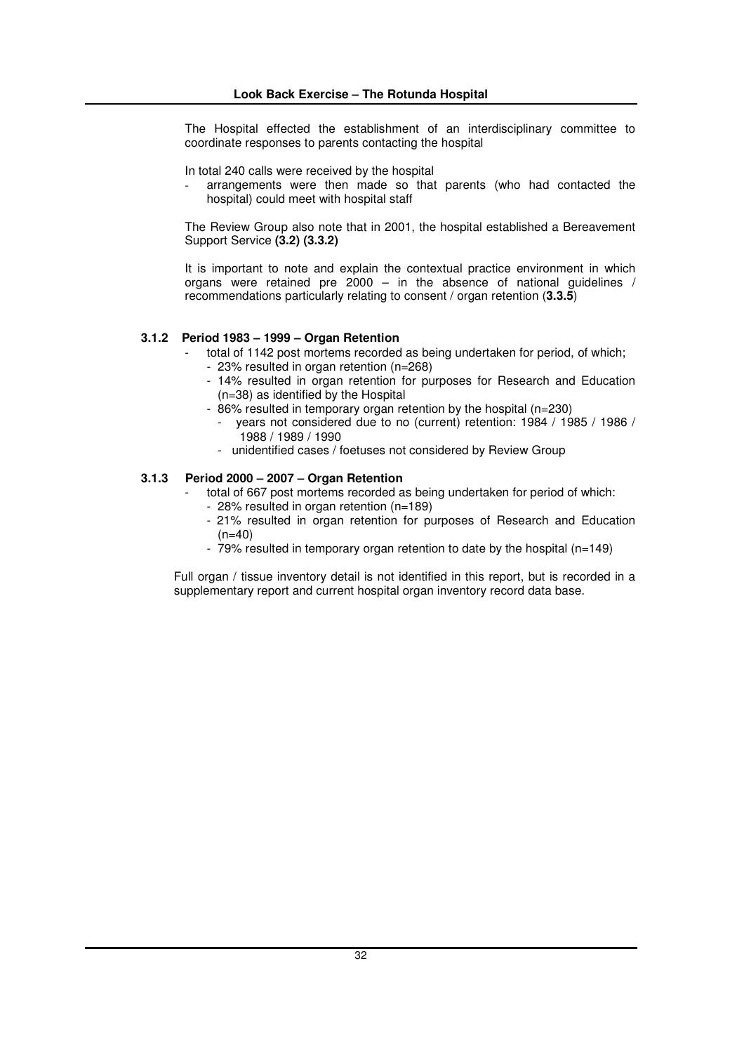The Hospital effected the establishment of an interdisciplinary committee to coordinate responses to parents contacting the hospital

In total 240 calls were received by the hospital

- arrangements were then made so that parents (who had contacted the hospital) could meet with hospital staff

The Review Group also note that in 2001, the hospital established a Bereavement Support Service **(3.2) (3.3.2)**

It is important to note and explain the contextual practice environment in which organs were retained pre 2000 – in the absence of national guidelines / recommendations particularly relating to consent / organ retention (**3.3.5**)

### 3.1.2 Period 1983 – 1999 – Organ Retention

- total of 1142 post mortems recorded as being undertaken for period, of which;
  - 23% resulted in organ retention (n=268)
  - 14% resulted in organ retention for purposes for Research and Education (n=38) as identified by the Hospital
  - 86% resulted in temporary organ retention by the hospital (n=230)
    - years not considered due to no (current) retention: 1984 / 1985 / 1986 / 1988 / 1989 / 1990
    - unidentified cases / foetuses not considered by Review Group

### 3.1.3 Period 2000 – 2007 – Organ Retention

- total of 667 post mortems recorded as being undertaken for period of which:
  - 28% resulted in organ retention (n=189)
  - 21% resulted in organ retention for purposes of Research and Education (n=40)
  - 79% resulted in temporary organ retention to date by the hospital (n=149)

Full organ / tissue inventory detail is not identified in this report, but is recorded in a supplementary report and current hospital organ inventory record data base.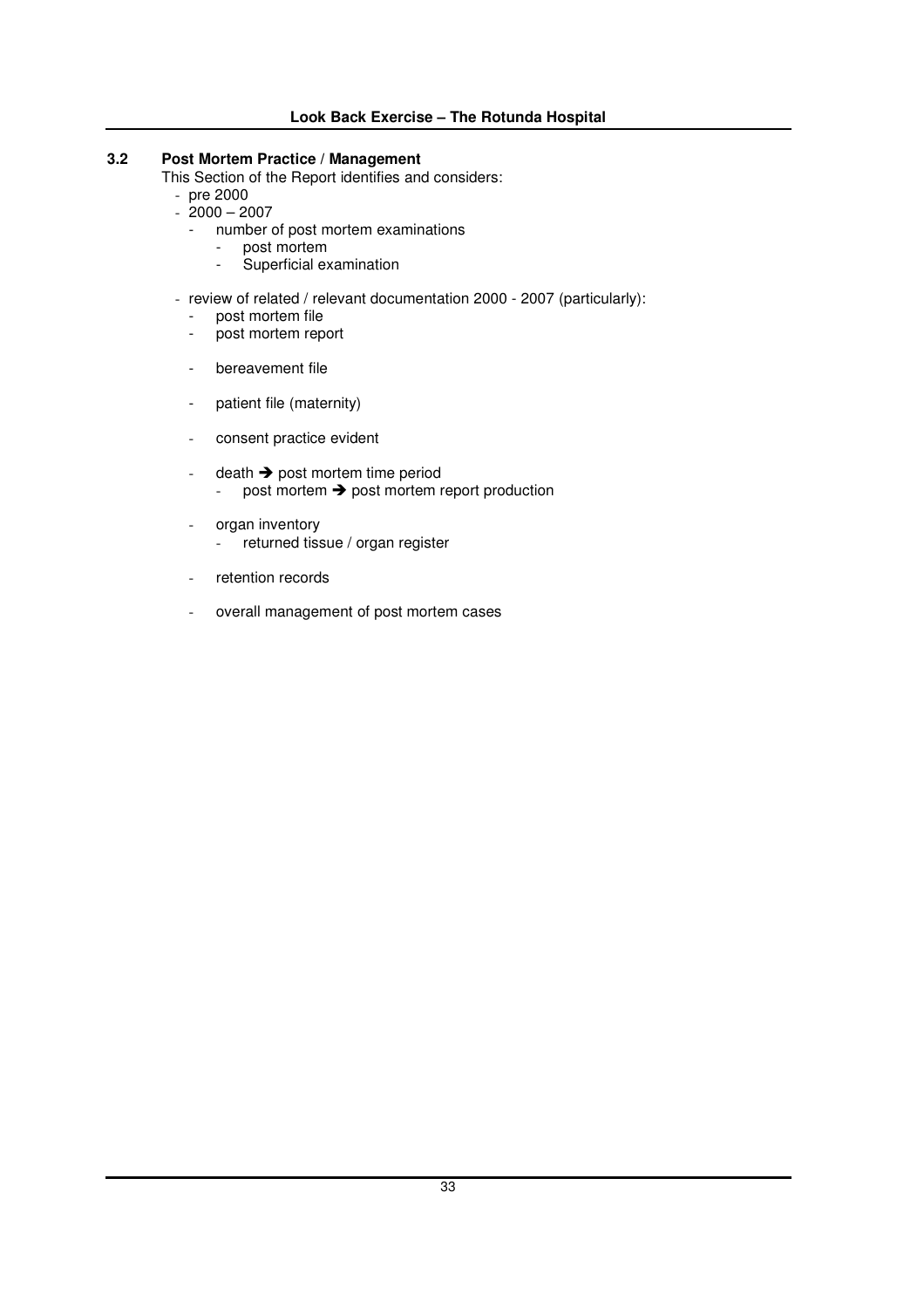### 3.2 Post Mortem Practice / Management

This Section of the Report identifies and considers:

- pre 2000
- 2000 – 2007
  - number of post mortem examinations
    - post mortem
    - Superficial examination
- review of related / relevant documentation 2000 - 2007 (particularly):
  - post mortem file
  - post mortem report
  - bereavement file
  - patient file (maternity)
  - consent practice evident
  - death ➔ post mortem time period
    - post mortem ➔ post mortem report production
  - organ inventory
    - returned tissue / organ register
  - retention records
  - overall management of post mortem cases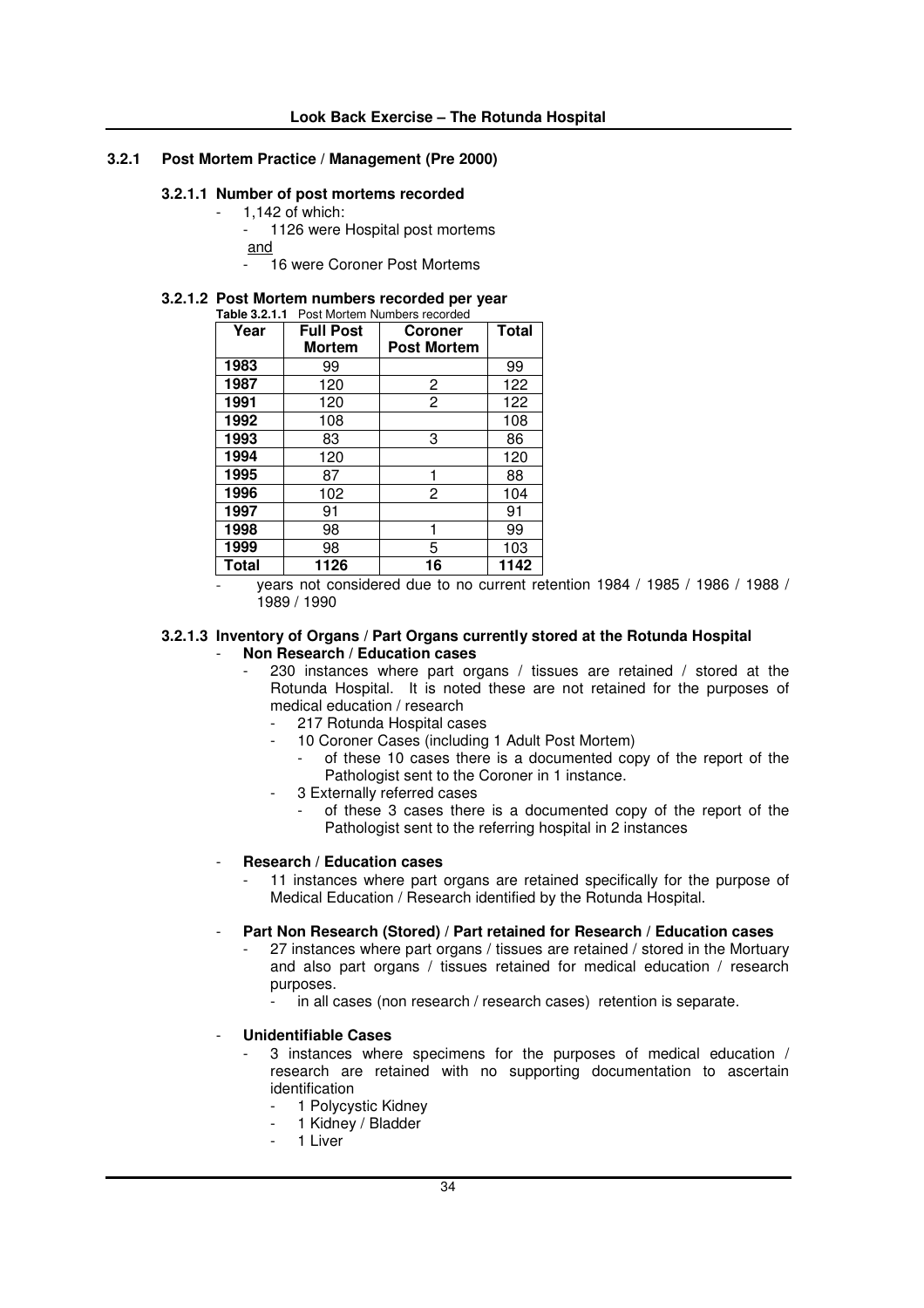### 3.2.1 Post Mortem Practice / Management (Pre 2000)

#### 3.2.1.1 Number of post mortems recorded

- 1,142 of which:
  - 1126 were Hospital post mortems

  and

  - 16 were Coroner Post Mortems

#### 3.2.1.2 Post Mortem numbers recorded per year

**Table 3.2.1.1** Post Mortem Numbers recorded

| Year | Full Post Mortem | Coroner Post Mortem | Total |
|---|---|---|---|
| **1983** | 99 | | 99 |
| **1987** | 120 | 2 | 122 |
| **1991** | 120 | 2 | 122 |
| **1992** | 108 | | 108 |
| **1993** | 83 | 3 | 86 |
| **1994** | 120 | | 120 |
| **1995** | 87 | 1 | 88 |
| **1996** | 102 | 2 | 104 |
| **1997** | 91 | | 91 |
| **1998** | 98 | 1 | 99 |
| **1999** | 98 | 5 | 103 |
| **Total** | **1126** | **16** | **1142** |

- years not considered due to no current retention 1984 / 1985 / 1986 / 1988 / 1989 / 1990

#### 3.2.1.3 Inventory of Organs / Part Organs currently stored at the Rotunda Hospital

- **Non Research / Education cases**
  - 230 instances where part organs / tissues are retained / stored at the Rotunda Hospital. It is noted these are not retained for the purposes of medical education / research
    - 217 Rotunda Hospital cases
    - 10 Coroner Cases (including 1 Adult Post Mortem)
      - of these 10 cases there is a documented copy of the report of the Pathologist sent to the Coroner in 1 instance.
    - 3 Externally referred cases
      - of these 3 cases there is a documented copy of the report of the Pathologist sent to the referring hospital in 2 instances

- **Research / Education cases**
  - 11 instances where part organs are retained specifically for the purpose of Medical Education / Research identified by the Rotunda Hospital.

- **Part Non Research (Stored) / Part retained for Research / Education cases**
  - 27 instances where part organs / tissues are retained / stored in the Mortuary and also part organs / tissues retained for medical education / research purposes.
    - in all cases (non research / research cases) retention is separate.

- **Unidentifiable Cases**
  - 3 instances where specimens for the purposes of medical education / research are retained with no supporting documentation to ascertain identification
    - 1 Polycystic Kidney
    - 1 Kidney / Bladder
    - 1 Liver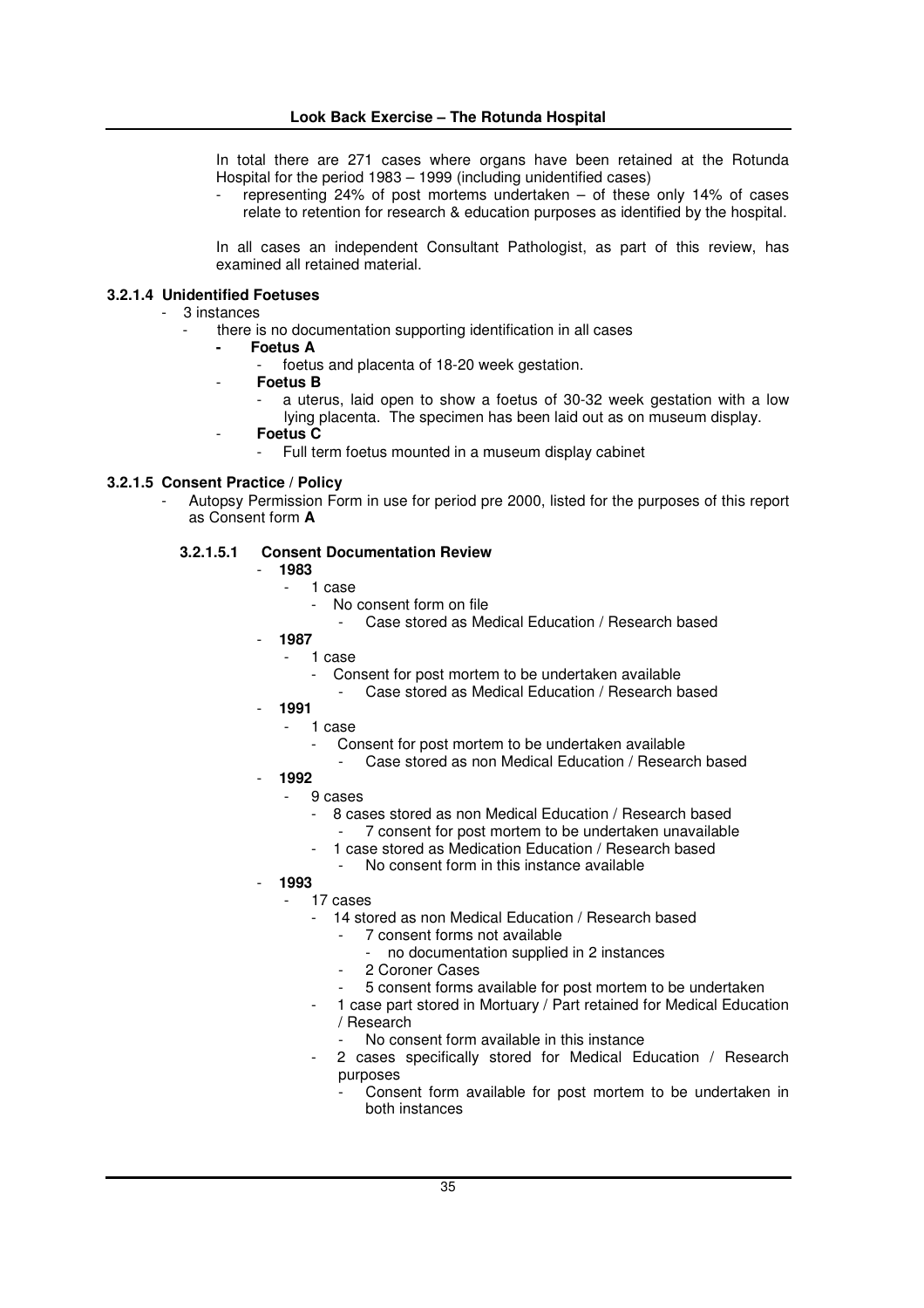In total there are 271 cases where organs have been retained at the Rotunda Hospital for the period 1983 – 1999 (including unidentified cases)

- representing 24% of post mortems undertaken – of these only 14% of cases relate to retention for research & education purposes as identified by the hospital.

In all cases an independent Consultant Pathologist, as part of this review, has examined all retained material.

### 3.2.1.4 Unidentified Foetuses

- 3 instances
  - there is no documentation supporting identification in all cases
    - **Foetus A**
      - foetus and placenta of 18-20 week gestation.
    - **Foetus B**
      - a uterus, laid open to show a foetus of 30-32 week gestation with a low lying placenta. The specimen has been laid out as on museum display.
    - **Foetus C**
      - Full term foetus mounted in a museum display cabinet

### 3.2.1.5 Consent Practice / Policy

- Autopsy Permission Form in use for period pre 2000, listed for the purposes of this report as Consent form **A**

#### 3.2.1.5.1 Consent Documentation Review

- **1983**
  - 1 case
    - No consent form on file
      - Case stored as Medical Education / Research based
- **1987**
  - 1 case
    - Consent for post mortem to be undertaken available
      - Case stored as Medical Education / Research based
- **1991**
  - 1 case
    - Consent for post mortem to be undertaken available
      - Case stored as non Medical Education / Research based
- **1992**
  - 9 cases
    - 8 cases stored as non Medical Education / Research based
      - 7 consent for post mortem to be undertaken unavailable
    - 1 case stored as Medication Education / Research based
      - No consent form in this instance available
- **1993**
  - 17 cases
    - 14 stored as non Medical Education / Research based
      - 7 consent forms not available
        - no documentation supplied in 2 instances
      - 2 Coroner Cases
      - 5 consent forms available for post mortem to be undertaken
    - 1 case part stored in Mortuary / Part retained for Medical Education / Research
      - No consent form available in this instance
    - 2 cases specifically stored for Medical Education / Research purposes
      - Consent form available for post mortem to be undertaken in both instances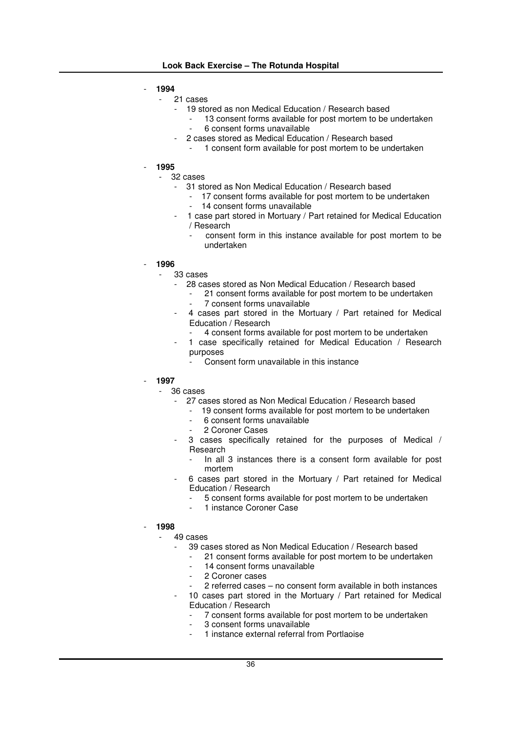- **1994**
  - 21 cases
    - 19 stored as non Medical Education / Research based
      - 13 consent forms available for post mortem to be undertaken
      - 6 consent forms unavailable
    - 2 cases stored as Medical Education / Research based
      - 1 consent form available for post mortem to be undertaken

- **1995**
  - 32 cases
    - 31 stored as Non Medical Education / Research based
      - 17 consent forms available for post mortem to be undertaken
      - 14 consent forms unavailable
    - 1 case part stored in Mortuary / Part retained for Medical Education / Research
      - consent form in this instance available for post mortem to be undertaken

- **1996**
  - 33 cases
    - 28 cases stored as Non Medical Education / Research based
      - 21 consent forms available for post mortem to be undertaken
      - 7 consent forms unavailable
    - 4 cases part stored in the Mortuary / Part retained for Medical Education / Research
      - 4 consent forms available for post mortem to be undertaken
    - 1 case specifically retained for Medical Education / Research purposes
      - Consent form unavailable in this instance

- **1997**
  - 36 cases
    - 27 cases stored as Non Medical Education / Research based
      - 19 consent forms available for post mortem to be undertaken
      - 6 consent forms unavailable
      - 2 Coroner Cases
    - 3 cases specifically retained for the purposes of Medical / Research
      - In all 3 instances there is a consent form available for post mortem
    - 6 cases part stored in the Mortuary / Part retained for Medical Education / Research
      - 5 consent forms available for post mortem to be undertaken
      - 1 instance Coroner Case

- **1998**
  - 49 cases
    - 39 cases stored as Non Medical Education / Research based
      - 21 consent forms available for post mortem to be undertaken
      - 14 consent forms unavailable
      - 2 Coroner cases
      - 2 referred cases – no consent form available in both instances
    - 10 cases part stored in the Mortuary / Part retained for Medical Education / Research
      - 7 consent forms available for post mortem to be undertaken
      - 3 consent forms unavailable
      - 1 instance external referral from Portlaoise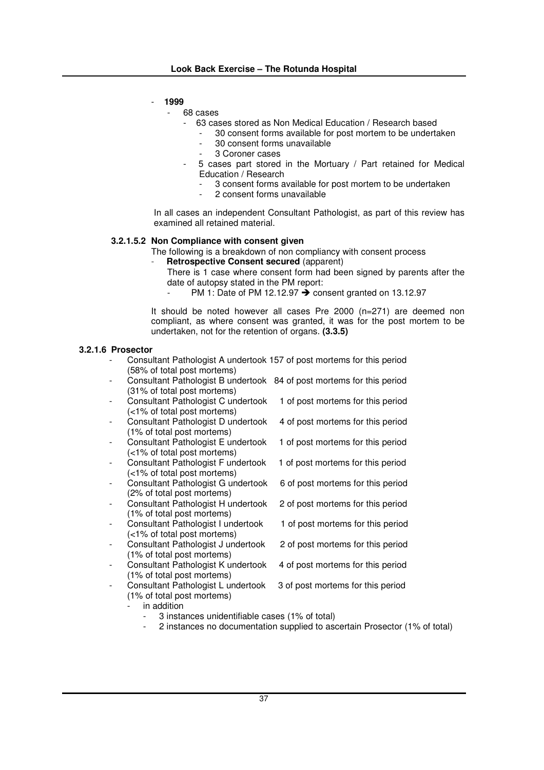- **1999**
  - 68 cases
    - 63 cases stored as Non Medical Education / Research based
      - 30 consent forms available for post mortem to be undertaken
      - 30 consent forms unavailable
      - 3 Coroner cases
    - 5 cases part stored in the Mortuary / Part retained for Medical Education / Research
      - 3 consent forms available for post mortem to be undertaken
      - 2 consent forms unavailable

In all cases an independent Consultant Pathologist, as part of this review has examined all retained material.

#### 3.2.1.5.2 Non Compliance with consent given

The following is a breakdown of non compliancy with consent process

- **Retrospective Consent secured** (apparent)

  There is 1 case where consent form had been signed by parents after the date of autopsy stated in the PM report:

  - PM 1: Date of PM 12.12.97 ➔ consent granted on 13.12.97

It should be noted however all cases Pre 2000 (n=271) are deemed non compliant, as where consent was granted, it was for the post mortem to be undertaken, not for the retention of organs. **(3.3.5)**

### 3.2.1.6 Prosector

- Consultant Pathologist A undertook 157 of post mortems for this period (58% of total post mortems)
- Consultant Pathologist B undertook 84 of post mortems for this period (31% of total post mortems)
- Consultant Pathologist C undertook 1 of post mortems for this period (<1% of total post mortems)
- Consultant Pathologist D undertook 4 of post mortems for this period (1% of total post mortems)
- Consultant Pathologist E undertook 1 of post mortems for this period (<1% of total post mortems)
- Consultant Pathologist F undertook 1 of post mortems for this period (<1% of total post mortems)
- Consultant Pathologist G undertook 6 of post mortems for this period (2% of total post mortems)
- Consultant Pathologist H undertook 2 of post mortems for this period (1% of total post mortems)
- Consultant Pathologist I undertook 1 of post mortems for this period (<1% of total post mortems)
- Consultant Pathologist J undertook 2 of post mortems for this period (1% of total post mortems)
- Consultant Pathologist K undertook 4 of post mortems for this period (1% of total post mortems)
- Consultant Pathologist L undertook 3 of post mortems for this period (1% of total post mortems)
  - in addition
    - 3 instances unidentifiable cases (1% of total)
    - 2 instances no documentation supplied to ascertain Prosector (1% of total)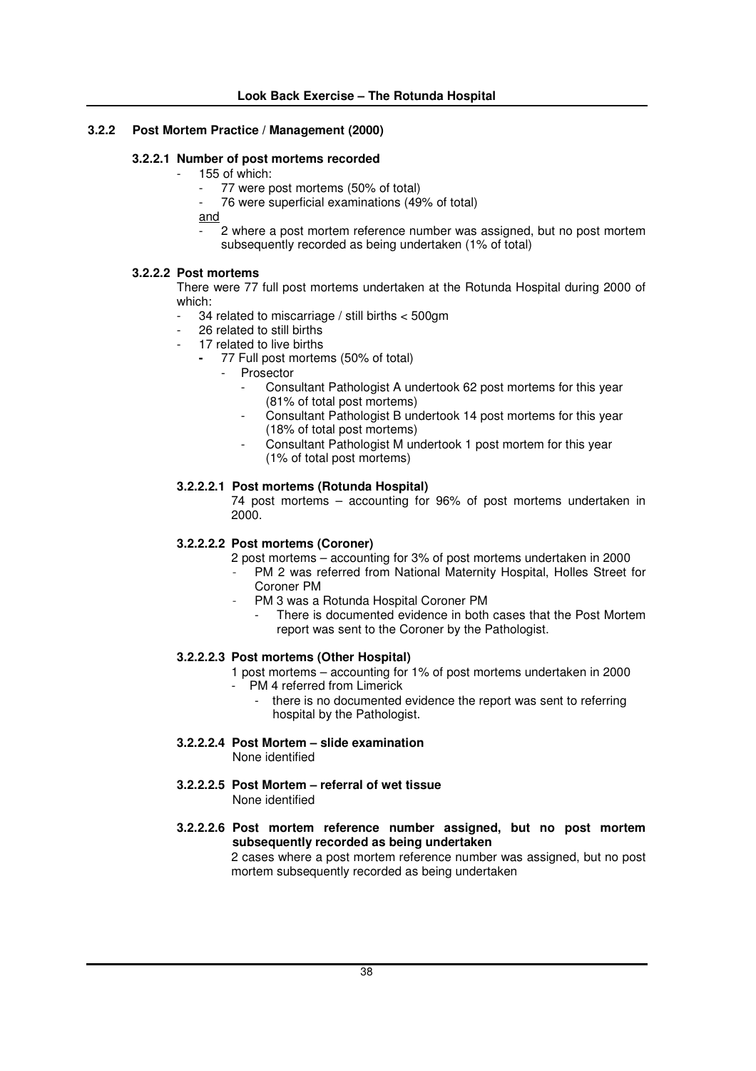### 3.2.2 Post Mortem Practice / Management (2000)

#### 3.2.2.1 Number of post mortems recorded

- 155 of which:
  - 77 were post mortems (50% of total)
  - 76 were superficial examinations (49% of total)

  and

  - 2 where a post mortem reference number was assigned, but no post mortem subsequently recorded as being undertaken (1% of total)

#### 3.2.2.2 Post mortems

There were 77 full post mortems undertaken at the Rotunda Hospital during 2000 of which:

- 34 related to miscarriage / still births < 500gm
- 26 related to still births
- 17 related to live births
  - 77 Full post mortems (50% of total)
    - Prosector
      - Consultant Pathologist A undertook 62 post mortems for this year (81% of total post mortems)
      - Consultant Pathologist B undertook 14 post mortems for this year (18% of total post mortems)
      - Consultant Pathologist M undertook 1 post mortem for this year (1% of total post mortems)

##### 3.2.2.2.1 Post mortems (Rotunda Hospital)

74 post mortems – accounting for 96% of post mortems undertaken in 2000.

##### 3.2.2.2.2 Post mortems (Coroner)

2 post mortems – accounting for 3% of post mortems undertaken in 2000

- PM 2 was referred from National Maternity Hospital, Holles Street for Coroner PM
- PM 3 was a Rotunda Hospital Coroner PM
  - There is documented evidence in both cases that the Post Mortem report was sent to the Coroner by the Pathologist.

##### 3.2.2.2.3 Post mortems (Other Hospital)

1 post mortems – accounting for 1% of post mortems undertaken in 2000

- PM 4 referred from Limerick
  - there is no documented evidence the report was sent to referring hospital by the Pathologist.

##### 3.2.2.2.4 Post Mortem – slide examination

None identified

##### 3.2.2.2.5 Post Mortem – referral of wet tissue

None identified

##### 3.2.2.2.6 Post mortem reference number assigned, but no post mortem subsequently recorded as being undertaken

2 cases where a post mortem reference number was assigned, but no post mortem subsequently recorded as being undertaken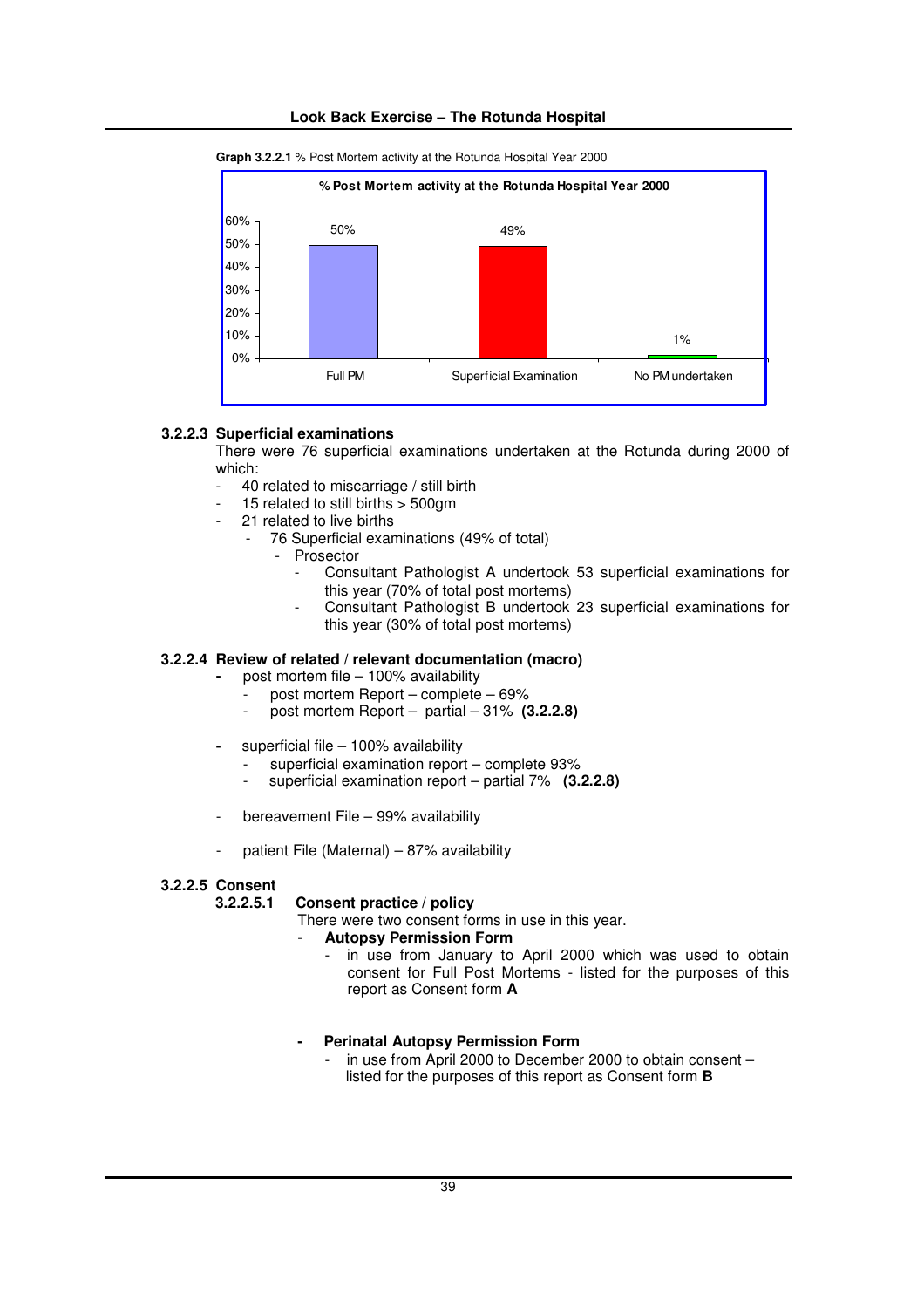**Graph 3.2.2.1** % Post Mortem activity at the Rotunda Hospital Year 2000

**% Post Mortem activity at the Rotunda Hospital Year 2000**

| Category | % |
|---|---|
| Full PM | 50% |
| Superficial Examination | 49% |
| No PM undertaken | 1% |

### 3.2.2.3 Superficial examinations

There were 76 superficial examinations undertaken at the Rotunda during 2000 of which:

- 40 related to miscarriage / still birth
- 15 related to still births > 500gm
- 21 related to live births
  - 76 Superficial examinations (49% of total)
    - Prosector
      - Consultant Pathologist A undertook 53 superficial examinations for this year (70% of total post mortems)
      - Consultant Pathologist B undertook 23 superficial examinations for this year (30% of total post mortems)

### 3.2.2.4 Review of related / relevant documentation (macro)

- post mortem file – 100% availability
  - post mortem Report – complete – 69%
  - post mortem Report – partial – 31% **(3.2.2.8)**

- superficial file – 100% availability
  - superficial examination report – complete 93%
  - superficial examination report – partial 7% **(3.2.2.8)**

- bereavement File – 99% availability

- patient File (Maternal) – 87% availability

### 3.2.2.5 Consent

#### 3.2.2.5.1 Consent practice / policy

There were two consent forms in use in this year.

- **Autopsy Permission Form**
  - in use from January to April 2000 which was used to obtain consent for Full Post Mortems - listed for the purposes of this report as Consent form **A**

- **Perinatal Autopsy Permission Form**
  - in use from April 2000 to December 2000 to obtain consent – listed for the purposes of this report as Consent form **B**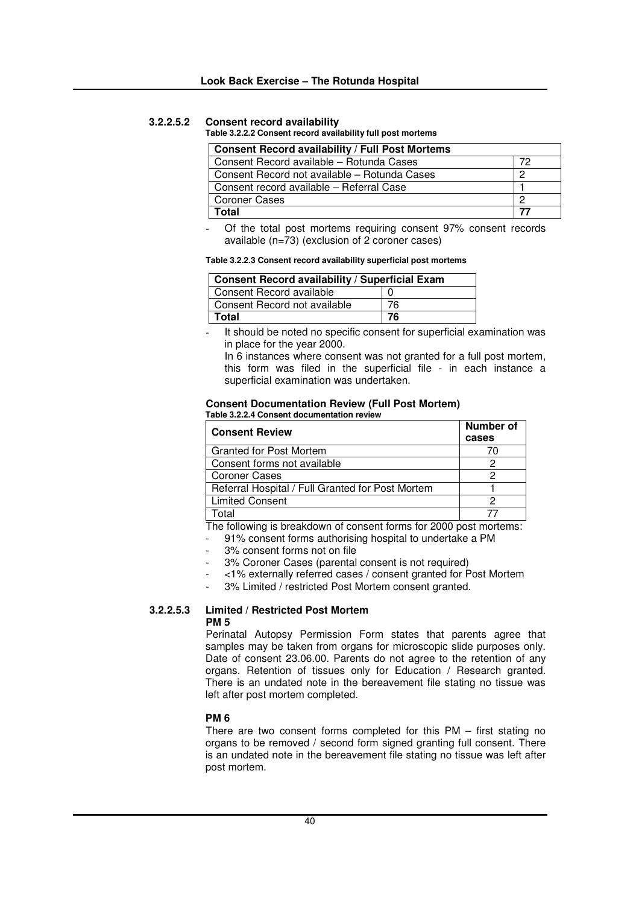#### 3.2.2.5.2 Consent record availability

**Table 3.2.2.2 Consent record availability full post mortems**

| Consent Record availability / Full Post Mortems | |
|---|---|
| Consent Record available – Rotunda Cases | 72 |
| Consent Record not available – Rotunda Cases | 2 |
| Consent record available – Referral Case | 1 |
| Coroner Cases | 2 |
| **Total** | **77** |

- Of the total post mortems requiring consent 97% consent records available (n=73) (exclusion of 2 coroner cases)

**Table 3.2.2.3 Consent record availability superficial post mortems**

| Consent Record availability / Superficial Exam | |
|---|---|
| Consent Record available | 0 |
| Consent Record not available | 76 |
| **Total** | **76** |

- It should be noted no specific consent for superficial examination was in place for the year 2000.
  In 6 instances where consent was not granted for a full post mortem, this form was filed in the superficial file - in each instance a superficial examination was undertaken.

**Consent Documentation Review (Full Post Mortem)**

**Table 3.2.2.4 Consent documentation review**

| Consent Review | Number of cases |
|---|---|
| Granted for Post Mortem | 70 |
| Consent forms not available | 2 |
| Coroner Cases | 2 |
| Referral Hospital / Full Granted for Post Mortem | 1 |
| Limited Consent | 2 |
| Total | 77 |

The following is breakdown of consent forms for 2000 post mortems:

- 91% consent forms authorising hospital to undertake a PM
- 3% consent forms not on file
- 3% Coroner Cases (parental consent is not required)
- <1% externally referred cases / consent granted for Post Mortem
- 3% Limited / restricted Post Mortem consent granted.

#### 3.2.2.5.3 Limited / Restricted Post Mortem

**PM 5**

Perinatal Autopsy Permission Form states that parents agree that samples may be taken from organs for microscopic slide purposes only. Date of consent 23.06.00. Parents do not agree to the retention of any organs. Retention of tissues only for Education / Research granted. There is an undated note in the bereavement file stating no tissue was left after post mortem completed.

**PM 6**

There are two consent forms completed for this PM – first stating no organs to be removed / second form signed granting full consent. There is an undated note in the bereavement file stating no tissue was left after post mortem.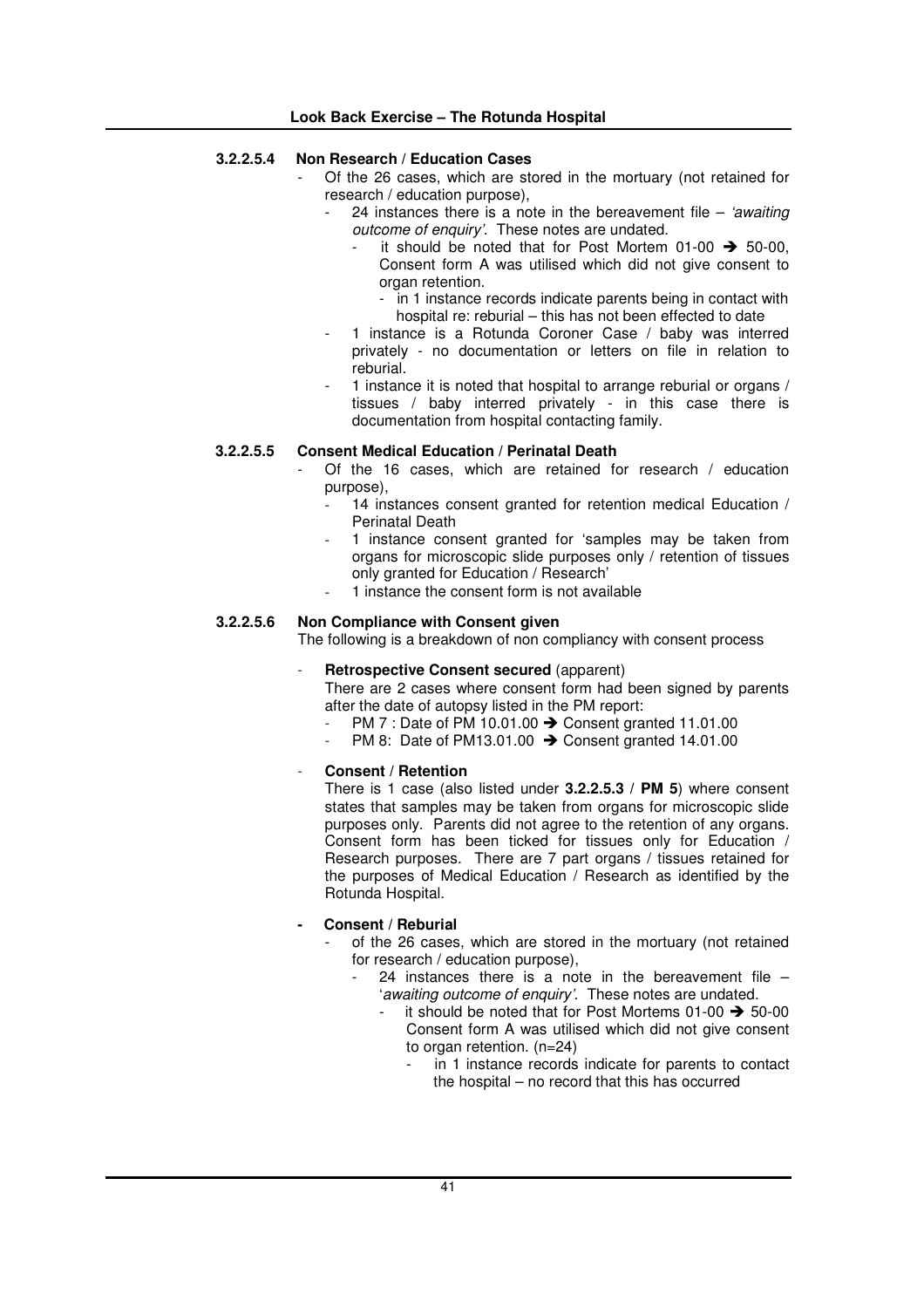#### 3.2.2.5.4 Non Research / Education Cases

- Of the 26 cases, which are stored in the mortuary (not retained for research / education purpose),
  - 24 instances there is a note in the bereavement file – *'awaiting outcome of enquiry'*. These notes are undated.
    - it should be noted that for Post Mortem 01-00 ➔ 50-00, Consent form A was utilised which did not give consent to organ retention.
      - in 1 instance records indicate parents being in contact with hospital re: reburial – this has not been effected to date
  - 1 instance is a Rotunda Coroner Case / baby was interred privately - no documentation or letters on file in relation to reburial.
  - 1 instance it is noted that hospital to arrange reburial or organs / tissues / baby interred privately - in this case there is documentation from hospital contacting family.

#### 3.2.2.5.5 Consent Medical Education / Perinatal Death

- Of the 16 cases, which are retained for research / education purpose),
  - 14 instances consent granted for retention medical Education / Perinatal Death
  - 1 instance consent granted for 'samples may be taken from organs for microscopic slide purposes only / retention of tissues only granted for Education / Research'
  - 1 instance the consent form is not available

#### 3.2.2.5.6 Non Compliance with Consent given

The following is a breakdown of non compliancy with consent process

- **Retrospective Consent secured** (apparent)

  There are 2 cases where consent form had been signed by parents after the date of autopsy listed in the PM report:
  - PM 7 : Date of PM 10.01.00 ➔ Consent granted 11.01.00
  - PM 8: Date of PM13.01.00 ➔ Consent granted 14.01.00

- **Consent / Retention**

  There is 1 case (also listed under **3.2.2.5.3 / PM 5**) where consent states that samples may be taken from organs for microscopic slide purposes only. Parents did not agree to the retention of any organs. Consent form has been ticked for tissues only for Education / Research purposes. There are 7 part organs / tissues retained for the purposes of Medical Education / Research as identified by the Rotunda Hospital.

- **Consent / Reburial**
  - of the 26 cases, which are stored in the mortuary (not retained for research / education purpose),
    - 24 instances there is a note in the bereavement file – '*awaiting outcome of enquiry'*. These notes are undated.
      - it should be noted that for Post Mortems 01-00 ➔ 50-00 Consent form A was utilised which did not give consent to organ retention. (n=24)
        - in 1 instance records indicate for parents to contact the hospital – no record that this has occurred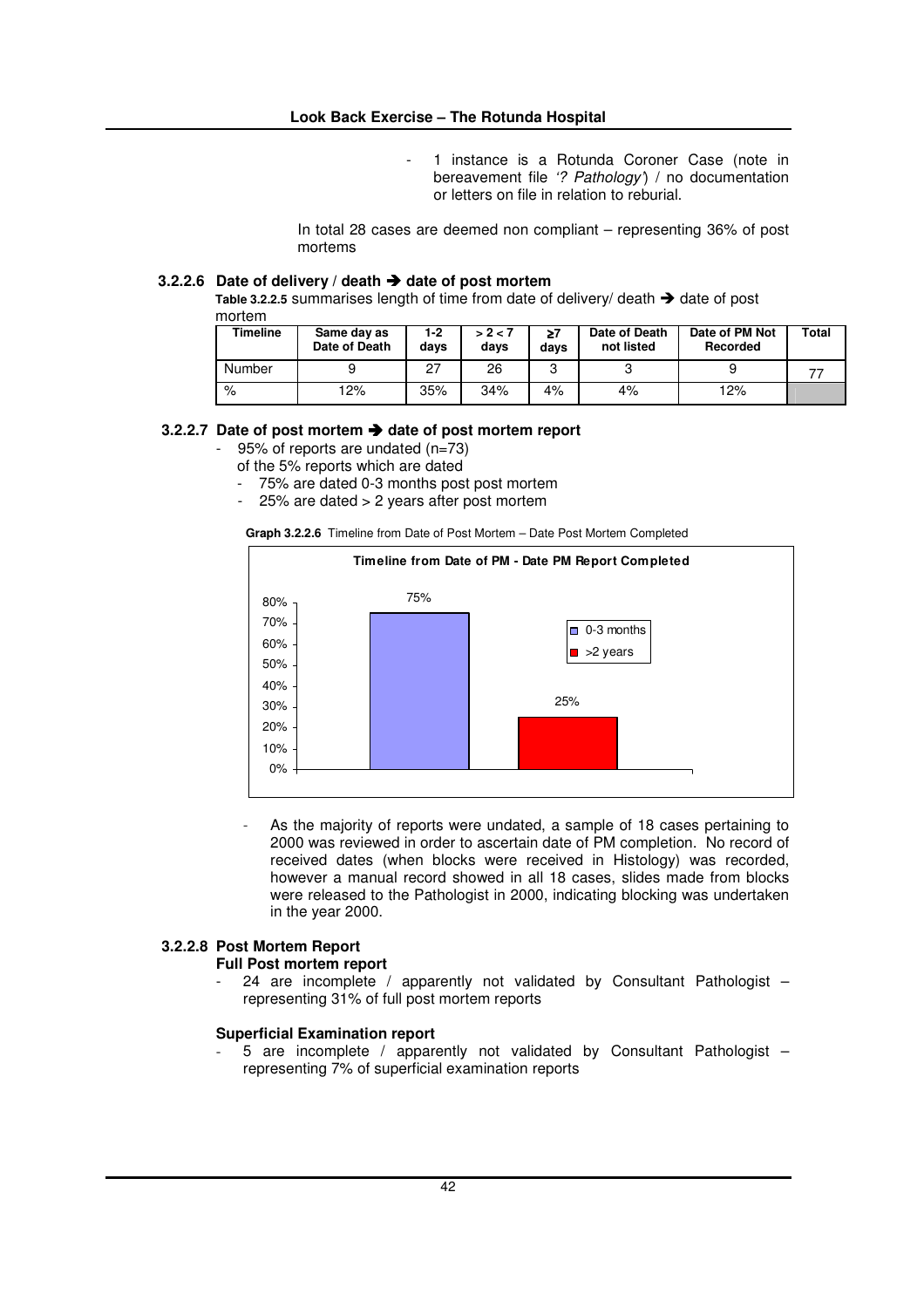- 1 instance is a Rotunda Coroner Case (note in bereavement file *'? Pathology'*) / no documentation or letters on file in relation to reburial.

In total 28 cases are deemed non compliant – representing 36% of post mortems

#### 3.2.2.6 Date of delivery / death ➔ date of post mortem

**Table 3.2.2.5** summarises length of time from date of delivery/ death ➔ date of post mortem

| Timeline | Same day as Date of Death | 1-2 days | > 2 < 7 days | ≥7 days | Date of Death not listed | Date of PM Not Recorded | Total |
|---|---|---|---|---|---|---|---|
| Number | 9 | 27 | 26 | 3 | 3 | 9 | 77 |
| % | 12% | 35% | 34% | 4% | 4% | 12% | |

#### 3.2.2.7 Date of post mortem ➔ date of post mortem report

- 95% of reports are undated (n=73)
  of the 5% reports which are dated
  - 75% are dated 0-3 months post post mortem
  - 25% are dated > 2 years after post mortem

**Graph 3.2.2.6** Timeline from Date of Post Mortem – Date Post Mortem Completed

- As the majority of reports were undated, a sample of 18 cases pertaining to 2000 was reviewed in order to ascertain date of PM completion. No record of received dates (when blocks were received in Histology) was recorded, however a manual record showed in all 18 cases, slides made from blocks were released to the Pathologist in 2000, indicating blocking was undertaken in the year 2000.

#### 3.2.2.8 Post Mortem Report

**Full Post mortem report**

- 24 are incomplete / apparently not validated by Consultant Pathologist – representing 31% of full post mortem reports

**Superficial Examination report**

- 5 are incomplete / apparently not validated by Consultant Pathologist – representing 7% of superficial examination reports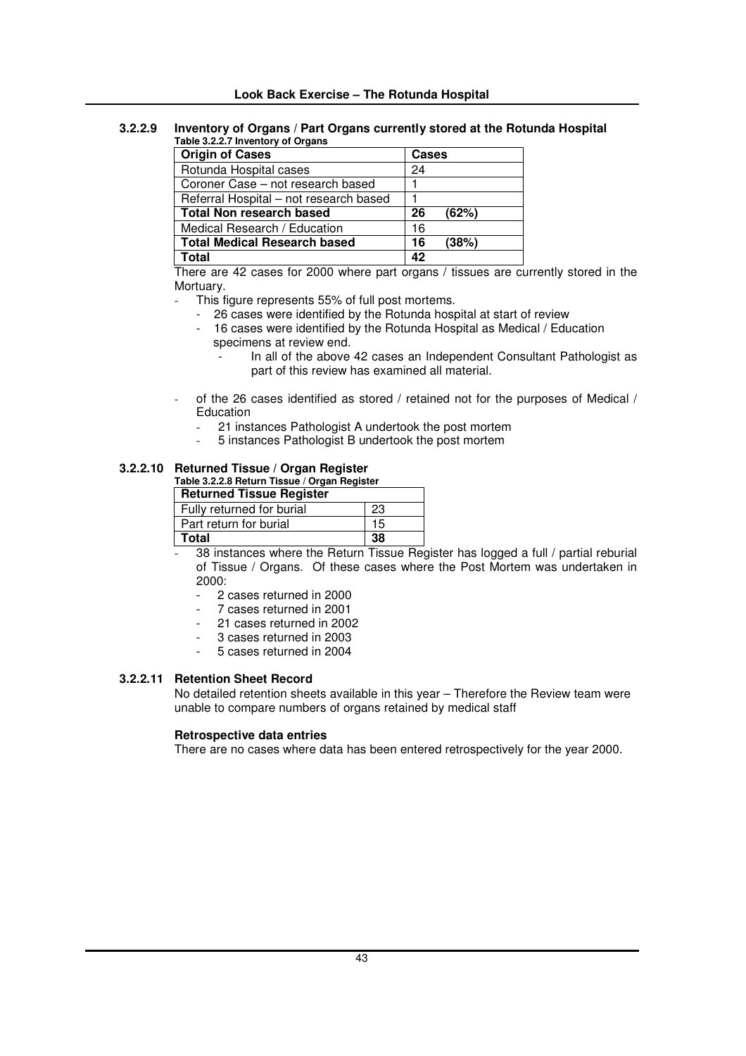### 3.2.2.9 Inventory of Organs / Part Organs currently stored at the Rotunda Hospital

**Table 3.2.2.7 Inventory of Organs**

| Origin of Cases | Cases |
|---|---|
| Rotunda Hospital cases | 24 |
| Coroner Case – not research based | 1 |
| Referral Hospital – not research based | 1 |
| **Total Non research based** | **26 (62%)** |
| Medical Research / Education | 16 |
| **Total Medical Research based** | **16 (38%)** |
| **Total** | **42** |

There are 42 cases for 2000 where part organs / tissues are currently stored in the Mortuary.

- This figure represents 55% of full post mortems.
  - 26 cases were identified by the Rotunda hospital at start of review
  - 16 cases were identified by the Rotunda Hospital as Medical / Education specimens at review end.
    - In all of the above 42 cases an Independent Consultant Pathologist as part of this review has examined all material.
- of the 26 cases identified as stored / retained not for the purposes of Medical / Education
  - 21 instances Pathologist A undertook the post mortem
  - 5 instances Pathologist B undertook the post mortem

### 3.2.2.10 Returned Tissue / Organ Register

**Table 3.2.2.8 Return Tissue / Organ Register**

| Returned Tissue Register | |
|---|---|
| Fully returned for burial | 23 |
| Part return for burial | 15 |
| **Total** | **38** |

- 38 instances where the Return Tissue Register has logged a full / partial reburial of Tissue / Organs. Of these cases where the Post Mortem was undertaken in 2000:
  - 2 cases returned in 2000
  - 7 cases returned in 2001
  - 21 cases returned in 2002
  - 3 cases returned in 2003
  - 5 cases returned in 2004

### 3.2.2.11 Retention Sheet Record

No detailed retention sheets available in this year – Therefore the Review team were unable to compare numbers of organs retained by medical staff

**Retrospective data entries**

There are no cases where data has been entered retrospectively for the year 2000.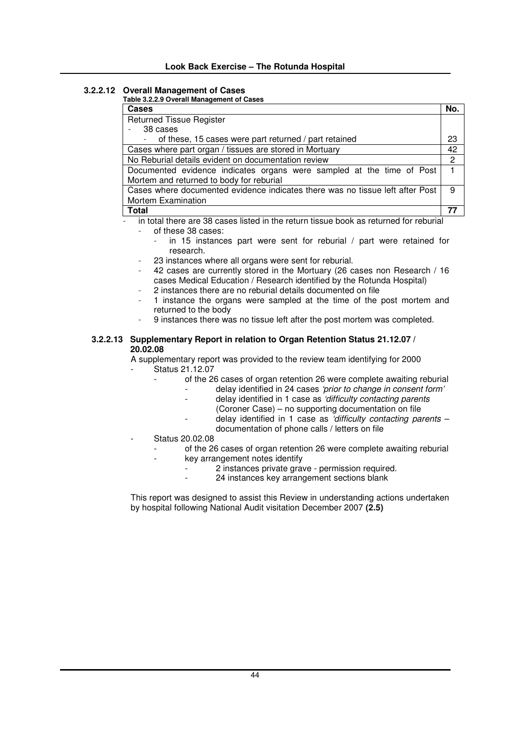### 3.2.2.12 Overall Management of Cases

**Table 3.2.2.9 Overall Management of Cases**

| Cases | No. |
|---|---|
| Returned Tissue Register<br>- 38 cases<br>- of these, 15 cases were part returned / part retained | 23 |
| Cases where part organ / tissues are stored in Mortuary | 42 |
| No Reburial details evident on documentation review | 2 |
| Documented evidence indicates organs were sampled at the time of Post Mortem and returned to body for reburial | 1 |
| Cases where documented evidence indicates there was no tissue left after Post Mortem Examination | 9 |
| **Total** | **77** |

- in total there are 38 cases listed in the return tissue book as returned for reburial
  - of these 38 cases:
    - in 15 instances part were sent for reburial / part were retained for research.
  - 23 instances where all organs were sent for reburial.
  - 42 cases are currently stored in the Mortuary (26 cases non Research / 16 cases Medical Education / Research identified by the Rotunda Hospital)
  - 2 instances there are no reburial details documented on file
  - 1 instance the organs were sampled at the time of the post mortem and returned to the body
  - 9 instances there was no tissue left after the post mortem was completed.

### 3.2.2.13 Supplementary Report in relation to Organ Retention Status 21.12.07 / 20.02.08

A supplementary report was provided to the review team identifying for 2000

- Status 21.12.07
  - of the 26 cases of organ retention 26 were complete awaiting reburial
    - delay identified in 24 cases *'prior to change in consent form'*
    - delay identified in 1 case as *'difficulty contacting parents* (Coroner Case) – no supporting documentation on file
    - delay identified in 1 case as *'difficulty contacting parents* – documentation of phone calls / letters on file
- Status 20.02.08
  - of the 26 cases of organ retention 26 were complete awaiting reburial
  - key arrangement notes identify
    - 2 instances private grave - permission required.
    - 24 instances key arrangement sections blank

This report was designed to assist this Review in understanding actions undertaken by hospital following National Audit visitation December 2007 **(2.5)**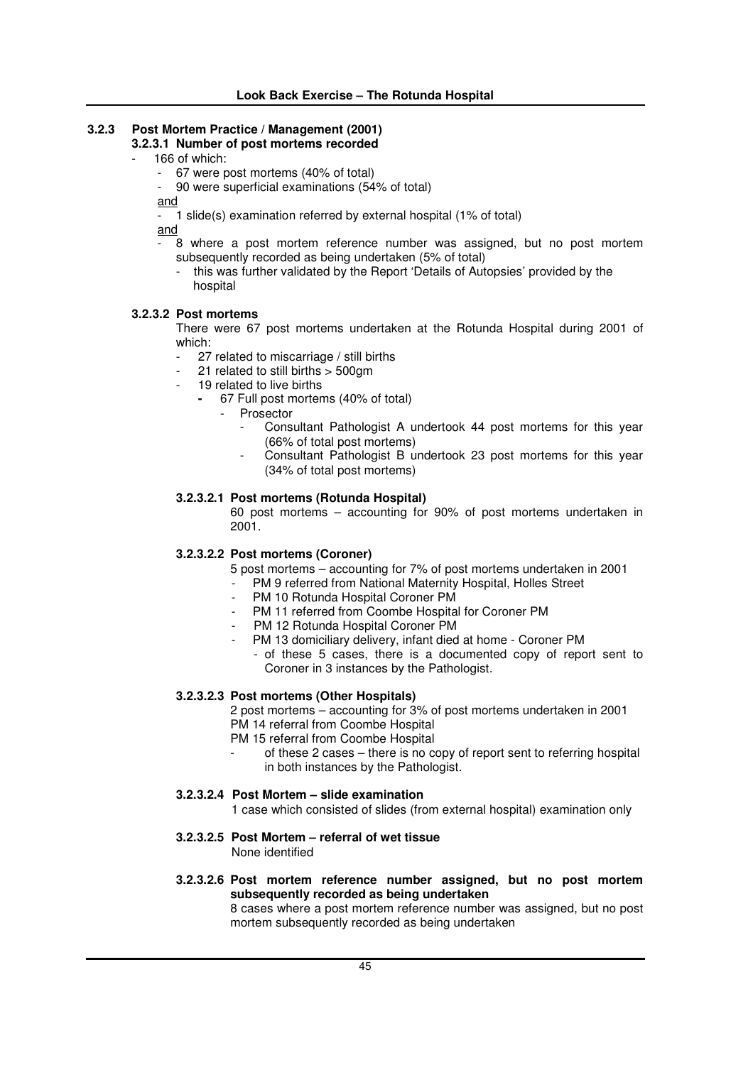### 3.2.3 Post Mortem Practice / Management (2001)

#### 3.2.3.1 Number of post mortems recorded

- 166 of which:
  - 67 were post mortems (40% of total)
  - 90 were superficial examinations (54% of total)

  and

  - 1 slide(s) examination referred by external hospital (1% of total)

  and

  - 8 where a post mortem reference number was assigned, but no post mortem subsequently recorded as being undertaken (5% of total)
    - this was further validated by the Report 'Details of Autopsies' provided by the hospital

#### 3.2.3.2 Post mortems

There were 67 post mortems undertaken at the Rotunda Hospital during 2001 of which:

- 27 related to miscarriage / still births
- 21 related to still births > 500gm
- 19 related to live births
  - 67 Full post mortems (40% of total)
    - Prosector
      - Consultant Pathologist A undertook 44 post mortems for this year (66% of total post mortems)
      - Consultant Pathologist B undertook 23 post mortems for this year (34% of total post mortems)

##### 3.2.3.2.1 Post mortems (Rotunda Hospital)

60 post mortems – accounting for 90% of post mortems undertaken in 2001.

##### 3.2.3.2.2 Post mortems (Coroner)

5 post mortems – accounting for 7% of post mortems undertaken in 2001

- PM 9 referred from National Maternity Hospital, Holles Street
- PM 10 Rotunda Hospital Coroner PM
- PM 11 referred from Coombe Hospital for Coroner PM
- PM 12 Rotunda Hospital Coroner PM
- PM 13 domiciliary delivery, infant died at home - Coroner PM
  - of these 5 cases, there is a documented copy of report sent to Coroner in 3 instances by the Pathologist.

##### 3.2.3.2.3 Post mortems (Other Hospitals)

2 post mortems – accounting for 3% of post mortems undertaken in 2001

PM 14 referral from Coombe Hospital

PM 15 referral from Coombe Hospital

- of these 2 cases – there is no copy of report sent to referring hospital in both instances by the Pathologist.

##### 3.2.3.2.4 Post Mortem – slide examination

1 case which consisted of slides (from external hospital) examination only

##### 3.2.3.2.5 Post Mortem – referral of wet tissue

None identified

##### 3.2.3.2.6 Post mortem reference number assigned, but no post mortem subsequently recorded as being undertaken

8 cases where a post mortem reference number was assigned, but no post mortem subsequently recorded as being undertaken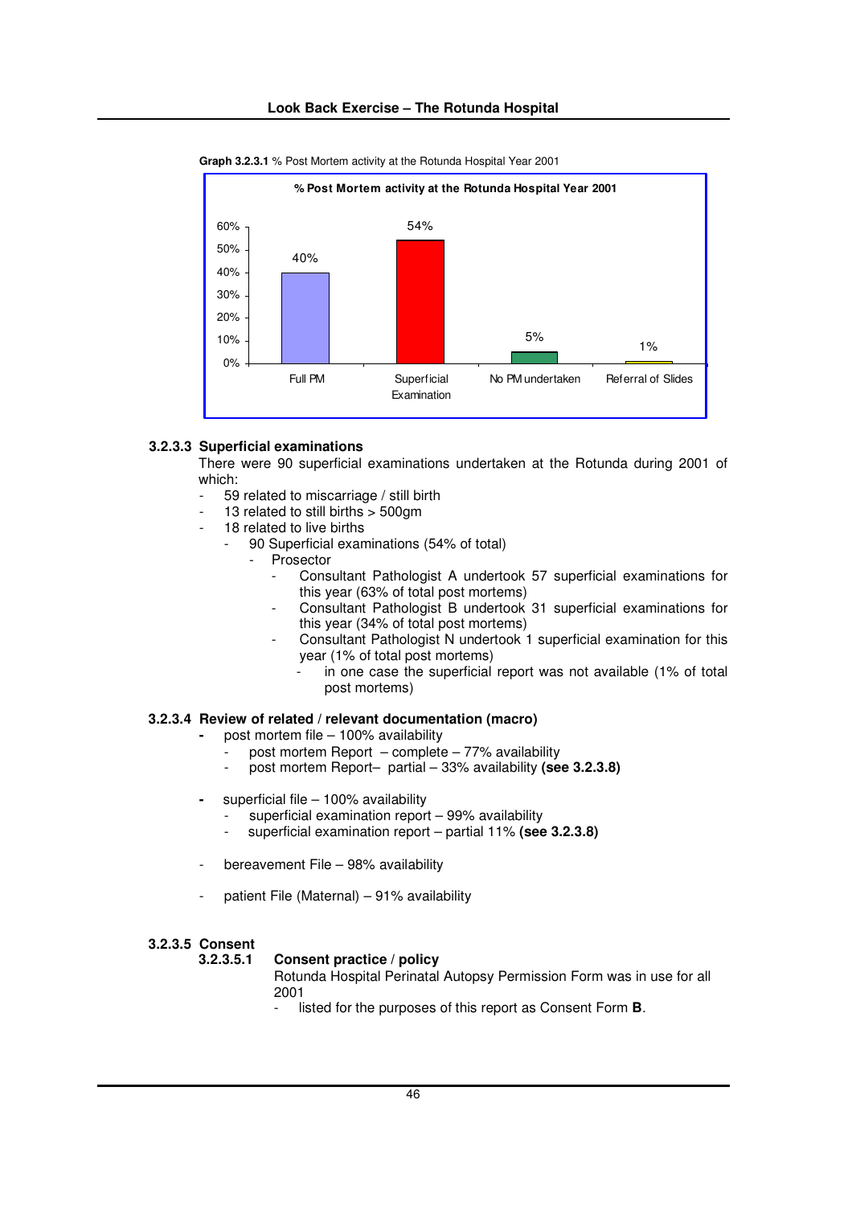**Graph 3.2.3.1** % Post Mortem activity at the Rotunda Hospital Year 2001

| % Post Mortem activity at the Rotunda Hospital Year 2001 | |
|---|---|
| Full PM | 40% |
| Superficial Examination | 54% |
| No PM undertaken | 5% |
| Referral of Slides | 1% |

### 3.2.3.3 Superficial examinations

There were 90 superficial examinations undertaken at the Rotunda during 2001 of which:

- 59 related to miscarriage / still birth
- 13 related to still births > 500gm
- 18 related to live births
  - 90 Superficial examinations (54% of total)
    - Prosector
      - Consultant Pathologist A undertook 57 superficial examinations for this year (63% of total post mortems)
      - Consultant Pathologist B undertook 31 superficial examinations for this year (34% of total post mortems)
      - Consultant Pathologist N undertook 1 superficial examination for this year (1% of total post mortems)
        - in one case the superficial report was not available (1% of total post mortems)

### 3.2.3.4 Review of related / relevant documentation (macro)

- post mortem file – 100% availability
  - post mortem Report – complete – 77% availability
  - post mortem Report– partial – 33% availability **(see 3.2.3.8)**

- superficial file – 100% availability
  - superficial examination report – 99% availability
  - superficial examination report – partial 11% **(see 3.2.3.8)**

- bereavement File – 98% availability

- patient File (Maternal) – 91% availability

### 3.2.3.5 Consent

#### 3.2.3.5.1 Consent practice / policy

Rotunda Hospital Perinatal Autopsy Permission Form was in use for all 2001

- listed for the purposes of this report as Consent Form **B**.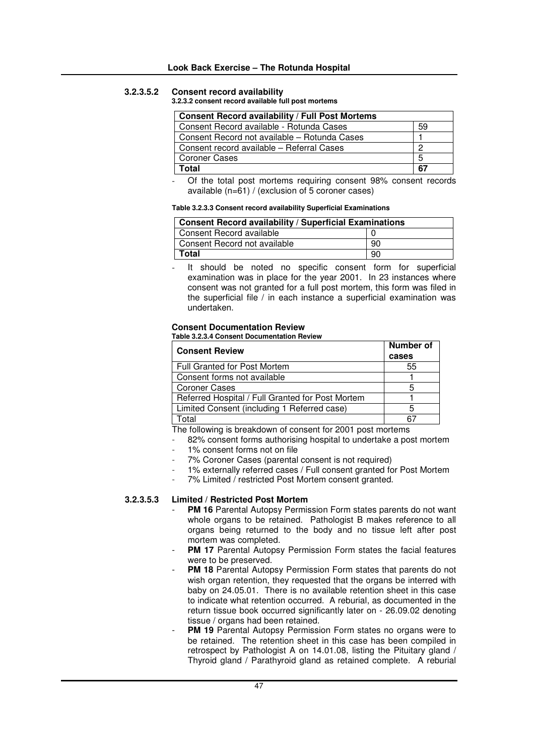#### 3.2.3.5.2 Consent record availability

**3.2.3.2 consent record available full post mortems**

| Consent Record availability / Full Post Mortems | |
|---|---|
| Consent Record available - Rotunda Cases | 59 |
| Consent Record not available – Rotunda Cases | 1 |
| Consent record available – Referral Cases | 2 |
| Coroner Cases | 5 |
| **Total** | **67** |

- Of the total post mortems requiring consent 98% consent records available (n=61) / (exclusion of 5 coroner cases)

**Table 3.2.3.3 Consent record availability Superficial Examinations**

| Consent Record availability / Superficial Examinations | |
|---|---|
| Consent Record available | 0 |
| Consent Record not available | 90 |
| **Total** | 90 |

- It should be noted no specific consent form for superficial examination was in place for the year 2001. In 23 instances where consent was not granted for a full post mortem, this form was filed in the superficial file / in each instance a superficial examination was undertaken.

**Consent Documentation Review**

**Table 3.2.3.4 Consent Documentation Review**

| Consent Review | Number of cases |
|---|---|
| Full Granted for Post Mortem | 55 |
| Consent forms not available | 1 |
| Coroner Cases | 5 |
| Referred Hospital / Full Granted for Post Mortem | 1 |
| Limited Consent (including 1 Referred case) | 5 |
| Total | 67 |

The following is breakdown of consent for 2001 post mortems

- 82% consent forms authorising hospital to undertake a post mortem
- 1% consent forms not on file
- 7% Coroner Cases (parental consent is not required)
- 1% externally referred cases / Full consent granted for Post Mortem
- 7% Limited / restricted Post Mortem consent granted.

#### 3.2.3.5.3 Limited / Restricted Post Mortem

- **PM 16** Parental Autopsy Permission Form states parents do not want whole organs to be retained. Pathologist B makes reference to all organs being returned to the body and no tissue left after post mortem was completed.
- **PM 17** Parental Autopsy Permission Form states the facial features were to be preserved.
- **PM 18** Parental Autopsy Permission Form states that parents do not wish organ retention, they requested that the organs be interred with baby on 24.05.01. There is no available retention sheet in this case to indicate what retention occurred. A reburial, as documented in the return tissue book occurred significantly later on - 26.09.02 denoting tissue / organs had been retained.
- **PM 19** Parental Autopsy Permission Form states no organs were to be retained. The retention sheet in this case has been compiled in retrospect by Pathologist A on 14.01.08, listing the Pituitary gland / Thyroid gland / Parathyroid gland as retained complete. A reburial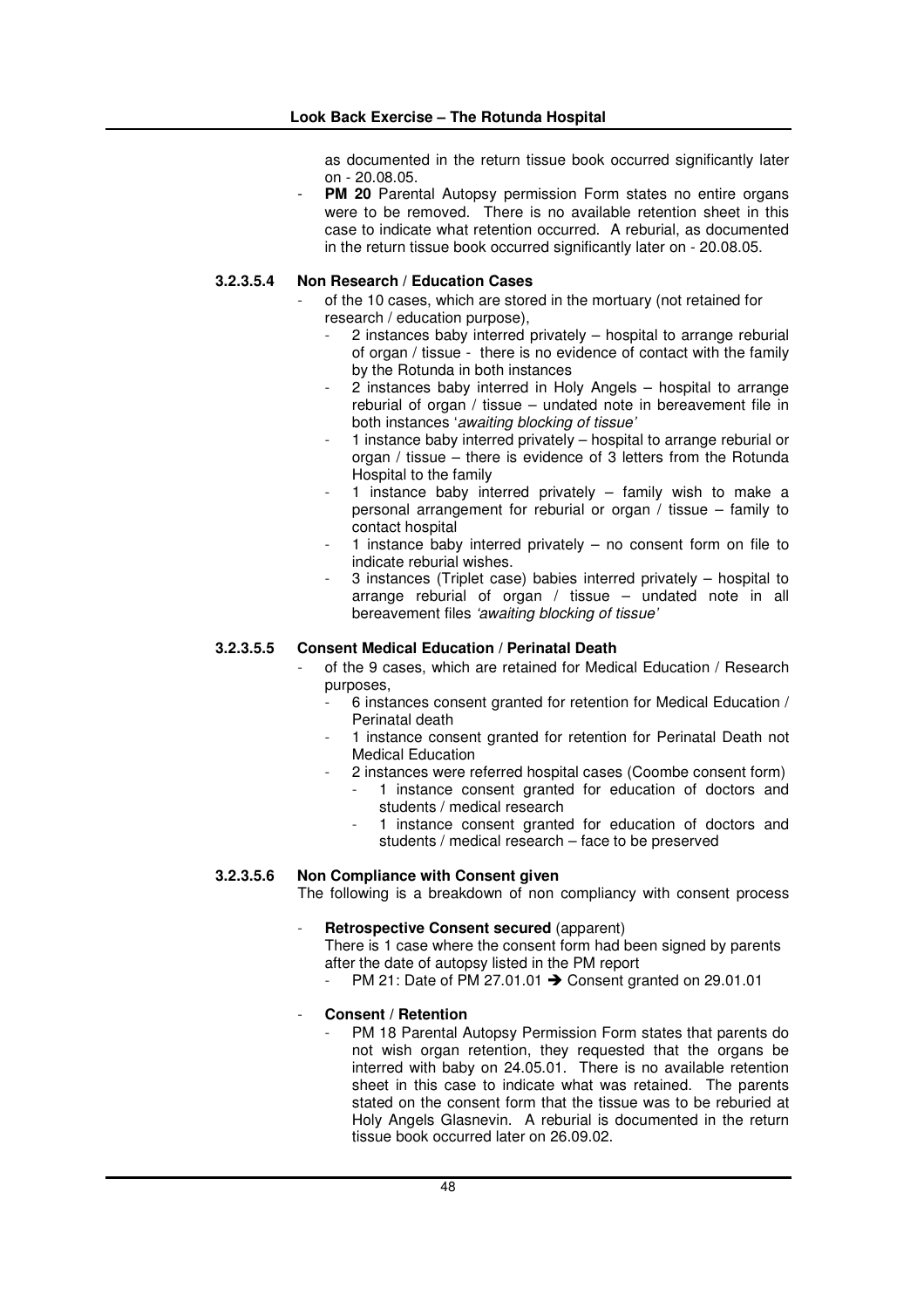as documented in the return tissue book occurred significantly later on - 20.08.05.

- **PM 20** Parental Autopsy permission Form states no entire organs were to be removed. There is no available retention sheet in this case to indicate what retention occurred. A reburial, as documented in the return tissue book occurred significantly later on - 20.08.05.

#### 3.2.3.5.4 Non Research / Education Cases

- of the 10 cases, which are stored in the mortuary (not retained for research / education purpose),
  - 2 instances baby interred privately – hospital to arrange reburial of organ / tissue - there is no evidence of contact with the family by the Rotunda in both instances
  - 2 instances baby interred in Holy Angels – hospital to arrange reburial of organ / tissue – undated note in bereavement file in both instances '*awaiting blocking of tissue'*
  - 1 instance baby interred privately – hospital to arrange reburial or organ / tissue – there is evidence of 3 letters from the Rotunda Hospital to the family
  - 1 instance baby interred privately – family wish to make a personal arrangement for reburial or organ / tissue – family to contact hospital
  - 1 instance baby interred privately – no consent form on file to indicate reburial wishes.
  - 3 instances (Triplet case) babies interred privately – hospital to arrange reburial of organ / tissue – undated note in all bereavement files *'awaiting blocking of tissue'*

#### 3.2.3.5.5 Consent Medical Education / Perinatal Death

- of the 9 cases, which are retained for Medical Education / Research purposes,
  - 6 instances consent granted for retention for Medical Education / Perinatal death
  - 1 instance consent granted for retention for Perinatal Death not Medical Education
  - 2 instances were referred hospital cases (Coombe consent form)
    - 1 instance consent granted for education of doctors and students / medical research
    - 1 instance consent granted for education of doctors and students / medical research – face to be preserved

#### 3.2.3.5.6 Non Compliance with Consent given

The following is a breakdown of non compliancy with consent process

- **Retrospective Consent secured** (apparent)

  There is 1 case where the consent form had been signed by parents after the date of autopsy listed in the PM report
  - PM 21: Date of PM 27.01.01 ➔ Consent granted on 29.01.01

- **Consent / Retention**
  - PM 18 Parental Autopsy Permission Form states that parents do not wish organ retention, they requested that the organs be interred with baby on 24.05.01. There is no available retention sheet in this case to indicate what was retained. The parents stated on the consent form that the tissue was to be reburied at Holy Angels Glasnevin. A reburial is documented in the return tissue book occurred later on 26.09.02.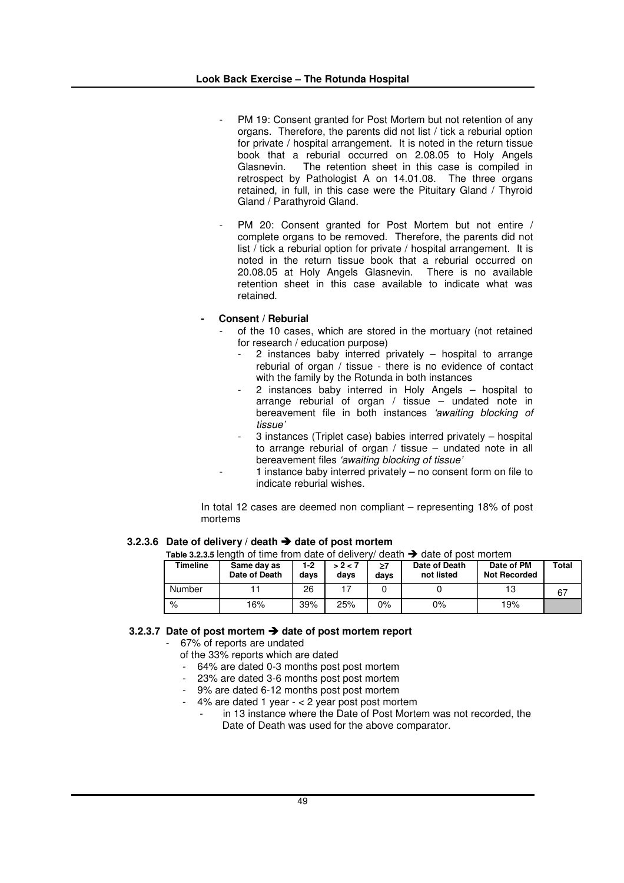- PM 19: Consent granted for Post Mortem but not retention of any organs. Therefore, the parents did not list / tick a reburial option for private / hospital arrangement. It is noted in the return tissue book that a reburial occurred on 2.08.05 to Holy Angels Glasnevin. The retention sheet in this case is compiled in retrospect by Pathologist A on 14.01.08. The three organs retained, in full, in this case were the Pituitary Gland / Thyroid Gland / Parathyroid Gland.

- PM 20: Consent granted for Post Mortem but not entire / complete organs to be removed. Therefore, the parents did not list / tick a reburial option for private / hospital arrangement. It is noted in the return tissue book that a reburial occurred on 20.08.05 at Holy Angels Glasnevin. There is no available retention sheet in this case available to indicate what was retained.

- **Consent / Reburial**
  - of the 10 cases, which are stored in the mortuary (not retained for research / education purpose)
    - 2 instances baby interred privately – hospital to arrange reburial of organ / tissue - there is no evidence of contact with the family by the Rotunda in both instances
    - 2 instances baby interred in Holy Angels – hospital to arrange reburial of organ / tissue – undated note in bereavement file in both instances *'awaiting blocking of tissue'*
    - 3 instances (Triplet case) babies interred privately – hospital to arrange reburial of organ / tissue – undated note in all bereavement files *'awaiting blocking of tissue'*
    - 1 instance baby interred privately – no consent form on file to indicate reburial wishes.

In total 12 cases are deemed non compliant – representing 18% of post mortems

### 3.2.3.6 Date of delivery / death ➔ date of post mortem

**Table 3.2.3.5** length of time from date of delivery/ death ➔ date of post mortem

| Timeline | Same day as Date of Death | 1-2 days | > 2 < 7 days | ≥7 days | Date of Death not listed | Date of PM Not Recorded | Total |
|---|---|---|---|---|---|---|---|
| Number | 11 | 26 | 17 | 0 | 0 | 13 | 67 |
| % | 16% | 39% | 25% | 0% | 0% | 19% | |

### 3.2.3.7 Date of post mortem ➔ date of post mortem report

- 67% of reports are undated
  of the 33% reports which are dated
  - 64% are dated 0-3 months post post mortem
  - 23% are dated 3-6 months post post mortem
  - 9% are dated 6-12 months post post mortem
  - 4% are dated 1 year - < 2 year post post mortem
    - in 13 instance where the Date of Post Mortem was not recorded, the Date of Death was used for the above comparator.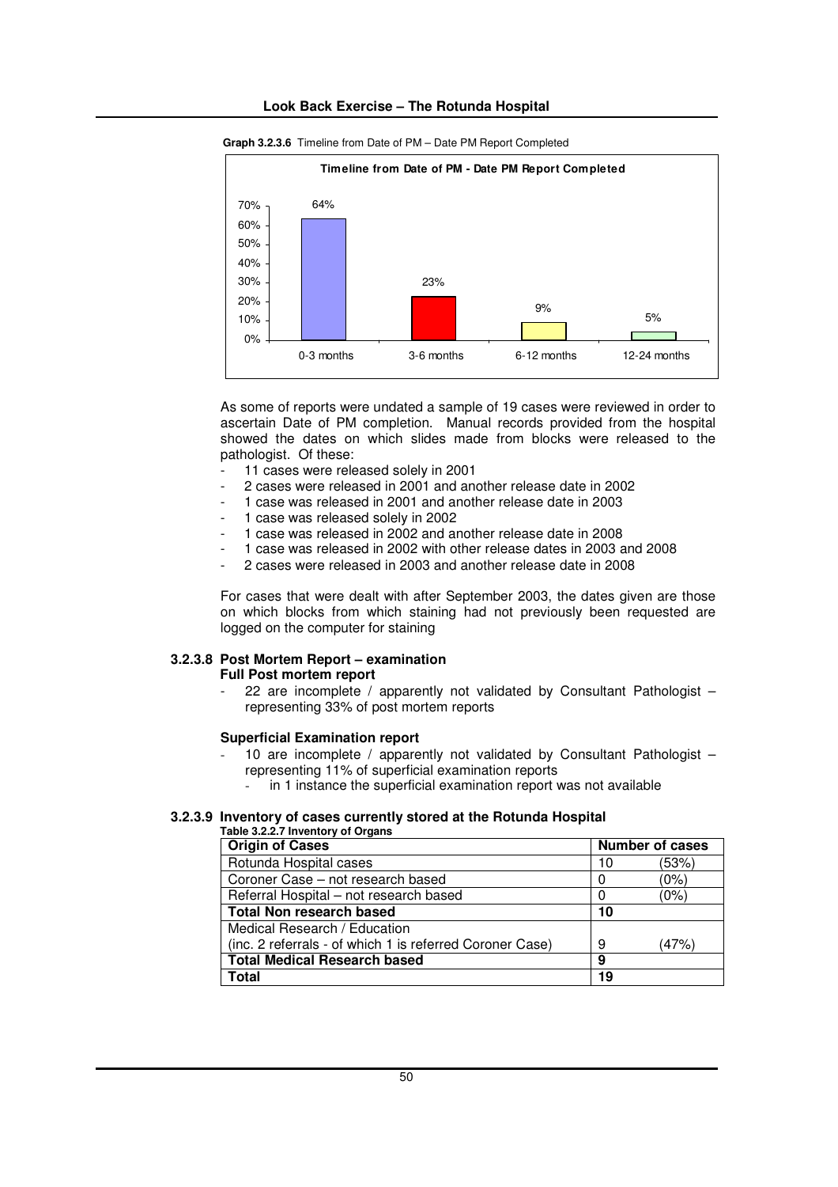**Graph 3.2.3.6** Timeline from Date of PM – Date PM Report Completed

**Timeline from Date of PM - Date PM Report Completed**

| Period | Percentage |
|---|---|
| 0-3 months | 64% |
| 3-6 months | 23% |
| 6-12 months | 9% |
| 12-24 months | 5% |

As some of reports were undated a sample of 19 cases were reviewed in order to ascertain Date of PM completion. Manual records provided from the hospital showed the dates on which slides made from blocks were released to the pathologist. Of these:

- 11 cases were released solely in 2001
- 2 cases were released in 2001 and another release date in 2002
- 1 case was released in 2001 and another release date in 2003
- 1 case was released solely in 2002
- 1 case was released in 2002 and another release date in 2008
- 1 case was released in 2002 with other release dates in 2003 and 2008
- 2 cases were released in 2003 and another release date in 2008

For cases that were dealt with after September 2003, the dates given are those on which blocks from which staining had not previously been requested are logged on the computer for staining

### 3.2.3.8 Post Mortem Report – examination

**Full Post mortem report**

- 22 are incomplete / apparently not validated by Consultant Pathologist – representing 33% of post mortem reports

**Superficial Examination report**

- 10 are incomplete / apparently not validated by Consultant Pathologist – representing 11% of superficial examination reports
  - in 1 instance the superficial examination report was not available

### 3.2.3.9 Inventory of cases currently stored at the Rotunda Hospital

**Table 3.2.2.7 Inventory of Organs**

| Origin of Cases | Number of cases | |
|---|---|---|
| Rotunda Hospital cases | 10 | (53%) |
| Coroner Case – not research based | 0 | (0%) |
| Referral Hospital – not research based | 0 | (0%) |
| **Total Non research based** | **10** | |
| Medical Research / Education (inc. 2 referrals - of which 1 is referred Coroner Case) | 9 | (47%) |
| **Total Medical Research based** | **9** | |
| **Total** | **19** | |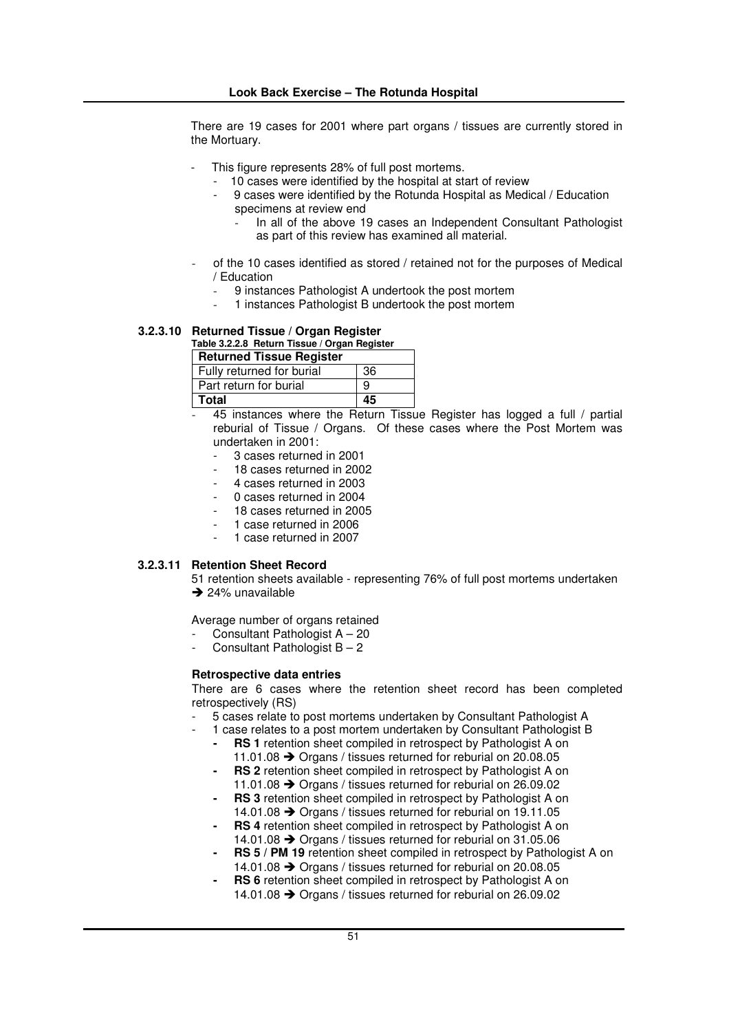There are 19 cases for 2001 where part organs / tissues are currently stored in the Mortuary.

- This figure represents 28% of full post mortems.
  - 10 cases were identified by the hospital at start of review
  - 9 cases were identified by the Rotunda Hospital as Medical / Education specimens at review end
    - In all of the above 19 cases an Independent Consultant Pathologist as part of this review has examined all material.
- of the 10 cases identified as stored / retained not for the purposes of Medical / Education
  - 9 instances Pathologist A undertook the post mortem
  - 1 instances Pathologist B undertook the post mortem

#### 3.2.3.10 Returned Tissue / Organ Register

**Table 3.2.2.8 Return Tissue / Organ Register**

| Returned Tissue Register | |
|---|---|
| Fully returned for burial | 36 |
| Part return for burial | 9 |
| **Total** | **45** |

- 45 instances where the Return Tissue Register has logged a full / partial reburial of Tissue / Organs. Of these cases where the Post Mortem was undertaken in 2001:
  - 3 cases returned in 2001
  - 18 cases returned in 2002
  - 4 cases returned in 2003
  - 0 cases returned in 2004
  - 18 cases returned in 2005
  - 1 case returned in 2006
  - 1 case returned in 2007

#### 3.2.3.11 Retention Sheet Record

51 retention sheets available - representing 76% of full post mortems undertaken
➔ 24% unavailable

Average number of organs retained

- Consultant Pathologist A – 20
- Consultant Pathologist B – 2

**Retrospective data entries**

There are 6 cases where the retention sheet record has been completed retrospectively (RS)

- 5 cases relate to post mortems undertaken by Consultant Pathologist A
- 1 case relates to a post mortem undertaken by Consultant Pathologist B
  - **RS 1** retention sheet compiled in retrospect by Pathologist A on 11.01.08 ➔ Organs / tissues returned for reburial on 20.08.05
  - **RS 2** retention sheet compiled in retrospect by Pathologist A on 11.01.08 ➔ Organs / tissues returned for reburial on 26.09.02
  - **RS 3** retention sheet compiled in retrospect by Pathologist A on 14.01.08 ➔ Organs / tissues returned for reburial on 19.11.05
  - **RS 4** retention sheet compiled in retrospect by Pathologist A on 14.01.08 ➔ Organs / tissues returned for reburial on 31.05.06
  - **RS 5 / PM 19** retention sheet compiled in retrospect by Pathologist A on 14.01.08 ➔ Organs / tissues returned for reburial on 20.08.05
  - **RS 6** retention sheet compiled in retrospect by Pathologist A on 14.01.08 ➔ Organs / tissues returned for reburial on 26.09.02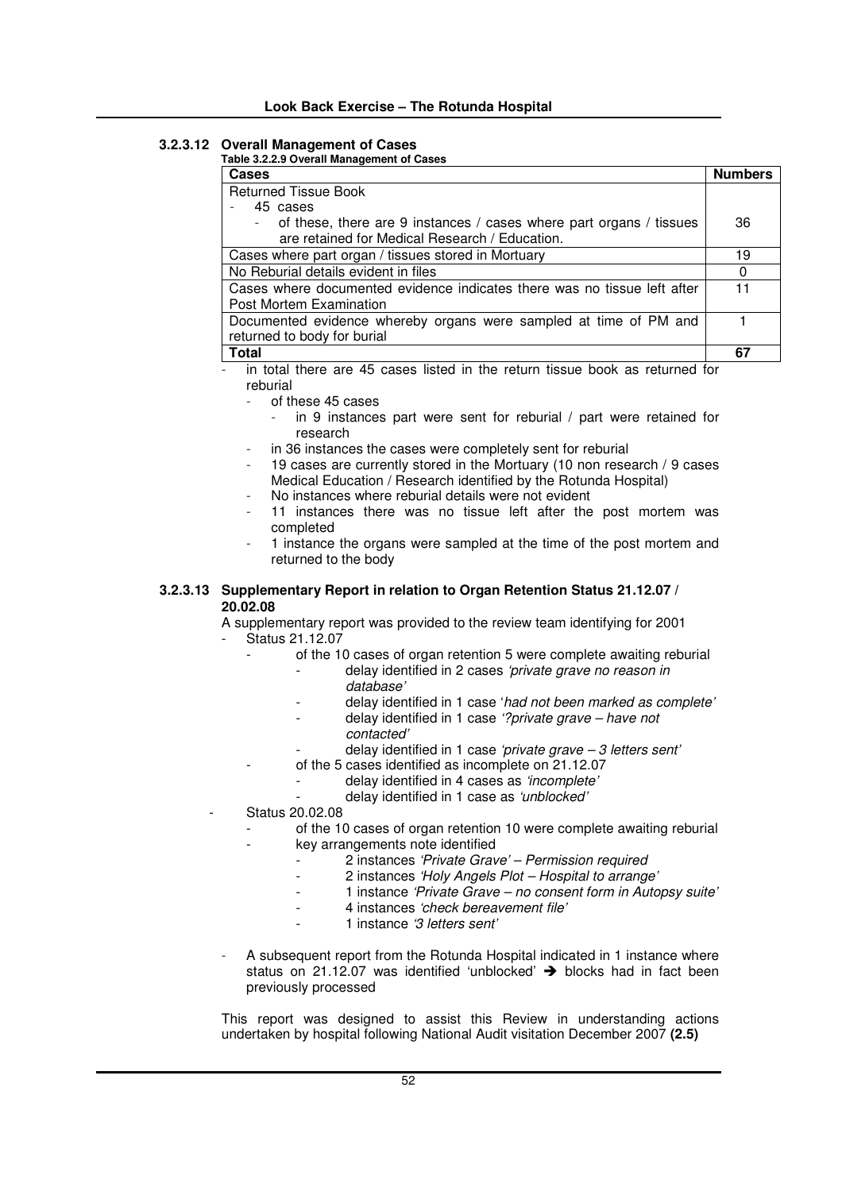### 3.2.3.12 Overall Management of Cases

**Table 3.2.2.9 Overall Management of Cases**

| Cases | Numbers |
|---|---|
| Returned Tissue Book<br>- 45 cases<br>- of these, there are 9 instances / cases where part organs / tissues are retained for Medical Research / Education. | 36 |
| Cases where part organ / tissues stored in Mortuary | 19 |
| No Reburial details evident in files | 0 |
| Cases where documented evidence indicates there was no tissue left after Post Mortem Examination | 11 |
| Documented evidence whereby organs were sampled at time of PM and returned to body for burial | 1 |
| **Total** | **67** |

- in total there are 45 cases listed in the return tissue book as returned for reburial
  - of these 45 cases
    - in 9 instances part were sent for reburial / part were retained for research
  - in 36 instances the cases were completely sent for reburial
  - 19 cases are currently stored in the Mortuary (10 non research / 9 cases Medical Education / Research identified by the Rotunda Hospital)
  - No instances where reburial details were not evident
  - 11 instances there was no tissue left after the post mortem was completed
  - 1 instance the organs were sampled at the time of the post mortem and returned to the body

### 3.2.3.13 Supplementary Report in relation to Organ Retention Status 21.12.07 / 20.02.08

A supplementary report was provided to the review team identifying for 2001

- Status 21.12.07
  - of the 10 cases of organ retention 5 were complete awaiting reburial
    - delay identified in 2 cases *'private grave no reason in database'*
    - delay identified in 1 case '*had not been marked as complete'*
    - delay identified in 1 case *'?private grave – have not contacted'*
    - delay identified in 1 case *'private grave – 3 letters sent'*
  - of the 5 cases identified as incomplete on 21.12.07
    - delay identified in 4 cases as *'incomplete'*
    - delay identified in 1 case as *'unblocked'*
- Status 20.02.08
  - of the 10 cases of organ retention 10 were complete awaiting reburial
  - key arrangements note identified
    - 2 instances *'Private Grave' – Permission required*
    - 2 instances *'Holy Angels Plot – Hospital to arrange'*
    - 1 instance *'Private Grave – no consent form in Autopsy suite'*
    - 4 instances *'check bereavement file'*
    - 1 instance *'3 letters sent'*
- A subsequent report from the Rotunda Hospital indicated in 1 instance where status on 21.12.07 was identified 'unblocked' ➔ blocks had in fact been previously processed

This report was designed to assist this Review in understanding actions undertaken by hospital following National Audit visitation December 2007 **(2.5)**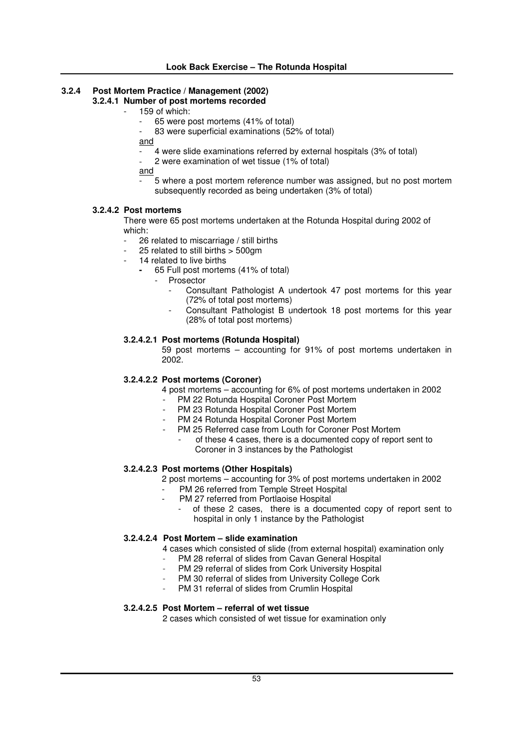### 3.2.4 Post Mortem Practice / Management (2002)

#### 3.2.4.1 Number of post mortems recorded

- 159 of which:
  - 65 were post mortems (41% of total)
  - 83 were superficial examinations (52% of total)

  <u>and</u>

  - 4 were slide examinations referred by external hospitals (3% of total)
  - 2 were examination of wet tissue (1% of total)

  <u>and</u>

  - 5 where a post mortem reference number was assigned, but no post mortem subsequently recorded as being undertaken (3% of total)

#### 3.2.4.2 Post mortems

There were 65 post mortems undertaken at the Rotunda Hospital during 2002 of which:

- 26 related to miscarriage / still births
- 25 related to still births > 500gm
- 14 related to live births
  - 65 Full post mortems (41% of total)
    - Prosector
      - Consultant Pathologist A undertook 47 post mortems for this year (72% of total post mortems)
      - Consultant Pathologist B undertook 18 post mortems for this year (28% of total post mortems)

##### 3.2.4.2.1 Post mortems (Rotunda Hospital)

59 post mortems – accounting for 91% of post mortems undertaken in 2002.

##### 3.2.4.2.2 Post mortems (Coroner)

4 post mortems – accounting for 6% of post mortems undertaken in 2002

- PM 22 Rotunda Hospital Coroner Post Mortem
- PM 23 Rotunda Hospital Coroner Post Mortem
- PM 24 Rotunda Hospital Coroner Post Mortem
- PM 25 Referred case from Louth for Coroner Post Mortem
  - of these 4 cases, there is a documented copy of report sent to Coroner in 3 instances by the Pathologist

##### 3.2.4.2.3 Post mortems (Other Hospitals)

2 post mortems – accounting for 3% of post mortems undertaken in 2002

- PM 26 referred from Temple Street Hospital
- PM 27 referred from Portlaoise Hospital
  - of these 2 cases, there is a documented copy of report sent to hospital in only 1 instance by the Pathologist

##### 3.2.4.2.4 Post Mortem – slide examination

4 cases which consisted of slide (from external hospital) examination only

- PM 28 referral of slides from Cavan General Hospital
- PM 29 referral of slides from Cork University Hospital
- PM 30 referral of slides from University College Cork
- PM 31 referral of slides from Crumlin Hospital

##### 3.2.4.2.5 Post Mortem – referral of wet tissue

2 cases which consisted of wet tissue for examination only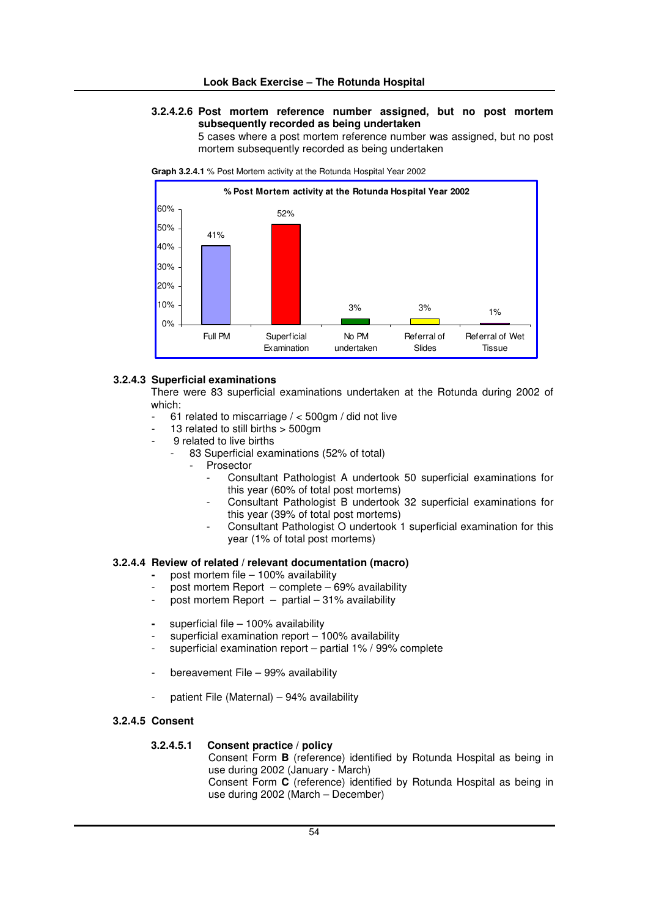#### 3.2.4.2.6 Post mortem reference number assigned, but no post mortem subsequently recorded as being undertaken

5 cases where a post mortem reference number was assigned, but no post mortem subsequently recorded as being undertaken

**Graph 3.2.4.1** % Post Mortem activity at the Rotunda Hospital Year 2002

**% Post Mortem activity at the Rotunda Hospital Year 2002**

| Category | % |
|---|---|
| Full PM | 41% |
| Superficial Examination | 52% |
| No PM undertaken | 3% |
| Referral of Slides | 3% |
| Referral of Wet Tissue | 1% |

### 3.2.4.3 Superficial examinations

There were 83 superficial examinations undertaken at the Rotunda during 2002 of which:

- 61 related to miscarriage / < 500gm / did not live
- 13 related to still births > 500gm
- 9 related to live births
    - 83 Superficial examinations (52% of total)
        - Prosector
            - Consultant Pathologist A undertook 50 superficial examinations for this year (60% of total post mortems)
            - Consultant Pathologist B undertook 32 superficial examinations for this year (39% of total post mortems)
            - Consultant Pathologist O undertook 1 superficial examination for this year (1% of total post mortems)

### 3.2.4.4 Review of related / relevant documentation (macro)

- post mortem file – 100% availability
- post mortem Report – complete – 69% availability
- post mortem Report – partial – 31% availability

- superficial file – 100% availability
- superficial examination report – 100% availability
- superficial examination report – partial 1% / 99% complete

- bereavement File – 99% availability

- patient File (Maternal) – 94% availability

### 3.2.4.5 Consent

#### 3.2.4.5.1 Consent practice / policy

Consent Form **B** (reference) identified by Rotunda Hospital as being in use during 2002 (January - March)

Consent Form **C** (reference) identified by Rotunda Hospital as being in use during 2002 (March – December)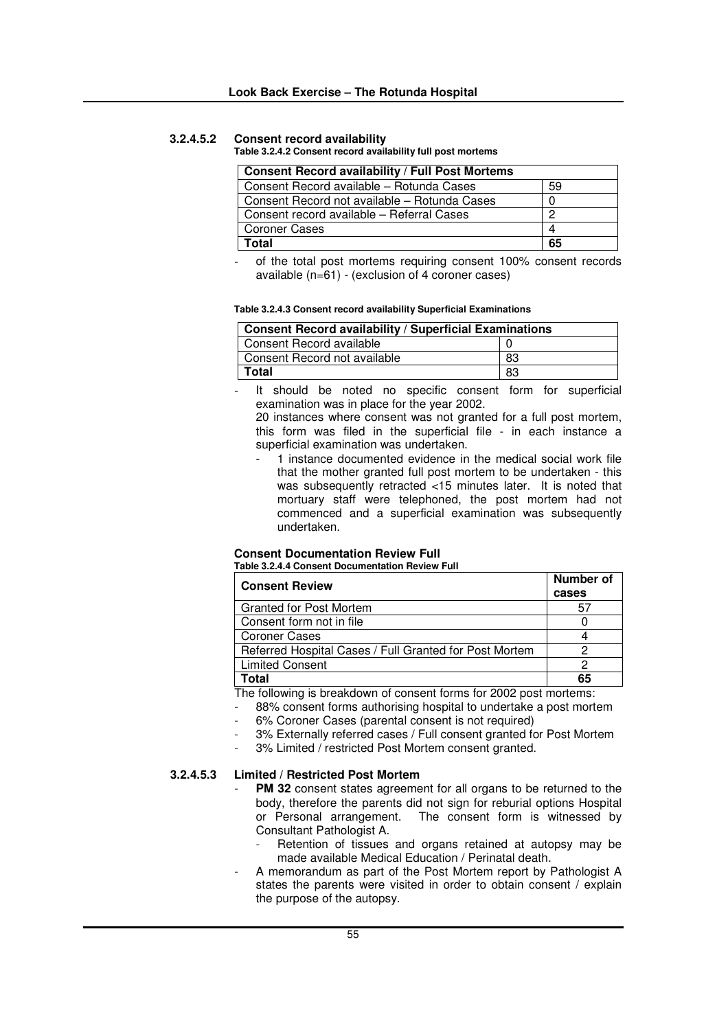#### 3.2.4.5.2 Consent record availability

**Table 3.2.4.2 Consent record availability full post mortems**

| Consent Record availability / Full Post Mortems | |
|---|---|
| Consent Record available – Rotunda Cases | 59 |
| Consent Record not available – Rotunda Cases | 0 |
| Consent record available – Referral Cases | 2 |
| Coroner Cases | 4 |
| **Total** | **65** |

- of the total post mortems requiring consent 100% consent records available (n=61) - (exclusion of 4 coroner cases)

**Table 3.2.4.3 Consent record availability Superficial Examinations**

| Consent Record availability / Superficial Examinations | |
|---|---|
| Consent Record available | 0 |
| Consent Record not available | 83 |
| **Total** | 83 |

- It should be noted no specific consent form for superficial examination was in place for the year 2002.
  20 instances where consent was not granted for a full post mortem, this form was filed in the superficial file - in each instance a superficial examination was undertaken.
  - 1 instance documented evidence in the medical social work file that the mother granted full post mortem to be undertaken - this was subsequently retracted <15 minutes later. It is noted that mortuary staff were telephoned, the post mortem had not commenced and a superficial examination was subsequently undertaken.

**Consent Documentation Review Full**

**Table 3.2.4.4 Consent Documentation Review Full**

| Consent Review | Number of cases |
|---|---|
| Granted for Post Mortem | 57 |
| Consent form not in file | 0 |
| Coroner Cases | 4 |
| Referred Hospital Cases / Full Granted for Post Mortem | 2 |
| Limited Consent | 2 |
| **Total** | **65** |

The following is breakdown of consent forms for 2002 post mortems:

- 88% consent forms authorising hospital to undertake a post mortem
- 6% Coroner Cases (parental consent is not required)
- 3% Externally referred cases / Full consent granted for Post Mortem
- 3% Limited / restricted Post Mortem consent granted.

#### 3.2.4.5.3 Limited / Restricted Post Mortem

- **PM 32** consent states agreement for all organs to be returned to the body, therefore the parents did not sign for reburial options Hospital or Personal arrangement. The consent form is witnessed by Consultant Pathologist A.
  - Retention of tissues and organs retained at autopsy may be made available Medical Education / Perinatal death.
- A memorandum as part of the Post Mortem report by Pathologist A states the parents were visited in order to obtain consent / explain the purpose of the autopsy.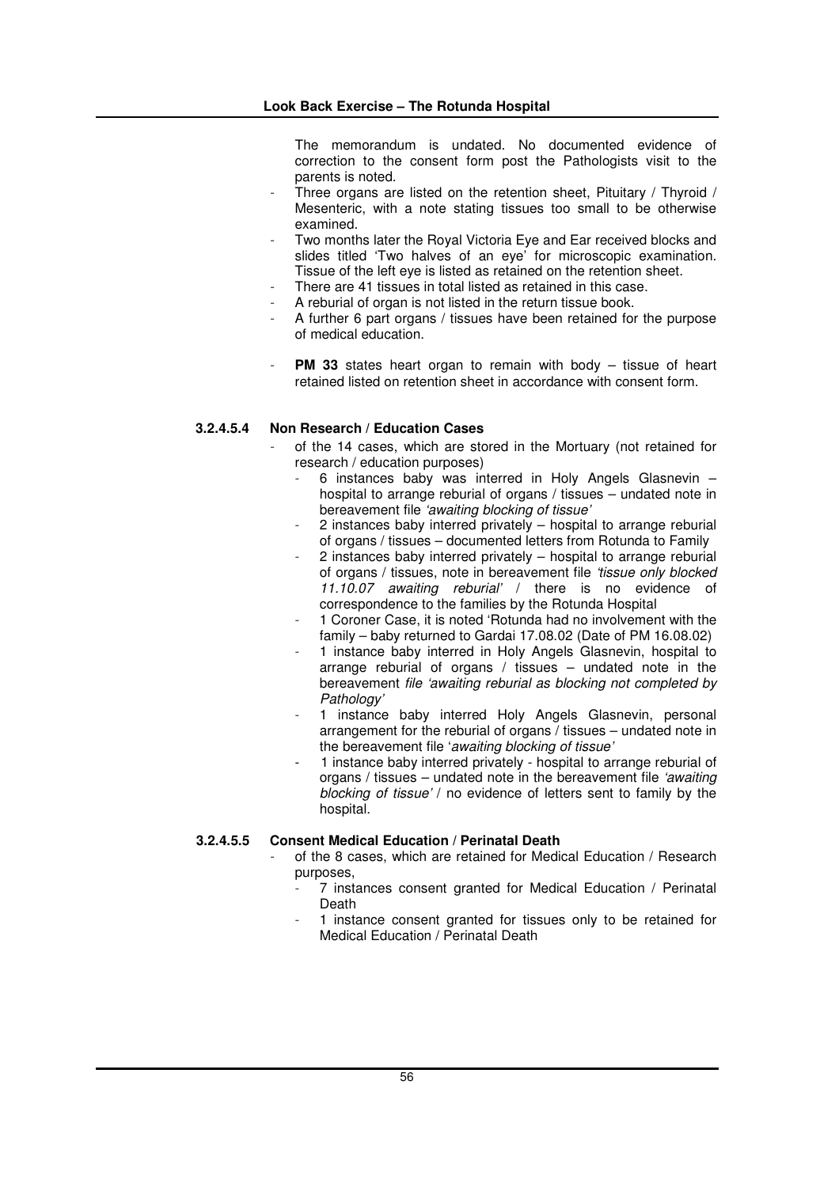The memorandum is undated. No documented evidence of correction to the consent form post the Pathologists visit to the parents is noted.

- Three organs are listed on the retention sheet, Pituitary / Thyroid / Mesenteric, with a note stating tissues too small to be otherwise examined.
- Two months later the Royal Victoria Eye and Ear received blocks and slides titled 'Two halves of an eye' for microscopic examination. Tissue of the left eye is listed as retained on the retention sheet.
- There are 41 tissues in total listed as retained in this case.
- A reburial of organ is not listed in the return tissue book.
- A further 6 part organs / tissues have been retained for the purpose of medical education.

- **PM 33** states heart organ to remain with body – tissue of heart retained listed on retention sheet in accordance with consent form.

#### 3.2.4.5.4 Non Research / Education Cases

- of the 14 cases, which are stored in the Mortuary (not retained for research / education purposes)
  - 6 instances baby was interred in Holy Angels Glasnevin – hospital to arrange reburial of organs / tissues – undated note in bereavement file *'awaiting blocking of tissue'*
  - 2 instances baby interred privately – hospital to arrange reburial of organs / tissues – documented letters from Rotunda to Family
  - 2 instances baby interred privately – hospital to arrange reburial of organs / tissues, note in bereavement file *'tissue only blocked 11.10.07 awaiting reburial'* / there is no evidence of correspondence to the families by the Rotunda Hospital
  - 1 Coroner Case, it is noted 'Rotunda had no involvement with the family – baby returned to Gardai 17.08.02 (Date of PM 16.08.02)
  - 1 instance baby interred in Holy Angels Glasnevin, hospital to arrange reburial of organs / tissues – undated note in the bereavement *file 'awaiting reburial as blocking not completed by Pathology'*
  - 1 instance baby interred Holy Angels Glasnevin, personal arrangement for the reburial of organs / tissues – undated note in the bereavement file '*awaiting blocking of tissue'*
  - 1 instance baby interred privately - hospital to arrange reburial of organs / tissues – undated note in the bereavement file *'awaiting blocking of tissue'* / no evidence of letters sent to family by the hospital.

#### 3.2.4.5.5 Consent Medical Education / Perinatal Death

- of the 8 cases, which are retained for Medical Education / Research purposes,
  - 7 instances consent granted for Medical Education / Perinatal Death
  - 1 instance consent granted for tissues only to be retained for Medical Education / Perinatal Death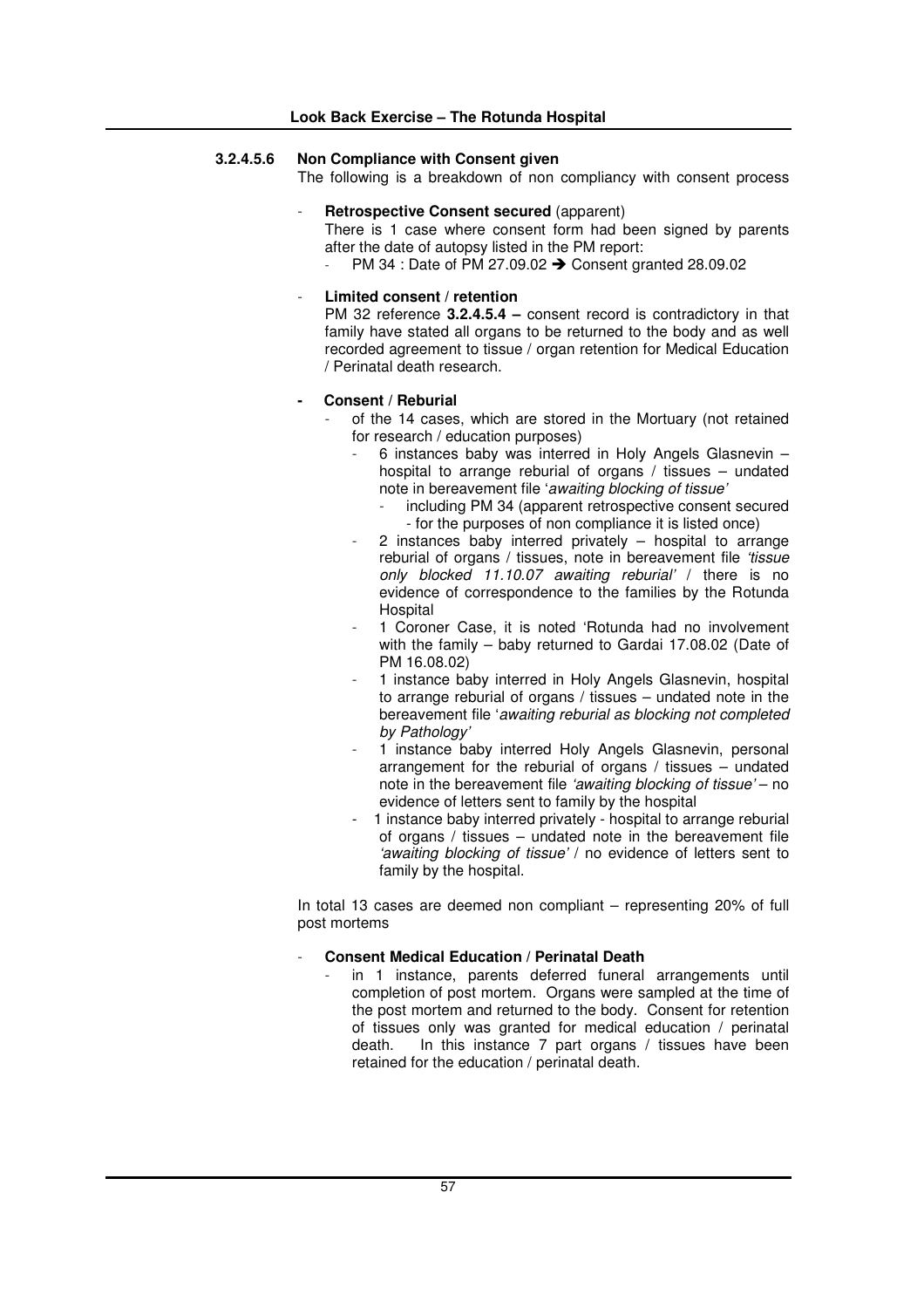#### 3.2.4.5.6 Non Compliance with Consent given

The following is a breakdown of non compliancy with consent process

- **Retrospective Consent secured** (apparent)
  There is 1 case where consent form had been signed by parents after the date of autopsy listed in the PM report:
  - PM 34 : Date of PM 27.09.02 ➔ Consent granted 28.09.02

- **Limited consent / retention**
  PM 32 reference **3.2.4.5.4 –** consent record is contradictory in that family have stated all organs to be returned to the body and as well recorded agreement to tissue / organ retention for Medical Education / Perinatal death research.

- **Consent / Reburial**
  - of the 14 cases, which are stored in the Mortuary (not retained for research / education purposes)
    - 6 instances baby was interred in Holy Angels Glasnevin – hospital to arrange reburial of organs / tissues – undated note in bereavement file '*awaiting blocking of tissue'*
      - including PM 34 (apparent retrospective consent secured - for the purposes of non compliance it is listed once)
    - 2 instances baby interred privately – hospital to arrange reburial of organs / tissues, note in bereavement file *'tissue only blocked 11.10.07 awaiting reburial'* / there is no evidence of correspondence to the families by the Rotunda Hospital
    - 1 Coroner Case, it is noted 'Rotunda had no involvement with the family – baby returned to Gardai 17.08.02 (Date of PM 16.08.02)
    - 1 instance baby interred in Holy Angels Glasnevin, hospital to arrange reburial of organs / tissues – undated note in the bereavement file '*awaiting reburial as blocking not completed by Pathology'*
    - 1 instance baby interred Holy Angels Glasnevin, personal arrangement for the reburial of organs / tissues – undated note in the bereavement file *'awaiting blocking of tissue'* – no evidence of letters sent to family by the hospital
    - 1 instance baby interred privately - hospital to arrange reburial of organs / tissues – undated note in the bereavement file *'awaiting blocking of tissue'* / no evidence of letters sent to family by the hospital.

In total 13 cases are deemed non compliant – representing 20% of full post mortems

- **Consent Medical Education / Perinatal Death**
  - in 1 instance, parents deferred funeral arrangements until completion of post mortem. Organs were sampled at the time of the post mortem and returned to the body. Consent for retention of tissues only was granted for medical education / perinatal death. In this instance 7 part organs / tissues have been retained for the education / perinatal death.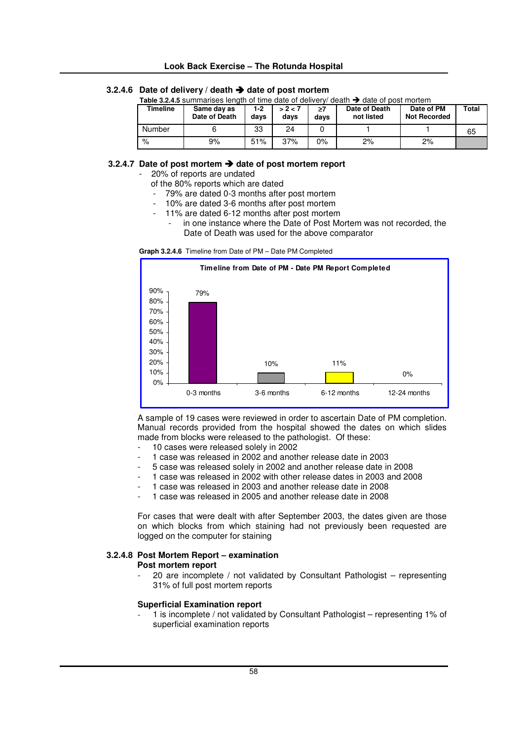### 3.2.4.6 Date of delivery / death ➔ date of post mortem

**Table 3.2.4.5** summarises length of time date of delivery/ death ➔ date of post mortem

| Timeline | Same day as Date of Death | 1-2 days | > 2 < 7 days | ≥7 days | Date of Death not listed | Date of PM Not Recorded | Total |
|---|---|---|---|---|---|---|---|
| Number | 6 | 33 | 24 | 0 | 1 | 1 | 65 |
| % | 9% | 51% | 37% | 0% | 2% | 2% | |

### 3.2.4.7 Date of post mortem ➔ date of post mortem report

- 20% of reports are undated

  of the 80% reports which are dated
  - 79% are dated 0-3 months after post mortem
  - 10% are dated 3-6 months after post mortem
  - 11% are dated 6-12 months after post mortem
    - in one instance where the Date of Post Mortem was not recorded, the Date of Death was used for the above comparator

**Graph 3.2.4.6** Timeline from Date of PM – Date PM Completed

Timeline from Date of PM - Date PM Report Completed

| 0-3 months | 3-6 months | 6-12 months | 12-24 months |
|---|---|---|---|
| 79% | 10% | 11% | 0% |

A sample of 19 cases were reviewed in order to ascertain Date of PM completion. Manual records provided from the hospital showed the dates on which slides made from blocks were released to the pathologist. Of these:

- 10 cases were released solely in 2002
- 1 case was released in 2002 and another release date in 2003
- 5 case was released solely in 2002 and another release date in 2008
- 1 case was released in 2002 with other release dates in 2003 and 2008
- 1 case was released in 2003 and another release date in 2008
- 1 case was released in 2005 and another release date in 2008

For cases that were dealt with after September 2003, the dates given are those on which blocks from which staining had not previously been requested are logged on the computer for staining

### 3.2.4.8 Post Mortem Report – examination

**Post mortem report**

- 20 are incomplete / not validated by Consultant Pathologist – representing 31% of full post mortem reports

**Superficial Examination report**

- 1 is incomplete / not validated by Consultant Pathologist – representing 1% of superficial examination reports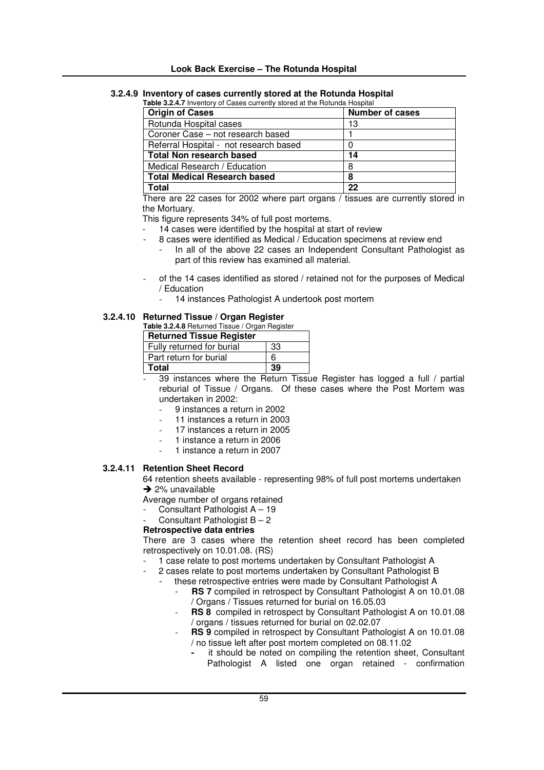### 3.2.4.9 Inventory of cases currently stored at the Rotunda Hospital

**Table 3.2.4.7** Inventory of Cases currently stored at the Rotunda Hospital

| Origin of Cases | Number of cases |
|---|---|
| Rotunda Hospital cases | 13 |
| Coroner Case – not research based | 1 |
| Referral Hospital - not research based | 0 |
| **Total Non research based** | **14** |
| Medical Research / Education | 8 |
| **Total Medical Research based** | **8** |
| **Total** | **22** |

There are 22 cases for 2002 where part organs / tissues are currently stored in the Mortuary.

This figure represents 34% of full post mortems.

- 14 cases were identified by the hospital at start of review
- 8 cases were identified as Medical / Education specimens at review end
    - In all of the above 22 cases an Independent Consultant Pathologist as part of this review has examined all material.
- of the 14 cases identified as stored / retained not for the purposes of Medical / Education
    - 14 instances Pathologist A undertook post mortem

### 3.2.4.10 Returned Tissue / Organ Register

**Table 3.2.4.8** Returned Tissue / Organ Register

| Returned Tissue Register | |
|---|---|
| Fully returned for burial | 33 |
| Part return for burial | 6 |
| **Total** | **39** |

- 39 instances where the Return Tissue Register has logged a full / partial reburial of Tissue / Organs. Of these cases where the Post Mortem was undertaken in 2002:
    - 9 instances a return in 2002
    - 11 instances a return in 2003
    - 17 instances a return in 2005
    - 1 instance a return in 2006
    - 1 instance a return in 2007

### 3.2.4.11 Retention Sheet Record

64 retention sheets available - representing 98% of full post mortems undertaken
→ 2% unavailable

Average number of organs retained

- Consultant Pathologist A – 19
- Consultant Pathologist B – 2

**Retrospective data entries**

There are 3 cases where the retention sheet record has been completed retrospectively on 10.01.08. (RS)

- 1 case relate to post mortems undertaken by Consultant Pathologist A
- 2 cases relate to post mortems undertaken by Consultant Pathologist B
    - these retrospective entries were made by Consultant Pathologist A
        - **RS 7** compiled in retrospect by Consultant Pathologist A on 10.01.08 / Organs / Tissues returned for burial on 16.05.03
        - **RS 8** compiled in retrospect by Consultant Pathologist A on 10.01.08 / organs / tissues returned for burial on 02.02.07
        - **RS 9** compiled in retrospect by Consultant Pathologist A on 10.01.08 / no tissue left after post mortem completed on 08.11.02
            - it should be noted on compiling the retention sheet, Consultant Pathologist A listed one organ retained - confirmation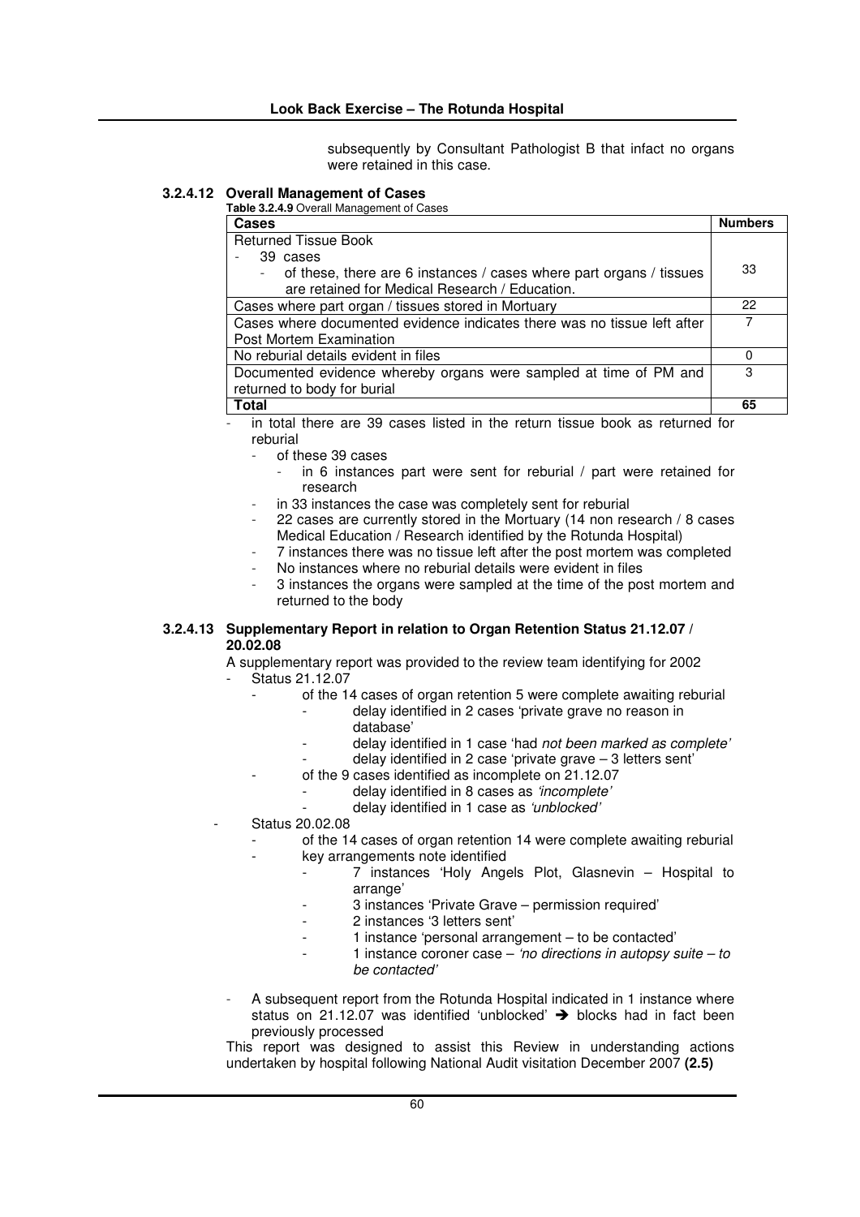subsequently by Consultant Pathologist B that infact no organs were retained in this case.

#### 3.2.4.12 Overall Management of Cases

**Table 3.2.4.9** Overall Management of Cases

| Cases | Numbers |
|---|---|
| Returned Tissue Book<br>- 39 cases<br>- of these, there are 6 instances / cases where part organs / tissues are retained for Medical Research / Education. | 33 |
| Cases where part organ / tissues stored in Mortuary | 22 |
| Cases where documented evidence indicates there was no tissue left after Post Mortem Examination | 7 |
| No reburial details evident in files | 0 |
| Documented evidence whereby organs were sampled at time of PM and returned to body for burial | 3 |
| **Total** | **65** |

- in total there are 39 cases listed in the return tissue book as returned for reburial
  - of these 39 cases
    - in 6 instances part were sent for reburial / part were retained for research
  - in 33 instances the case was completely sent for reburial
  - 22 cases are currently stored in the Mortuary (14 non research / 8 cases Medical Education / Research identified by the Rotunda Hospital)
  - 7 instances there was no tissue left after the post mortem was completed
  - No instances where no reburial details were evident in files
  - 3 instances the organs were sampled at the time of the post mortem and returned to the body

#### 3.2.4.13 Supplementary Report in relation to Organ Retention Status 21.12.07 / 20.02.08

A supplementary report was provided to the review team identifying for 2002

- Status 21.12.07
  - of the 14 cases of organ retention 5 were complete awaiting reburial
    - delay identified in 2 cases 'private grave no reason in database'
    - delay identified in 1 case 'had *not been marked as complete'*
    - delay identified in 2 case 'private grave – 3 letters sent'
  - of the 9 cases identified as incomplete on 21.12.07
    - delay identified in 8 cases as *'incomplete'*
    - delay identified in 1 case as *'unblocked'*
- Status 20.02.08
  - of the 14 cases of organ retention 14 were complete awaiting reburial
  - key arrangements note identified
    - 7 instances 'Holy Angels Plot, Glasnevin – Hospital to arrange'
    - 3 instances 'Private Grave – permission required'
    - 2 instances '3 letters sent'
    - 1 instance 'personal arrangement – to be contacted'
    - 1 instance coroner case – *'no directions in autopsy suite – to be contacted'*
  - A subsequent report from the Rotunda Hospital indicated in 1 instance where status on 21.12.07 was identified 'unblocked' ➔ blocks had in fact been previously processed

This report was designed to assist this Review in understanding actions undertaken by hospital following National Audit visitation December 2007 **(2.5)**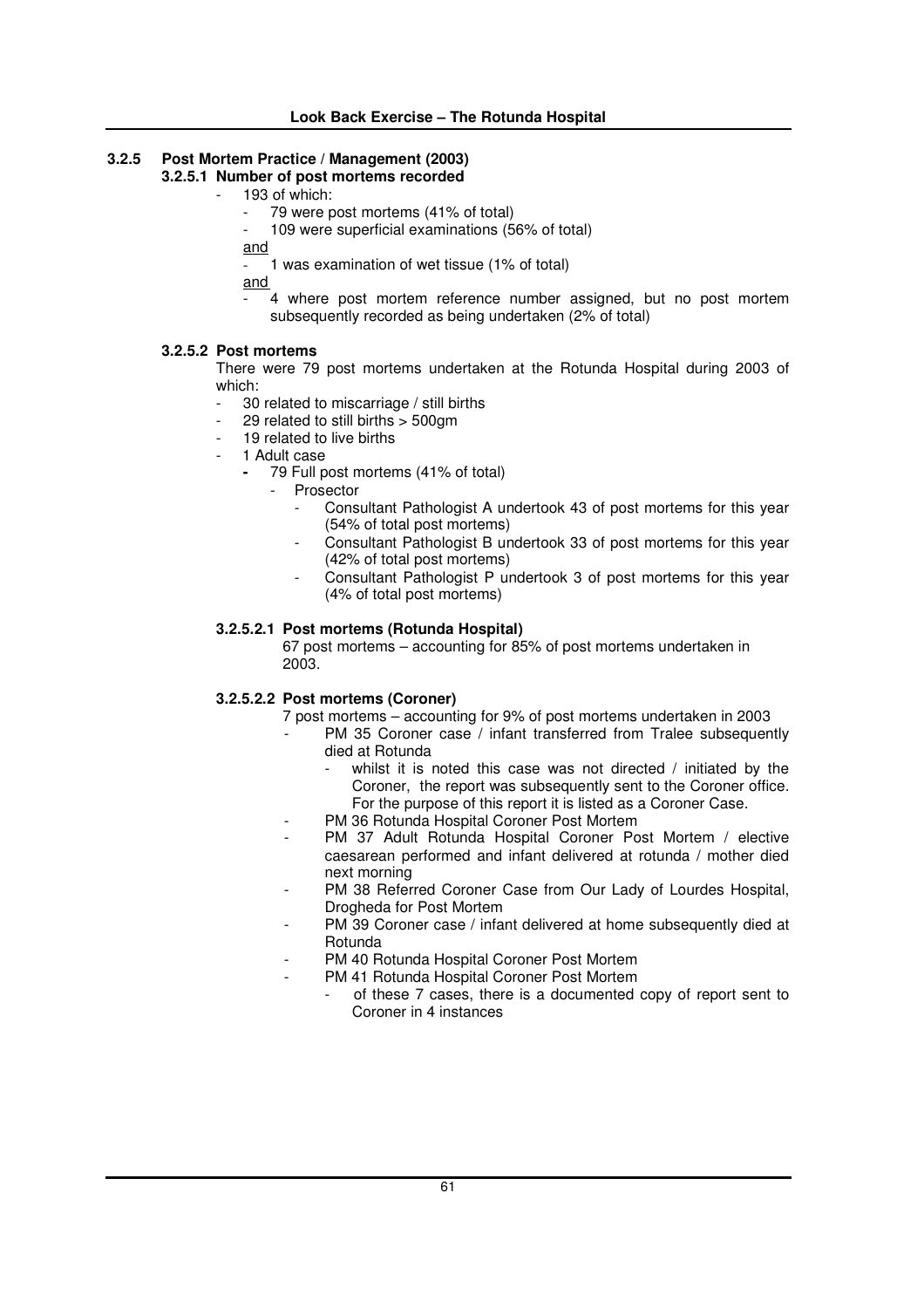### 3.2.5 Post Mortem Practice / Management (2003)

#### 3.2.5.1 Number of post mortems recorded

- 193 of which:
  - 79 were post mortems (41% of total)
  - 109 were superficial examinations (56% of total)

  <u>and</u>

  - 1 was examination of wet tissue (1% of total)

  <u>and</u>

  - 4 where post mortem reference number assigned, but no post mortem subsequently recorded as being undertaken (2% of total)

#### 3.2.5.2 Post mortems

There were 79 post mortems undertaken at the Rotunda Hospital during 2003 of which:

- 30 related to miscarriage / still births
- 29 related to still births > 500gm
- 19 related to live births
- 1 Adult case
  - 79 Full post mortems (41% of total)
    - Prosector
      - Consultant Pathologist A undertook 43 of post mortems for this year (54% of total post mortems)
      - Consultant Pathologist B undertook 33 of post mortems for this year (42% of total post mortems)
      - Consultant Pathologist P undertook 3 of post mortems for this year (4% of total post mortems)

##### 3.2.5.2.1 Post mortems (Rotunda Hospital)

67 post mortems – accounting for 85% of post mortems undertaken in 2003.

##### 3.2.5.2.2 Post mortems (Coroner)

7 post mortems – accounting for 9% of post mortems undertaken in 2003

- PM 35 Coroner case / infant transferred from Tralee subsequently died at Rotunda
  - whilst it is noted this case was not directed / initiated by the Coroner, the report was subsequently sent to the Coroner office. For the purpose of this report it is listed as a Coroner Case.
- PM 36 Rotunda Hospital Coroner Post Mortem
- PM 37 Adult Rotunda Hospital Coroner Post Mortem / elective caesarean performed and infant delivered at rotunda / mother died next morning
- PM 38 Referred Coroner Case from Our Lady of Lourdes Hospital, Drogheda for Post Mortem
- PM 39 Coroner case / infant delivered at home subsequently died at Rotunda
- PM 40 Rotunda Hospital Coroner Post Mortem
- PM 41 Rotunda Hospital Coroner Post Mortem
  - of these 7 cases, there is a documented copy of report sent to Coroner in 4 instances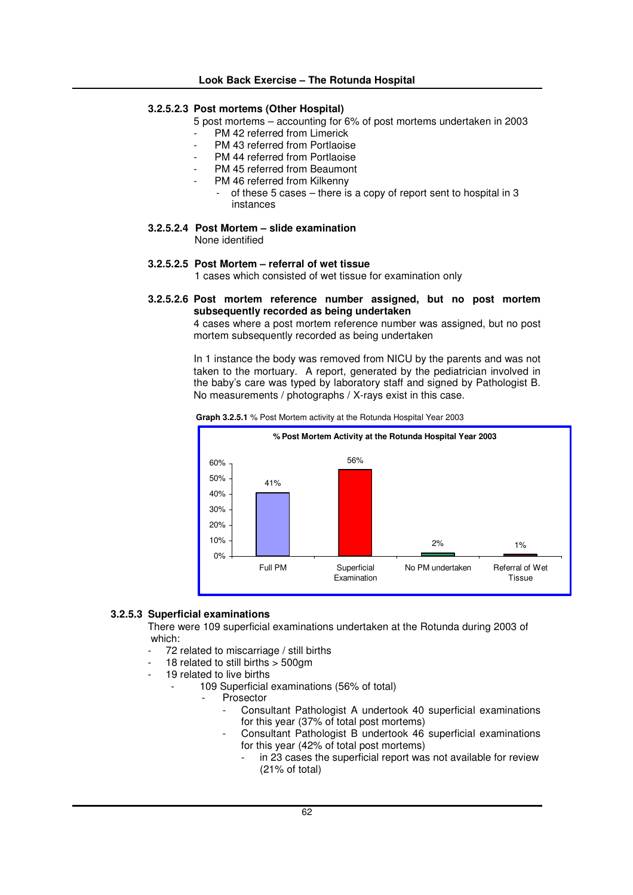### 3.2.5.2.3 Post mortems (Other Hospital)

5 post mortems – accounting for 6% of post mortems undertaken in 2003

- PM 42 referred from Limerick
- PM 43 referred from Portlaoise
- PM 44 referred from Portlaoise
- PM 45 referred from Beaumont
- PM 46 referred from Kilkenny
  - of these 5 cases – there is a copy of report sent to hospital in 3 instances

### 3.2.5.2.4 Post Mortem – slide examination

None identified

### 3.2.5.2.5 Post Mortem – referral of wet tissue

1 cases which consisted of wet tissue for examination only

### 3.2.5.2.6 Post mortem reference number assigned, but no post mortem subsequently recorded as being undertaken

4 cases where a post mortem reference number was assigned, but no post mortem subsequently recorded as being undertaken

In 1 instance the body was removed from NICU by the parents and was not taken to the mortuary. A report, generated by the pediatrician involved in the baby's care was typed by laboratory staff and signed by Pathologist B. No measurements / photographs / X-rays exist in this case.

**Graph 3.2.5.1** % Post Mortem activity at the Rotunda Hospital Year 2003

**% Post Mortem Activity at the Rotunda Hospital Year 2003**

| Category | % |
|---|---|
| Full PM | 41% |
| Superficial Examination | 56% |
| No PM undertaken | 2% |
| Referral of Wet Tissue | 1% |

## 3.2.5.3 Superficial examinations

There were 109 superficial examinations undertaken at the Rotunda during 2003 of which:

- 72 related to miscarriage / still births
- 18 related to still births > 500gm
- 19 related to live births
  - 109 Superficial examinations (56% of total)
    - Prosector
      - Consultant Pathologist A undertook 40 superficial examinations for this year (37% of total post mortems)
      - Consultant Pathologist B undertook 46 superficial examinations for this year (42% of total post mortems)
        - in 23 cases the superficial report was not available for review (21% of total)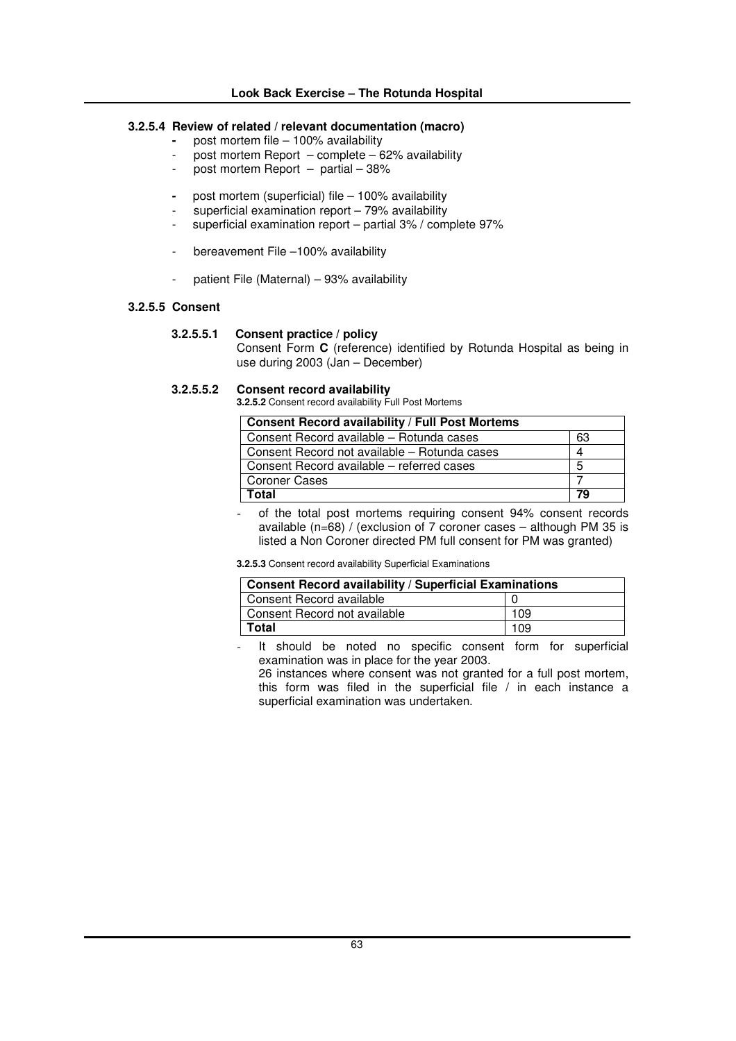### 3.2.5.4 Review of related / relevant documentation (macro)

- post mortem file – 100% availability
- post mortem Report – complete – 62% availability
- post mortem Report – partial – 38%

- post mortem (superficial) file – 100% availability
- superficial examination report – 79% availability
- superficial examination report – partial 3% / complete 97%

- bereavement File –100% availability

- patient File (Maternal) – 93% availability

### 3.2.5.5 Consent

#### 3.2.5.5.1 Consent practice / policy

Consent Form **C** (reference) identified by Rotunda Hospital as being in use during 2003 (Jan – December)

#### 3.2.5.5.2 Consent record availability

**3.2.5.2** Consent record availability Full Post Mortems

| Consent Record availability / Full Post Mortems | |
|---|---|
| Consent Record available – Rotunda cases | 63 |
| Consent Record not available – Rotunda cases | 4 |
| Consent Record available – referred cases | 5 |
| Coroner Cases | 7 |
| **Total** | **79** |

- of the total post mortems requiring consent 94% consent records available (n=68) / (exclusion of 7 coroner cases – although PM 35 is listed a Non Coroner directed PM full consent for PM was granted)

**3.2.5.3** Consent record availability Superficial Examinations

| Consent Record availability / Superficial Examinations | |
|---|---|
| Consent Record available | 0 |
| Consent Record not available | 109 |
| **Total** | 109 |

- It should be noted no specific consent form for superficial examination was in place for the year 2003.
  26 instances where consent was not granted for a full post mortem, this form was filed in the superficial file / in each instance a superficial examination was undertaken.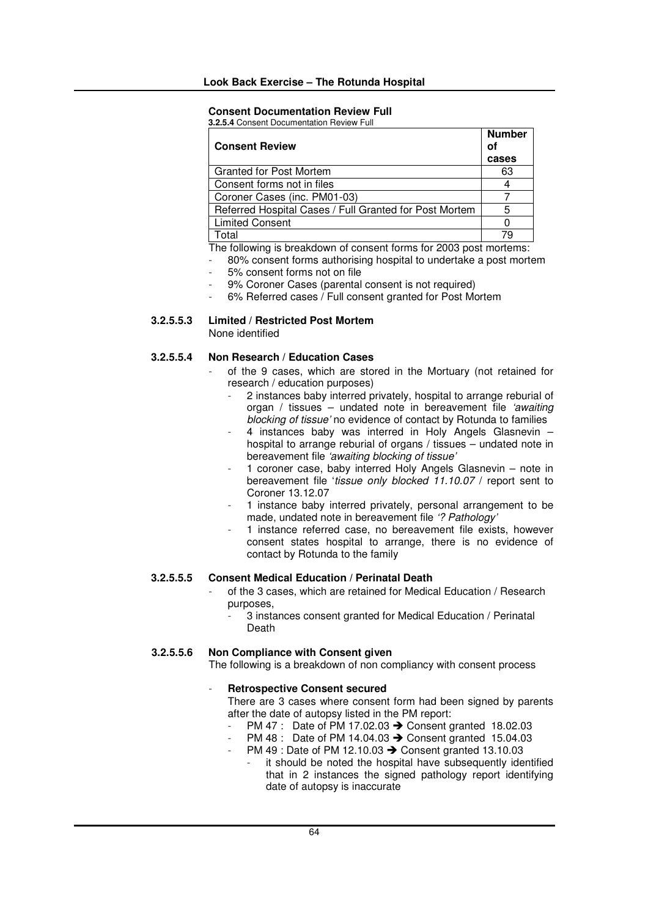#### Consent Documentation Review Full

**3.2.5.4** Consent Documentation Review Full

| Consent Review | Number of cases |
|---|---|
| Granted for Post Mortem | 63 |
| Consent forms not in files | 4 |
| Coroner Cases (inc. PM01-03) | 7 |
| Referred Hospital Cases / Full Granted for Post Mortem | 5 |
| Limited Consent | 0 |
| Total | 79 |

The following is breakdown of consent forms for 2003 post mortems:

- 80% consent forms authorising hospital to undertake a post mortem
- 5% consent forms not on file
- 9% Coroner Cases (parental consent is not required)
- 6% Referred cases / Full consent granted for Post Mortem

**3.2.5.5.3 Limited / Restricted Post Mortem**

None identified

**3.2.5.5.4 Non Research / Education Cases**

- of the 9 cases, which are stored in the Mortuary (not retained for research / education purposes)
  - 2 instances baby interred privately, hospital to arrange reburial of organ / tissues – undated note in bereavement file *'awaiting blocking of tissue'* no evidence of contact by Rotunda to families
  - 4 instances baby was interred in Holy Angels Glasnevin – hospital to arrange reburial of organs / tissues – undated note in bereavement file *'awaiting blocking of tissue'*
  - 1 coroner case, baby interred Holy Angels Glasnevin – note in bereavement file '*tissue only blocked 11.10.07* / report sent to Coroner 13.12.07
  - 1 instance baby interred privately, personal arrangement to be made, undated note in bereavement file *'? Pathology'*
  - 1 instance referred case, no bereavement file exists, however consent states hospital to arrange, there is no evidence of contact by Rotunda to the family

**3.2.5.5.5 Consent Medical Education / Perinatal Death**

- of the 3 cases, which are retained for Medical Education / Research purposes,
  - 3 instances consent granted for Medical Education / Perinatal Death

**3.2.5.5.6 Non Compliance with Consent given**

The following is a breakdown of non compliancy with consent process

- **Retrospective Consent secured**

  There are 3 cases where consent form had been signed by parents after the date of autopsy listed in the PM report:
  - PM 47 : Date of PM 17.02.03 ➔ Consent granted 18.02.03
  - PM 48 : Date of PM 14.04.03 ➔ Consent granted 15.04.03
  - PM 49 : Date of PM 12.10.03 ➔ Consent granted 13.10.03
    - it should be noted the hospital have subsequently identified that in 2 instances the signed pathology report identifying date of autopsy is inaccurate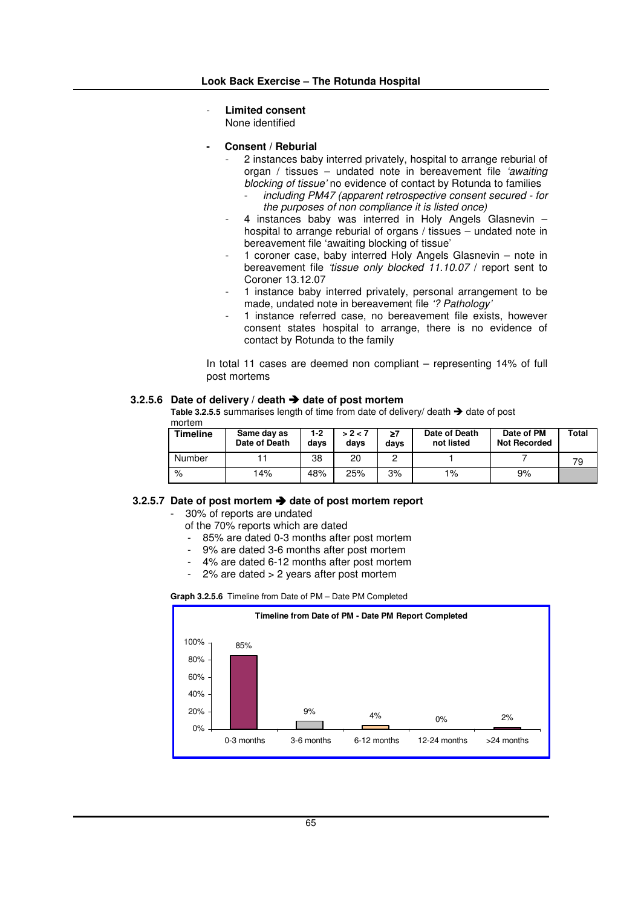- **Limited consent**
  None identified

- **Consent / Reburial**
  - 2 instances baby interred privately, hospital to arrange reburial of organ / tissues – undated note in bereavement file *'awaiting blocking of tissue'* no evidence of contact by Rotunda to families
    - *including PM47 (apparent retrospective consent secured - for the purposes of non compliance it is listed once)*
  - 4 instances baby was interred in Holy Angels Glasnevin – hospital to arrange reburial of organs / tissues – undated note in bereavement file 'awaiting blocking of tissue'
  - 1 coroner case, baby interred Holy Angels Glasnevin – note in bereavement file *'tissue only blocked 11.10.07* / report sent to Coroner 13.12.07
  - 1 instance baby interred privately, personal arrangement to be made, undated note in bereavement file *'? Pathology'*
  - 1 instance referred case, no bereavement file exists, however consent states hospital to arrange, there is no evidence of contact by Rotunda to the family

In total 11 cases are deemed non compliant – representing 14% of full post mortems

### 3.2.5.6 Date of delivery / death ➔ date of post mortem

**Table 3.2.5.5** summarises length of time from date of delivery/ death ➔ date of post mortem

| Timeline | Same day as Date of Death | 1-2 days | > 2 < 7 days | ≥7 days | Date of Death not listed | Date of PM Not Recorded | Total |
|---|---|---|---|---|---|---|---|
| Number | 11 | 38 | 20 | 2 | 1 | 7 | 79 |
| % | 14% | 48% | 25% | 3% | 1% | 9% | |

### 3.2.5.7 Date of post mortem ➔ date of post mortem report

- 30% of reports are undated
  of the 70% reports which are dated
  - 85% are dated 0-3 months after post mortem
  - 9% are dated 3-6 months after post mortem
  - 4% are dated 6-12 months after post mortem
  - 2% are dated > 2 years after post mortem

**Graph 3.2.5.6** Timeline from Date of PM – Date PM Completed

Timeline from Date of PM - Date PM Report Completed

| 0-3 months | 3-6 months | 6-12 months | 12-24 months | >24 months |
|---|---|---|---|---|
| 85% | 9% | 4% | 0% | 2% |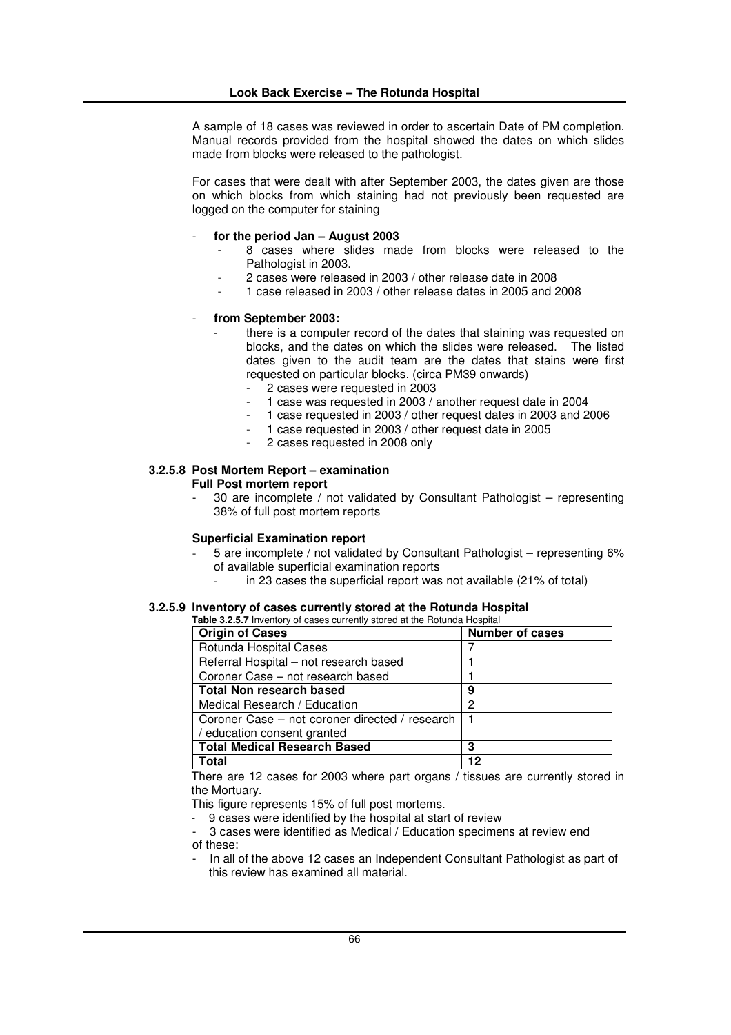A sample of 18 cases was reviewed in order to ascertain Date of PM completion. Manual records provided from the hospital showed the dates on which slides made from blocks were released to the pathologist.

For cases that were dealt with after September 2003, the dates given are those on which blocks from which staining had not previously been requested are logged on the computer for staining

- **for the period Jan – August 2003**
    - 8 cases where slides made from blocks were released to the Pathologist in 2003.
    - 2 cases were released in 2003 / other release date in 2008
    - 1 case released in 2003 / other release dates in 2005 and 2008
- **from September 2003:**
    - there is a computer record of the dates that staining was requested on blocks, and the dates on which the slides were released. The listed dates given to the audit team are the dates that stains were first requested on particular blocks. (circa PM39 onwards)
        - 2 cases were requested in 2003
        - 1 case was requested in 2003 / another request date in 2004
        - 1 case requested in 2003 / other request dates in 2003 and 2006
        - 1 case requested in 2003 / other request date in 2005
        - 2 cases requested in 2008 only

### 3.2.5.8 Post Mortem Report – examination

**Full Post mortem report**

- 30 are incomplete / not validated by Consultant Pathologist – representing 38% of full post mortem reports

**Superficial Examination report**

- 5 are incomplete / not validated by Consultant Pathologist – representing 6% of available superficial examination reports
    - in 23 cases the superficial report was not available (21% of total)

### 3.2.5.9 Inventory of cases currently stored at the Rotunda Hospital

**Table 3.2.5.7** Inventory of cases currently stored at the Rotunda Hospital

| Origin of Cases | Number of cases |
|---|---|
| Rotunda Hospital Cases | 7 |
| Referral Hospital – not research based | 1 |
| Coroner Case – not research based | 1 |
| **Total Non research based** | **9** |
| Medical Research / Education | 2 |
| Coroner Case – not coroner directed / research / education consent granted | 1 |
| **Total Medical Research Based** | **3** |
| **Total** | **12** |

There are 12 cases for 2003 where part organs / tissues are currently stored in the Mortuary.

This figure represents 15% of full post mortems.

- 9 cases were identified by the hospital at start of review
- 3 cases were identified as Medical / Education specimens at review end

of these:

- In all of the above 12 cases an Independent Consultant Pathologist as part of this review has examined all material.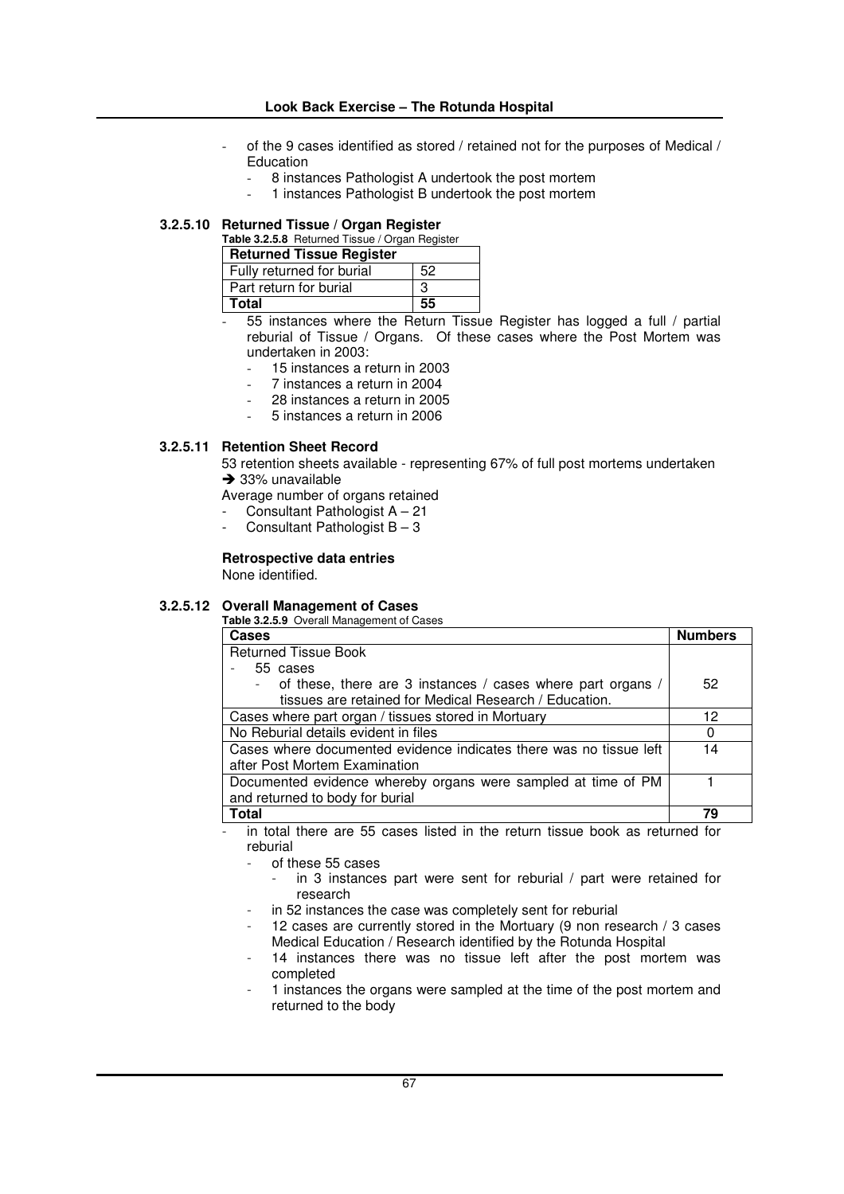- of the 9 cases identified as stored / retained not for the purposes of Medical / Education
  - 8 instances Pathologist A undertook the post mortem
  - 1 instances Pathologist B undertook the post mortem

### 3.2.5.10 Returned Tissue / Organ Register

**Table 3.2.5.8** Returned Tissue / Organ Register

| Returned Tissue Register | |
|---|---|
| Fully returned for burial | 52 |
| Part return for burial | 3 |
| **Total** | **55** |

- 55 instances where the Return Tissue Register has logged a full / partial reburial of Tissue / Organs. Of these cases where the Post Mortem was undertaken in 2003:
  - 15 instances a return in 2003
  - 7 instances a return in 2004
  - 28 instances a return in 2005
  - 5 instances a return in 2006

### 3.2.5.11 Retention Sheet Record

53 retention sheets available - representing 67% of full post mortems undertaken
➔ 33% unavailable

Average number of organs retained

- Consultant Pathologist A – 21
- Consultant Pathologist B – 3

**Retrospective data entries**

None identified.

### 3.2.5.12 Overall Management of Cases

**Table 3.2.5.9** Overall Management of Cases

| Cases | Numbers |
|---|---|
| Returned Tissue Book<br>- 55 cases<br>- of these, there are 3 instances / cases where part organs / tissues are retained for Medical Research / Education. | 52 |
| Cases where part organ / tissues stored in Mortuary | 12 |
| No Reburial details evident in files | 0 |
| Cases where documented evidence indicates there was no tissue left after Post Mortem Examination | 14 |
| Documented evidence whereby organs were sampled at time of PM and returned to body for burial | 1 |
| **Total** | **79** |

- in total there are 55 cases listed in the return tissue book as returned for reburial
  - of these 55 cases
    - in 3 instances part were sent for reburial / part were retained for research
  - in 52 instances the case was completely sent for reburial
  - 12 cases are currently stored in the Mortuary (9 non research / 3 cases Medical Education / Research identified by the Rotunda Hospital
  - 14 instances there was no tissue left after the post mortem was completed
  - 1 instances the organs were sampled at the time of the post mortem and returned to the body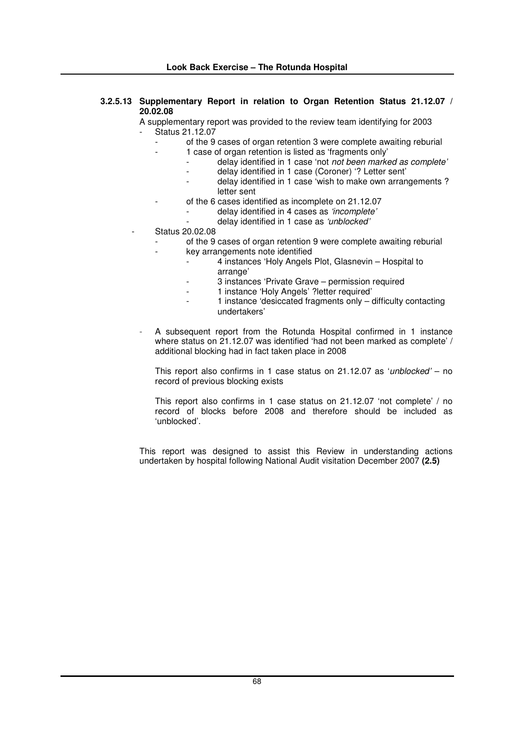#### 3.2.5.13 Supplementary Report in relation to Organ Retention Status 21.12.07 / 20.02.08

A supplementary report was provided to the review team identifying for 2003

- Status 21.12.07
    - of the 9 cases of organ retention 3 were complete awaiting reburial
    - 1 case of organ retention is listed as 'fragments only'
        - delay identified in 1 case 'not *not been marked as complete'*
        - delay identified in 1 case (Coroner) '? Letter sent'
        - delay identified in 1 case 'wish to make own arrangements ? letter sent
    - of the 6 cases identified as incomplete on 21.12.07
        - delay identified in 4 cases as *'incomplete'*
        - delay identified in 1 case as *'unblocked'*
- Status 20.02.08
    - of the 9 cases of organ retention 9 were complete awaiting reburial
    - key arrangements note identified
        - 4 instances 'Holy Angels Plot, Glasnevin – Hospital to arrange'
        - 3 instances 'Private Grave – permission required
        - 1 instance 'Holy Angels' ?letter required'
        - 1 instance 'desiccated fragments only – difficulty contacting undertakers'

- A subsequent report from the Rotunda Hospital confirmed in 1 instance where status on 21.12.07 was identified 'had not been marked as complete' / additional blocking had in fact taken place in 2008

  This report also confirms in 1 case status on 21.12.07 as '*unblocked'* – no record of previous blocking exists

  This report also confirms in 1 case status on 21.12.07 'not complete' / no record of blocks before 2008 and therefore should be included as 'unblocked'.

This report was designed to assist this Review in understanding actions undertaken by hospital following National Audit visitation December 2007 **(2.5)**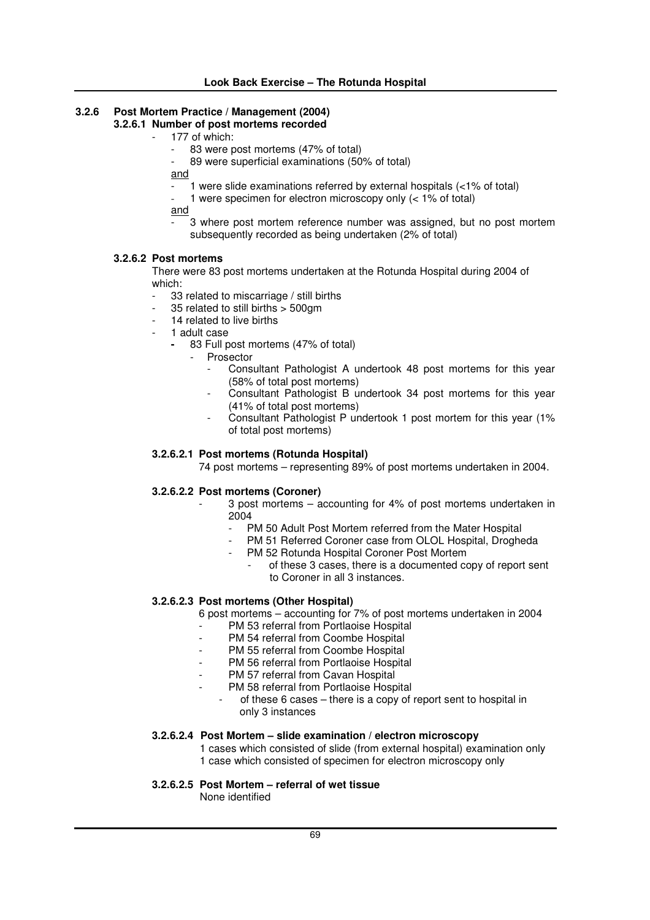#### 3.2.6 Post Mortem Practice / Management (2004)

**3.2.6.1 Number of post mortems recorded**

- 177 of which:
  - 83 were post mortems (47% of total)
  - 89 were superficial examinations (50% of total)

  and

  - 1 were slide examinations referred by external hospitals (<1% of total)
  - 1 were specimen for electron microscopy only (< 1% of total)

  and

  - 3 where post mortem reference number was assigned, but no post mortem subsequently recorded as being undertaken (2% of total)

**3.2.6.2 Post mortems**

There were 83 post mortems undertaken at the Rotunda Hospital during 2004 of which:

- 33 related to miscarriage / still births
- 35 related to still births > 500gm
- 14 related to live births
- 1 adult case
  - 83 Full post mortems (47% of total)
    - Prosector
      - Consultant Pathologist A undertook 48 post mortems for this year (58% of total post mortems)
      - Consultant Pathologist B undertook 34 post mortems for this year (41% of total post mortems)
      - Consultant Pathologist P undertook 1 post mortem for this year (1% of total post mortems)

**3.2.6.2.1 Post mortems (Rotunda Hospital)**

74 post mortems – representing 89% of post mortems undertaken in 2004.

**3.2.6.2.2 Post mortems (Coroner)**

- 3 post mortems – accounting for 4% of post mortems undertaken in 2004
  - PM 50 Adult Post Mortem referred from the Mater Hospital
  - PM 51 Referred Coroner case from OLOL Hospital, Drogheda
  - PM 52 Rotunda Hospital Coroner Post Mortem
    - of these 3 cases, there is a documented copy of report sent to Coroner in all 3 instances.

**3.2.6.2.3 Post mortems (Other Hospital)**

6 post mortems – accounting for 7% of post mortems undertaken in 2004

- PM 53 referral from Portlaoise Hospital
- PM 54 referral from Coombe Hospital
- PM 55 referral from Coombe Hospital
- PM 56 referral from Portlaoise Hospital
- PM 57 referral from Cavan Hospital
- PM 58 referral from Portlaoise Hospital
  - of these 6 cases – there is a copy of report sent to hospital in only 3 instances

**3.2.6.2.4 Post Mortem – slide examination / electron microscopy**

1 cases which consisted of slide (from external hospital) examination only
1 case which consisted of specimen for electron microscopy only

**3.2.6.2.5 Post Mortem – referral of wet tissue**

None identified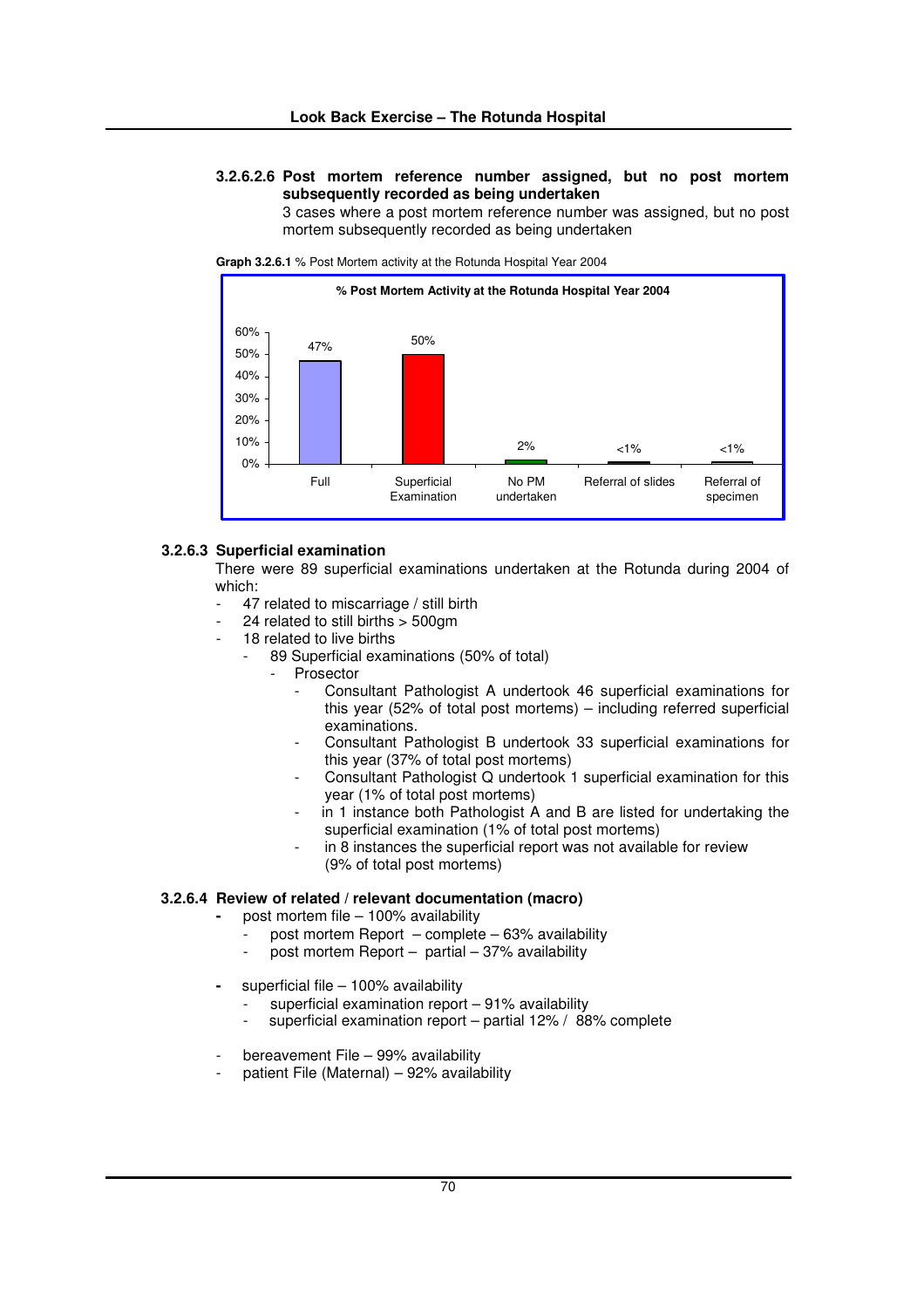**3.2.6.2.6 Post mortem reference number assigned, but no post mortem subsequently recorded as being undertaken**

3 cases where a post mortem reference number was assigned, but no post mortem subsequently recorded as being undertaken

**Graph 3.2.6.1** % Post Mortem activity at the Rotunda Hospital Year 2004

**% Post Mortem Activity at the Rotunda Hospital Year 2004**

| Category | % |
|---|---|
| Full | 47% |
| Superficial Examination | 50% |
| No PM undertaken | 2% |
| Referral of slides | <1% |
| Referral of specimen | <1% |

### 3.2.6.3 Superficial examination

There were 89 superficial examinations undertaken at the Rotunda during 2004 of which:

- 47 related to miscarriage / still birth
- 24 related to still births > 500gm
- 18 related to live births
  - 89 Superficial examinations (50% of total)
    - Prosector
      - Consultant Pathologist A undertook 46 superficial examinations for this year (52% of total post mortems) – including referred superficial examinations.
      - Consultant Pathologist B undertook 33 superficial examinations for this year (37% of total post mortems)
      - Consultant Pathologist Q undertook 1 superficial examination for this year (1% of total post mortems)
      - in 1 instance both Pathologist A and B are listed for undertaking the superficial examination (1% of total post mortems)
      - in 8 instances the superficial report was not available for review (9% of total post mortems)

### 3.2.6.4 Review of related / relevant documentation (macro)

- post mortem file – 100% availability
  - post mortem Report – complete – 63% availability
  - post mortem Report – partial – 37% availability

- superficial file – 100% availability
  - superficial examination report – 91% availability
  - superficial examination report – partial 12% / 88% complete

- bereavement File – 99% availability
- patient File (Maternal) – 92% availability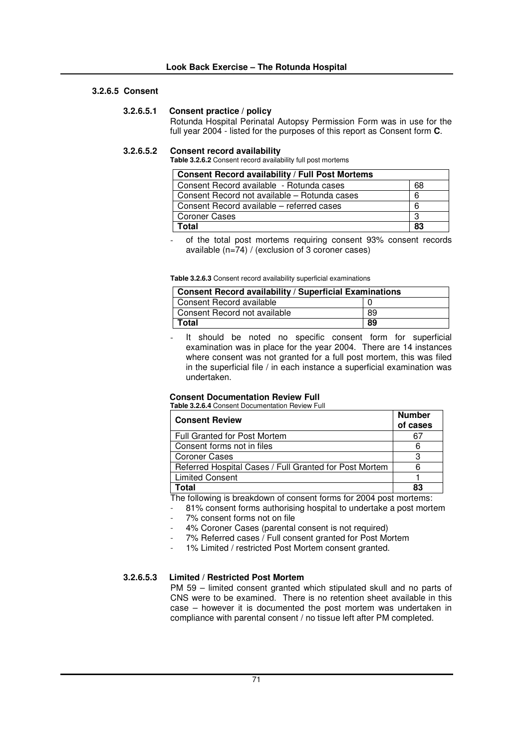### 3.2.6.5 Consent

#### 3.2.6.5.1 Consent practice / policy

Rotunda Hospital Perinatal Autopsy Permission Form was in use for the full year 2004 - listed for the purposes of this report as Consent form **C**.

#### 3.2.6.5.2 Consent record availability

**Table 3.2.6.2** Consent record availability full post mortems

| Consent Record availability / Full Post Mortems | |
|---|---|
| Consent Record available - Rotunda cases | 68 |
| Consent Record not available – Rotunda cases | 6 |
| Consent Record available – referred cases | 6 |
| Coroner Cases | 3 |
| **Total** | **83** |

- of the total post mortems requiring consent 93% consent records available (n=74) / (exclusion of 3 coroner cases)

**Table 3.2.6.3** Consent record availability superficial examinations

| Consent Record availability / Superficial Examinations | |
|---|---|
| Consent Record available | 0 |
| Consent Record not available | 89 |
| **Total** | **89** |

- It should be noted no specific consent form for superficial examination was in place for the year 2004. There are 14 instances where consent was not granted for a full post mortem, this was filed in the superficial file / in each instance a superficial examination was undertaken.

**Consent Documentation Review Full**

**Table 3.2.6.4** Consent Documentation Review Full

| Consent Review | Number of cases |
|---|---|
| Full Granted for Post Mortem | 67 |
| Consent forms not in files | 6 |
| Coroner Cases | 3 |
| Referred Hospital Cases / Full Granted for Post Mortem | 6 |
| Limited Consent | 1 |
| **Total** | **83** |

The following is breakdown of consent forms for 2004 post mortems:

- 81% consent forms authorising hospital to undertake a post mortem
- 7% consent forms not on file
- 4% Coroner Cases (parental consent is not required)
- 7% Referred cases / Full consent granted for Post Mortem
- 1% Limited / restricted Post Mortem consent granted.

#### 3.2.6.5.3 Limited / Restricted Post Mortem

PM 59 – limited consent granted which stipulated skull and no parts of CNS were to be examined. There is no retention sheet available in this case – however it is documented the post mortem was undertaken in compliance with parental consent / no tissue left after PM completed.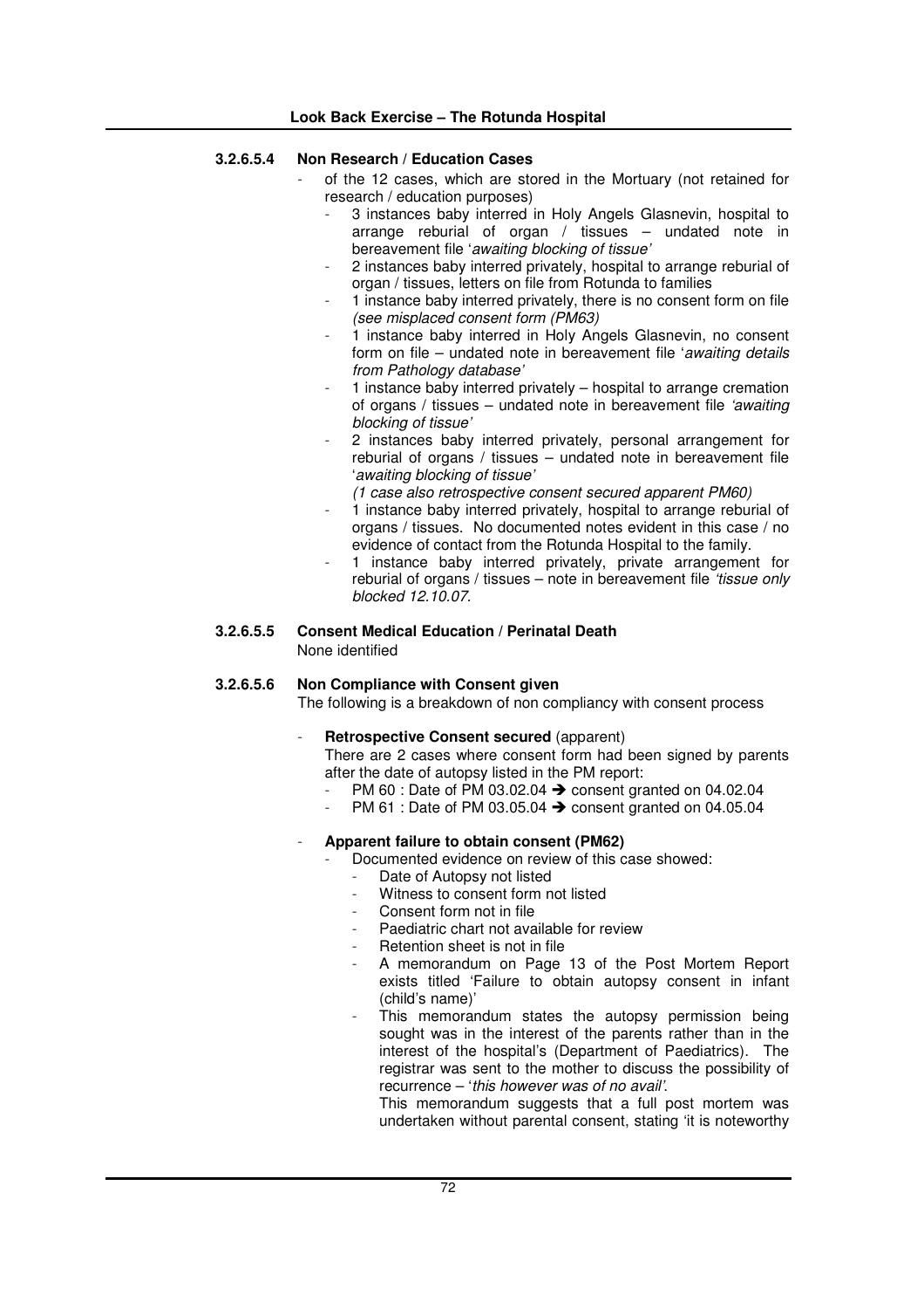#### 3.2.6.5.4 Non Research / Education Cases

- of the 12 cases, which are stored in the Mortuary (not retained for research / education purposes)
  - 3 instances baby interred in Holy Angels Glasnevin, hospital to arrange reburial of organ / tissues – undated note in bereavement file '*awaiting blocking of tissue'*
  - 2 instances baby interred privately, hospital to arrange reburial of organ / tissues, letters on file from Rotunda to families
  - 1 instance baby interred privately, there is no consent form on file *(see misplaced consent form (PM63)*
  - 1 instance baby interred in Holy Angels Glasnevin, no consent form on file – undated note in bereavement file '*awaiting details from Pathology database'*
  - 1 instance baby interred privately – hospital to arrange cremation of organs / tissues – undated note in bereavement file *'awaiting blocking of tissue'*
  - 2 instances baby interred privately, personal arrangement for reburial of organs / tissues – undated note in bereavement file '*awaiting blocking of tissue'*
    *(1 case also retrospective consent secured apparent PM60)*
  - 1 instance baby interred privately, hospital to arrange reburial of organs / tissues. No documented notes evident in this case / no evidence of contact from the Rotunda Hospital to the family.
  - 1 instance baby interred privately, private arrangement for reburial of organs / tissues – note in bereavement file *'tissue only blocked 12.10.07.*

#### 3.2.6.5.5 Consent Medical Education / Perinatal Death

None identified

#### 3.2.6.5.6 Non Compliance with Consent given

The following is a breakdown of non compliancy with consent process

- **Retrospective Consent secured** (apparent)
  There are 2 cases where consent form had been signed by parents after the date of autopsy listed in the PM report:
  - PM 60 : Date of PM 03.02.04 ➔ consent granted on 04.02.04
  - PM 61 : Date of PM 03.05.04 ➔ consent granted on 04.05.04

- **Apparent failure to obtain consent (PM62)**
  - Documented evidence on review of this case showed:
    - Date of Autopsy not listed
    - Witness to consent form not listed
    - Consent form not in file
    - Paediatric chart not available for review
    - Retention sheet is not in file
    - A memorandum on Page 13 of the Post Mortem Report exists titled 'Failure to obtain autopsy consent in infant (child's name)'
    - This memorandum states the autopsy permission being sought was in the interest of the parents rather than in the interest of the hospital's (Department of Paediatrics). The registrar was sent to the mother to discuss the possibility of recurrence – '*this however was of no avail'*.
      This memorandum suggests that a full post mortem was undertaken without parental consent, stating 'it is noteworthy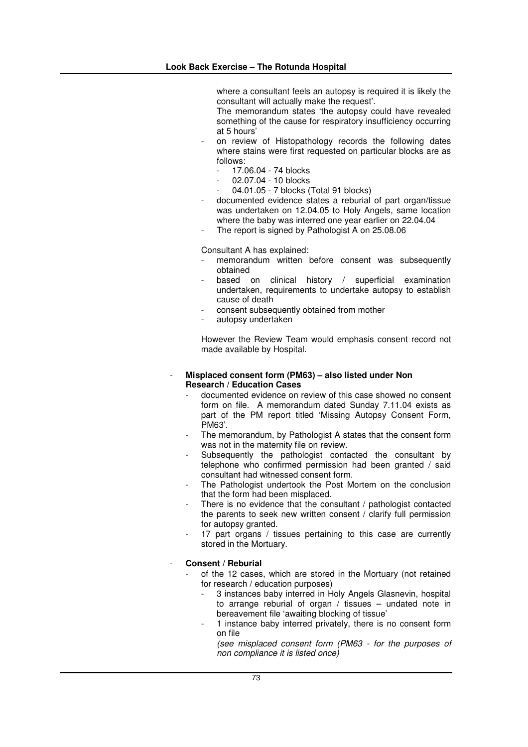where a consultant feels an autopsy is required it is likely the consultant will actually make the request'.

The memorandum states 'the autopsy could have revealed something of the cause for respiratory insufficiency occurring at 5 hours'

- on review of Histopathology records the following dates where stains were first requested on particular blocks are as follows:
  - 17.06.04 - 74 blocks
  - 02.07.04 - 10 blocks
  - 04.01.05 - 7 blocks (Total 91 blocks)
- documented evidence states a reburial of part organ/tissue was undertaken on 12.04.05 to Holy Angels, same location where the baby was interred one year earlier on 22.04.04
- The report is signed by Pathologist A on 25.08.06

Consultant A has explained:

- memorandum written before consent was subsequently obtained
- based on clinical history / superficial examination undertaken, requirements to undertake autopsy to establish cause of death
- consent subsequently obtained from mother
- autopsy undertaken

However the Review Team would emphasis consent record not made available by Hospital.

- **Misplaced consent form (PM63) – also listed under Non Research / Education Cases**
  - documented evidence on review of this case showed no consent form on file. A memorandum dated Sunday 7.11.04 exists as part of the PM report titled 'Missing Autopsy Consent Form, PM63'.
  - The memorandum, by Pathologist A states that the consent form was not in the maternity file on review.
  - Subsequently the pathologist contacted the consultant by telephone who confirmed permission had been granted / said consultant had witnessed consent form.
  - The Pathologist undertook the Post Mortem on the conclusion that the form had been misplaced.
  - There is no evidence that the consultant / pathologist contacted the parents to seek new written consent / clarify full permission for autopsy granted.
  - 17 part organs / tissues pertaining to this case are currently stored in the Mortuary.

- **Consent / Reburial**
  - of the 12 cases, which are stored in the Mortuary (not retained for research / education purposes)
    - 3 instances baby interred in Holy Angels Glasnevin, hospital to arrange reburial of organ / tissues – undated note in bereavement file 'awaiting blocking of tissue'
    - 1 instance baby interred privately, there is no consent form on file

      *(see misplaced consent form (PM63 - for the purposes of non compliance it is listed once)*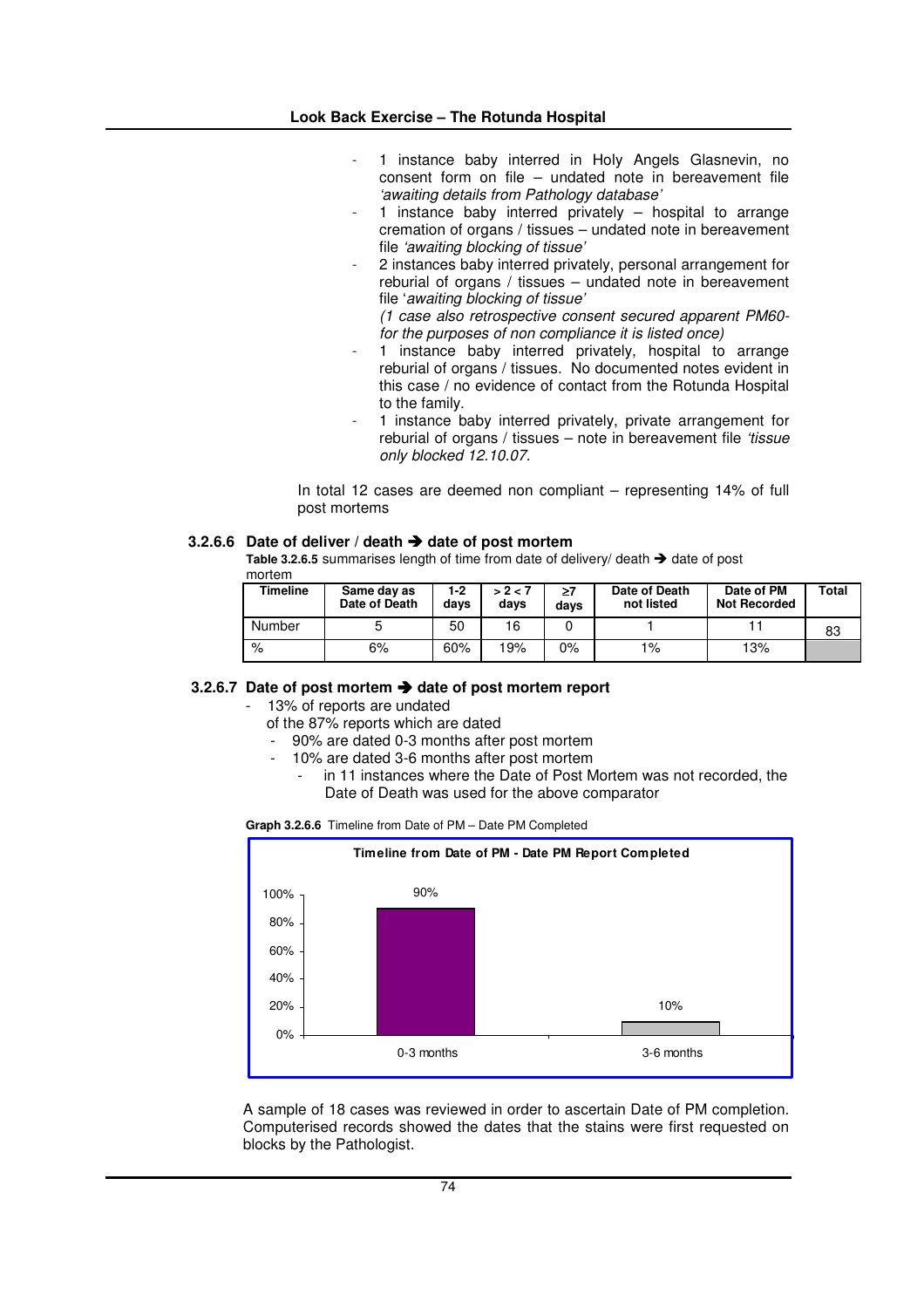- 1 instance baby interred in Holy Angels Glasnevin, no consent form on file – undated note in bereavement file *'awaiting details from Pathology database'*
- 1 instance baby interred privately – hospital to arrange cremation of organs / tissues – undated note in bereavement file *'awaiting blocking of tissue'*
- 2 instances baby interred privately, personal arrangement for reburial of organs / tissues – undated note in bereavement file '*awaiting blocking of tissue'*
  *(1 case also retrospective consent secured apparent PM60- for the purposes of non compliance it is listed once)*
- 1 instance baby interred privately, hospital to arrange reburial of organs / tissues. No documented notes evident in this case / no evidence of contact from the Rotunda Hospital to the family.
- 1 instance baby interred privately, private arrangement for reburial of organs / tissues – note in bereavement file *'tissue only blocked 12.10.07.*

In total 12 cases are deemed non compliant – representing 14% of full post mortems

#### 3.2.6.6 Date of deliver / death ➔ date of post mortem

**Table 3.2.6.5** summarises length of time from date of delivery/ death ➔ date of post mortem

| Timeline | Same day as Date of Death | 1-2 days | > 2 < 7 days | ≥7 days | Date of Death not listed | Date of PM Not Recorded | Total |
|---|---|---|---|---|---|---|---|
| Number | 5 | 50 | 16 | 0 | 1 | 11 | 83 |
| % | 6% | 60% | 19% | 0% | 1% | 13% | |

#### 3.2.6.7 Date of post mortem ➔ date of post mortem report

- 13% of reports are undated
  of the 87% reports which are dated
  - 90% are dated 0-3 months after post mortem
  - 10% are dated 3-6 months after post mortem
    - in 11 instances where the Date of Post Mortem was not recorded, the Date of Death was used for the above comparator

**Graph 3.2.6.6** Timeline from Date of PM – Date PM Completed

**Timeline from Date of PM - Date PM Report Completed**

| Timeline | % |
|---|---|
| 0-3 months | 90% |
| 3-6 months | 10% |

A sample of 18 cases was reviewed in order to ascertain Date of PM completion. Computerised records showed the dates that the stains were first requested on blocks by the Pathologist.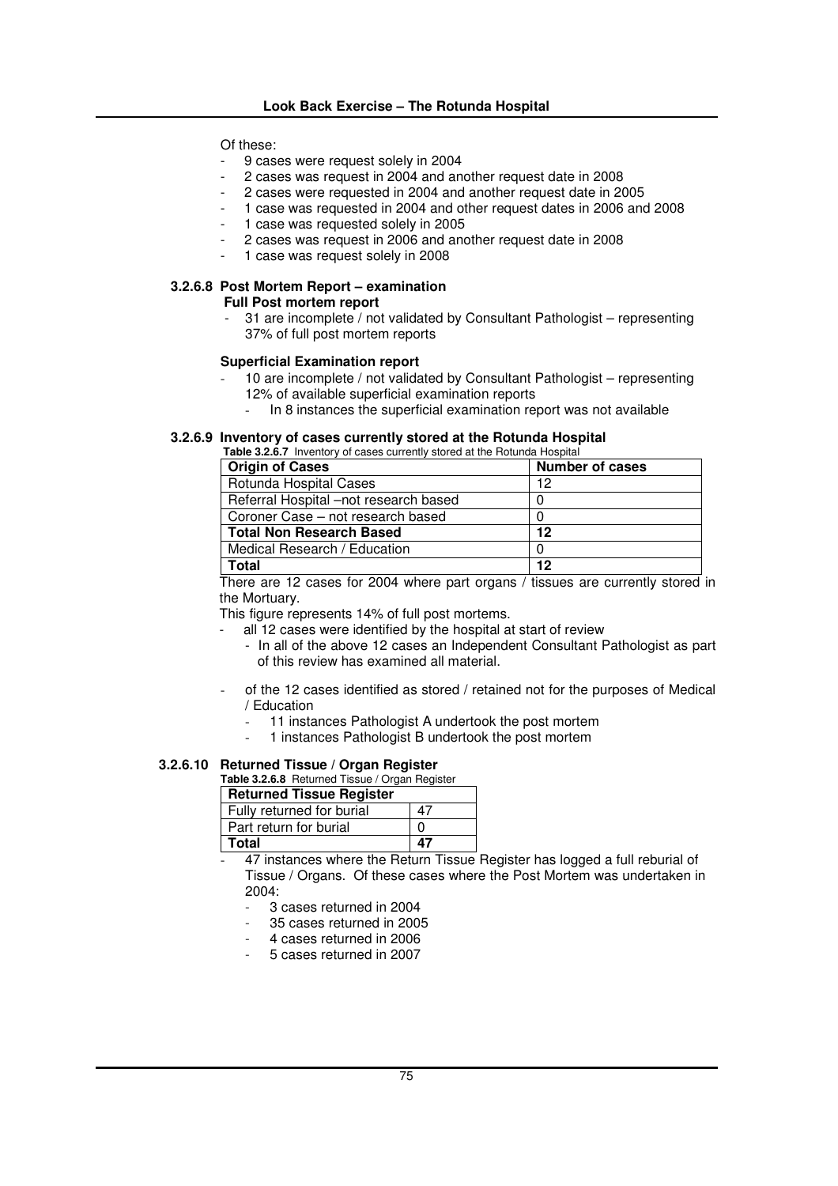Of these:

- 9 cases were request solely in 2004
- 2 cases was request in 2004 and another request date in 2008
- 2 cases were requested in 2004 and another request date in 2005
- 1 case was requested in 2004 and other request dates in 2006 and 2008
- 1 case was requested solely in 2005
- 2 cases was request in 2006 and another request date in 2008
- 1 case was request solely in 2008

#### 3.2.6.8 Post Mortem Report – examination

**Full Post mortem report**

- 31 are incomplete / not validated by Consultant Pathologist – representing 37% of full post mortem reports

**Superficial Examination report**

- 10 are incomplete / not validated by Consultant Pathologist – representing 12% of available superficial examination reports
  - In 8 instances the superficial examination report was not available

#### 3.2.6.9 Inventory of cases currently stored at the Rotunda Hospital

**Table 3.2.6.7** Inventory of cases currently stored at the Rotunda Hospital

| Origin of Cases | Number of cases |
|---|---|
| Rotunda Hospital Cases | 12 |
| Referral Hospital –not research based | 0 |
| Coroner Case – not research based | 0 |
| **Total Non Research Based** | **12** |
| Medical Research / Education | 0 |
| **Total** | **12** |

There are 12 cases for 2004 where part organs / tissues are currently stored in the Mortuary.

This figure represents 14% of full post mortems.

- all 12 cases were identified by the hospital at start of review
  - In all of the above 12 cases an Independent Consultant Pathologist as part of this review has examined all material.

- of the 12 cases identified as stored / retained not for the purposes of Medical / Education
  - 11 instances Pathologist A undertook the post mortem
  - 1 instances Pathologist B undertook the post mortem

#### 3.2.6.10 Returned Tissue / Organ Register

**Table 3.2.6.8** Returned Tissue / Organ Register

| Returned Tissue Register | |
|---|---|
| Fully returned for burial | 47 |
| Part return for burial | 0 |
| **Total** | **47** |

- 47 instances where the Return Tissue Register has logged a full reburial of Tissue / Organs. Of these cases where the Post Mortem was undertaken in 2004:
  - 3 cases returned in 2004
  - 35 cases returned in 2005
  - 4 cases returned in 2006
  - 5 cases returned in 2007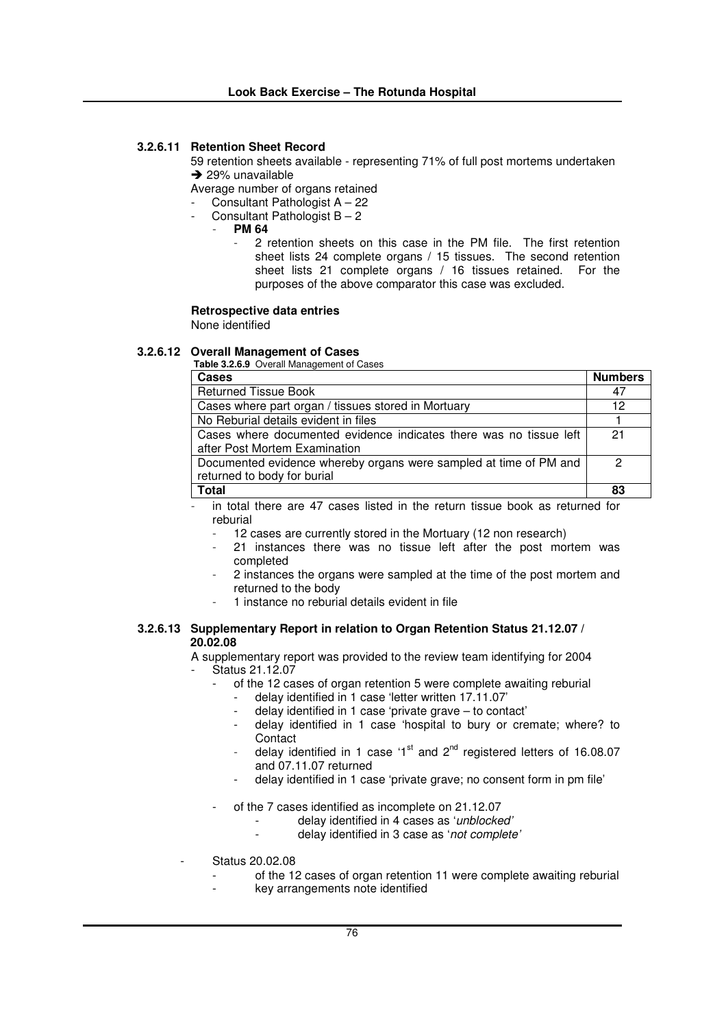### 3.2.6.11 Retention Sheet Record

59 retention sheets available - representing 71% of full post mortems undertaken
➔ 29% unavailable

Average number of organs retained

- Consultant Pathologist A – 22
- Consultant Pathologist B – 2
  - **PM 64**
    - 2 retention sheets on this case in the PM file. The first retention sheet lists 24 complete organs / 15 tissues. The second retention sheet lists 21 complete organs / 16 tissues retained. For the purposes of the above comparator this case was excluded.

**Retrospective data entries**

None identified

### 3.2.6.12 Overall Management of Cases

**Table 3.2.6.9** Overall Management of Cases

| Cases | Numbers |
|---|---|
| Returned Tissue Book | 47 |
| Cases where part organ / tissues stored in Mortuary | 12 |
| No Reburial details evident in files | 1 |
| Cases where documented evidence indicates there was no tissue left after Post Mortem Examination | 21 |
| Documented evidence whereby organs were sampled at time of PM and returned to body for burial | 2 |
| **Total** | **83** |

- in total there are 47 cases listed in the return tissue book as returned for reburial
  - 12 cases are currently stored in the Mortuary (12 non research)
  - 21 instances there was no tissue left after the post mortem was completed
  - 2 instances the organs were sampled at the time of the post mortem and returned to the body
  - 1 instance no reburial details evident in file

### 3.2.6.13 Supplementary Report in relation to Organ Retention Status 21.12.07 / 20.02.08

A supplementary report was provided to the review team identifying for 2004

- Status 21.12.07
  - of the 12 cases of organ retention 5 were complete awaiting reburial
    - delay identified in 1 case 'letter written 17.11.07'
    - delay identified in 1 case 'private grave – to contact'
    - delay identified in 1 case 'hospital to bury or cremate; where? to Contact
    - delay identified in 1 case '1st and 2nd registered letters of 16.08.07 and 07.11.07 returned
    - delay identified in 1 case 'private grave; no consent form in pm file'
  - of the 7 cases identified as incomplete on 21.12.07
    - delay identified in 4 cases as '*unblocked'*
    - delay identified in 3 case as '*not complete'*
- Status 20.02.08
  - of the 12 cases of organ retention 11 were complete awaiting reburial
  - key arrangements note identified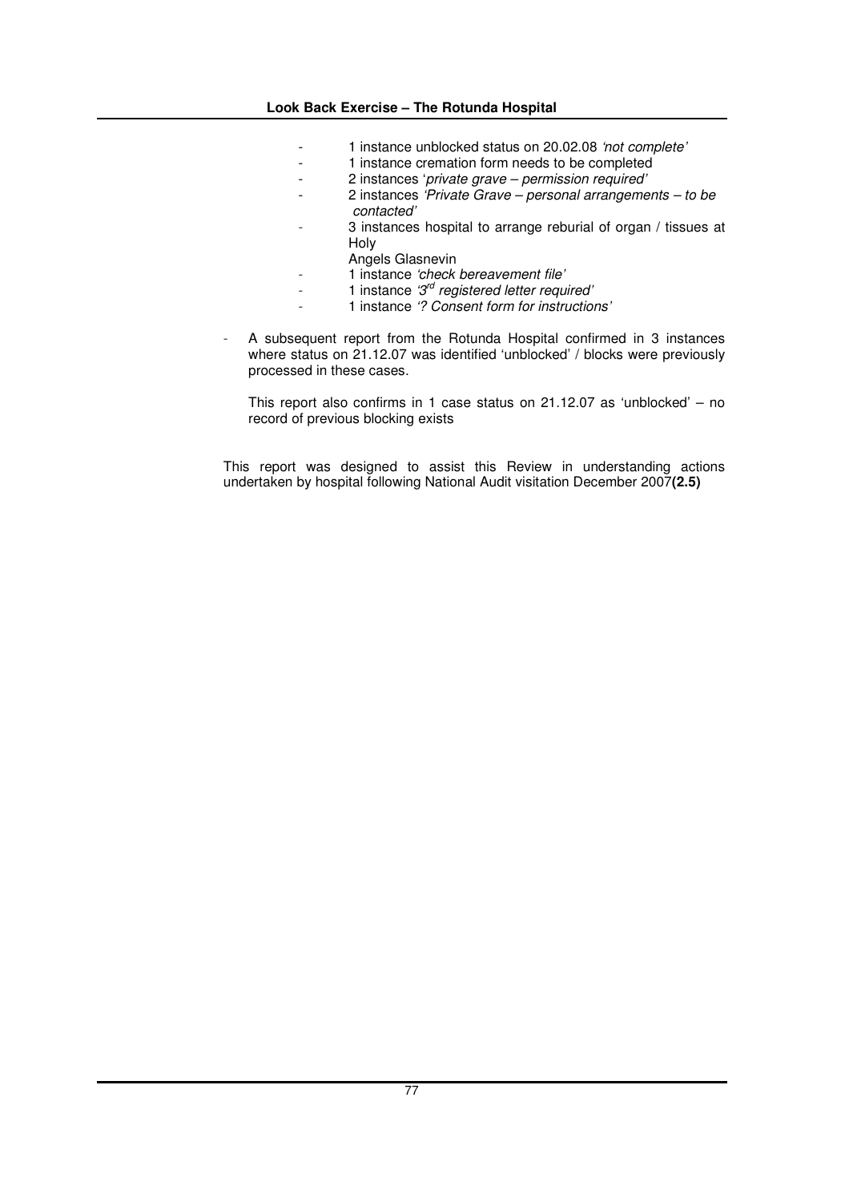- 1 instance unblocked status on 20.02.08 *'not complete'*
- 1 instance cremation form needs to be completed
- 2 instances '*private grave – permission required'*
- 2 instances *'Private Grave – personal arrangements – to be contacted'*
- 3 instances hospital to arrange reburial of organ / tissues at Holy Angels Glasnevin
- 1 instance *'check bereavement file'*
- 1 instance *'3rd registered letter required'*
- 1 instance *'? Consent form for instructions'*

- A subsequent report from the Rotunda Hospital confirmed in 3 instances where status on 21.12.07 was identified 'unblocked' / blocks were previously processed in these cases.

  This report also confirms in 1 case status on 21.12.07 as 'unblocked' – no record of previous blocking exists

This report was designed to assist this Review in understanding actions undertaken by hospital following National Audit visitation December 2007**(2.5)**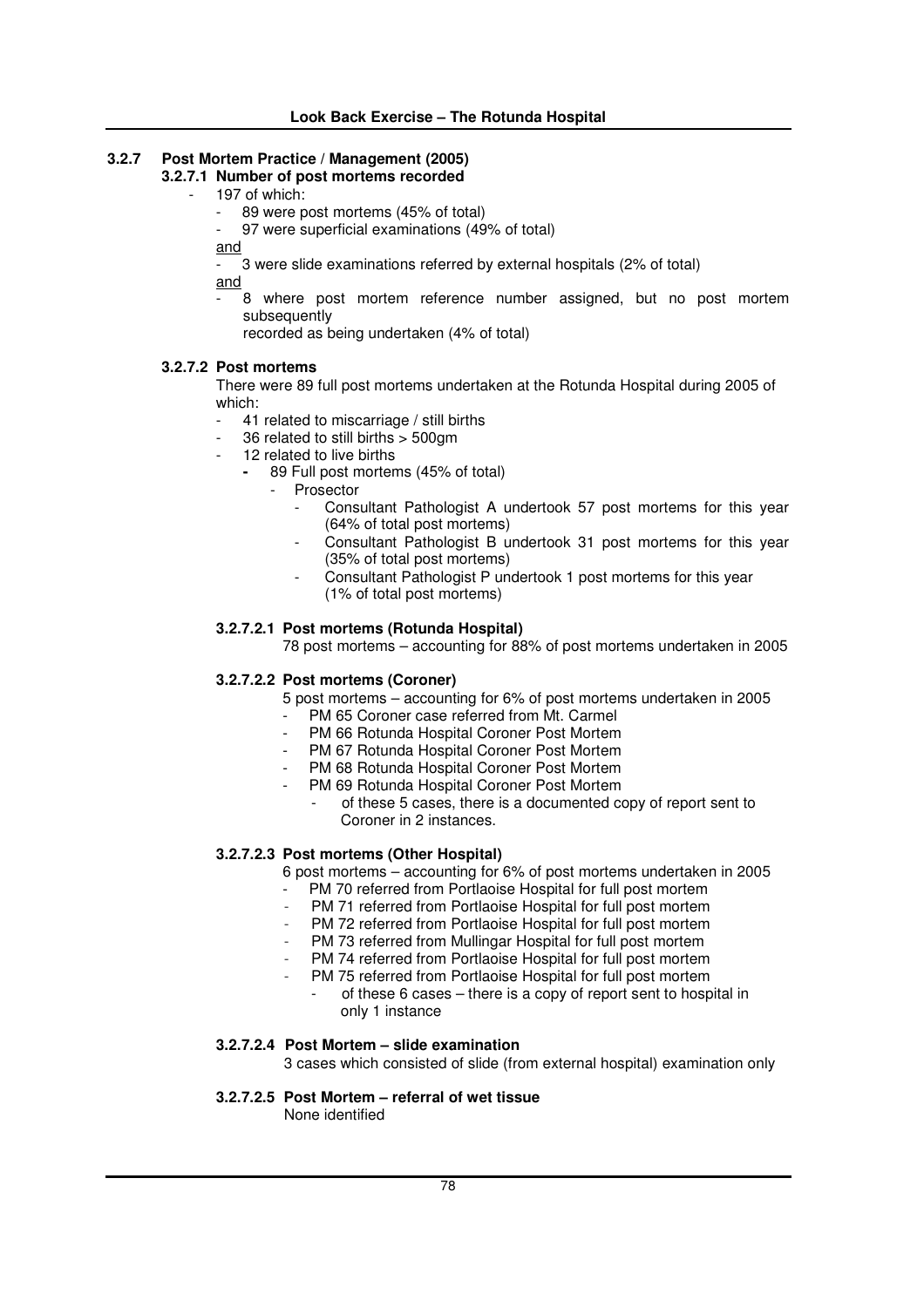### 3.2.7 Post Mortem Practice / Management (2005)

#### 3.2.7.1 Number of post mortems recorded

- 197 of which:
  - 89 were post mortems (45% of total)
  - 97 were superficial examinations (49% of total)

  and

  - 3 were slide examinations referred by external hospitals (2% of total)

  and

  - 8 where post mortem reference number assigned, but no post mortem subsequently recorded as being undertaken (4% of total)

#### 3.2.7.2 Post mortems

There were 89 full post mortems undertaken at the Rotunda Hospital during 2005 of which:

- 41 related to miscarriage / still births
- 36 related to still births > 500gm
- 12 related to live births
  - 89 Full post mortems (45% of total)
    - Prosector
      - Consultant Pathologist A undertook 57 post mortems for this year (64% of total post mortems)
      - Consultant Pathologist B undertook 31 post mortems for this year (35% of total post mortems)
      - Consultant Pathologist P undertook 1 post mortems for this year (1% of total post mortems)

##### 3.2.7.2.1 Post mortems (Rotunda Hospital)

78 post mortems – accounting for 88% of post mortems undertaken in 2005

##### 3.2.7.2.2 Post mortems (Coroner)

5 post mortems – accounting for 6% of post mortems undertaken in 2005

- PM 65 Coroner case referred from Mt. Carmel
- PM 66 Rotunda Hospital Coroner Post Mortem
- PM 67 Rotunda Hospital Coroner Post Mortem
- PM 68 Rotunda Hospital Coroner Post Mortem
- PM 69 Rotunda Hospital Coroner Post Mortem
  - of these 5 cases, there is a documented copy of report sent to Coroner in 2 instances.

##### 3.2.7.2.3 Post mortems (Other Hospital)

6 post mortems – accounting for 6% of post mortems undertaken in 2005

- PM 70 referred from Portlaoise Hospital for full post mortem
- PM 71 referred from Portlaoise Hospital for full post mortem
- PM 72 referred from Portlaoise Hospital for full post mortem
- PM 73 referred from Mullingar Hospital for full post mortem
- PM 74 referred from Portlaoise Hospital for full post mortem
- PM 75 referred from Portlaoise Hospital for full post mortem
  - of these 6 cases – there is a copy of report sent to hospital in only 1 instance

##### 3.2.7.2.4 Post Mortem – slide examination

3 cases which consisted of slide (from external hospital) examination only

##### 3.2.7.2.5 Post Mortem – referral of wet tissue

None identified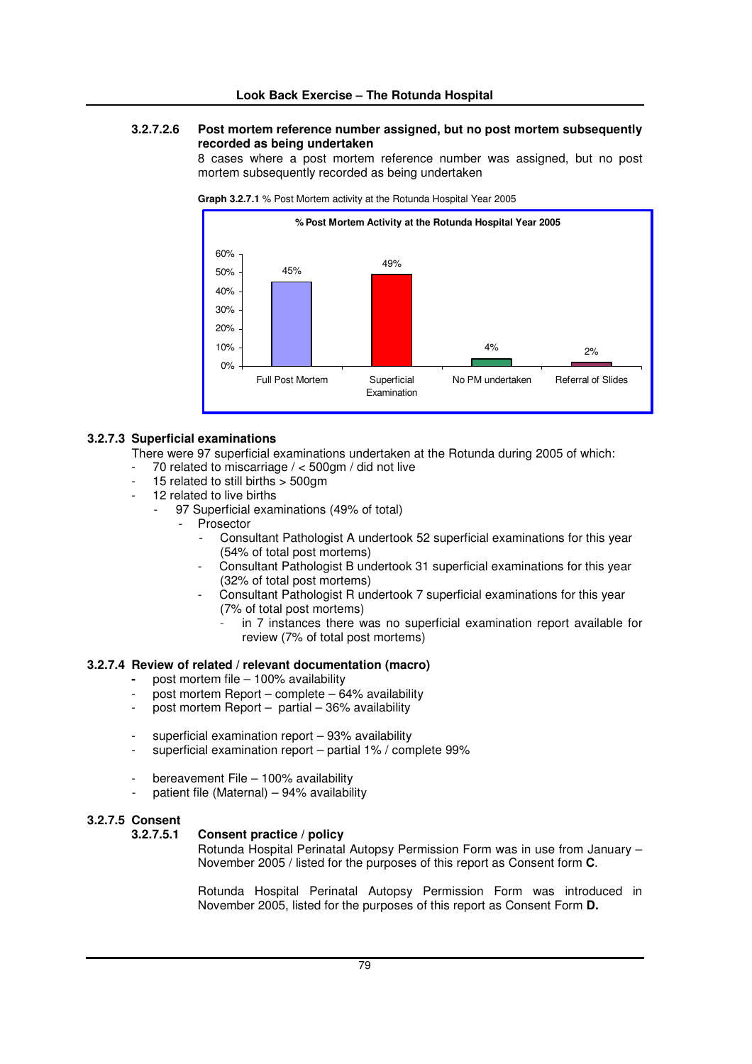#### 3.2.7.2.6 Post mortem reference number assigned, but no post mortem subsequently recorded as being undertaken

8 cases where a post mortem reference number was assigned, but no post mortem subsequently recorded as being undertaken

**Graph 3.2.7.1** % Post Mortem activity at the Rotunda Hospital Year 2005

**% Post Mortem Activity at the Rotunda Hospital Year 2005**

| Category | % |
|---|---|
| Full Post Mortem | 45% |
| Superficial Examination | 49% |
| No PM undertaken | 4% |
| Referral of Slides | 2% |

### 3.2.7.3 Superficial examinations

There were 97 superficial examinations undertaken at the Rotunda during 2005 of which:

- 70 related to miscarriage / < 500gm / did not live
- 15 related to still births > 500gm
- 12 related to live births
  - 97 Superficial examinations (49% of total)
    - Prosector
      - Consultant Pathologist A undertook 52 superficial examinations for this year (54% of total post mortems)
      - Consultant Pathologist B undertook 31 superficial examinations for this year (32% of total post mortems)
      - Consultant Pathologist R undertook 7 superficial examinations for this year (7% of total post mortems)
        - in 7 instances there was no superficial examination report available for review (7% of total post mortems)

### 3.2.7.4 Review of related / relevant documentation (macro)

- post mortem file – 100% availability
- post mortem Report – complete – 64% availability
- post mortem Report – partial – 36% availability

- superficial examination report – 93% availability
- superficial examination report – partial 1% / complete 99%

- bereavement File – 100% availability
- patient file (Maternal) – 94% availability

### 3.2.7.5 Consent

#### 3.2.7.5.1 Consent practice / policy

Rotunda Hospital Perinatal Autopsy Permission Form was in use from January – November 2005 / listed for the purposes of this report as Consent form **C**.

Rotunda Hospital Perinatal Autopsy Permission Form was introduced in November 2005, listed for the purposes of this report as Consent Form **D.**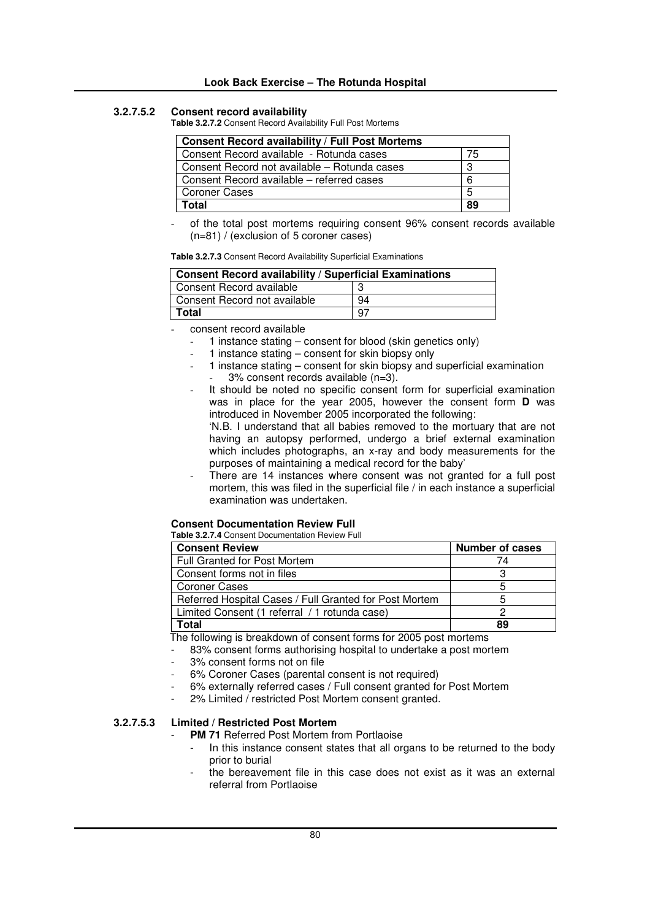#### 3.2.7.5.2 Consent record availability

**Table 3.2.7.2** Consent Record Availability Full Post Mortems

| Consent Record availability / Full Post Mortems | |
|---|---|
| Consent Record available - Rotunda cases | 75 |
| Consent Record not available – Rotunda cases | 3 |
| Consent Record available – referred cases | 6 |
| Coroner Cases | 5 |
| **Total** | **89** |

- of the total post mortems requiring consent 96% consent records available (n=81) / (exclusion of 5 coroner cases)

**Table 3.2.7.3** Consent Record Availability Superficial Examinations

| Consent Record availability / Superficial Examinations | |
|---|---|
| Consent Record available | 3 |
| Consent Record not available | 94 |
| **Total** | 97 |

- consent record available
  - 1 instance stating – consent for blood (skin genetics only)
  - 1 instance stating – consent for skin biopsy only
  - 1 instance stating – consent for skin biopsy and superficial examination
    - 3% consent records available (n=3).
  - It should be noted no specific consent form for superficial examination was in place for the year 2005, however the consent form **D** was introduced in November 2005 incorporated the following:
    'N.B. I understand that all babies removed to the mortuary that are not having an autopsy performed, undergo a brief external examination which includes photographs, an x-ray and body measurements for the purposes of maintaining a medical record for the baby'
  - There are 14 instances where consent was not granted for a full post mortem, this was filed in the superficial file / in each instance a superficial examination was undertaken.

**Consent Documentation Review Full**

**Table 3.2.7.4** Consent Documentation Review Full

| Consent Review | Number of cases |
|---|---|
| Full Granted for Post Mortem | 74 |
| Consent forms not in files | 3 |
| Coroner Cases | 5 |
| Referred Hospital Cases / Full Granted for Post Mortem | 5 |
| Limited Consent (1 referral / 1 rotunda case) | 2 |
| **Total** | **89** |

The following is breakdown of consent forms for 2005 post mortems

- 83% consent forms authorising hospital to undertake a post mortem
- 3% consent forms not on file
- 6% Coroner Cases (parental consent is not required)
- 6% externally referred cases / Full consent granted for Post Mortem
- 2% Limited / restricted Post Mortem consent granted.

#### 3.2.7.5.3 Limited / Restricted Post Mortem

- **PM 71** Referred Post Mortem from Portlaoise
  - In this instance consent states that all organs to be returned to the body prior to burial
  - the bereavement file in this case does not exist as it was an external referral from Portlaoise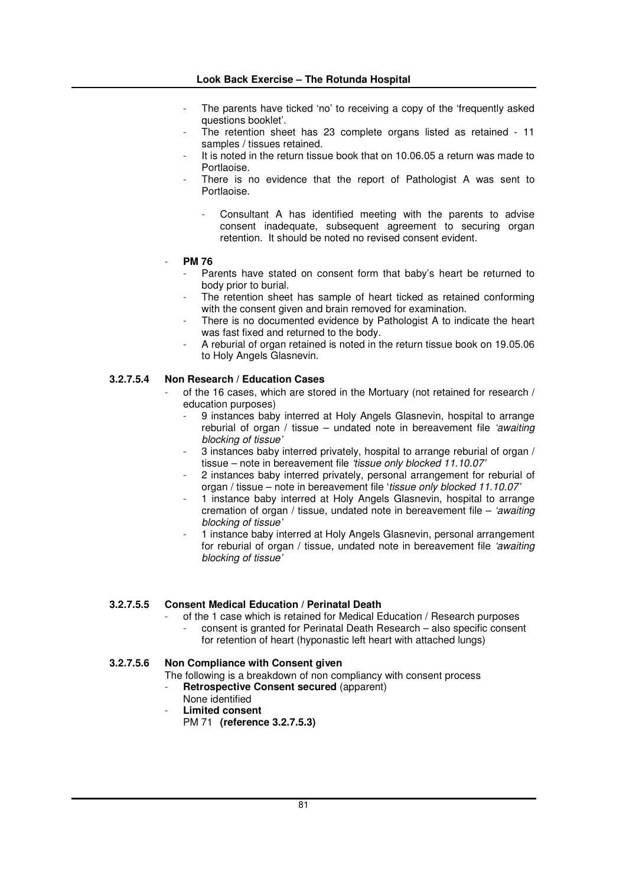- The parents have ticked 'no' to receiving a copy of the 'frequently asked questions booklet'.
- The retention sheet has 23 complete organs listed as retained - 11 samples / tissues retained.
- It is noted in the return tissue book that on 10.06.05 a return was made to Portlaoise.
- There is no evidence that the report of Pathologist A was sent to Portlaoise.
    - Consultant A has identified meeting with the parents to advise consent inadequate, subsequent agreement to securing organ retention. It should be noted no revised consent evident.

- **PM 76**
    - Parents have stated on consent form that baby's heart be returned to body prior to burial.
    - The retention sheet has sample of heart ticked as retained conforming with the consent given and brain removed for examination.
    - There is no documented evidence by Pathologist A to indicate the heart was fast fixed and returned to the body.
    - A reburial of organ retained is noted in the return tissue book on 19.05.06 to Holy Angels Glasnevin.

### 3.2.7.5.4 Non Research / Education Cases

- of the 16 cases, which are stored in the Mortuary (not retained for research / education purposes)
    - 9 instances baby interred at Holy Angels Glasnevin, hospital to arrange reburial of organ / tissue – undated note in bereavement file *'awaiting blocking of tissue'*
    - 3 instances baby interred privately, hospital to arrange reburial of organ / tissue – note in bereavement file *'tissue only blocked 11.10.07'*
    - 2 instances baby interred privately, personal arrangement for reburial of organ / tissue – note in bereavement file '*tissue only blocked 11.10.07'*
    - 1 instance baby interred at Holy Angels Glasnevin, hospital to arrange cremation of organ / tissue, undated note in bereavement file – *'awaiting blocking of tissue'*
    - 1 instance baby interred at Holy Angels Glasnevin, personal arrangement for reburial of organ / tissue, undated note in bereavement file *'awaiting blocking of tissue'*

### 3.2.7.5.5 Consent Medical Education / Perinatal Death

- of the 1 case which is retained for Medical Education / Research purposes
    - consent is granted for Perinatal Death Research – also specific consent for retention of heart (hyponastic left heart with attached lungs)

### 3.2.7.5.6 Non Compliance with Consent given

The following is a breakdown of non compliancy with consent process

- **Retrospective Consent secured** (apparent)
  None identified
- **Limited consent**
  PM 71 **(reference 3.2.7.5.3)**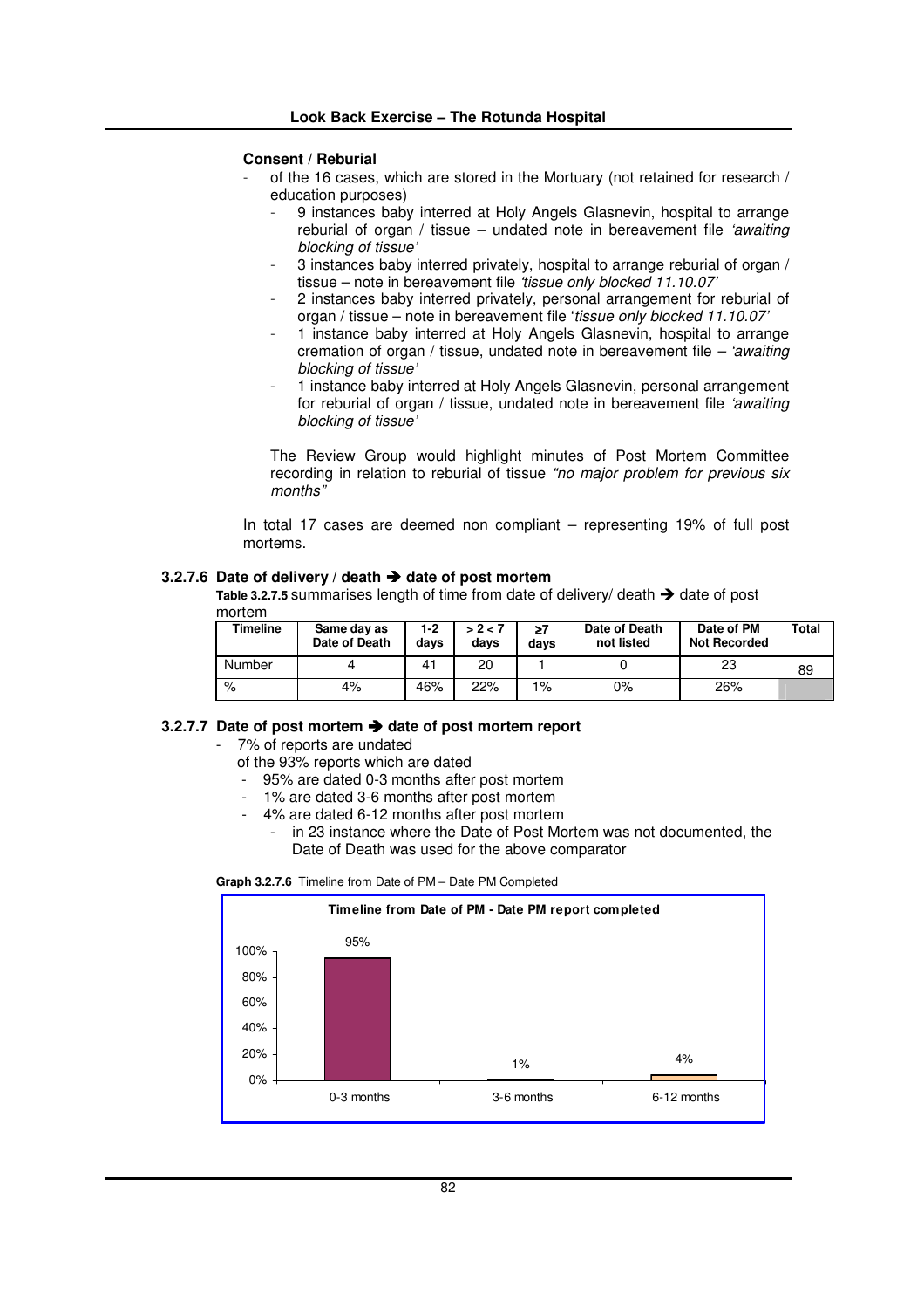**Consent / Reburial**

- of the 16 cases, which are stored in the Mortuary (not retained for research / education purposes)
  - 9 instances baby interred at Holy Angels Glasnevin, hospital to arrange reburial of organ / tissue – undated note in bereavement file *'awaiting blocking of tissue'*
  - 3 instances baby interred privately, hospital to arrange reburial of organ / tissue – note in bereavement file *'tissue only blocked 11.10.07'*
  - 2 instances baby interred privately, personal arrangement for reburial of organ / tissue – note in bereavement file '*tissue only blocked 11.10.07'*
  - 1 instance baby interred at Holy Angels Glasnevin, hospital to arrange cremation of organ / tissue, undated note in bereavement file – *'awaiting blocking of tissue'*
  - 1 instance baby interred at Holy Angels Glasnevin, personal arrangement for reburial of organ / tissue, undated note in bereavement file *'awaiting blocking of tissue'*

  The Review Group would highlight minutes of Post Mortem Committee recording in relation to reburial of tissue *"no major problem for previous six months"*

In total 17 cases are deemed non compliant – representing 19% of full post mortems.

### 3.2.7.6 Date of delivery / death ➔ date of post mortem

**Table 3.2.7.5** summarises length of time from date of delivery/ death ➔ date of post mortem

| Timeline | Same day as Date of Death | 1-2 days | > 2 < 7 days | ≥7 days | Date of Death not listed | Date of PM Not Recorded | Total |
|---|---|---|---|---|---|---|---|
| Number | 4 | 41 | 20 | 1 | 0 | 23 | 89 |
| % | 4% | 46% | 22% | 1% | 0% | 26% | |

### 3.2.7.7 Date of post mortem ➔ date of post mortem report

- 7% of reports are undated

  of the 93% reports which are dated
  - 95% are dated 0-3 months after post mortem
  - 1% are dated 3-6 months after post mortem
  - 4% are dated 6-12 months after post mortem
    - in 23 instance where the Date of Post Mortem was not documented, the Date of Death was used for the above comparator

**Graph 3.2.7.6** Timeline from Date of PM – Date PM Completed

**Timeline from Date of PM - Date PM report completed**

| | 0-3 months | 3-6 months | 6-12 months |
|---|---|---|---|
| % | 95% | 1% | 4% |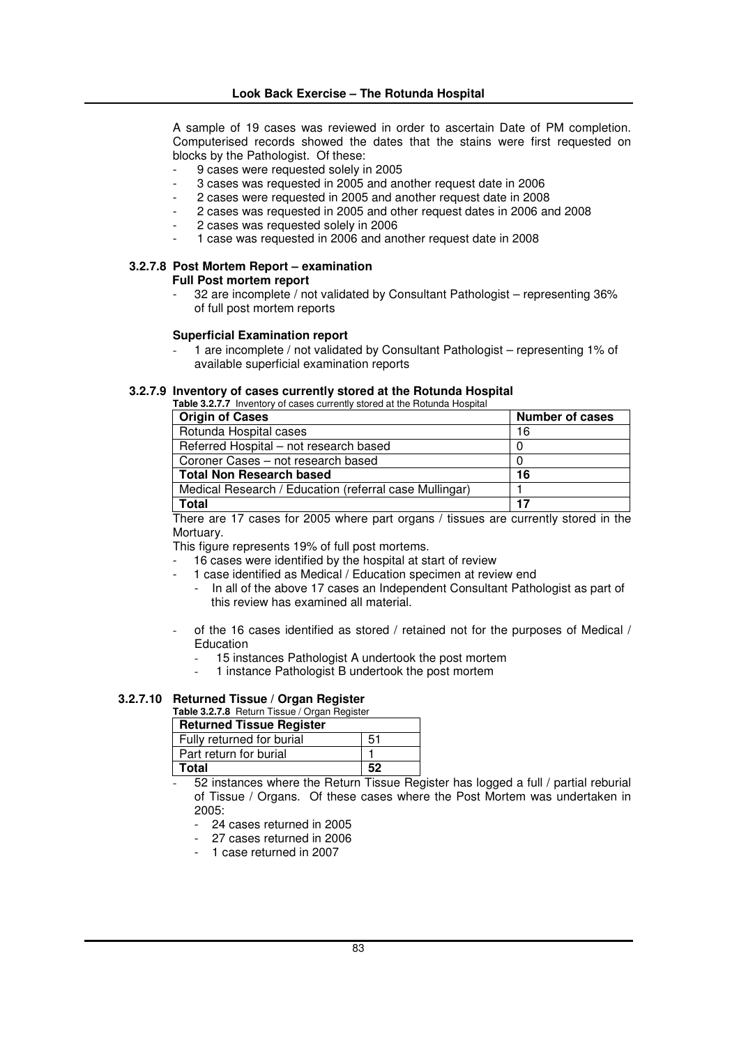A sample of 19 cases was reviewed in order to ascertain Date of PM completion. Computerised records showed the dates that the stains were first requested on blocks by the Pathologist. Of these:

- 9 cases were requested solely in 2005
- 3 cases was requested in 2005 and another request date in 2006
- 2 cases were requested in 2005 and another request date in 2008
- 2 cases was requested in 2005 and other request dates in 2006 and 2008
- 2 cases was requested solely in 2006
- 1 case was requested in 2006 and another request date in 2008

### 3.2.7.8 Post Mortem Report – examination

**Full Post mortem report**

- 32 are incomplete / not validated by Consultant Pathologist – representing 36% of full post mortem reports

**Superficial Examination report**

- 1 are incomplete / not validated by Consultant Pathologist – representing 1% of available superficial examination reports

### 3.2.7.9 Inventory of cases currently stored at the Rotunda Hospital

**Table 3.2.7.7** Inventory of cases currently stored at the Rotunda Hospital

| Origin of Cases | Number of cases |
|---|---|
| Rotunda Hospital cases | 16 |
| Referred Hospital – not research based | 0 |
| Coroner Cases – not research based | 0 |
| **Total Non Research based** | **16** |
| Medical Research / Education (referral case Mullingar) | 1 |
| **Total** | **17** |

There are 17 cases for 2005 where part organs / tissues are currently stored in the Mortuary.

This figure represents 19% of full post mortems.

- 16 cases were identified by the hospital at start of review
- 1 case identified as Medical / Education specimen at review end
  - In all of the above 17 cases an Independent Consultant Pathologist as part of this review has examined all material.
- of the 16 cases identified as stored / retained not for the purposes of Medical / Education
  - 15 instances Pathologist A undertook the post mortem
  - 1 instance Pathologist B undertook the post mortem

### 3.2.7.10 Returned Tissue / Organ Register

**Table 3.2.7.8** Return Tissue / Organ Register

| Returned Tissue Register | |
|---|---|
| Fully returned for burial | 51 |
| Part return for burial | 1 |
| **Total** | **52** |

- 52 instances where the Return Tissue Register has logged a full / partial reburial of Tissue / Organs. Of these cases where the Post Mortem was undertaken in 2005:
  - 24 cases returned in 2005
  - 27 cases returned in 2006
  - 1 case returned in 2007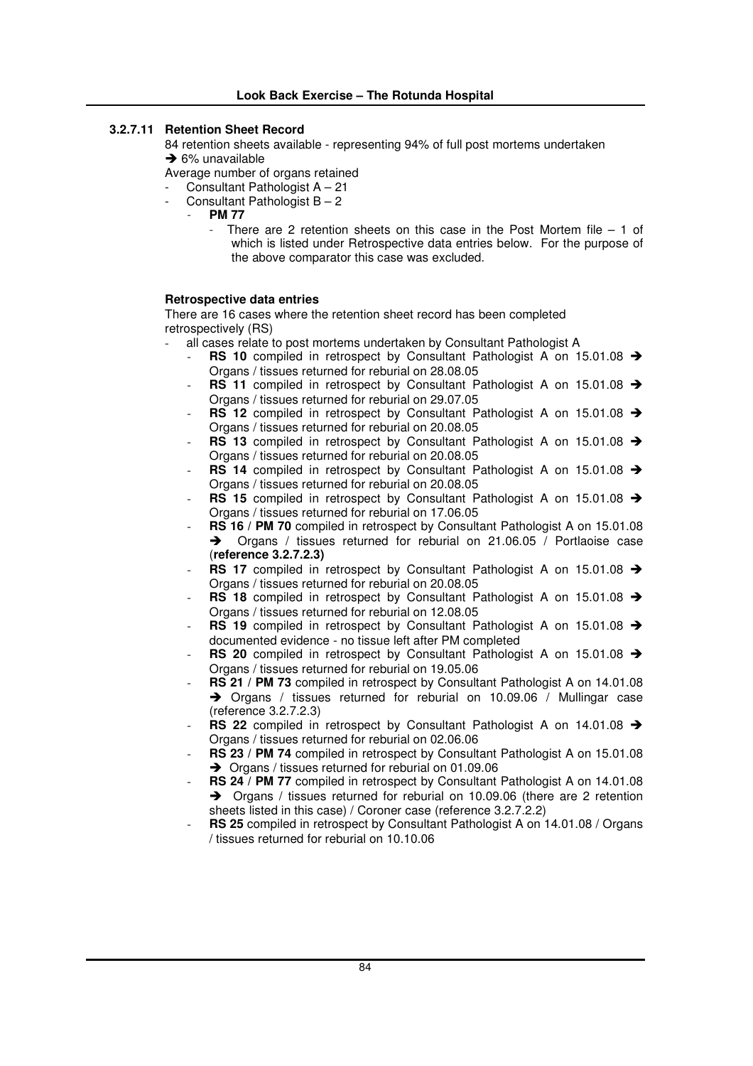### 3.2.7.11 Retention Sheet Record

84 retention sheets available - representing 94% of full post mortems undertaken
➔ 6% unavailable

Average number of organs retained

- Consultant Pathologist A – 21
- Consultant Pathologist B – 2
  - **PM 77**
    - There are 2 retention sheets on this case in the Post Mortem file – 1 of which is listed under Retrospective data entries below. For the purpose of the above comparator this case was excluded.

**Retrospective data entries**

There are 16 cases where the retention sheet record has been completed retrospectively (RS)

- all cases relate to post mortems undertaken by Consultant Pathologist A
  - **RS 10** compiled in retrospect by Consultant Pathologist A on 15.01.08 ➔ Organs / tissues returned for reburial on 28.08.05
  - **RS 11** compiled in retrospect by Consultant Pathologist A on 15.01.08 ➔ Organs / tissues returned for reburial on 29.07.05
  - **RS 12** compiled in retrospect by Consultant Pathologist A on 15.01.08 ➔ Organs / tissues returned for reburial on 20.08.05
  - **RS 13** compiled in retrospect by Consultant Pathologist A on 15.01.08 ➔ Organs / tissues returned for reburial on 20.08.05
  - **RS 14** compiled in retrospect by Consultant Pathologist A on 15.01.08 ➔ Organs / tissues returned for reburial on 20.08.05
  - **RS 15** compiled in retrospect by Consultant Pathologist A on 15.01.08 ➔ Organs / tissues returned for reburial on 17.06.05
  - **RS 16** / **PM 70** compiled in retrospect by Consultant Pathologist A on 15.01.08 ➔ Organs / tissues returned for reburial on 21.06.05 / Portlaoise case (**reference 3.2.7.2.3)**
  - **RS 17** compiled in retrospect by Consultant Pathologist A on 15.01.08 ➔ Organs / tissues returned for reburial on 20.08.05
  - **RS 18** compiled in retrospect by Consultant Pathologist A on 15.01.08 ➔ Organs / tissues returned for reburial on 12.08.05
  - **RS 19** compiled in retrospect by Consultant Pathologist A on 15.01.08 ➔ documented evidence - no tissue left after PM completed
  - **RS 20** compiled in retrospect by Consultant Pathologist A on 15.01.08 ➔ Organs / tissues returned for reburial on 19.05.06
  - **RS 21** / **PM 73** compiled in retrospect by Consultant Pathologist A on 14.01.08 ➔ Organs / tissues returned for reburial on 10.09.06 / Mullingar case (reference 3.2.7.2.3)
  - **RS 22** compiled in retrospect by Consultant Pathologist A on 14.01.08 ➔ Organs / tissues returned for reburial on 02.06.06
  - **RS 23** / **PM 74** compiled in retrospect by Consultant Pathologist A on 15.01.08 ➔ Organs / tissues returned for reburial on 01.09.06
  - **RS 24** / **PM 77** compiled in retrospect by Consultant Pathologist A on 14.01.08 ➔ Organs / tissues returned for reburial on 10.09.06 (there are 2 retention sheets listed in this case) / Coroner case (reference 3.2.7.2.2)
  - **RS 25** compiled in retrospect by Consultant Pathologist A on 14.01.08 / Organs / tissues returned for reburial on 10.10.06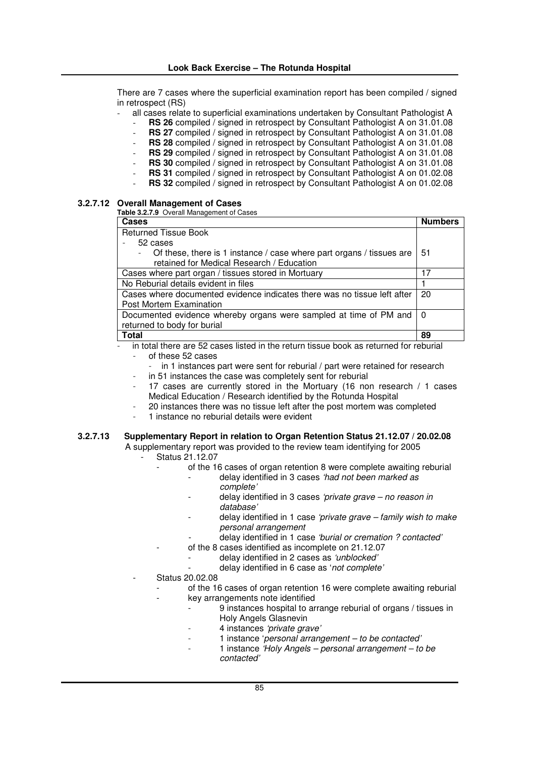There are 7 cases where the superficial examination report has been compiled / signed in retrospect (RS)

- all cases relate to superficial examinations undertaken by Consultant Pathologist A
  - **RS 26** compiled / signed in retrospect by Consultant Pathologist A on 31.01.08
  - **RS 27** compiled / signed in retrospect by Consultant Pathologist A on 31.01.08
  - **RS 28** compiled / signed in retrospect by Consultant Pathologist A on 31.01.08
  - **RS 29** compiled / signed in retrospect by Consultant Pathologist A on 31.01.08
  - **RS 30** compiled / signed in retrospect by Consultant Pathologist A on 31.01.08
  - **RS 31** compiled / signed in retrospect by Consultant Pathologist A on 01.02.08
  - **RS 32** compiled / signed in retrospect by Consultant Pathologist A on 01.02.08

### 3.2.7.12 Overall Management of Cases

**Table 3.2.7.9** Overall Management of Cases

| Cases | Numbers |
|---|---|
| Returned Tissue Book<br>- 52 cases<br>- Of these, there is 1 instance / case where part organs / tissues are retained for Medical Research / Education | 51 |
| Cases where part organ / tissues stored in Mortuary | 17 |
| No Reburial details evident in files | 1 |
| Cases where documented evidence indicates there was no tissue left after Post Mortem Examination | 20 |
| Documented evidence whereby organs were sampled at time of PM and returned to body for burial | 0 |
| **Total** | **89** |

- in total there are 52 cases listed in the return tissue book as returned for reburial
  - of these 52 cases
    - in 1 instances part were sent for reburial / part were retained for research
  - in 51 instances the case was completely sent for reburial
  - 17 cases are currently stored in the Mortuary (16 non research / 1 cases Medical Education / Research identified by the Rotunda Hospital
  - 20 instances there was no tissue left after the post mortem was completed
  - 1 instance no reburial details were evident

### 3.2.7.13 Supplementary Report in relation to Organ Retention Status 21.12.07 / 20.02.08

A supplementary report was provided to the review team identifying for 2005

- Status 21.12.07
  - of the 16 cases of organ retention 8 were complete awaiting reburial
    - delay identified in 3 cases *'had not been marked as complete'*
    - delay identified in 3 cases *'private grave – no reason in database'*
    - delay identified in 1 case *'private grave – family wish to make personal arrangement*
    - delay identified in 1 case *'burial or cremation ? contacted'*
  - of the 8 cases identified as incomplete on 21.12.07
    - delay identified in 2 cases as *'unblocked'*
    - delay identified in 6 case as '*not complete'*
- Status 20.02.08
  - of the 16 cases of organ retention 16 were complete awaiting reburial
  - key arrangements note identified
    - 9 instances hospital to arrange reburial of organs / tissues in Holy Angels Glasnevin
    - 4 instances *'private grave'*
    - 1 instance '*personal arrangement – to be contacted'*
    - 1 instance *'Holy Angels – personal arrangement – to be contacted'*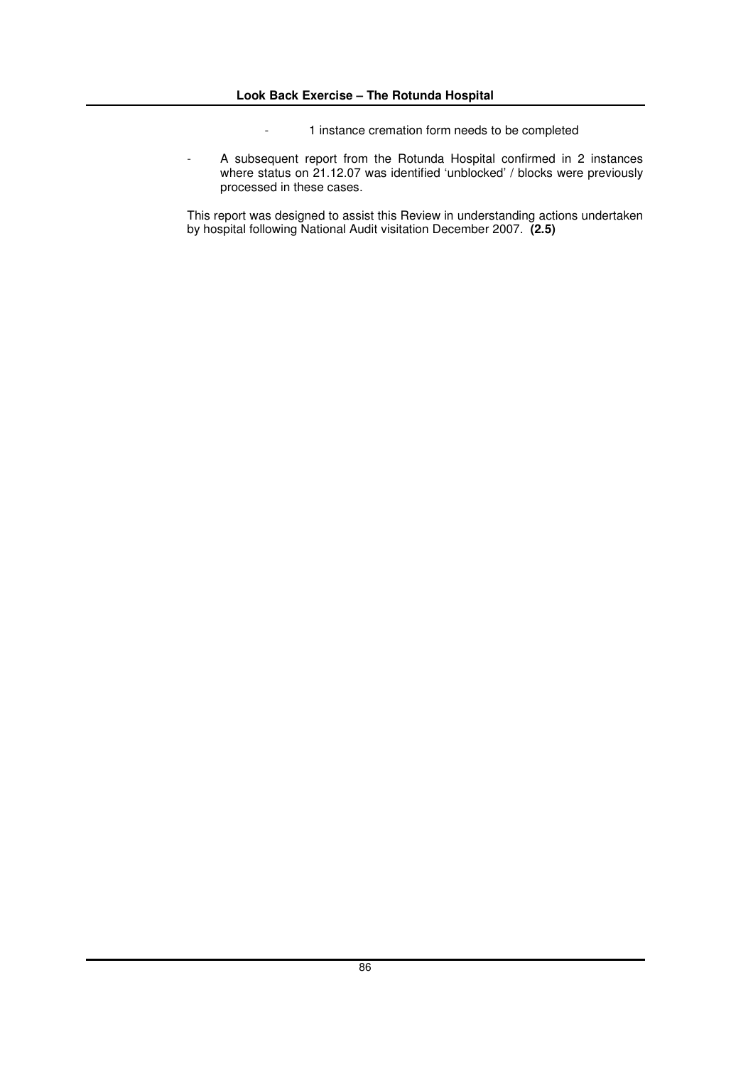- 1 instance cremation form needs to be completed

- A subsequent report from the Rotunda Hospital confirmed in 2 instances where status on 21.12.07 was identified 'unblocked' / blocks were previously processed in these cases.

This report was designed to assist this Review in understanding actions undertaken by hospital following National Audit visitation December 2007. **(2.5)**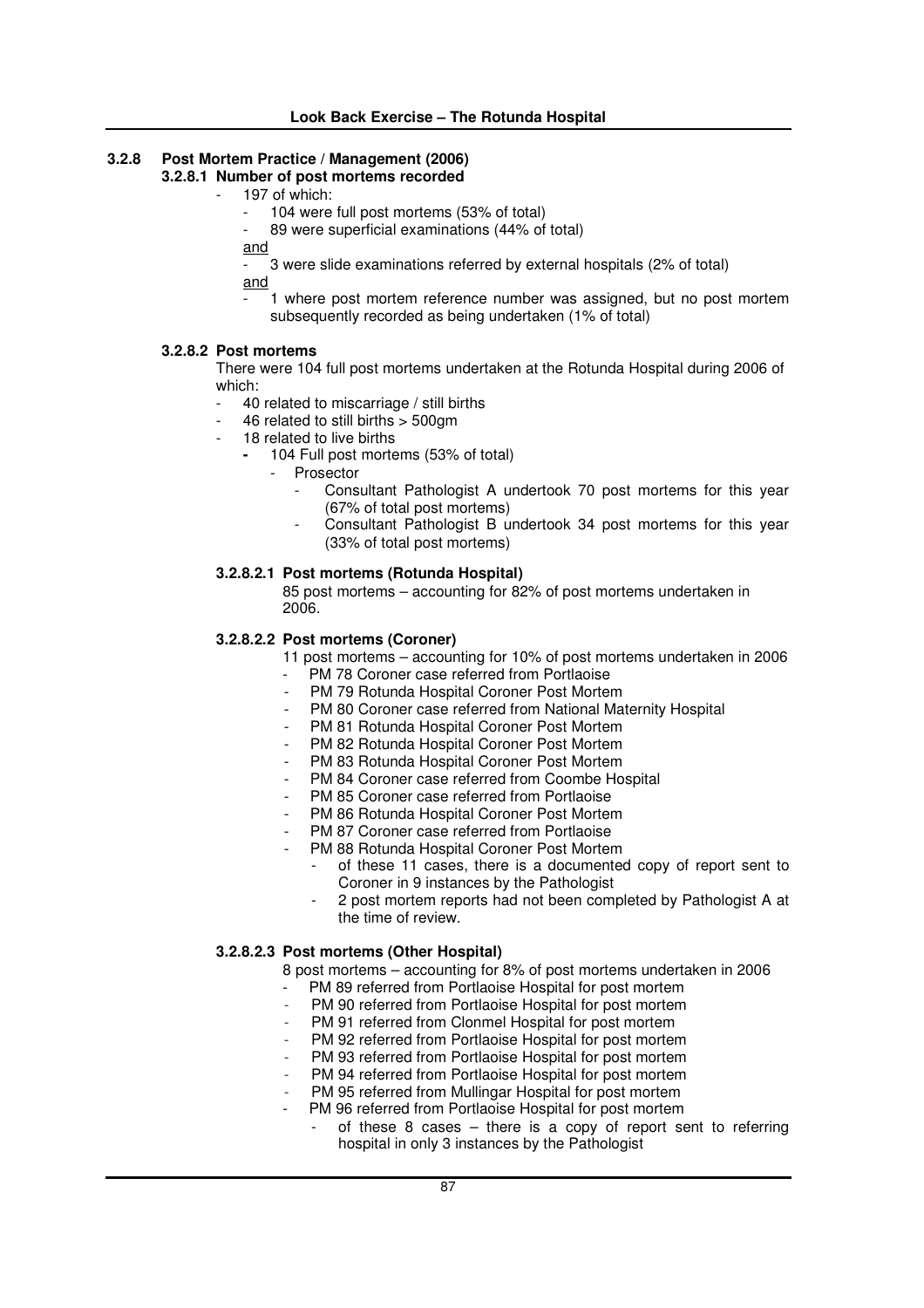### 3.2.8 Post Mortem Practice / Management (2006)

#### 3.2.8.1 Number of post mortems recorded

- 197 of which:
  - 104 were full post mortems (53% of total)
  - 89 were superficial examinations (44% of total)

  and

  - 3 were slide examinations referred by external hospitals (2% of total)

  and

  - 1 where post mortem reference number was assigned, but no post mortem subsequently recorded as being undertaken (1% of total)

#### 3.2.8.2 Post mortems

There were 104 full post mortems undertaken at the Rotunda Hospital during 2006 of which:

- 40 related to miscarriage / still births
- 46 related to still births > 500gm
- 18 related to live births
  - 104 Full post mortems (53% of total)
    - Prosector
      - Consultant Pathologist A undertook 70 post mortems for this year (67% of total post mortems)
      - Consultant Pathologist B undertook 34 post mortems for this year (33% of total post mortems)

##### 3.2.8.2.1 Post mortems (Rotunda Hospital)

85 post mortems – accounting for 82% of post mortems undertaken in 2006.

##### 3.2.8.2.2 Post mortems (Coroner)

11 post mortems – accounting for 10% of post mortems undertaken in 2006

- PM 78 Coroner case referred from Portlaoise
- PM 79 Rotunda Hospital Coroner Post Mortem
- PM 80 Coroner case referred from National Maternity Hospital
- PM 81 Rotunda Hospital Coroner Post Mortem
- PM 82 Rotunda Hospital Coroner Post Mortem
- PM 83 Rotunda Hospital Coroner Post Mortem
- PM 84 Coroner case referred from Coombe Hospital
- PM 85 Coroner case referred from Portlaoise
- PM 86 Rotunda Hospital Coroner Post Mortem
- PM 87 Coroner case referred from Portlaoise
- PM 88 Rotunda Hospital Coroner Post Mortem
  - of these 11 cases, there is a documented copy of report sent to Coroner in 9 instances by the Pathologist
  - 2 post mortem reports had not been completed by Pathologist A at the time of review.

##### 3.2.8.2.3 Post mortems (Other Hospital)

8 post mortems – accounting for 8% of post mortems undertaken in 2006

- PM 89 referred from Portlaoise Hospital for post mortem
- PM 90 referred from Portlaoise Hospital for post mortem
- PM 91 referred from Clonmel Hospital for post mortem
- PM 92 referred from Portlaoise Hospital for post mortem
- PM 93 referred from Portlaoise Hospital for post mortem
- PM 94 referred from Portlaoise Hospital for post mortem
- PM 95 referred from Mullingar Hospital for post mortem
- PM 96 referred from Portlaoise Hospital for post mortem
  - of these 8 cases – there is a copy of report sent to referring hospital in only 3 instances by the Pathologist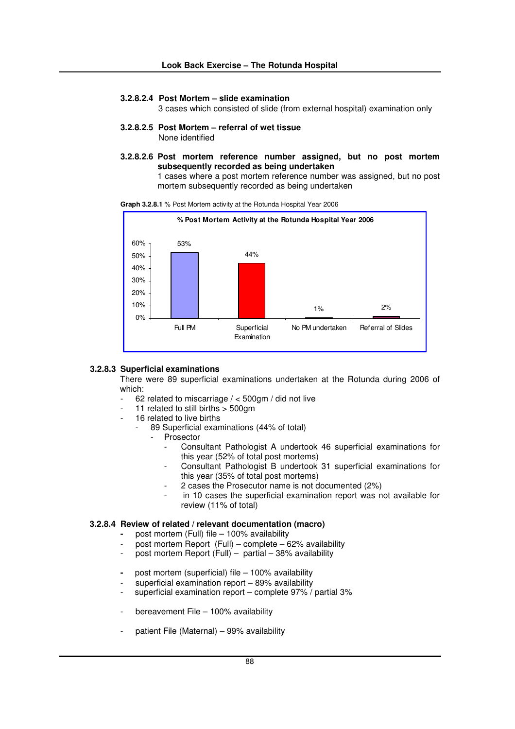#### 3.2.8.2.4 Post Mortem – slide examination

3 cases which consisted of slide (from external hospital) examination only

#### 3.2.8.2.5 Post Mortem – referral of wet tissue

None identified

#### 3.2.8.2.6 Post mortem reference number assigned, but no post mortem subsequently recorded as being undertaken

1 cases where a post mortem reference number was assigned, but no post mortem subsequently recorded as being undertaken

**Graph 3.2.8.1** % Post Mortem activity at the Rotunda Hospital Year 2006

**% Post Mortem Activity at the Rotunda Hospital Year 2006**

| Category | % |
|---|---|
| Full PM | 53% |
| Superficial Examination | 44% |
| No PM undertaken | 1% |
| Referral of Slides | 2% |

### 3.2.8.3 Superficial examinations

There were 89 superficial examinations undertaken at the Rotunda during 2006 of which:

- 62 related to miscarriage / < 500gm / did not live
- 11 related to still births > 500gm
- 16 related to live births
    - 89 Superficial examinations (44% of total)
        - Prosector
            - Consultant Pathologist A undertook 46 superficial examinations for this year (52% of total post mortems)
            - Consultant Pathologist B undertook 31 superficial examinations for this year (35% of total post mortems)
            - 2 cases the Prosecutor name is not documented (2%)
            - in 10 cases the superficial examination report was not available for review (11% of total)

### 3.2.8.4 Review of related / relevant documentation (macro)

- post mortem (Full) file – 100% availability
- post mortem Report (Full) – complete – 62% availability
- post mortem Report (Full) – partial – 38% availability

- post mortem (superficial) file – 100% availability
- superficial examination report – 89% availability
- superficial examination report – complete 97% / partial 3%

- bereavement File – 100% availability

- patient File (Maternal) – 99% availability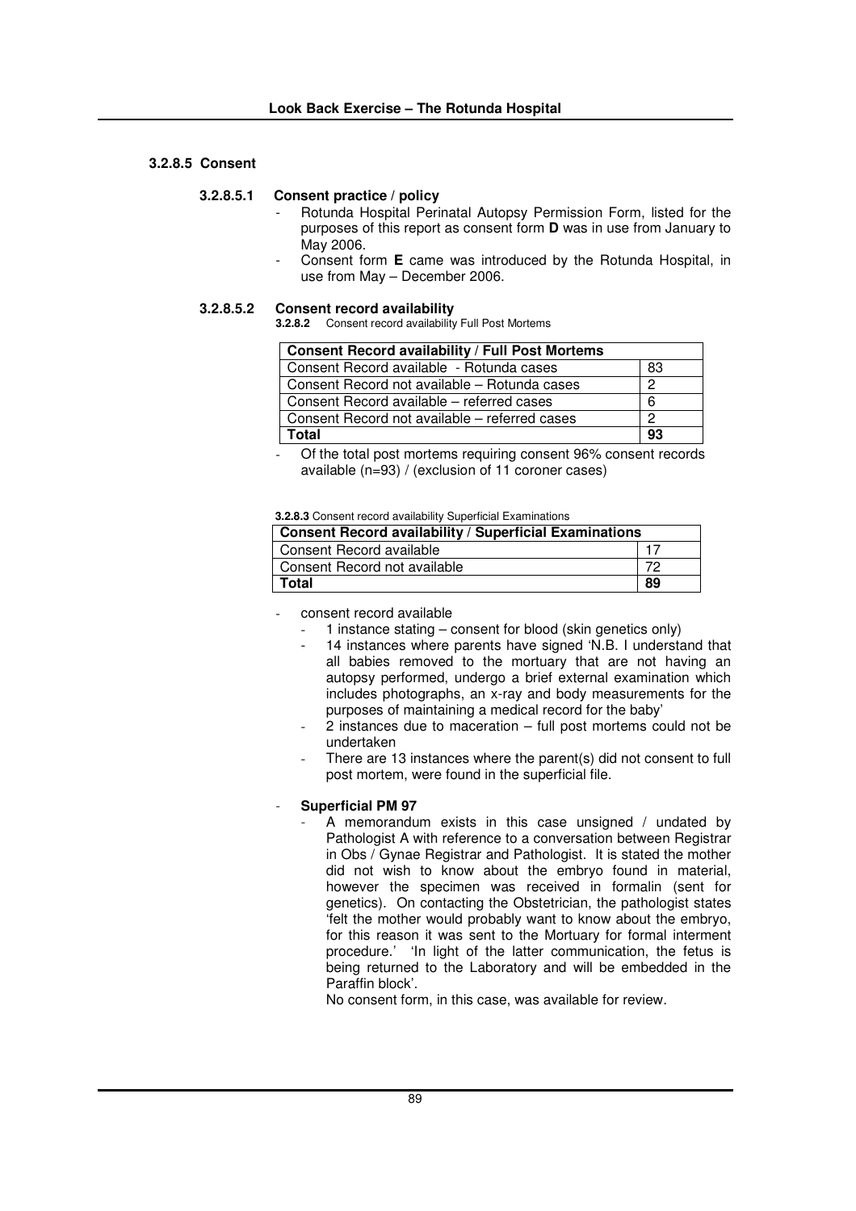### 3.2.8.5 Consent

#### 3.2.8.5.1 Consent practice / policy

- Rotunda Hospital Perinatal Autopsy Permission Form, listed for the purposes of this report as consent form **D** was in use from January to May 2006.
- Consent form **E** came was introduced by the Rotunda Hospital, in use from May – December 2006.

#### 3.2.8.5.2 Consent record availability

**3.2.8.2** Consent record availability Full Post Mortems

| Consent Record availability / Full Post Mortems | |
|---|---|
| Consent Record available - Rotunda cases | 83 |
| Consent Record not available – Rotunda cases | 2 |
| Consent Record available – referred cases | 6 |
| Consent Record not available – referred cases | 2 |
| **Total** | **93** |

- Of the total post mortems requiring consent 96% consent records available (n=93) / (exclusion of 11 coroner cases)

**3.2.8.3** Consent record availability Superficial Examinations

| Consent Record availability / Superficial Examinations | |
|---|---|
| Consent Record available | 17 |
| Consent Record not available | 72 |
| **Total** | **89** |

- consent record available
  - 1 instance stating – consent for blood (skin genetics only)
  - 14 instances where parents have signed 'N.B. I understand that all babies removed to the mortuary that are not having an autopsy performed, undergo a brief external examination which includes photographs, an x-ray and body measurements for the purposes of maintaining a medical record for the baby'
  - 2 instances due to maceration – full post mortems could not be undertaken
  - There are 13 instances where the parent(s) did not consent to full post mortem, were found in the superficial file.

- **Superficial PM 97**
  - A memorandum exists in this case unsigned / undated by Pathologist A with reference to a conversation between Registrar in Obs / Gynae Registrar and Pathologist. It is stated the mother did not wish to know about the embryo found in material, however the specimen was received in formalin (sent for genetics). On contacting the Obstetrician, the pathologist states 'felt the mother would probably want to know about the embryo, for this reason it was sent to the Mortuary for formal interment procedure.' 'In light of the latter communication, the fetus is being returned to the Laboratory and will be embedded in the Paraffin block'.

    No consent form, in this case, was available for review.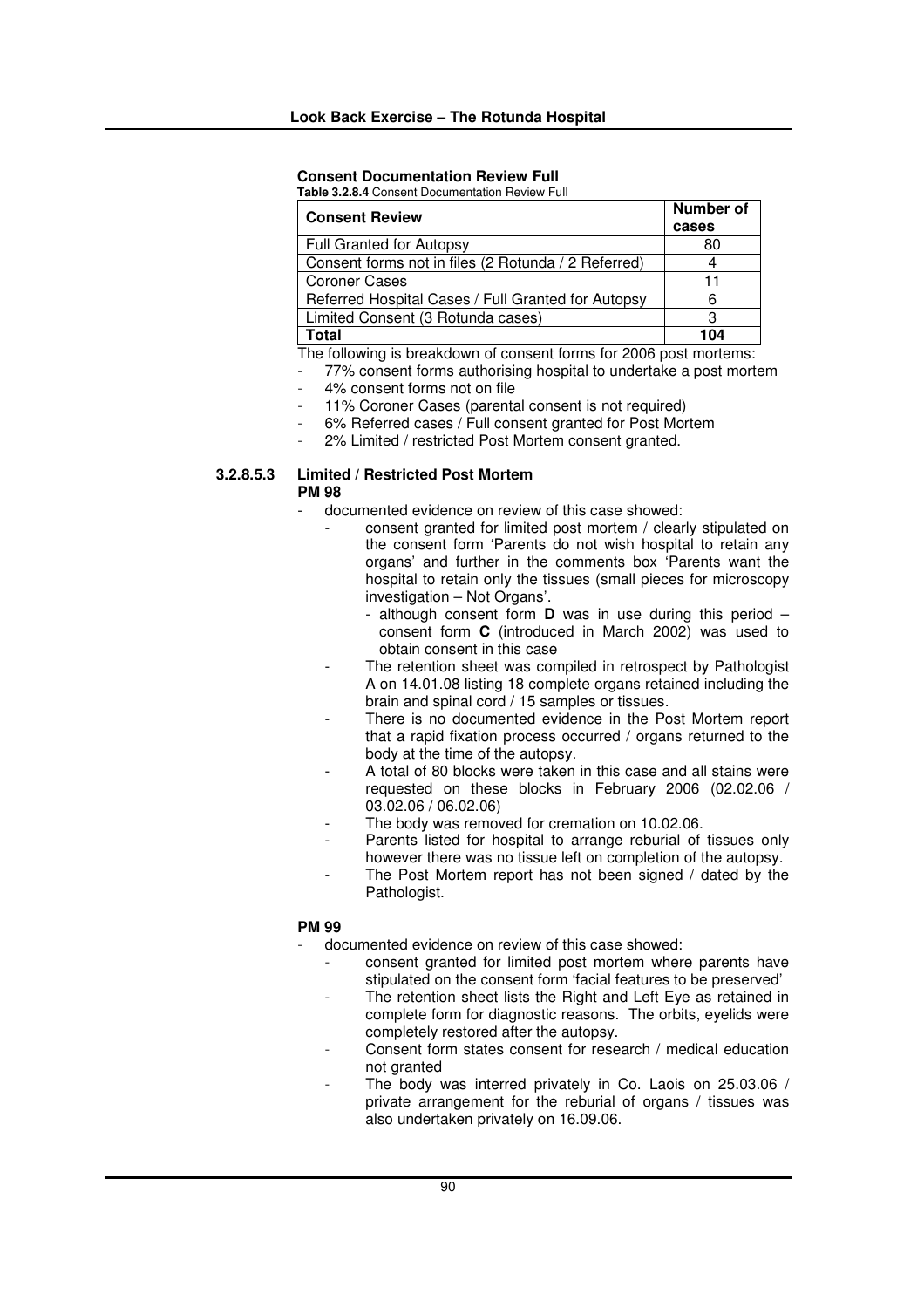**Consent Documentation Review Full**

**Table 3.2.8.4** Consent Documentation Review Full

| Consent Review | Number of cases |
|---|---|
| Full Granted for Autopsy | 80 |
| Consent forms not in files (2 Rotunda / 2 Referred) | 4 |
| Coroner Cases | 11 |
| Referred Hospital Cases / Full Granted for Autopsy | 6 |
| Limited Consent (3 Rotunda cases) | 3 |
| **Total** | **104** |

The following is breakdown of consent forms for 2006 post mortems:

- 77% consent forms authorising hospital to undertake a post mortem
- 4% consent forms not on file
- 11% Coroner Cases (parental consent is not required)
- 6% Referred cases / Full consent granted for Post Mortem
- 2% Limited / restricted Post Mortem consent granted.

### 3.2.8.5.3 Limited / Restricted Post Mortem

**PM 98**

- documented evidence on review of this case showed:
  - consent granted for limited post mortem / clearly stipulated on the consent form 'Parents do not wish hospital to retain any organs' and further in the comments box 'Parents want the hospital to retain only the tissues (small pieces for microscopy investigation – Not Organs'.
    - although consent form **D** was in use during this period – consent form **C** (introduced in March 2002) was used to obtain consent in this case
  - The retention sheet was compiled in retrospect by Pathologist A on 14.01.08 listing 18 complete organs retained including the brain and spinal cord / 15 samples or tissues.
  - There is no documented evidence in the Post Mortem report that a rapid fixation process occurred / organs returned to the body at the time of the autopsy.
  - A total of 80 blocks were taken in this case and all stains were requested on these blocks in February 2006 (02.02.06 / 03.02.06 / 06.02.06)
  - The body was removed for cremation on 10.02.06.
  - Parents listed for hospital to arrange reburial of tissues only however there was no tissue left on completion of the autopsy.
  - The Post Mortem report has not been signed / dated by the Pathologist.

**PM 99**

- documented evidence on review of this case showed:
  - consent granted for limited post mortem where parents have stipulated on the consent form 'facial features to be preserved'
  - The retention sheet lists the Right and Left Eye as retained in complete form for diagnostic reasons. The orbits, eyelids were completely restored after the autopsy.
  - Consent form states consent for research / medical education not granted
  - The body was interred privately in Co. Laois on 25.03.06 / private arrangement for the reburial of organs / tissues was also undertaken privately on 16.09.06.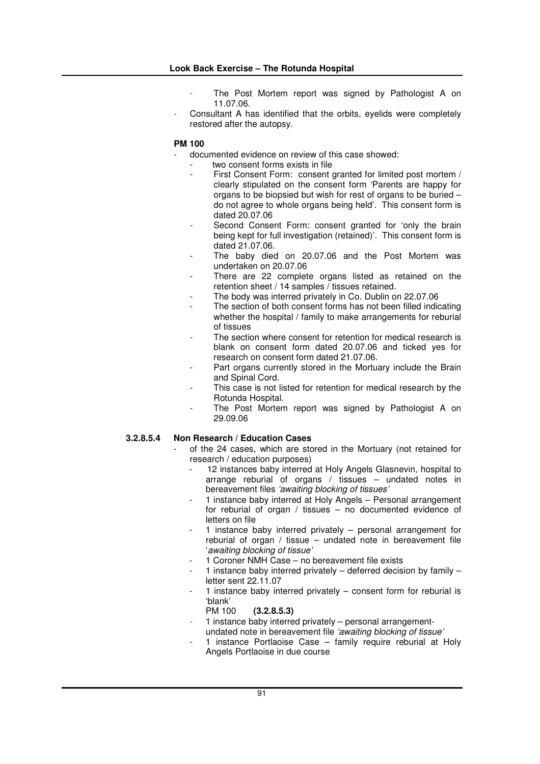- The Post Mortem report was signed by Pathologist A on 11.07.06.
- Consultant A has identified that the orbits, eyelids were completely restored after the autopsy.

**PM 100**

- documented evidence on review of this case showed:
  - two consent forms exists in file
  - First Consent Form: consent granted for limited post mortem / clearly stipulated on the consent form 'Parents are happy for organs to be biopsied but wish for rest of organs to be buried – do not agree to whole organs being held'. This consent form is dated 20.07.06
  - Second Consent Form: consent granted for 'only the brain being kept for full investigation (retained)'. This consent form is dated 21.07.06.
  - The baby died on 20.07.06 and the Post Mortem was undertaken on 20.07.06
  - There are 22 complete organs listed as retained on the retention sheet / 14 samples / tissues retained.
  - The body was interred privately in Co. Dublin on 22.07.06
  - The section of both consent forms has not been filled indicating whether the hospital / family to make arrangements for reburial of tissues
  - The section where consent for retention for medical research is blank on consent form dated 20.07.06 and ticked yes for research on consent form dated 21.07.06.
  - Part organs currently stored in the Mortuary include the Brain and Spinal Cord.
  - This case is not listed for retention for medical research by the Rotunda Hospital.
  - The Post Mortem report was signed by Pathologist A on 29.09.06

#### 3.2.8.5.4 Non Research / Education Cases

- of the 24 cases, which are stored in the Mortuary (not retained for research / education purposes)
  - 12 instances baby interred at Holy Angels Glasnevin, hospital to arrange reburial of organs / tissues – undated notes in bereavement files *'awaiting blocking of tissues'*
  - 1 instance baby interred at Holy Angels – Personal arrangement for reburial of organ / tissues – no documented evidence of letters on file
  - 1 instance baby interred privately – personal arrangement for reburial of organ / tissue – undated note in bereavement file '*awaiting blocking of tissue'*
  - 1 Coroner NMH Case – no bereavement file exists
  - 1 instance baby interred privately – deferred decision by family – letter sent 22.11.07
  - 1 instance baby interred privately – consent form for reburial is 'blank'
    PM 100 **(3.2.8.5.3)**
  - 1 instance baby interred privately – personal arrangement- undated note in bereavement file *'awaiting blocking of tissue'*
  - 1 instance Portlaoise Case – family require reburial at Holy Angels Portlaoise in due course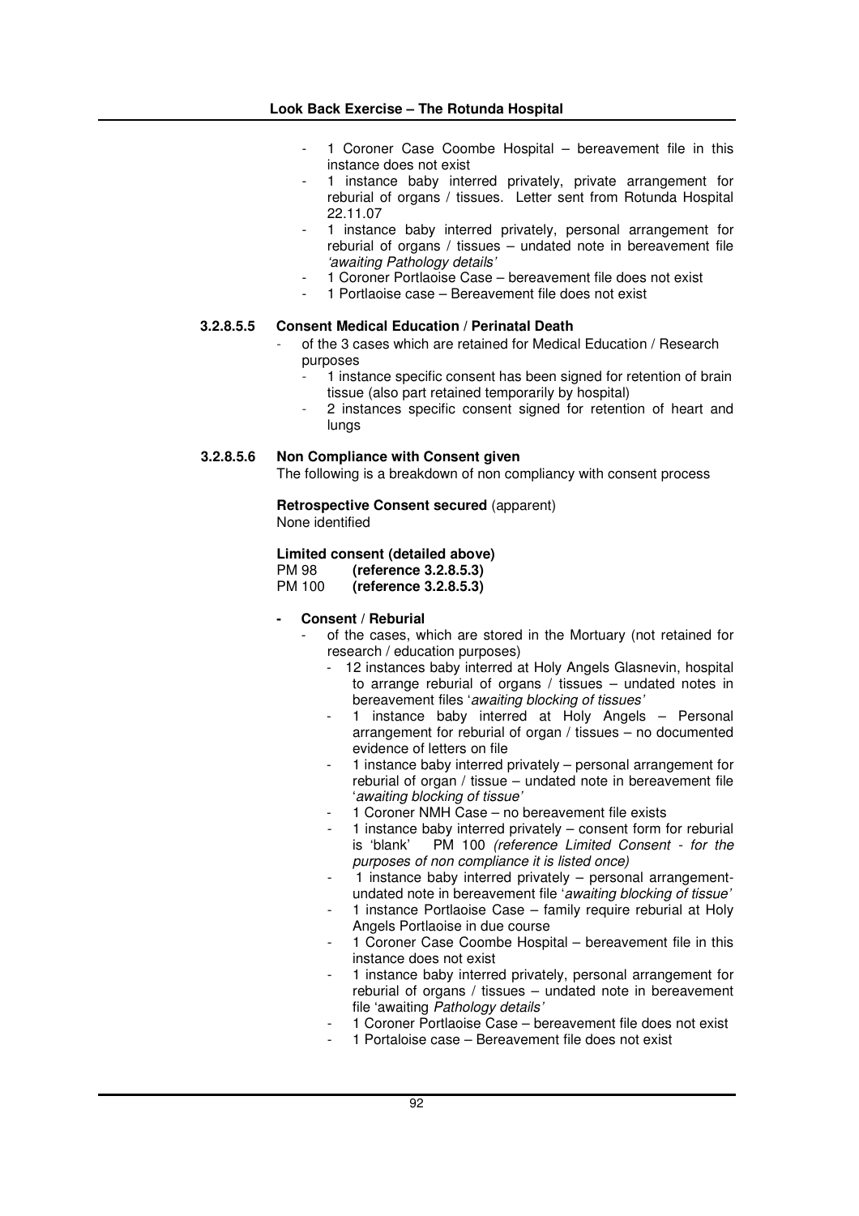- 1 Coroner Case Coombe Hospital – bereavement file in this instance does not exist
- 1 instance baby interred privately, private arrangement for reburial of organs / tissues. Letter sent from Rotunda Hospital 22.11.07
- 1 instance baby interred privately, personal arrangement for reburial of organs / tissues – undated note in bereavement file *'awaiting Pathology details'*
- 1 Coroner Portlaoise Case – bereavement file does not exist
- 1 Portlaoise case – Bereavement file does not exist

#### 3.2.8.5.5 Consent Medical Education / Perinatal Death

- of the 3 cases which are retained for Medical Education / Research purposes
  - 1 instance specific consent has been signed for retention of brain tissue (also part retained temporarily by hospital)
  - 2 instances specific consent signed for retention of heart and lungs

#### 3.2.8.5.6 Non Compliance with Consent given

The following is a breakdown of non compliancy with consent process

**Retrospective Consent secured** (apparent)
None identified

**Limited consent (detailed above)**
PM 98 **(reference 3.2.8.5.3)**
PM 100 **(reference 3.2.8.5.3)**

- **Consent / Reburial**
  - of the cases, which are stored in the Mortuary (not retained for research / education purposes)
    - 12 instances baby interred at Holy Angels Glasnevin, hospital to arrange reburial of organs / tissues – undated notes in bereavement files '*awaiting blocking of tissues'*
    - 1 instance baby interred at Holy Angels – Personal arrangement for reburial of organ / tissues – no documented evidence of letters on file
    - 1 instance baby interred privately – personal arrangement for reburial of organ / tissue – undated note in bereavement file '*awaiting blocking of tissue'*
    - 1 Coroner NMH Case – no bereavement file exists
    - 1 instance baby interred privately – consent form for reburial is 'blank' PM 100 *(reference Limited Consent - for the purposes of non compliance it is listed once)*
    - 1 instance baby interred privately – personal arrangement- undated note in bereavement file '*awaiting blocking of tissue'*
    - 1 instance Portlaoise Case – family require reburial at Holy Angels Portlaoise in due course
    - 1 Coroner Case Coombe Hospital – bereavement file in this instance does not exist
    - 1 instance baby interred privately, personal arrangement for reburial of organs / tissues – undated note in bereavement file 'awaiting *Pathology details'*
    - 1 Coroner Portlaoise Case – bereavement file does not exist
    - 1 Portaloise case – Bereavement file does not exist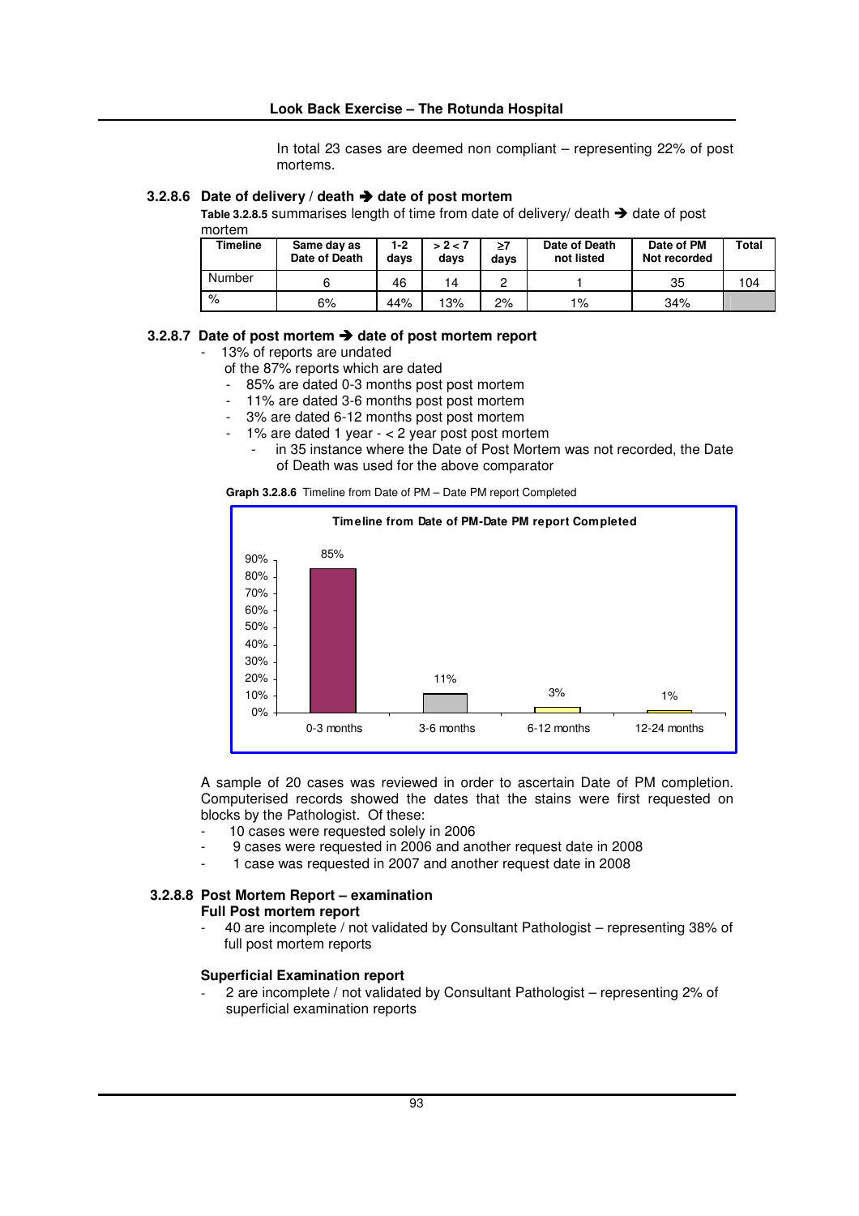In total 23 cases are deemed non compliant – representing 22% of post mortems.

### 3.2.8.6 Date of delivery / death ➔ date of post mortem

**Table 3.2.8.5** summarises length of time from date of delivery/ death ➔ date of post mortem

| Timeline | Same day as Date of Death | 1-2 days | > 2 < 7 days | ≥7 days | Date of Death not listed | Date of PM Not recorded | Total |
|---|---|---|---|---|---|---|---|
| Number | 6 | 46 | 14 | 2 | 1 | 35 | 104 |
| % | 6% | 44% | 13% | 2% | 1% | 34% | |

### 3.2.8.7 Date of post mortem ➔ date of post mortem report

- 13% of reports are undated
  of the 87% reports which are dated
  - 85% are dated 0-3 months post post mortem
  - 11% are dated 3-6 months post post mortem
  - 3% are dated 6-12 months post post mortem
  - 1% are dated 1 year - < 2 year post post mortem
    - in 35 instance where the Date of Post Mortem was not recorded, the Date of Death was used for the above comparator

**Graph 3.2.8.6** Timeline from Date of PM – Date PM report Completed

Timeline from Date of PM-Date PM report Completed

| Timeline | % |
|---|---|
| 0-3 months | 85% |
| 3-6 months | 11% |
| 6-12 months | 3% |
| 12-24 months | 1% |

A sample of 20 cases was reviewed in order to ascertain Date of PM completion. Computerised records showed the dates that the stains were first requested on blocks by the Pathologist. Of these:

- 10 cases were requested solely in 2006
- 9 cases were requested in 2006 and another request date in 2008
- 1 case was requested in 2007 and another request date in 2008

### 3.2.8.8 Post Mortem Report – examination

**Full Post mortem report**

- 40 are incomplete / not validated by Consultant Pathologist – representing 38% of full post mortem reports

**Superficial Examination report**

- 2 are incomplete / not validated by Consultant Pathologist – representing 2% of superficial examination reports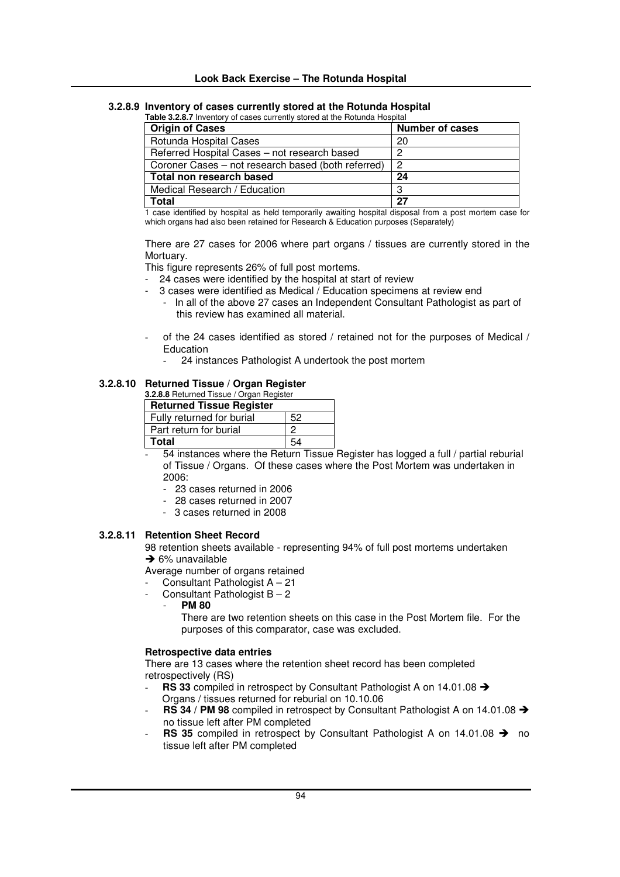### 3.2.8.9 Inventory of cases currently stored at the Rotunda Hospital

**Table 3.2.8.7** Inventory of cases currently stored at the Rotunda Hospital

| Origin of Cases | Number of cases |
|---|---|
| Rotunda Hospital Cases | 20 |
| Referred Hospital Cases – not research based | 2 |
| Coroner Cases – not research based (both referred) | 2 |
| **Total non research based** | **24** |
| Medical Research / Education | 3 |
| **Total** | **27** |

1 case identified by hospital as held temporarily awaiting hospital disposal from a post mortem case for which organs had also been retained for Research & Education purposes (Separately)

There are 27 cases for 2006 where part organs / tissues are currently stored in the Mortuary.

This figure represents 26% of full post mortems.

- 24 cases were identified by the hospital at start of review
- 3 cases were identified as Medical / Education specimens at review end
  - In all of the above 27 cases an Independent Consultant Pathologist as part of this review has examined all material.
- of the 24 cases identified as stored / retained not for the purposes of Medical / Education
  - 24 instances Pathologist A undertook the post mortem

### 3.2.8.10 Returned Tissue / Organ Register

**3.2.8.8** Returned Tissue / Organ Register

| Returned Tissue Register | |
|---|---|
| Fully returned for burial | 52 |
| Part return for burial | 2 |
| **Total** | 54 |

- 54 instances where the Return Tissue Register has logged a full / partial reburial of Tissue / Organs. Of these cases where the Post Mortem was undertaken in 2006:
  - 23 cases returned in 2006
  - 28 cases returned in 2007
  - 3 cases returned in 2008

### 3.2.8.11 Retention Sheet Record

98 retention sheets available - representing 94% of full post mortems undertaken
➔ 6% unavailable

Average number of organs retained

- Consultant Pathologist A – 21
- Consultant Pathologist B – 2
  - **PM 80**

    There are two retention sheets on this case in the Post Mortem file. For the purposes of this comparator, case was excluded.

**Retrospective data entries**

There are 13 cases where the retention sheet record has been completed retrospectively (RS)

- **RS 33** compiled in retrospect by Consultant Pathologist A on 14.01.08 ➔ Organs / tissues returned for reburial on 10.10.06
- **RS 34 / PM 98** compiled in retrospect by Consultant Pathologist A on 14.01.08 ➔ no tissue left after PM completed
- **RS 35** compiled in retrospect by Consultant Pathologist A on 14.01.08 ➔ no tissue left after PM completed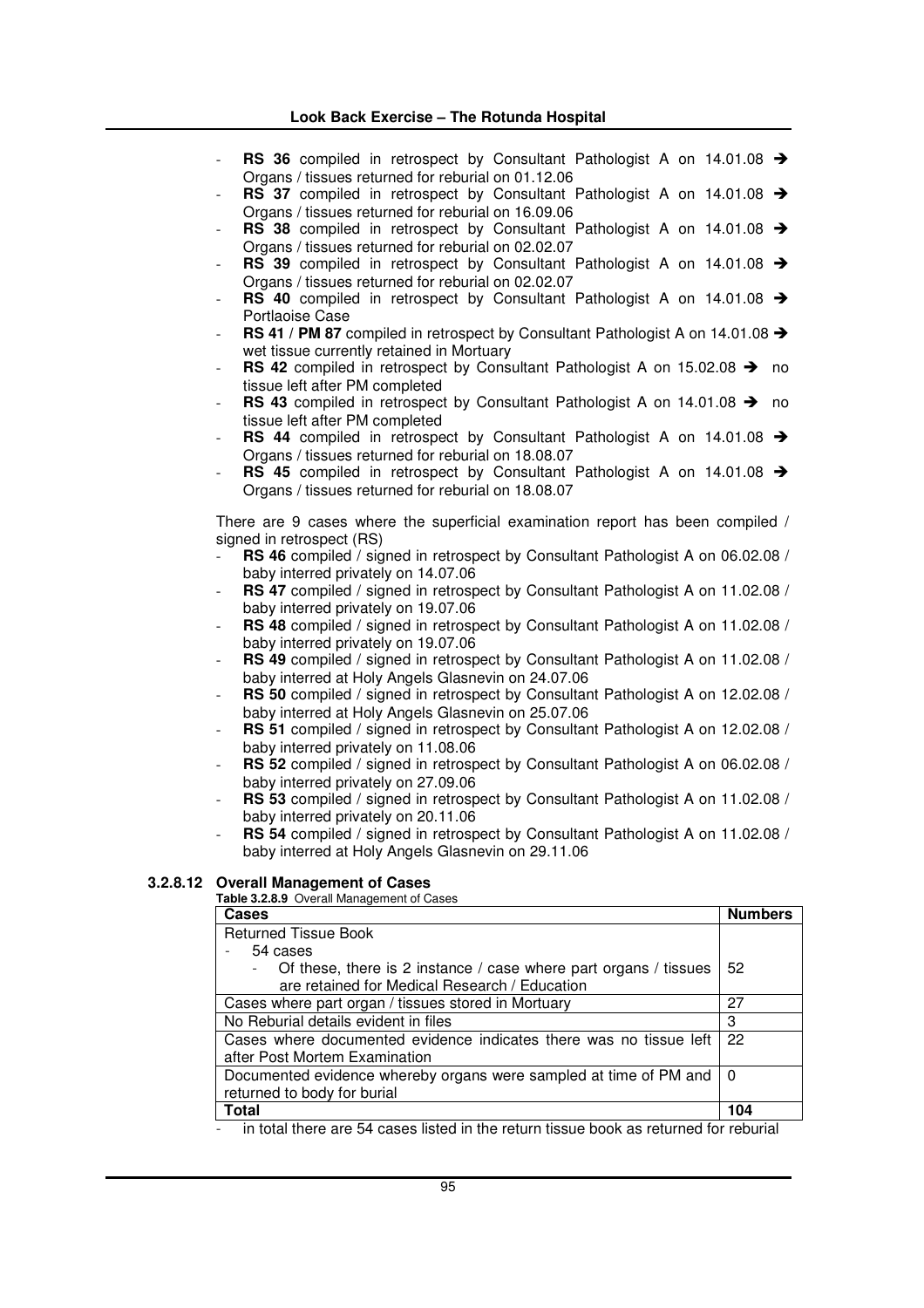- **RS 36** compiled in retrospect by Consultant Pathologist A on 14.01.08 ➔ Organs / tissues returned for reburial on 01.12.06
- **RS 37** compiled in retrospect by Consultant Pathologist A on 14.01.08 ➔ Organs / tissues returned for reburial on 16.09.06
- **RS 38** compiled in retrospect by Consultant Pathologist A on 14.01.08 ➔ Organs / tissues returned for reburial on 02.02.07
- **RS 39** compiled in retrospect by Consultant Pathologist A on 14.01.08 ➔ Organs / tissues returned for reburial on 02.02.07
- **RS 40** compiled in retrospect by Consultant Pathologist A on 14.01.08 ➔ Portlaoise Case
- **RS 41** / **PM 87** compiled in retrospect by Consultant Pathologist A on 14.01.08 ➔ wet tissue currently retained in Mortuary
- **RS 42** compiled in retrospect by Consultant Pathologist A on 15.02.08 ➔ no tissue left after PM completed
- **RS 43** compiled in retrospect by Consultant Pathologist A on 14.01.08 ➔ no tissue left after PM completed
- **RS 44** compiled in retrospect by Consultant Pathologist A on 14.01.08 ➔ Organs / tissues returned for reburial on 18.08.07
- **RS 45** compiled in retrospect by Consultant Pathologist A on 14.01.08 ➔ Organs / tissues returned for reburial on 18.08.07

There are 9 cases where the superficial examination report has been compiled / signed in retrospect (RS)

- **RS 46** compiled / signed in retrospect by Consultant Pathologist A on 06.02.08 / baby interred privately on 14.07.06
- **RS 47** compiled / signed in retrospect by Consultant Pathologist A on 11.02.08 / baby interred privately on 19.07.06
- **RS 48** compiled / signed in retrospect by Consultant Pathologist A on 11.02.08 / baby interred privately on 19.07.06
- **RS 49** compiled / signed in retrospect by Consultant Pathologist A on 11.02.08 / baby interred at Holy Angels Glasnevin on 24.07.06
- **RS 50** compiled / signed in retrospect by Consultant Pathologist A on 12.02.08 / baby interred at Holy Angels Glasnevin on 25.07.06
- **RS 51** compiled / signed in retrospect by Consultant Pathologist A on 12.02.08 / baby interred privately on 11.08.06
- **RS 52** compiled / signed in retrospect by Consultant Pathologist A on 06.02.08 / baby interred privately on 27.09.06
- **RS 53** compiled / signed in retrospect by Consultant Pathologist A on 11.02.08 / baby interred privately on 20.11.06
- **RS 54** compiled / signed in retrospect by Consultant Pathologist A on 11.02.08 / baby interred at Holy Angels Glasnevin on 29.11.06

### 3.2.8.12 Overall Management of Cases

**Table 3.2.8.9** Overall Management of Cases

| Cases | Numbers |
|---|---|
| Returned Tissue Book<br>- 54 cases<br>- Of these, there is 2 instance / case where part organs / tissues are retained for Medical Research / Education | 52 |
| Cases where part organ / tissues stored in Mortuary | 27 |
| No Reburial details evident in files | 3 |
| Cases where documented evidence indicates there was no tissue left after Post Mortem Examination | 22 |
| Documented evidence whereby organs were sampled at time of PM and returned to body for burial | 0 |
| **Total** | **104** |

- in total there are 54 cases listed in the return tissue book as returned for reburial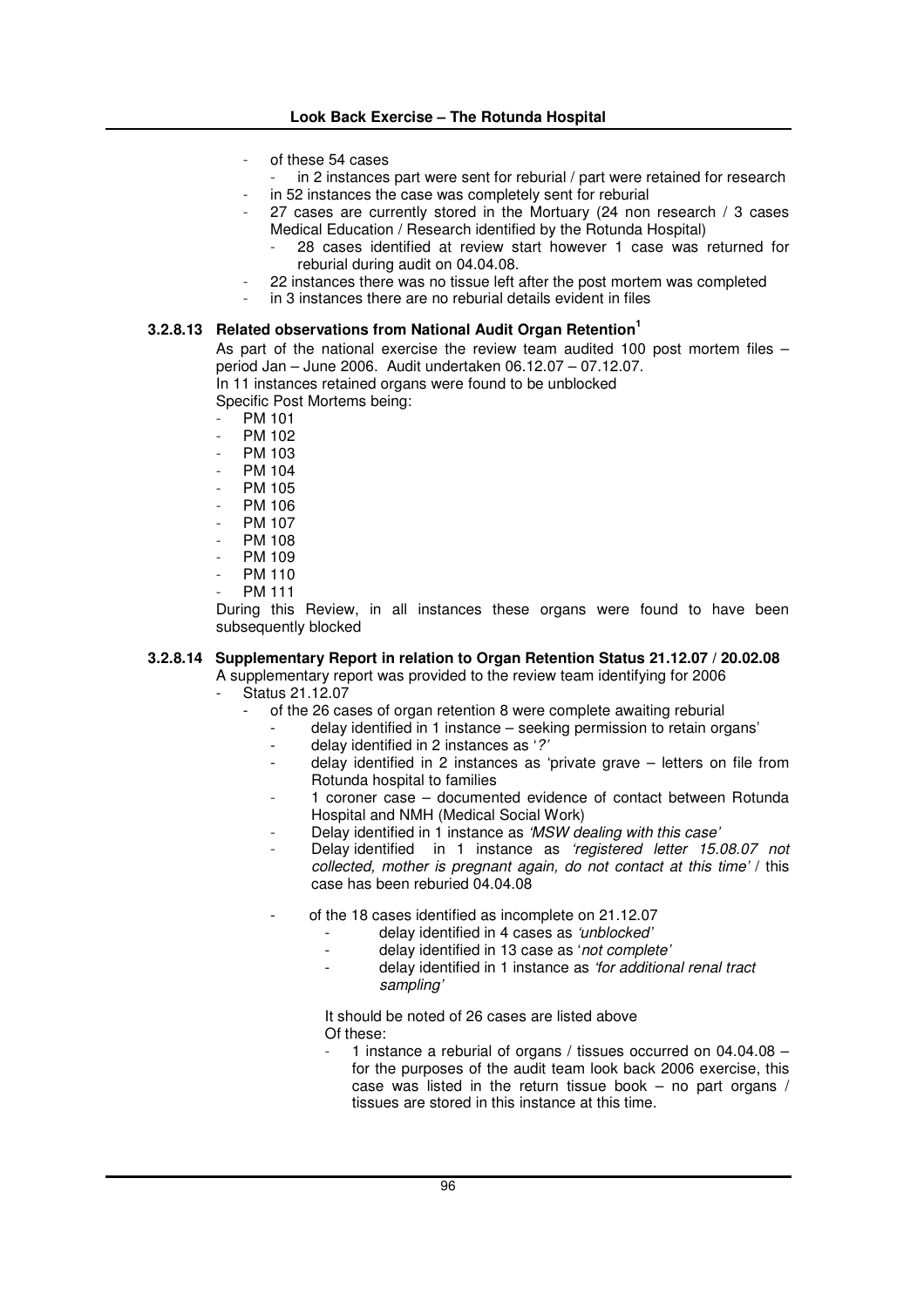- of these 54 cases
  - in 2 instances part were sent for reburial / part were retained for research
- in 52 instances the case was completely sent for reburial
- 27 cases are currently stored in the Mortuary (24 non research / 3 cases Medical Education / Research identified by the Rotunda Hospital)
  - 28 cases identified at review start however 1 case was returned for reburial during audit on 04.04.08.
- 22 instances there was no tissue left after the post mortem was completed
- in 3 instances there are no reburial details evident in files

### 3.2.8.13 Related observations from National Audit Organ Retention[1]

As part of the national exercise the review team audited 100 post mortem files – period Jan – June 2006. Audit undertaken 06.12.07 – 07.12.07.
In 11 instances retained organs were found to be unblocked
Specific Post Mortems being:

- PM 101
- PM 102
- PM 103
- PM 104
- PM 105
- PM 106
- PM 107
- PM 108
- PM 109
- PM 110
- PM 111

During this Review, in all instances these organs were found to have been subsequently blocked

### 3.2.8.14 Supplementary Report in relation to Organ Retention Status 21.12.07 / 20.02.08

A supplementary report was provided to the review team identifying for 2006

- Status 21.12.07
  - of the 26 cases of organ retention 8 were complete awaiting reburial
    - delay identified in 1 instance – seeking permission to retain organs'
    - delay identified in 2 instances as '*?'*
    - delay identified in 2 instances as 'private grave – letters on file from Rotunda hospital to families
    - 1 coroner case – documented evidence of contact between Rotunda Hospital and NMH (Medical Social Work)
    - Delay identified in 1 instance as *'MSW dealing with this case'*
    - Delay identified in 1 instance as *'registered letter 15.08.07 not collected, mother is pregnant again, do not contact at this time'* / this case has been reburied 04.04.08
  - of the 18 cases identified as incomplete on 21.12.07
    - delay identified in 4 cases as *'unblocked'*
    - delay identified in 13 case as '*not complete'*
    - delay identified in 1 instance as *'for additional renal tract sampling'*

    It should be noted of 26 cases are listed above
    Of these:

    - 1 instance a reburial of organs / tissues occurred on 04.04.08 – for the purposes of the audit team look back 2006 exercise, this case was listed in the return tissue book – no part organs / tissues are stored in this instance at this time.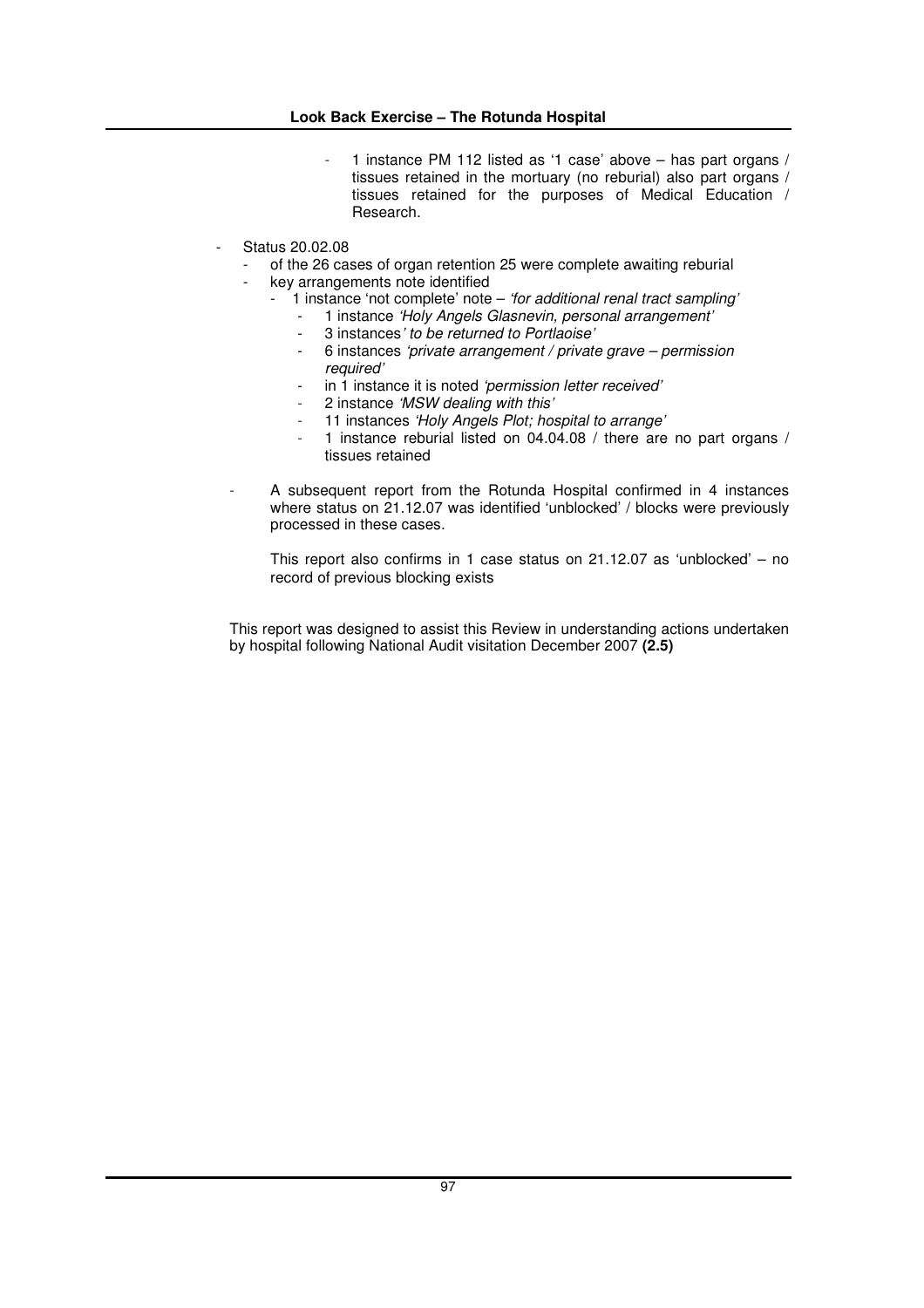- 1 instance PM 112 listed as '1 case' above – has part organs / tissues retained in the mortuary (no reburial) also part organs / tissues retained for the purposes of Medical Education / Research.

- Status 20.02.08
  - of the 26 cases of organ retention 25 were complete awaiting reburial
  - key arrangements note identified
    - 1 instance 'not complete' note – *'for additional renal tract sampling'*
      - 1 instance *'Holy Angels Glasnevin, personal arrangement'*
      - 3 instances*' to be returned to Portlaoise'*
      - 6 instances *'private arrangement / private grave – permission required'*
      - in 1 instance it is noted *'permission letter received'*
      - 2 instance *'MSW dealing with this'*
      - 11 instances *'Holy Angels Plot; hospital to arrange'*
      - 1 instance reburial listed on 04.04.08 / there are no part organs / tissues retained

  - A subsequent report from the Rotunda Hospital confirmed in 4 instances where status on 21.12.07 was identified 'unblocked' / blocks were previously processed in these cases.

    This report also confirms in 1 case status on 21.12.07 as 'unblocked' – no record of previous blocking exists

This report was designed to assist this Review in understanding actions undertaken by hospital following National Audit visitation December 2007 **(2.5)**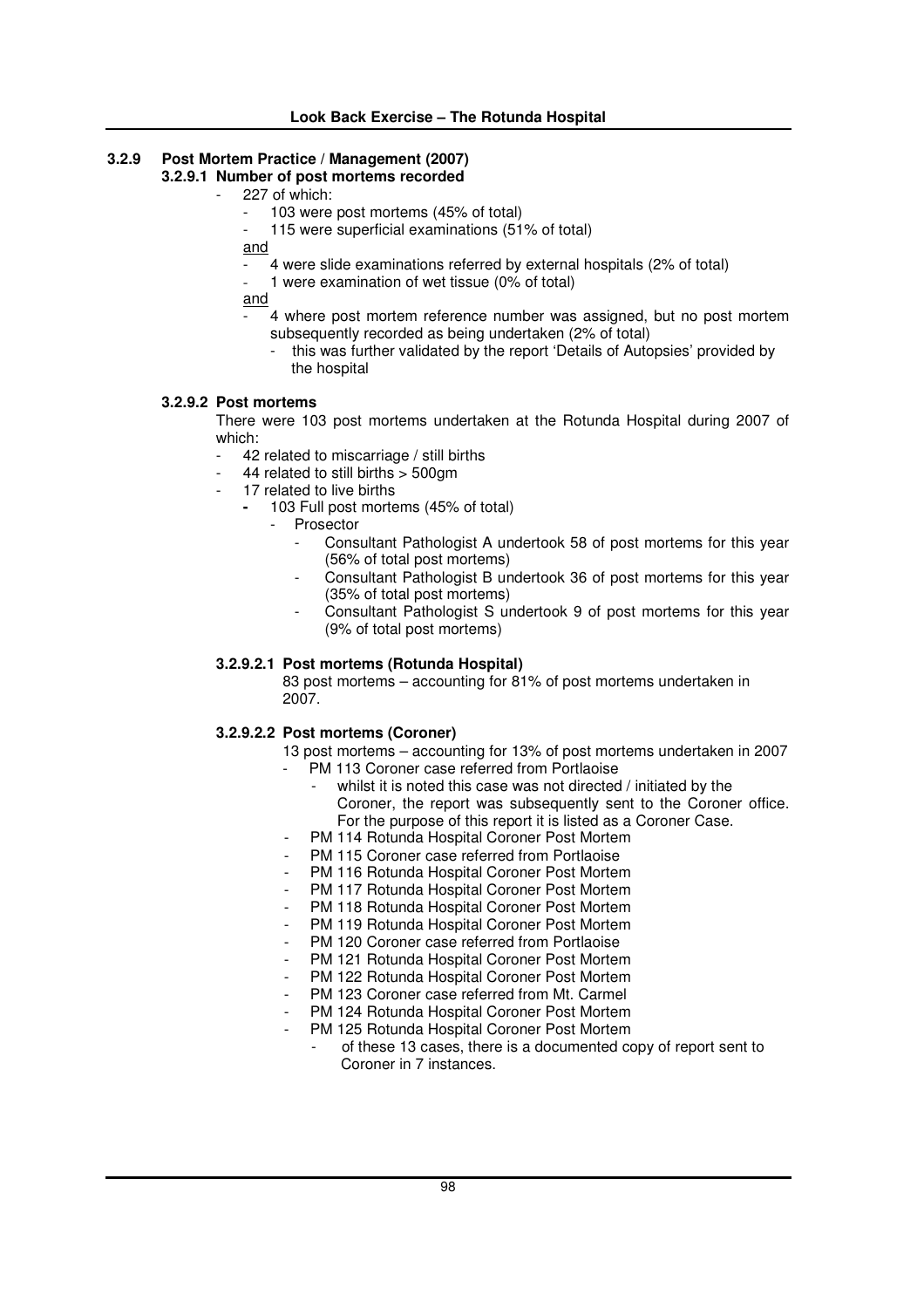### 3.2.9 Post Mortem Practice / Management (2007)

#### 3.2.9.1 Number of post mortems recorded

- 227 of which:
  - 103 were post mortems (45% of total)
  - 115 were superficial examinations (51% of total)

  and

  - 4 were slide examinations referred by external hospitals (2% of total)
  - 1 were examination of wet tissue (0% of total)

  and

  - 4 where post mortem reference number was assigned, but no post mortem subsequently recorded as being undertaken (2% of total)
    - this was further validated by the report 'Details of Autopsies' provided by the hospital

#### 3.2.9.2 Post mortems

There were 103 post mortems undertaken at the Rotunda Hospital during 2007 of which:

- 42 related to miscarriage / still births
- 44 related to still births > 500gm
- 17 related to live births
  - 103 Full post mortems (45% of total)
    - Prosector
      - Consultant Pathologist A undertook 58 of post mortems for this year (56% of total post mortems)
      - Consultant Pathologist B undertook 36 of post mortems for this year (35% of total post mortems)
      - Consultant Pathologist S undertook 9 of post mortems for this year (9% of total post mortems)

##### 3.2.9.2.1 Post mortems (Rotunda Hospital)

83 post mortems – accounting for 81% of post mortems undertaken in 2007.

##### 3.2.9.2.2 Post mortems (Coroner)

13 post mortems – accounting for 13% of post mortems undertaken in 2007

- PM 113 Coroner case referred from Portlaoise
  - whilst it is noted this case was not directed / initiated by the Coroner, the report was subsequently sent to the Coroner office. For the purpose of this report it is listed as a Coroner Case.
- PM 114 Rotunda Hospital Coroner Post Mortem
- PM 115 Coroner case referred from Portlaoise
- PM 116 Rotunda Hospital Coroner Post Mortem
- PM 117 Rotunda Hospital Coroner Post Mortem
- PM 118 Rotunda Hospital Coroner Post Mortem
- PM 119 Rotunda Hospital Coroner Post Mortem
- PM 120 Coroner case referred from Portlaoise
- PM 121 Rotunda Hospital Coroner Post Mortem
- PM 122 Rotunda Hospital Coroner Post Mortem
- PM 123 Coroner case referred from Mt. Carmel
- PM 124 Rotunda Hospital Coroner Post Mortem
- PM 125 Rotunda Hospital Coroner Post Mortem
  - of these 13 cases, there is a documented copy of report sent to Coroner in 7 instances.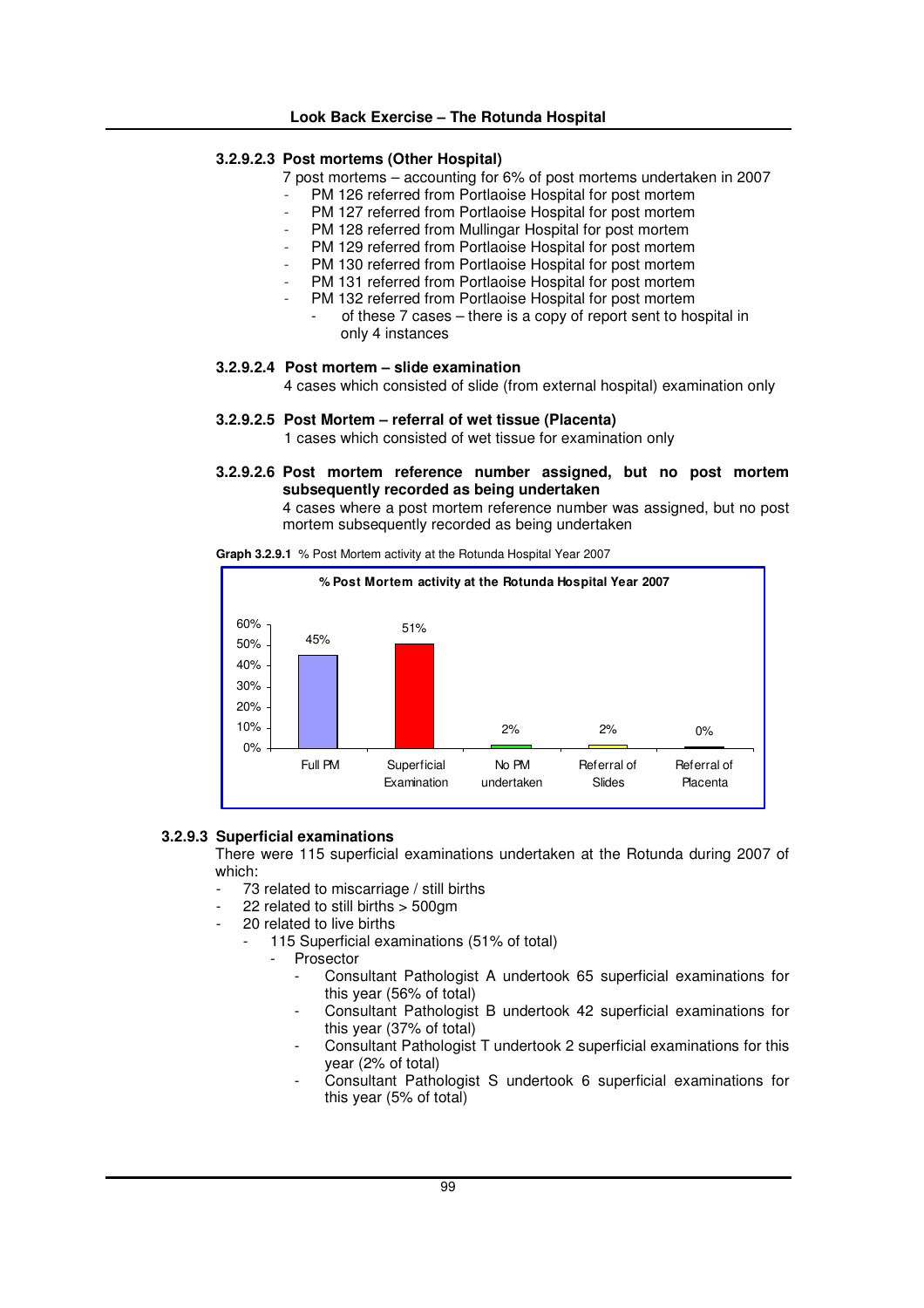#### 3.2.9.2.3 Post mortems (Other Hospital)

7 post mortems – accounting for 6% of post mortems undertaken in 2007

- PM 126 referred from Portlaoise Hospital for post mortem
- PM 127 referred from Portlaoise Hospital for post mortem
- PM 128 referred from Mullingar Hospital for post mortem
- PM 129 referred from Portlaoise Hospital for post mortem
- PM 130 referred from Portlaoise Hospital for post mortem
- PM 131 referred from Portlaoise Hospital for post mortem
- PM 132 referred from Portlaoise Hospital for post mortem
  - of these 7 cases – there is a copy of report sent to hospital in only 4 instances

#### 3.2.9.2.4 Post mortem – slide examination

4 cases which consisted of slide (from external hospital) examination only

#### 3.2.9.2.5 Post Mortem – referral of wet tissue (Placenta)

1 cases which consisted of wet tissue for examination only

#### 3.2.9.2.6 Post mortem reference number assigned, but no post mortem subsequently recorded as being undertaken

4 cases where a post mortem reference number was assigned, but no post mortem subsequently recorded as being undertaken

**Graph 3.2.9.1** % Post Mortem activity at the Rotunda Hospital Year 2007

**% Post Mortem activity at the Rotunda Hospital Year 2007**

| Full PM | Superficial Examination | No PM undertaken | Referral of Slides | Referral of Placenta |
|---|---|---|---|---|
| 45% | 51% | 2% | 2% | 0% |

### 3.2.9.3 Superficial examinations

There were 115 superficial examinations undertaken at the Rotunda during 2007 of which:

- 73 related to miscarriage / still births
- 22 related to still births > 500gm
- 20 related to live births
  - 115 Superficial examinations (51% of total)
    - Prosector
      - Consultant Pathologist A undertook 65 superficial examinations for this year (56% of total)
      - Consultant Pathologist B undertook 42 superficial examinations for this year (37% of total)
      - Consultant Pathologist T undertook 2 superficial examinations for this year (2% of total)
      - Consultant Pathologist S undertook 6 superficial examinations for this year (5% of total)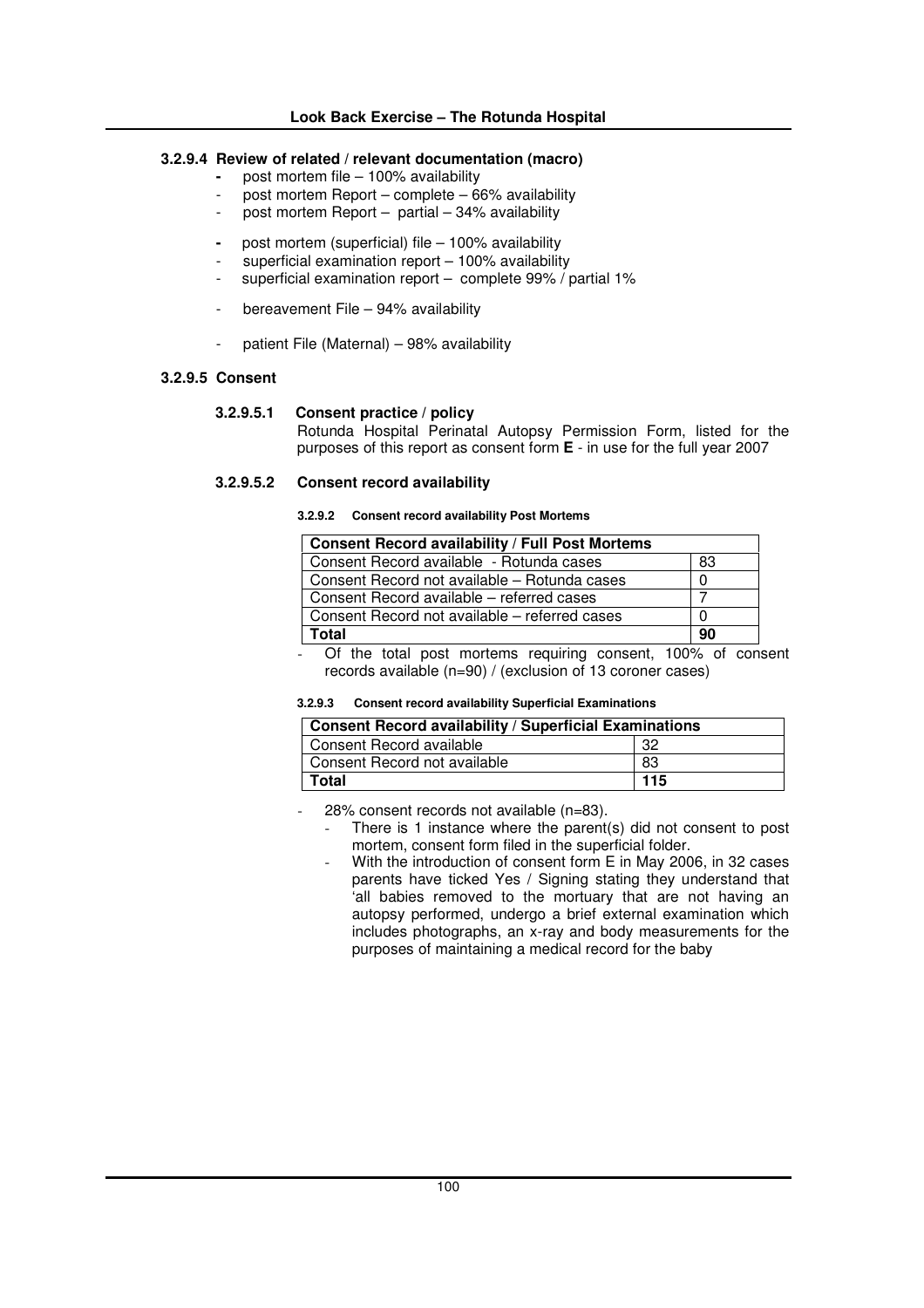#### 3.2.9.4 Review of related / relevant documentation (macro)

- post mortem file – 100% availability
- post mortem Report – complete – 66% availability
- post mortem Report – partial – 34% availability

- post mortem (superficial) file – 100% availability
- superficial examination report – 100% availability
- superficial examination report – complete 99% / partial 1%

- bereavement File – 94% availability

- patient File (Maternal) – 98% availability

#### 3.2.9.5 Consent

##### 3.2.9.5.1 Consent practice / policy

Rotunda Hospital Perinatal Autopsy Permission Form, listed for the purposes of this report as consent form **E** - in use for the full year 2007

##### 3.2.9.5.2 Consent record availability

**3.2.9.2 Consent record availability Post Mortems**

| **Consent Record availability / Full Post Mortems** | |
|---|---|
| Consent Record available - Rotunda cases | 83 |
| Consent Record not available – Rotunda cases | 0 |
| Consent Record available – referred cases | 7 |
| Consent Record not available – referred cases | 0 |
| **Total** | **90** |

- Of the total post mortems requiring consent, 100% of consent records available (n=90) / (exclusion of 13 coroner cases)

**3.2.9.3 Consent record availability Superficial Examinations**

| **Consent Record availability / Superficial Examinations** | |
|---|---|
| Consent Record available | 32 |
| Consent Record not available | 83 |
| **Total** | **115** |

- 28% consent records not available (n=83).
  - There is 1 instance where the parent(s) did not consent to post mortem, consent form filed in the superficial folder.
  - With the introduction of consent form E in May 2006, in 32 cases parents have ticked Yes / Signing stating they understand that 'all babies removed to the mortuary that are not having an autopsy performed, undergo a brief external examination which includes photographs, an x-ray and body measurements for the purposes of maintaining a medical record for the baby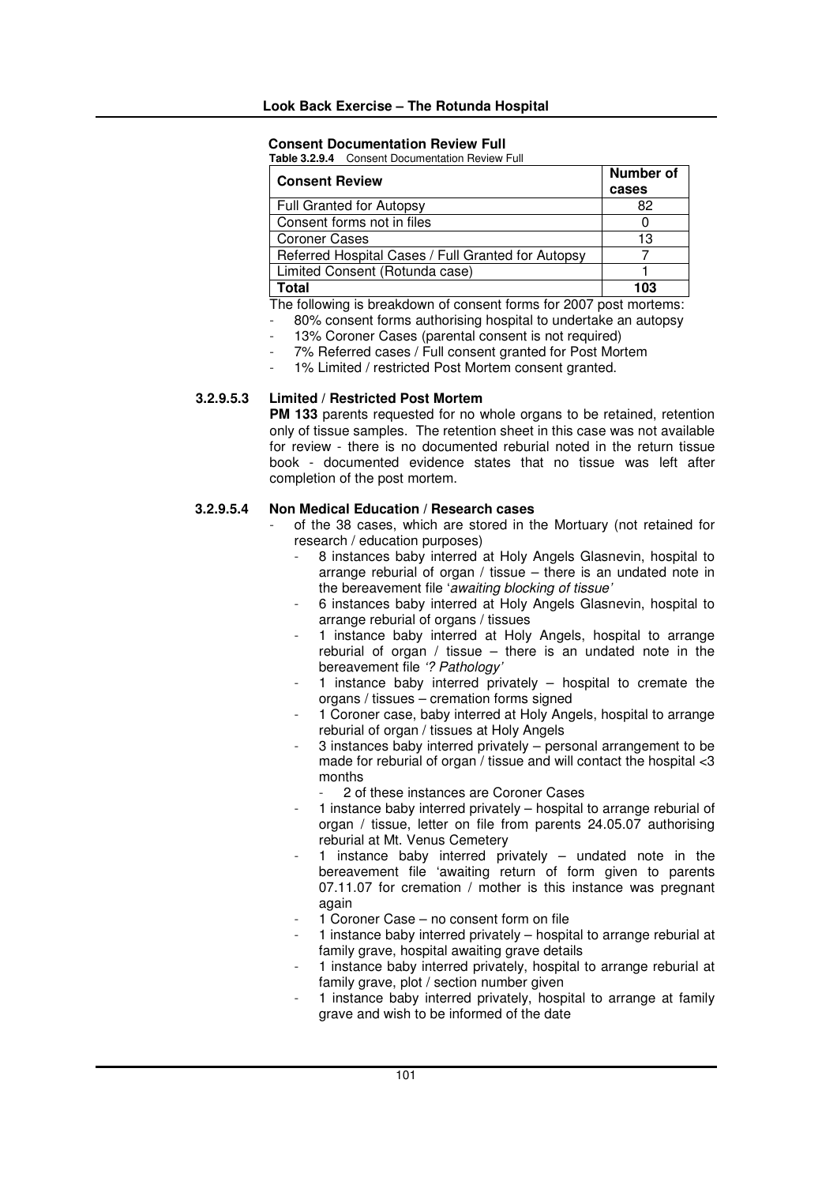**Consent Documentation Review Full**

**Table 3.2.9.4** Consent Documentation Review Full

| Consent Review | Number of cases |
|---|---|
| Full Granted for Autopsy | 82 |
| Consent forms not in files | 0 |
| Coroner Cases | 13 |
| Referred Hospital Cases / Full Granted for Autopsy | 7 |
| Limited Consent (Rotunda case) | 1 |
| **Total** | **103** |

The following is breakdown of consent forms for 2007 post mortems:

- 80% consent forms authorising hospital to undertake an autopsy
- 13% Coroner Cases (parental consent is not required)
- 7% Referred cases / Full consent granted for Post Mortem
- 1% Limited / restricted Post Mortem consent granted.

### 3.2.9.5.3 Limited / Restricted Post Mortem

**PM 133** parents requested for no whole organs to be retained, retention only of tissue samples. The retention sheet in this case was not available for review - there is no documented reburial noted in the return tissue book - documented evidence states that no tissue was left after completion of the post mortem.

### 3.2.9.5.4 Non Medical Education / Research cases

- of the 38 cases, which are stored in the Mortuary (not retained for research / education purposes)
  - 8 instances baby interred at Holy Angels Glasnevin, hospital to arrange reburial of organ / tissue – there is an undated note in the bereavement file '*awaiting blocking of tissue'*
  - 6 instances baby interred at Holy Angels Glasnevin, hospital to arrange reburial of organs / tissues
  - 1 instance baby interred at Holy Angels, hospital to arrange reburial of organ / tissue – there is an undated note in the bereavement file *'? Pathology'*
  - 1 instance baby interred privately – hospital to cremate the organs / tissues – cremation forms signed
  - 1 Coroner case, baby interred at Holy Angels, hospital to arrange reburial of organ / tissues at Holy Angels
  - 3 instances baby interred privately – personal arrangement to be made for reburial of organ / tissue and will contact the hospital <3 months
    - 2 of these instances are Coroner Cases
  - 1 instance baby interred privately – hospital to arrange reburial of organ / tissue, letter on file from parents 24.05.07 authorising reburial at Mt. Venus Cemetery
  - 1 instance baby interred privately – undated note in the bereavement file 'awaiting return of form given to parents 07.11.07 for cremation / mother is this instance was pregnant again
  - 1 Coroner Case – no consent form on file
  - 1 instance baby interred privately – hospital to arrange reburial at family grave, hospital awaiting grave details
  - 1 instance baby interred privately, hospital to arrange reburial at family grave, plot / section number given
  - 1 instance baby interred privately, hospital to arrange at family grave and wish to be informed of the date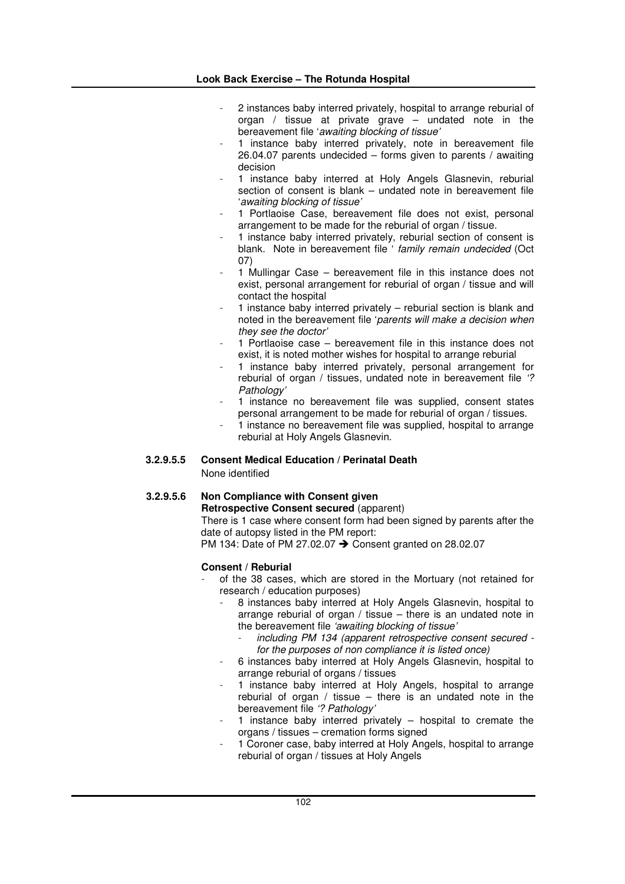- 2 instances baby interred privately, hospital to arrange reburial of organ / tissue at private grave – undated note in the bereavement file '*awaiting blocking of tissue'*
- 1 instance baby interred privately, note in bereavement file 26.04.07 parents undecided – forms given to parents / awaiting decision
- 1 instance baby interred at Holy Angels Glasnevin, reburial section of consent is blank – undated note in bereavement file '*awaiting blocking of tissue'*
- 1 Portlaoise Case, bereavement file does not exist, personal arrangement to be made for the reburial of organ / tissue.
- 1 instance baby interred privately, reburial section of consent is blank. Note in bereavement file ' *family remain undecided* (Oct 07)
- 1 Mullingar Case – bereavement file in this instance does not exist, personal arrangement for reburial of organ / tissue and will contact the hospital
- 1 instance baby interred privately – reburial section is blank and noted in the bereavement file '*parents will make a decision when they see the doctor'*
- 1 Portlaoise case – bereavement file in this instance does not exist, it is noted mother wishes for hospital to arrange reburial
- 1 instance baby interred privately, personal arrangement for reburial of organ / tissues, undated note in bereavement file *'? Pathology'*
- 1 instance no bereavement file was supplied, consent states personal arrangement to be made for reburial of organ / tissues.
- 1 instance no bereavement file was supplied, hospital to arrange reburial at Holy Angels Glasnevin.

#### 3.2.9.5.5 Consent Medical Education / Perinatal Death

None identified

#### 3.2.9.5.6 Non Compliance with Consent given

**Retrospective Consent secured** (apparent)

There is 1 case where consent form had been signed by parents after the date of autopsy listed in the PM report:

PM 134: Date of PM 27.02.07 ➔ Consent granted on 28.02.07

**Consent / Reburial**

- of the 38 cases, which are stored in the Mortuary (not retained for research / education purposes)
  - 8 instances baby interred at Holy Angels Glasnevin, hospital to arrange reburial of organ / tissue – there is an undated note in the bereavement file *'awaiting blocking of tissue'*
    - *including PM 134 (apparent retrospective consent secured - for the purposes of non compliance it is listed once)*
  - 6 instances baby interred at Holy Angels Glasnevin, hospital to arrange reburial of organs / tissues
  - 1 instance baby interred at Holy Angels, hospital to arrange reburial of organ / tissue – there is an undated note in the bereavement file *'? Pathology'*
  - 1 instance baby interred privately – hospital to cremate the organs / tissues – cremation forms signed
  - 1 Coroner case, baby interred at Holy Angels, hospital to arrange reburial of organ / tissues at Holy Angels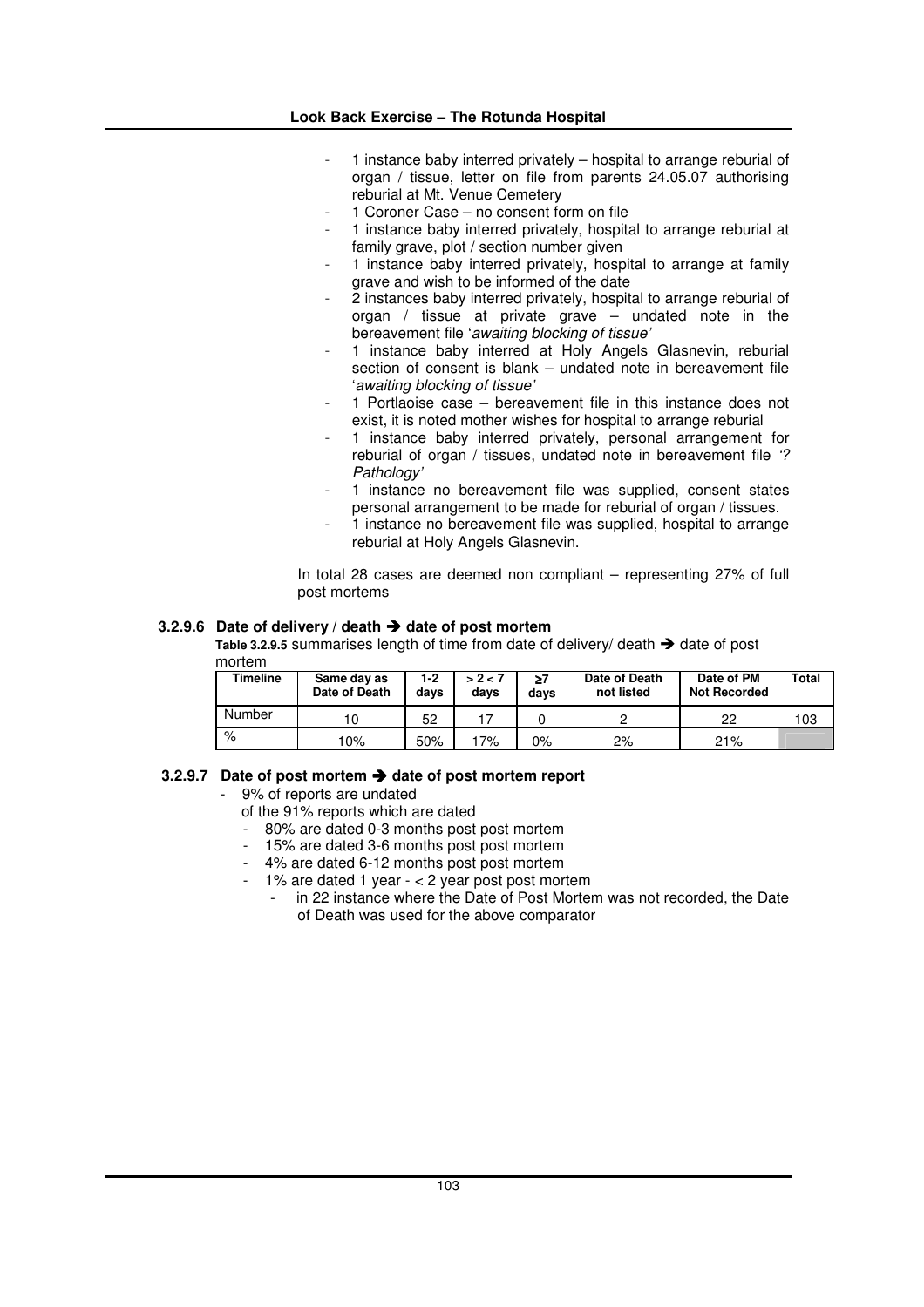- 1 instance baby interred privately – hospital to arrange reburial of organ / tissue, letter on file from parents 24.05.07 authorising reburial at Mt. Venue Cemetery
- 1 Coroner Case – no consent form on file
- 1 instance baby interred privately, hospital to arrange reburial at family grave, plot / section number given
- 1 instance baby interred privately, hospital to arrange at family grave and wish to be informed of the date
- 2 instances baby interred privately, hospital to arrange reburial of organ / tissue at private grave – undated note in the bereavement file '*awaiting blocking of tissue*'
- 1 instance baby interred at Holy Angels Glasnevin, reburial section of consent is blank – undated note in bereavement file '*awaiting blocking of tissue*'
- 1 Portlaoise case – bereavement file in this instance does not exist, it is noted mother wishes for hospital to arrange reburial
- 1 instance baby interred privately, personal arrangement for reburial of organ / tissues, undated note in bereavement file *'? Pathology'*
- 1 instance no bereavement file was supplied, consent states personal arrangement to be made for reburial of organ / tissues.
- 1 instance no bereavement file was supplied, hospital to arrange reburial at Holy Angels Glasnevin.

In total 28 cases are deemed non compliant – representing 27% of full post mortems

### 3.2.9.6 Date of delivery / death ➔ date of post mortem

**Table 3.2.9.5** summarises length of time from date of delivery/ death ➔ date of post mortem

| Timeline | Same day as Date of Death | 1-2 days | > 2 < 7 days | ≥7 days | Date of Death not listed | Date of PM Not Recorded | Total |
|---|---|---|---|---|---|---|---|
| Number | 10 | 52 | 17 | 0 | 2 | 22 | 103 |
| % | 10% | 50% | 17% | 0% | 2% | 21% | |

### 3.2.9.7 Date of post mortem ➔ date of post mortem report

- 9% of reports are undated

  of the 91% reports which are dated
  - 80% are dated 0-3 months post post mortem
  - 15% are dated 3-6 months post post mortem
  - 4% are dated 6-12 months post post mortem
  - 1% are dated 1 year - < 2 year post post mortem
    - in 22 instance where the Date of Post Mortem was not recorded, the Date of Death was used for the above comparator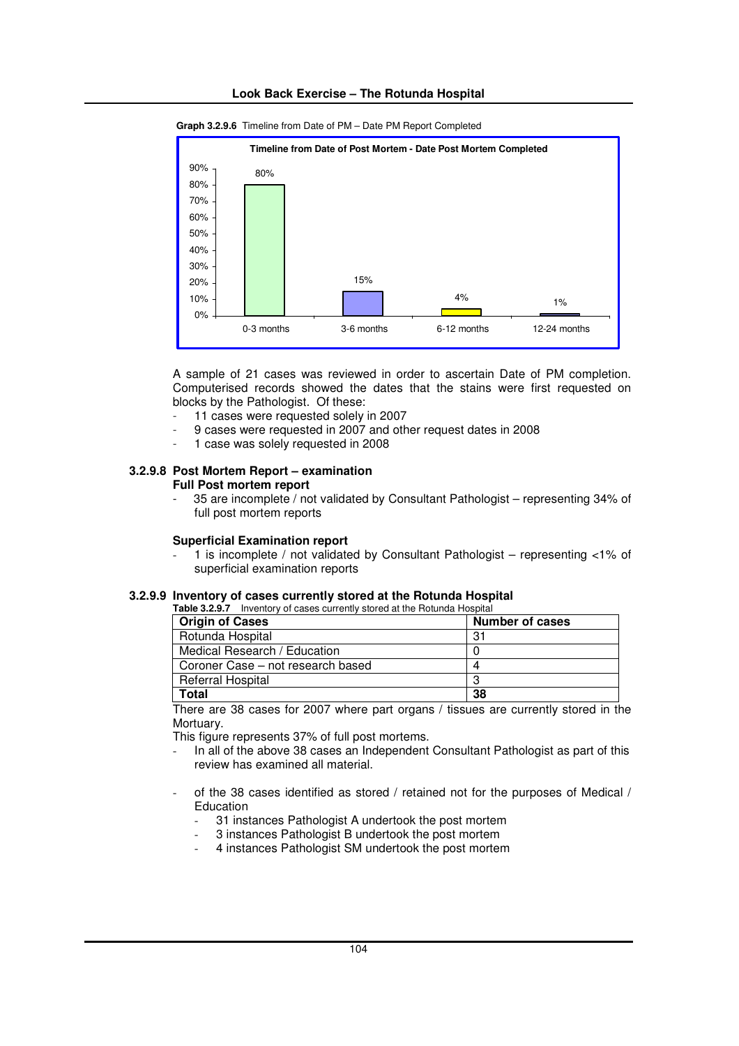**Graph 3.2.9.6** Timeline from Date of PM – Date PM Report Completed

**Timeline from Date of Post Mortem - Date Post Mortem Completed**

| Timeline | Percentage |
|---|---|
| 0-3 months | 80% |
| 3-6 months | 15% |
| 6-12 months | 4% |
| 12-24 months | 1% |

A sample of 21 cases was reviewed in order to ascertain Date of PM completion. Computerised records showed the dates that the stains were first requested on blocks by the Pathologist. Of these:

- 11 cases were requested solely in 2007
- 9 cases were requested in 2007 and other request dates in 2008
- 1 case was solely requested in 2008

### 3.2.9.8 Post Mortem Report – examination

**Full Post mortem report**

- 35 are incomplete / not validated by Consultant Pathologist – representing 34% of full post mortem reports

**Superficial Examination report**

- 1 is incomplete / not validated by Consultant Pathologist – representing <1% of superficial examination reports

### 3.2.9.9 Inventory of cases currently stored at the Rotunda Hospital

**Table 3.2.9.7** Inventory of cases currently stored at the Rotunda Hospital

| Origin of Cases | Number of cases |
|---|---|
| Rotunda Hospital | 31 |
| Medical Research / Education | 0 |
| Coroner Case – not research based | 4 |
| Referral Hospital | 3 |
| **Total** | **38** |

There are 38 cases for 2007 where part organs / tissues are currently stored in the Mortuary.

This figure represents 37% of full post mortems.

- In all of the above 38 cases an Independent Consultant Pathologist as part of this review has examined all material.

- of the 38 cases identified as stored / retained not for the purposes of Medical / Education
  - 31 instances Pathologist A undertook the post mortem
  - 3 instances Pathologist B undertook the post mortem
  - 4 instances Pathologist SM undertook the post mortem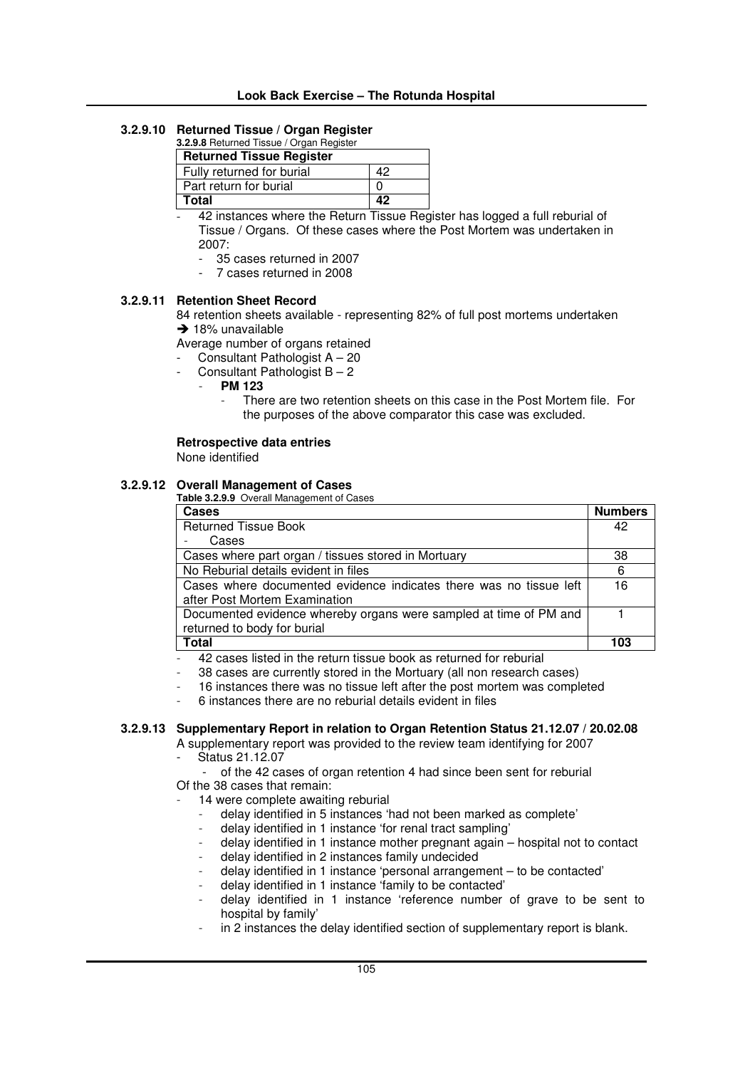### 3.2.9.10 Returned Tissue / Organ Register

**3.2.9.8** Returned Tissue / Organ Register

| **Returned Tissue Register** | |
|---|---|
| Fully returned for burial | 42 |
| Part return for burial | 0 |
| **Total** | **42** |

- 42 instances where the Return Tissue Register has logged a full reburial of Tissue / Organs. Of these cases where the Post Mortem was undertaken in 2007:
  - 35 cases returned in 2007
  - 7 cases returned in 2008

### 3.2.9.11 Retention Sheet Record

84 retention sheets available - representing 82% of full post mortems undertaken
→ 18% unavailable

Average number of organs retained

- Consultant Pathologist A – 20
- Consultant Pathologist B – 2
  - **PM 123**
    - There are two retention sheets on this case in the Post Mortem file. For the purposes of the above comparator this case was excluded.

**Retrospective data entries**

None identified

### 3.2.9.12 Overall Management of Cases

**Table 3.2.9.9** Overall Management of Cases

| Cases | Numbers |
|---|---|
| Returned Tissue Book<br>- Cases | 42 |
| Cases where part organ / tissues stored in Mortuary | 38 |
| No Reburial details evident in files | 6 |
| Cases where documented evidence indicates there was no tissue left after Post Mortem Examination | 16 |
| Documented evidence whereby organs were sampled at time of PM and returned to body for burial | 1 |
| **Total** | **103** |

- 42 cases listed in the return tissue book as returned for reburial
- 38 cases are currently stored in the Mortuary (all non research cases)
- 16 instances there was no tissue left after the post mortem was completed
- 6 instances there are no reburial details evident in files

### 3.2.9.13 Supplementary Report in relation to Organ Retention Status 21.12.07 / 20.02.08

A supplementary report was provided to the review team identifying for 2007

- Status 21.12.07
  - of the 42 cases of organ retention 4 had since been sent for reburial

Of the 38 cases that remain:

- 14 were complete awaiting reburial
  - delay identified in 5 instances 'had not been marked as complete'
  - delay identified in 1 instance 'for renal tract sampling'
  - delay identified in 1 instance mother pregnant again – hospital not to contact
  - delay identified in 2 instances family undecided
  - delay identified in 1 instance 'personal arrangement – to be contacted'
  - delay identified in 1 instance 'family to be contacted'
  - delay identified in 1 instance 'reference number of grave to be sent to hospital by family'
  - in 2 instances the delay identified section of supplementary report is blank.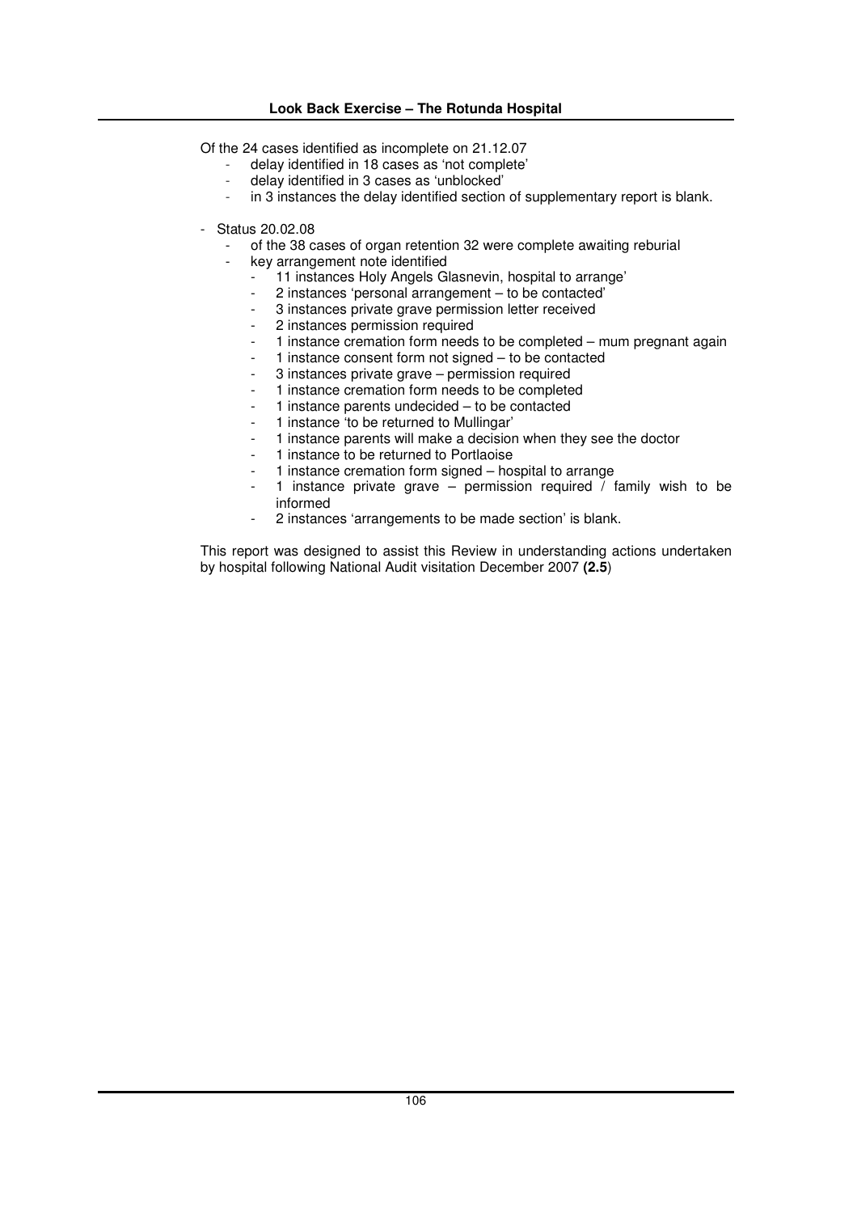Of the 24 cases identified as incomplete on 21.12.07

- delay identified in 18 cases as 'not complete'
- delay identified in 3 cases as 'unblocked'
- in 3 instances the delay identified section of supplementary report is blank.

- Status 20.02.08
  - of the 38 cases of organ retention 32 were complete awaiting reburial
  - key arrangement note identified
    - 11 instances Holy Angels Glasnevin, hospital to arrange'
    - 2 instances 'personal arrangement – to be contacted'
    - 3 instances private grave permission letter received
    - 2 instances permission required
    - 1 instance cremation form needs to be completed – mum pregnant again
    - 1 instance consent form not signed – to be contacted
    - 3 instances private grave – permission required
    - 1 instance cremation form needs to be completed
    - 1 instance parents undecided – to be contacted
    - 1 instance 'to be returned to Mullingar'
    - 1 instance parents will make a decision when they see the doctor
    - 1 instance to be returned to Portlaoise
    - 1 instance cremation form signed – hospital to arrange
    - 1 instance private grave – permission required / family wish to be informed
    - 2 instances 'arrangements to be made section' is blank.

This report was designed to assist this Review in understanding actions undertaken by hospital following National Audit visitation December 2007 **(2.5**)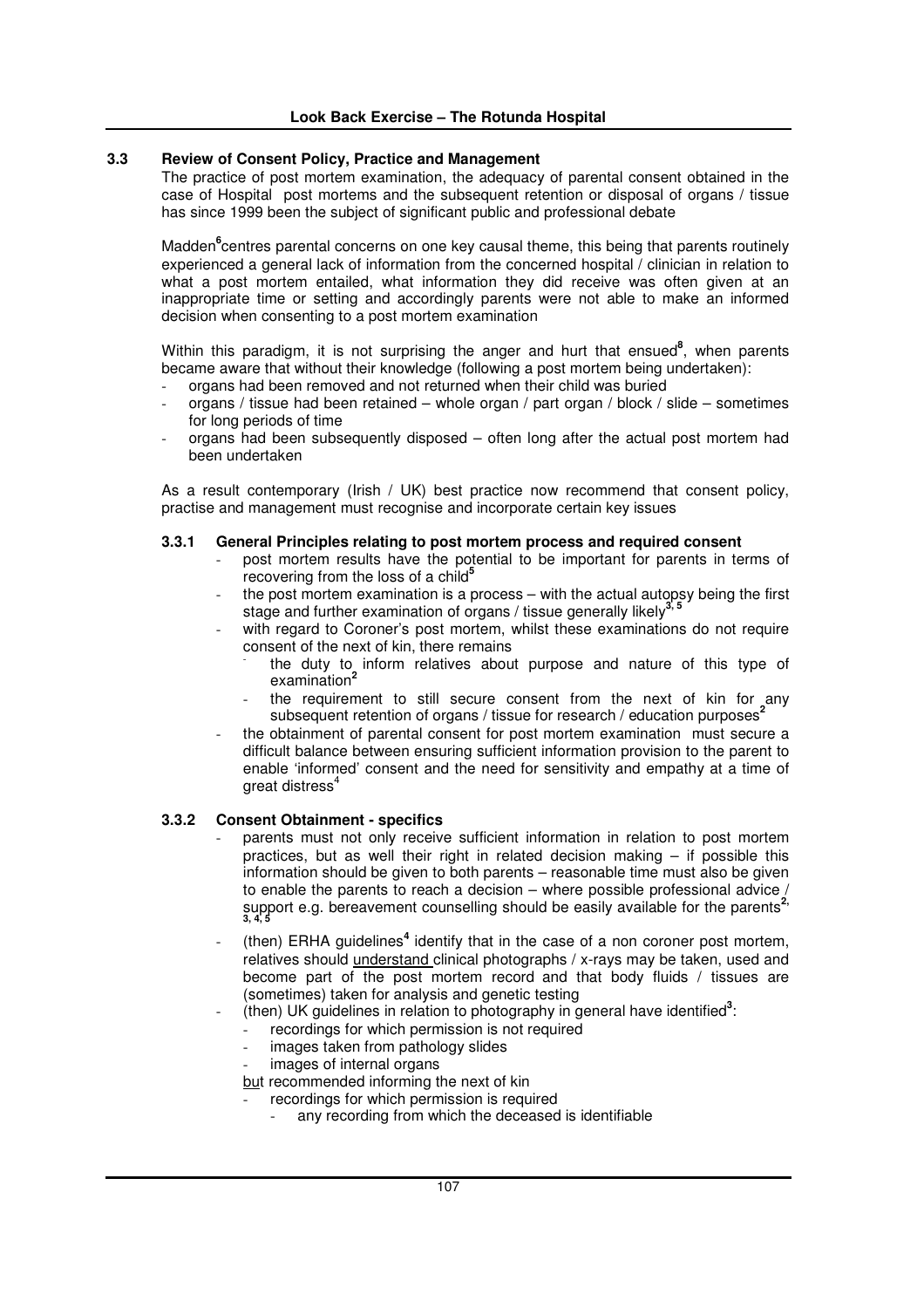### 3.3 Review of Consent Policy, Practice and Management

The practice of post mortem examination, the adequacy of parental consent obtained in the case of Hospital post mortems and the subsequent retention or disposal of organs / tissue has since 1999 been the subject of significant public and professional debate

Madden[6] centres parental concerns on one key causal theme, this being that parents routinely experienced a general lack of information from the concerned hospital / clinician in relation to what a post mortem entailed, what information they did receive was often given at an inappropriate time or setting and accordingly parents were not able to make an informed decision when consenting to a post mortem examination

Within this paradigm, it is not surprising the anger and hurt that ensued[8], when parents became aware that without their knowledge (following a post mortem being undertaken):

- organs had been removed and not returned when their child was buried
- organs / tissue had been retained – whole organ / part organ / block / slide – sometimes for long periods of time
- organs had been subsequently disposed – often long after the actual post mortem had been undertaken

As a result contemporary (Irish / UK) best practice now recommend that consent policy, practise and management must recognise and incorporate certain key issues

#### 3.3.1 General Principles relating to post mortem process and required consent

- post mortem results have the potential to be important for parents in terms of recovering from the loss of a child[5]
- the post mortem examination is a process – with the actual autopsy being the first stage and further examination of organs / tissue generally likely[3, 5]
- with regard to Coroner's post mortem, whilst these examinations do not require consent of the next of kin, there remains
  - the duty to inform relatives about purpose and nature of this type of examination[2]
  - the requirement to still secure consent from the next of kin for any subsequent retention of organs / tissue for research / education purposes[2]
- the obtainment of parental consent for post mortem examination must secure a difficult balance between ensuring sufficient information provision to the parent to enable 'informed' consent and the need for sensitivity and empathy at a time of great distress[4]

#### 3.3.2 Consent Obtainment - specifics

- parents must not only receive sufficient information in relation to post mortem practices, but as well their right in related decision making – if possible this information should be given to both parents – reasonable time must also be given to enable the parents to reach a decision – where possible professional advice / support e.g. bereavement counselling should be easily available for the parents[2, 3, 4, 5]
- (then) ERHA guidelines[4] identify that in the case of a non coroner post mortem, relatives should understand clinical photographs / x-rays may be taken, used and become part of the post mortem record and that body fluids / tissues are (sometimes) taken for analysis and genetic testing
- (then) UK guidelines in relation to photography in general have identified[3]:
  - recordings for which permission is not required
  - images taken from pathology slides
  - images of internal organs

  but recommended informing the next of kin
  - recordings for which permission is required
    - any recording from which the deceased is identifiable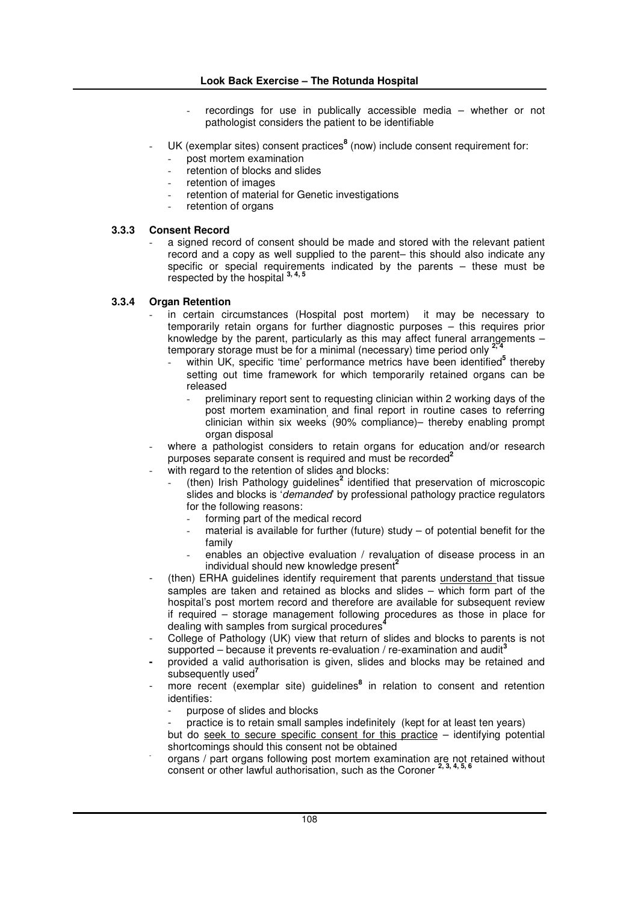- recordings for use in publically accessible media – whether or not pathologist considers the patient to be identifiable

- UK (exemplar sites) consent practices[8] (now) include consent requirement for:
  - post mortem examination
  - retention of blocks and slides
  - retention of images
  - retention of material for Genetic investigations
  - retention of organs

### 3.3.3 Consent Record

- a signed record of consent should be made and stored with the relevant patient record and a copy as well supplied to the parent– this should also indicate any specific or special requirements indicated by the parents – these must be respected by the hospital [3, 4, 5]

### 3.3.4 Organ Retention

- in certain circumstances (Hospital post mortem) it may be necessary to temporarily retain organs for further diagnostic purposes – this requires prior knowledge by the parent, particularly as this may affect funeral arrangements – temporary storage must be for a minimal (necessary) time period only [2, 4]
  - within UK, specific 'time' performance metrics have been identified[5] thereby setting out time framework for which temporarily retained organs can be released
    - preliminary report sent to requesting clinician within 2 working days of the post mortem examination and final report in routine cases to referring clinician within six weeks (90% compliance)– thereby enabling prompt organ disposal
- where a pathologist considers to retain organs for education and/or research purposes separate consent is required and must be recorded[2]
- with regard to the retention of slides and blocks:
  - (then) Irish Pathology guidelines[2] identified that preservation of microscopic slides and blocks is '*demanded*' by professional pathology practice regulators for the following reasons:
    - forming part of the medical record
    - material is available for further (future) study – of potential benefit for the family
    - enables an objective evaluation / revaluation of disease process in an individual should new knowledge present[2]
- (then) ERHA guidelines identify requirement that parents understand that tissue samples are taken and retained as blocks and slides – which form part of the hospital's post mortem record and therefore are available for subsequent review if required – storage management following procedures as those in place for dealing with samples from surgical procedures[4]
- College of Pathology (UK) view that return of slides and blocks to parents is not supported – because it prevents re-evaluation / re-examination and audit[3]
- provided a valid authorisation is given, slides and blocks may be retained and subsequently used[7]
- more recent (exemplar site) guidelines[8] in relation to consent and retention identifies:
  - purpose of slides and blocks
  - practice is to retain small samples indefinitely (kept for at least ten years)

  but do seek to secure specific consent for this practice – identifying potential shortcomings should this consent not be obtained
- organs / part organs following post mortem examination are not retained without consent or other lawful authorisation, such as the Coroner [2, 3, 4, 5, 6]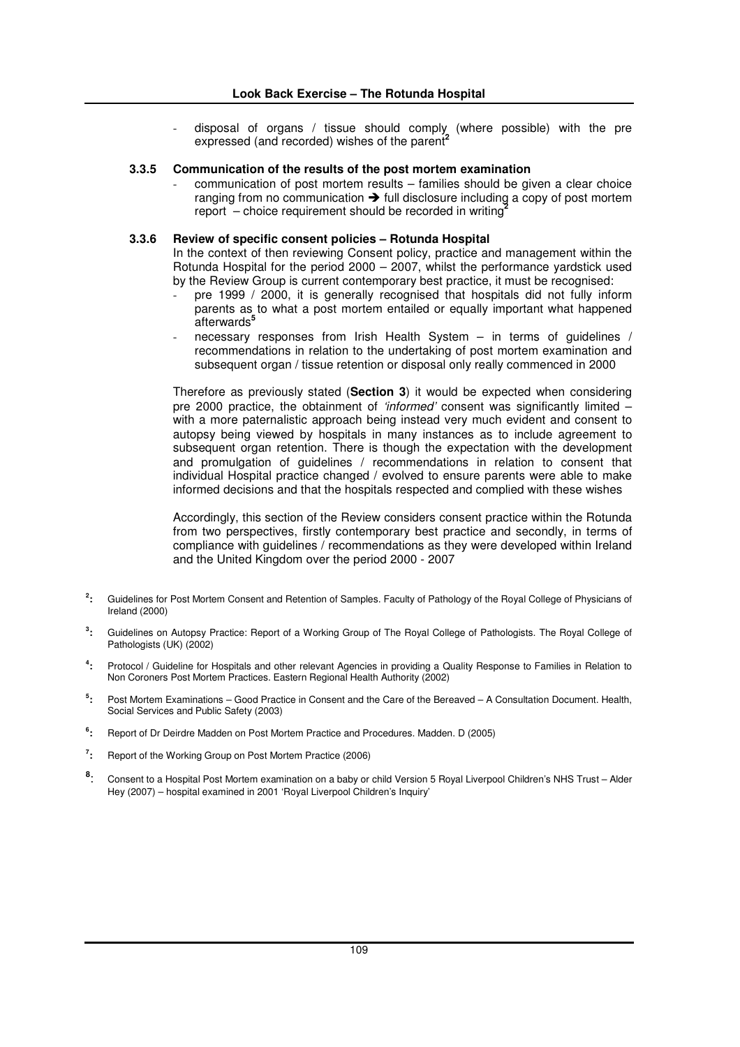- disposal of organs / tissue should comply (where possible) with the pre expressed (and recorded) wishes of the parent[2]

### 3.3.5 Communication of the results of the post mortem examination

- communication of post mortem results – families should be given a clear choice ranging from no communication ➔ full disclosure including a copy of post mortem report – choice requirement should be recorded in writing[2]

### 3.3.6 Review of specific consent policies – Rotunda Hospital

In the context of then reviewing Consent policy, practice and management within the Rotunda Hospital for the period 2000 – 2007, whilst the performance yardstick used by the Review Group is current contemporary best practice, it must be recognised:

- pre 1999 / 2000, it is generally recognised that hospitals did not fully inform parents as to what a post mortem entailed or equally important what happened afterwards[5]
- necessary responses from Irish Health System – in terms of guidelines / recommendations in relation to the undertaking of post mortem examination and subsequent organ / tissue retention or disposal only really commenced in 2000

Therefore as previously stated (**Section 3**) it would be expected when considering pre 2000 practice, the obtainment of *'informed'* consent was significantly limited – with a more paternalistic approach being instead very much evident and consent to autopsy being viewed by hospitals in many instances as to include agreement to subsequent organ retention. There is though the expectation with the development and promulgation of guidelines / recommendations in relation to consent that individual Hospital practice changed / evolved to ensure parents were able to make informed decisions and that the hospitals respected and complied with these wishes

Accordingly, this section of the Review considers consent practice within the Rotunda from two perspectives, firstly contemporary best practice and secondly, in terms of compliance with guidelines / recommendations as they were developed within Ireland and the United Kingdom over the period 2000 - 2007

[2]: Guidelines for Post Mortem Consent and Retention of Samples. Faculty of Pathology of the Royal College of Physicians of Ireland (2000)

[3]: Guidelines on Autopsy Practice: Report of a Working Group of The Royal College of Pathologists. The Royal College of Pathologists (UK) (2002)

[4]: Protocol / Guideline for Hospitals and other relevant Agencies in providing a Quality Response to Families in Relation to Non Coroners Post Mortem Practices. Eastern Regional Health Authority (2002)

[5]: Post Mortem Examinations – Good Practice in Consent and the Care of the Bereaved – A Consultation Document. Health, Social Services and Public Safety (2003)

[6]: Report of Dr Deirdre Madden on Post Mortem Practice and Procedures. Madden. D (2005)

[7]: Report of the Working Group on Post Mortem Practice (2006)

[8]: Consent to a Hospital Post Mortem examination on a baby or child Version 5 Royal Liverpool Children's NHS Trust – Alder Hey (2007) – hospital examined in 2001 'Royal Liverpool Children's Inquiry'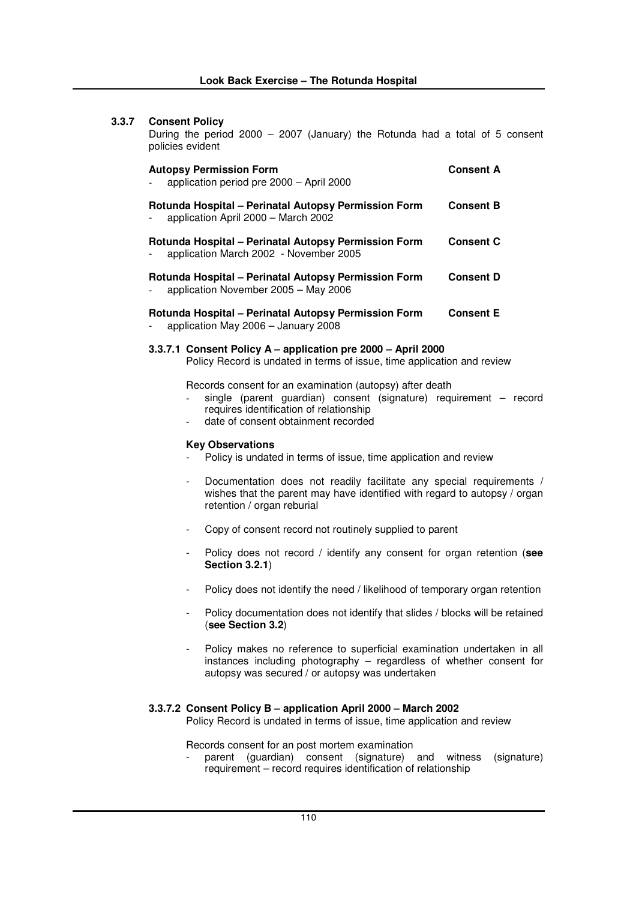### 3.3.7 Consent Policy

During the period 2000 – 2007 (January) the Rotunda had a total of 5 consent policies evident

| | |
|---|---|
| **Autopsy Permission Form**<br>- application period pre 2000 – April 2000 | **Consent A** |
| **Rotunda Hospital – Perinatal Autopsy Permission Form**<br>- application April 2000 – March 2002 | **Consent B** |
| **Rotunda Hospital – Perinatal Autopsy Permission Form**<br>- application March 2002 - November 2005 | **Consent C** |
| **Rotunda Hospital – Perinatal Autopsy Permission Form**<br>- application November 2005 – May 2006 | **Consent D** |
| **Rotunda Hospital – Perinatal Autopsy Permission Form**<br>- application May 2006 – January 2008 | **Consent E** |

#### 3.3.7.1 Consent Policy A – application pre 2000 – April 2000

Policy Record is undated in terms of issue, time application and review

Records consent for an examination (autopsy) after death

- single (parent guardian) consent (signature) requirement – record requires identification of relationship
- date of consent obtainment recorded

**Key Observations**

- Policy is undated in terms of issue, time application and review
- Documentation does not readily facilitate any special requirements / wishes that the parent may have identified with regard to autopsy / organ retention / organ reburial
- Copy of consent record not routinely supplied to parent
- Policy does not record / identify any consent for organ retention (**see Section 3.2.1**)
- Policy does not identify the need / likelihood of temporary organ retention
- Policy documentation does not identify that slides / blocks will be retained (**see Section 3.2**)
- Policy makes no reference to superficial examination undertaken in all instances including photography – regardless of whether consent for autopsy was secured / or autopsy was undertaken

#### 3.3.7.2 Consent Policy B – application April 2000 – March 2002

Policy Record is undated in terms of issue, time application and review

Records consent for an post mortem examination

- parent (guardian) consent (signature) and witness (signature) requirement – record requires identification of relationship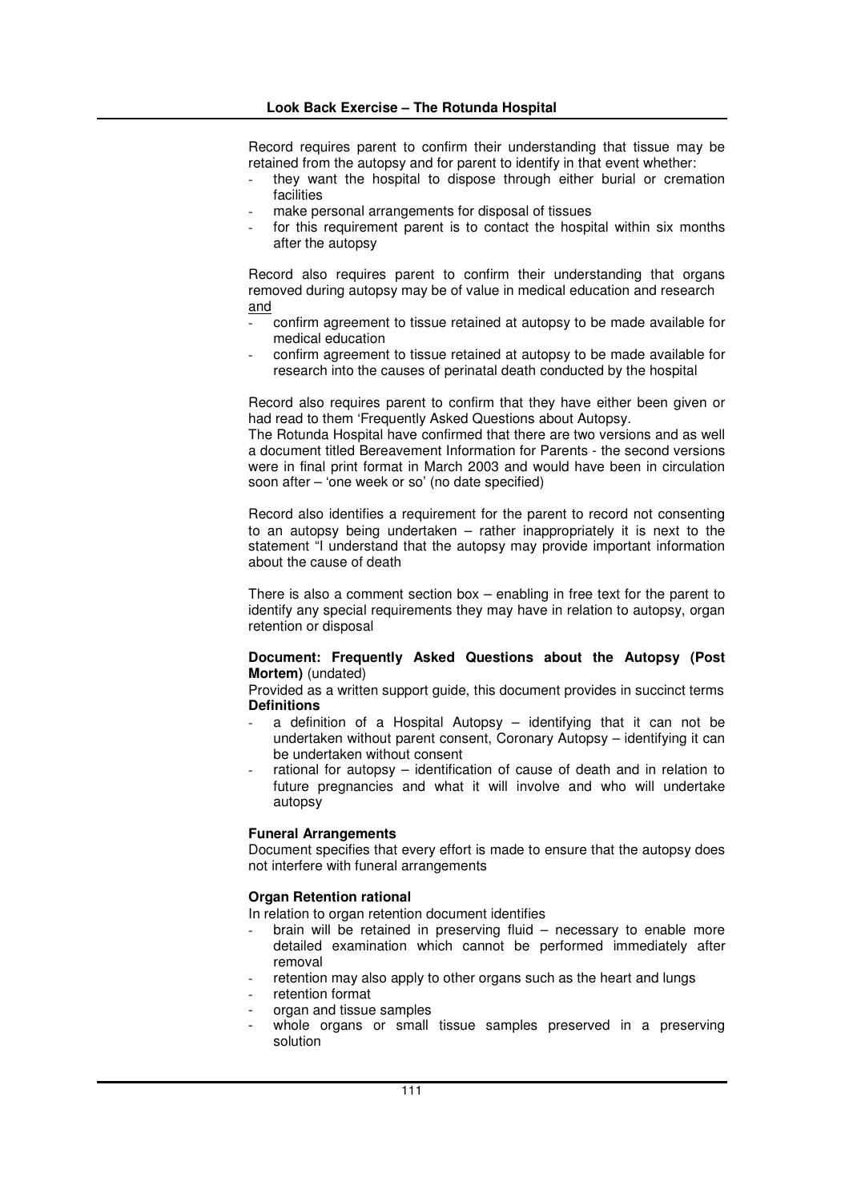Record requires parent to confirm their understanding that tissue may be retained from the autopsy and for parent to identify in that event whether:

- they want the hospital to dispose through either burial or cremation facilities
- make personal arrangements for disposal of tissues
- for this requirement parent is to contact the hospital within six months after the autopsy

Record also requires parent to confirm their understanding that organs removed during autopsy may be of value in medical education and research <u>and</u>

- confirm agreement to tissue retained at autopsy to be made available for medical education
- confirm agreement to tissue retained at autopsy to be made available for research into the causes of perinatal death conducted by the hospital

Record also requires parent to confirm that they have either been given or had read to them 'Frequently Asked Questions about Autopsy.
The Rotunda Hospital have confirmed that there are two versions and as well a document titled Bereavement Information for Parents - the second versions were in final print format in March 2003 and would have been in circulation soon after – 'one week or so' (no date specified)

Record also identifies a requirement for the parent to record not consenting to an autopsy being undertaken – rather inappropriately it is next to the statement "I understand that the autopsy may provide important information about the cause of death

There is also a comment section box – enabling in free text for the parent to identify any special requirements they may have in relation to autopsy, organ retention or disposal

**Document: Frequently Asked Questions about the Autopsy (Post Mortem)** (undated)
Provided as a written support guide, this document provides in succinct terms
**Definitions**

- a definition of a Hospital Autopsy – identifying that it can not be undertaken without parent consent, Coronary Autopsy – identifying it can be undertaken without consent
- rational for autopsy – identification of cause of death and in relation to future pregnancies and what it will involve and who will undertake autopsy

**Funeral Arrangements**
Document specifies that every effort is made to ensure that the autopsy does not interfere with funeral arrangements

**Organ Retention rational**
In relation to organ retention document identifies

- brain will be retained in preserving fluid – necessary to enable more detailed examination which cannot be performed immediately after removal
- retention may also apply to other organs such as the heart and lungs
- retention format
- organ and tissue samples
- whole organs or small tissue samples preserved in a preserving solution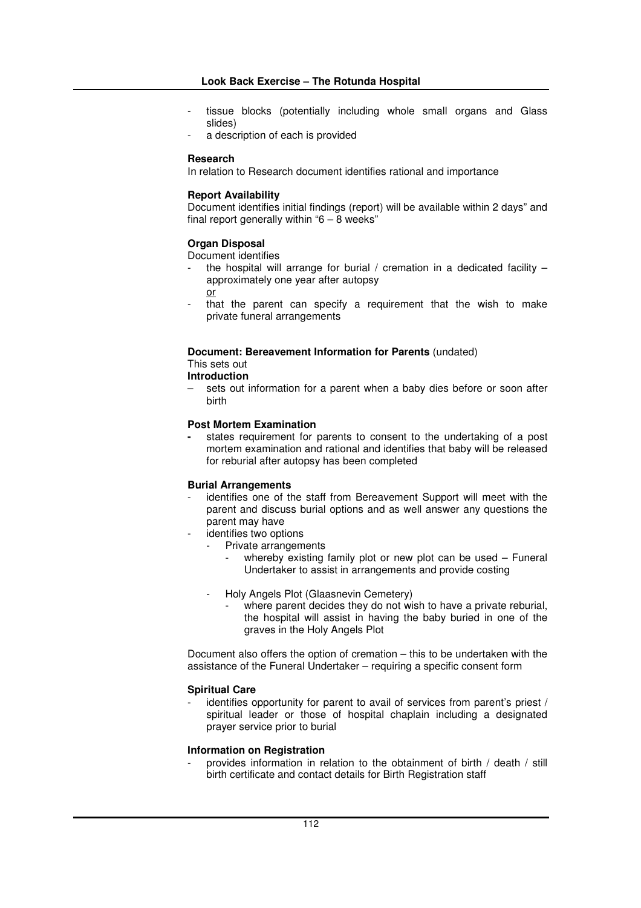- tissue blocks (potentially including whole small organs and Glass slides)
- a description of each is provided

**Research**

In relation to Research document identifies rational and importance

**Report Availability**

Document identifies initial findings (report) will be available within 2 days" and final report generally within "6 – 8 weeks"

**Organ Disposal**

Document identifies

- the hospital will arrange for burial / cremation in a dedicated facility – approximately one year after autopsy

  or

- that the parent can specify a requirement that the wish to make private funeral arrangements

**Document: Bereavement Information for Parents** (undated)

This sets out

**Introduction**

– sets out information for a parent when a baby dies before or soon after birth

**Post Mortem Examination**

- states requirement for parents to consent to the undertaking of a post mortem examination and rational and identifies that baby will be released for reburial after autopsy has been completed

**Burial Arrangements**

- identifies one of the staff from Bereavement Support will meet with the parent and discuss burial options and as well answer any questions the parent may have
- identifies two options
  - Private arrangements
    - whereby existing family plot or new plot can be used – Funeral Undertaker to assist in arrangements and provide costing
  - Holy Angels Plot (Glaasnevin Cemetery)
    - where parent decides they do not wish to have a private reburial, the hospital will assist in having the baby buried in one of the graves in the Holy Angels Plot

Document also offers the option of cremation – this to be undertaken with the assistance of the Funeral Undertaker – requiring a specific consent form

**Spiritual Care**

- identifies opportunity for parent to avail of services from parent's priest / spiritual leader or those of hospital chaplain including a designated prayer service prior to burial

**Information on Registration**

- provides information in relation to the obtainment of birth / death / still birth certificate and contact details for Birth Registration staff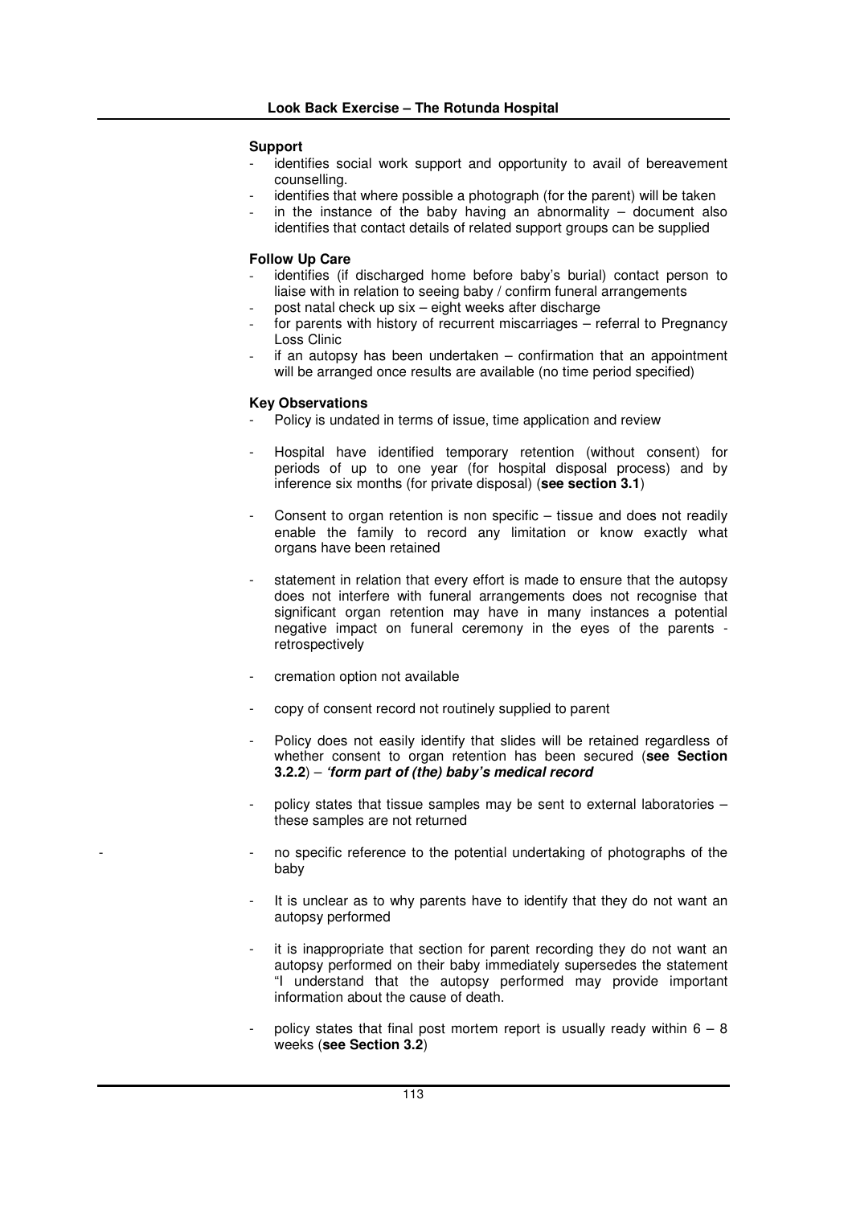**Support**

- identifies social work support and opportunity to avail of bereavement counselling.
- identifies that where possible a photograph (for the parent) will be taken
- in the instance of the baby having an abnormality – document also identifies that contact details of related support groups can be supplied

**Follow Up Care**

- identifies (if discharged home before baby's burial) contact person to liaise with in relation to seeing baby / confirm funeral arrangements
- post natal check up six – eight weeks after discharge
- for parents with history of recurrent miscarriages – referral to Pregnancy Loss Clinic
- if an autopsy has been undertaken – confirmation that an appointment will be arranged once results are available (no time period specified)

**Key Observations**

- Policy is undated in terms of issue, time application and review

- Hospital have identified temporary retention (without consent) for periods of up to one year (for hospital disposal process) and by inference six months (for private disposal) (**see section 3.1**)

- Consent to organ retention is non specific – tissue and does not readily enable the family to record any limitation or know exactly what organs have been retained

- statement in relation that every effort is made to ensure that the autopsy does not interfere with funeral arrangements does not recognise that significant organ retention may have in many instances a potential negative impact on funeral ceremony in the eyes of the parents - retrospectively

- cremation option not available

- copy of consent record not routinely supplied to parent

- Policy does not easily identify that slides will be retained regardless of whether consent to organ retention has been secured (**see Section 3.2.2**) – ***'form part of (the) baby's medical record***

- policy states that tissue samples may be sent to external laboratories – these samples are not returned

- no specific reference to the potential undertaking of photographs of the baby

- It is unclear as to why parents have to identify that they do not want an autopsy performed

- it is inappropriate that section for parent recording they do not want an autopsy performed on their baby immediately supersedes the statement "I understand that the autopsy performed may provide important information about the cause of death.

- policy states that final post mortem report is usually ready within 6 – 8 weeks (**see Section 3.2**)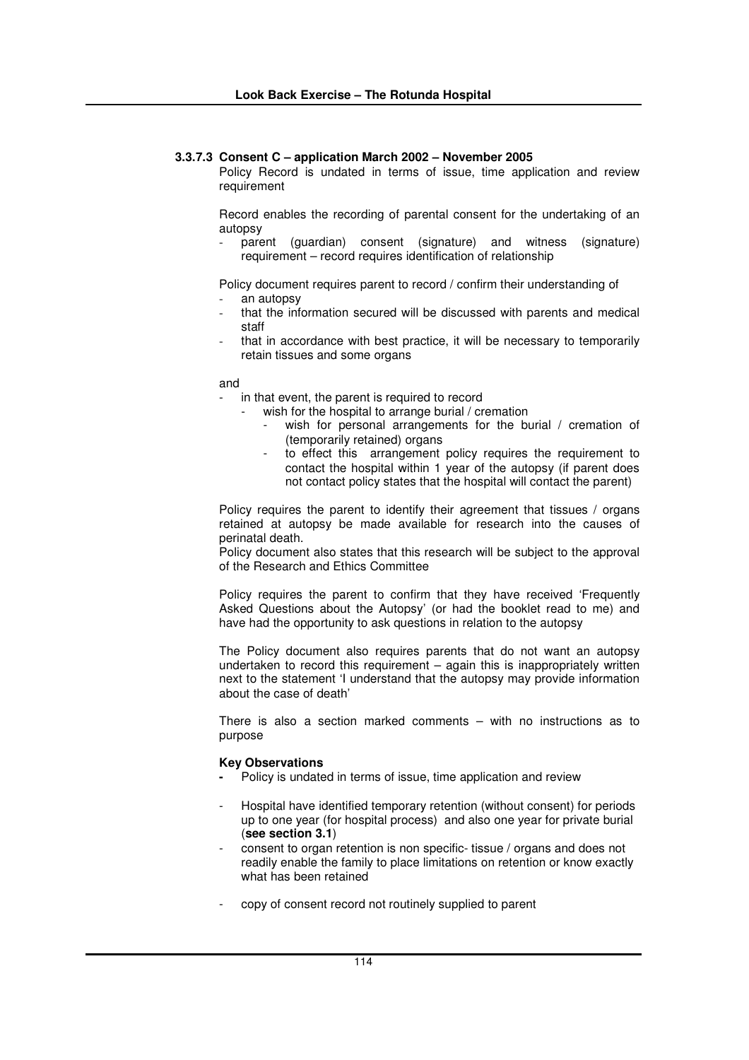#### 3.3.7.3 Consent C – application March 2002 – November 2005

Policy Record is undated in terms of issue, time application and review requirement

Record enables the recording of parental consent for the undertaking of an autopsy

- parent (guardian) consent (signature) and witness (signature) requirement – record requires identification of relationship

Policy document requires parent to record / confirm their understanding of

- an autopsy
- that the information secured will be discussed with parents and medical staff
- that in accordance with best practice, it will be necessary to temporarily retain tissues and some organs

and

- in that event, the parent is required to record
  - wish for the hospital to arrange burial / cremation
    - wish for personal arrangements for the burial / cremation of (temporarily retained) organs
    - to effect this arrangement policy requires the requirement to contact the hospital within 1 year of the autopsy (if parent does not contact policy states that the hospital will contact the parent)

Policy requires the parent to identify their agreement that tissues / organs retained at autopsy be made available for research into the causes of perinatal death.

Policy document also states that this research will be subject to the approval of the Research and Ethics Committee

Policy requires the parent to confirm that they have received 'Frequently Asked Questions about the Autopsy' (or had the booklet read to me) and have had the opportunity to ask questions in relation to the autopsy

The Policy document also requires parents that do not want an autopsy undertaken to record this requirement – again this is inappropriately written next to the statement 'I understand that the autopsy may provide information about the case of death'

There is also a section marked comments – with no instructions as to purpose

**Key Observations**

- Policy is undated in terms of issue, time application and review
- Hospital have identified temporary retention (without consent) for periods up to one year (for hospital process) and also one year for private burial (**see section 3.1**)
- consent to organ retention is non specific- tissue / organs and does not readily enable the family to place limitations on retention or know exactly what has been retained
- copy of consent record not routinely supplied to parent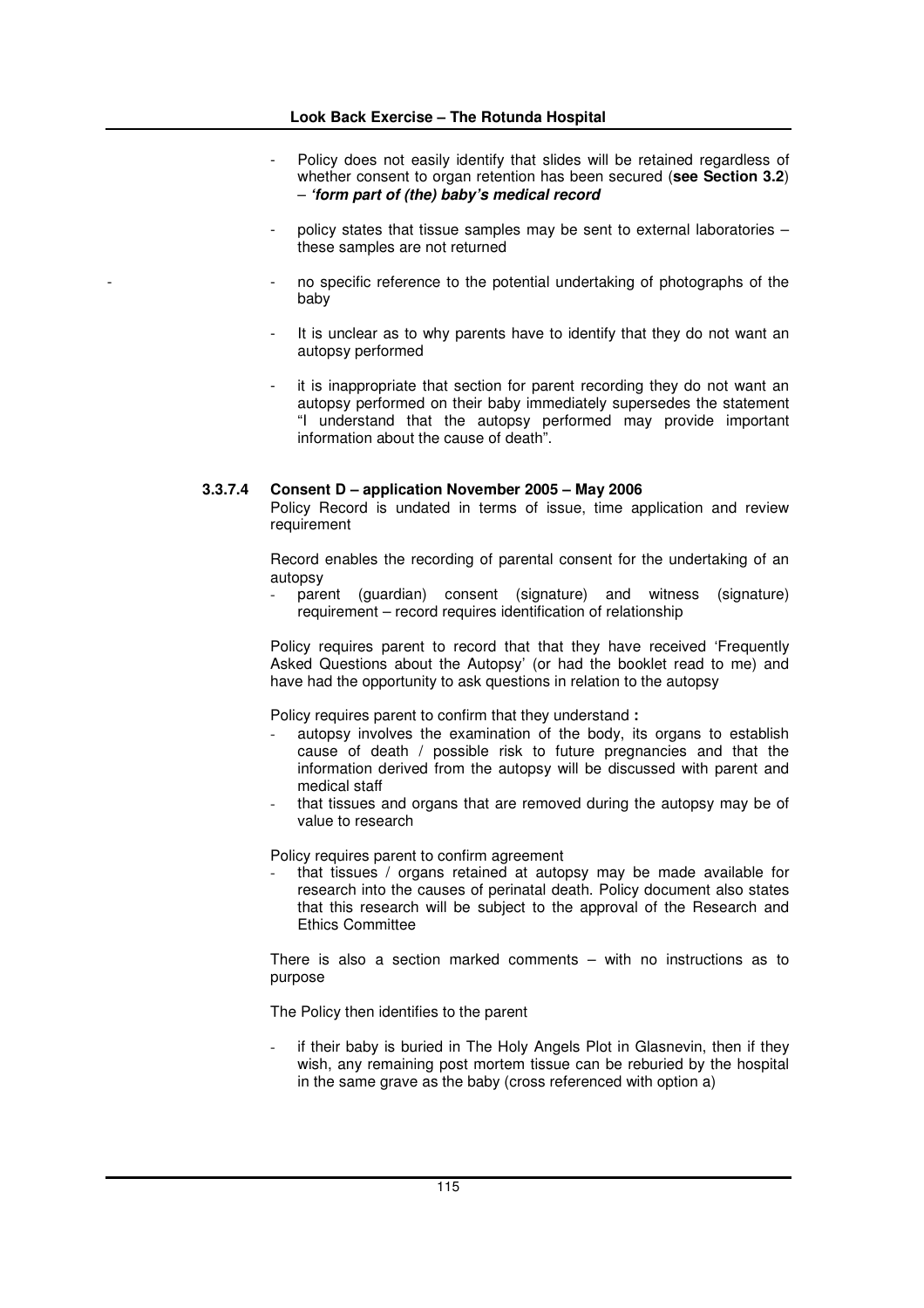- Policy does not easily identify that slides will be retained regardless of whether consent to organ retention has been secured (**see Section 3.2**) – ***'form part of (the) baby's medical record***
- policy states that tissue samples may be sent to external laboratories – these samples are not returned
- no specific reference to the potential undertaking of photographs of the baby
- It is unclear as to why parents have to identify that they do not want an autopsy performed
- it is inappropriate that section for parent recording they do not want an autopsy performed on their baby immediately supersedes the statement "I understand that the autopsy performed may provide important information about the cause of death".

#### 3.3.7.4 Consent D – application November 2005 – May 2006

Policy Record is undated in terms of issue, time application and review requirement

Record enables the recording of parental consent for the undertaking of an autopsy

- parent (guardian) consent (signature) and witness (signature) requirement – record requires identification of relationship

Policy requires parent to record that that they have received 'Frequently Asked Questions about the Autopsy' (or had the booklet read to me) and have had the opportunity to ask questions in relation to the autopsy

Policy requires parent to confirm that they understand **:**

- autopsy involves the examination of the body, its organs to establish cause of death / possible risk to future pregnancies and that the information derived from the autopsy will be discussed with parent and medical staff
- that tissues and organs that are removed during the autopsy may be of value to research

Policy requires parent to confirm agreement

- that tissues / organs retained at autopsy may be made available for research into the causes of perinatal death. Policy document also states that this research will be subject to the approval of the Research and Ethics Committee

There is also a section marked comments – with no instructions as to purpose

The Policy then identifies to the parent

- if their baby is buried in The Holy Angels Plot in Glasnevin, then if they wish, any remaining post mortem tissue can be reburied by the hospital in the same grave as the baby (cross referenced with option a)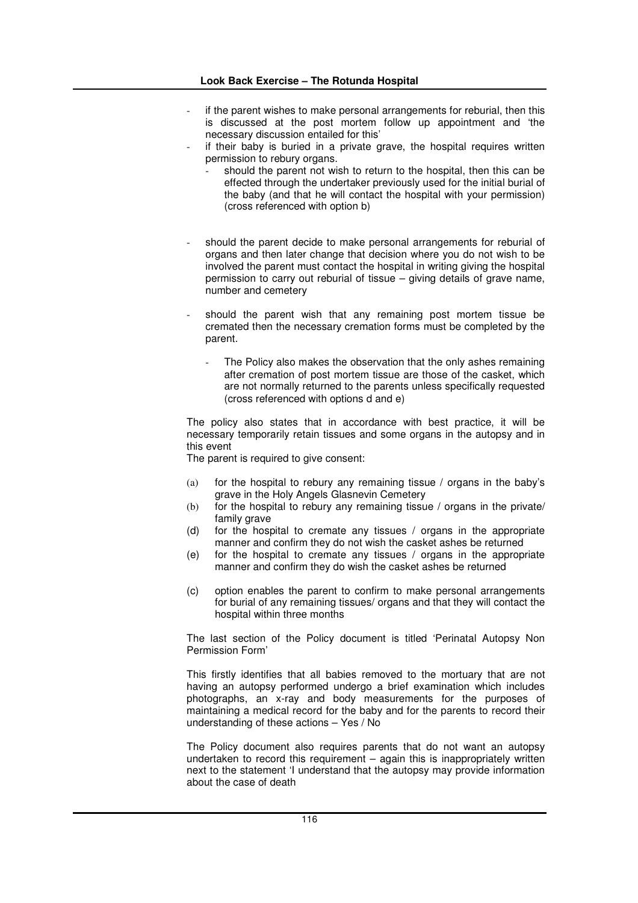- if the parent wishes to make personal arrangements for reburial, then this is discussed at the post mortem follow up appointment and 'the necessary discussion entailed for this'
- if their baby is buried in a private grave, the hospital requires written permission to rebury organs.
    - should the parent not wish to return to the hospital, then this can be effected through the undertaker previously used for the initial burial of the baby (and that he will contact the hospital with your permission) (cross referenced with option b)

- should the parent decide to make personal arrangements for reburial of organs and then later change that decision where you do not wish to be involved the parent must contact the hospital in writing giving the hospital permission to carry out reburial of tissue – giving details of grave name, number and cemetery

- should the parent wish that any remaining post mortem tissue be cremated then the necessary cremation forms must be completed by the parent.

    - The Policy also makes the observation that the only ashes remaining after cremation of post mortem tissue are those of the casket, which are not normally returned to the parents unless specifically requested (cross referenced with options d and e)

The policy also states that in accordance with best practice, it will be necessary temporarily retain tissues and some organs in the autopsy and in this event

The parent is required to give consent:

(a) for the hospital to rebury any remaining tissue / organs in the baby's grave in the Holy Angels Glasnevin Cemetery

(b) for the hospital to rebury any remaining tissue / organs in the private/ family grave

(d) for the hospital to cremate any tissues / organs in the appropriate manner and confirm they do not wish the casket ashes be returned

(e) for the hospital to cremate any tissues / organs in the appropriate manner and confirm they do wish the casket ashes be returned

(c) option enables the parent to confirm to make personal arrangements for burial of any remaining tissues/ organs and that they will contact the hospital within three months

The last section of the Policy document is titled 'Perinatal Autopsy Non Permission Form'

This firstly identifies that all babies removed to the mortuary that are not having an autopsy performed undergo a brief examination which includes photographs, an x-ray and body measurements for the purposes of maintaining a medical record for the baby and for the parents to record their understanding of these actions – Yes / No

The Policy document also requires parents that do not want an autopsy undertaken to record this requirement – again this is inappropriately written next to the statement 'I understand that the autopsy may provide information about the case of death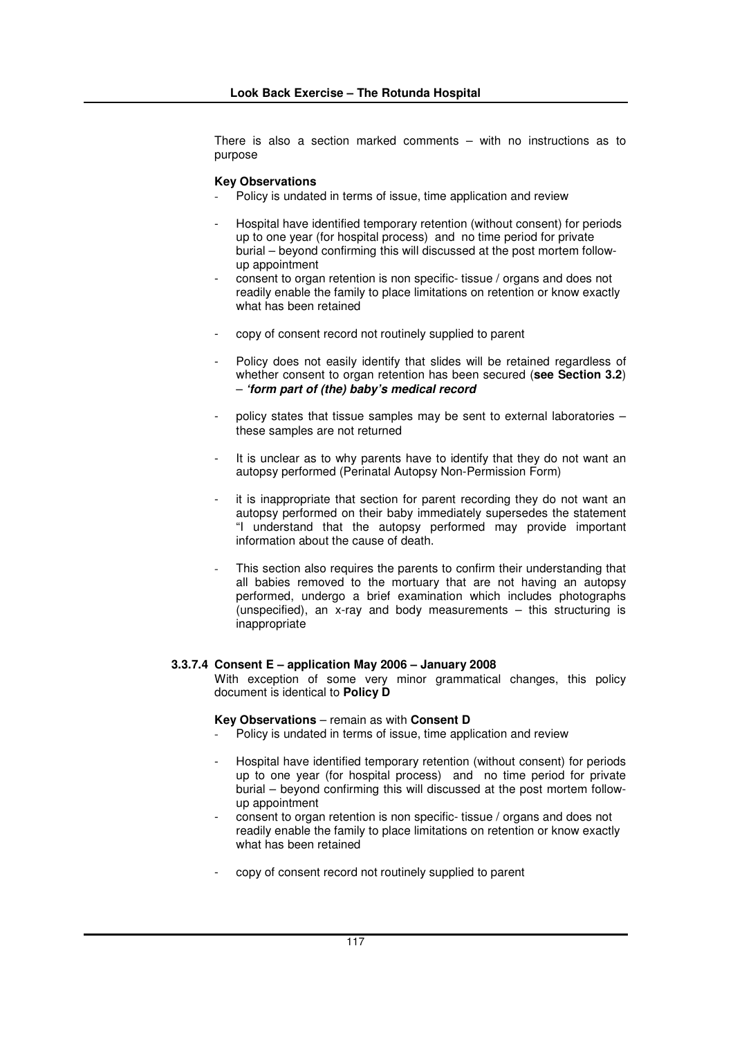There is also a section marked comments – with no instructions as to purpose

**Key Observations**

- Policy is undated in terms of issue, time application and review
- Hospital have identified temporary retention (without consent) for periods up to one year (for hospital process) and no time period for private burial – beyond confirming this will discussed at the post mortem follow-up appointment
- consent to organ retention is non specific- tissue / organs and does not readily enable the family to place limitations on retention or know exactly what has been retained
- copy of consent record not routinely supplied to parent
- Policy does not easily identify that slides will be retained regardless of whether consent to organ retention has been secured (**see Section 3.2**) – ***'form part of (the) baby's medical record***
- policy states that tissue samples may be sent to external laboratories – these samples are not returned
- It is unclear as to why parents have to identify that they do not want an autopsy performed (Perinatal Autopsy Non-Permission Form)
- it is inappropriate that section for parent recording they do not want an autopsy performed on their baby immediately supersedes the statement "I understand that the autopsy performed may provide important information about the cause of death.
- This section also requires the parents to confirm their understanding that all babies removed to the mortuary that are not having an autopsy performed, undergo a brief examination which includes photographs (unspecified), an x-ray and body measurements – this structuring is inappropriate

#### 3.3.7.4 Consent E – application May 2006 – January 2008

With exception of some very minor grammatical changes, this policy document is identical to **Policy D**

**Key Observations** – remain as with **Consent D**

- Policy is undated in terms of issue, time application and review
- Hospital have identified temporary retention (without consent) for periods up to one year (for hospital process) and no time period for private burial – beyond confirming this will discussed at the post mortem follow-up appointment
- consent to organ retention is non specific- tissue / organs and does not readily enable the family to place limitations on retention or know exactly what has been retained
- copy of consent record not routinely supplied to parent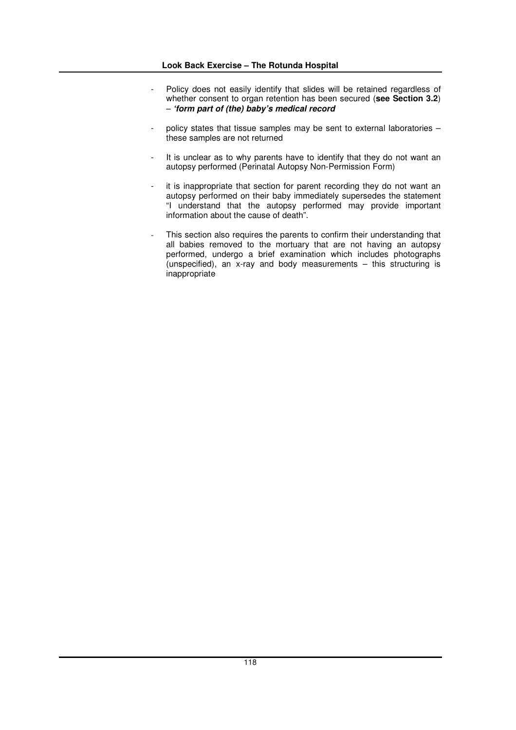- Policy does not easily identify that slides will be retained regardless of whether consent to organ retention has been secured (**see Section 3.2**) – ***'form part of (the) baby's medical record***

- policy states that tissue samples may be sent to external laboratories – these samples are not returned

- It is unclear as to why parents have to identify that they do not want an autopsy performed (Perinatal Autopsy Non-Permission Form)

- it is inappropriate that section for parent recording they do not want an autopsy performed on their baby immediately supersedes the statement "I understand that the autopsy performed may provide important information about the cause of death".

- This section also requires the parents to confirm their understanding that all babies removed to the mortuary that are not having an autopsy performed, undergo a brief examination which includes photographs (unspecified), an x-ray and body measurements – this structuring is inappropriate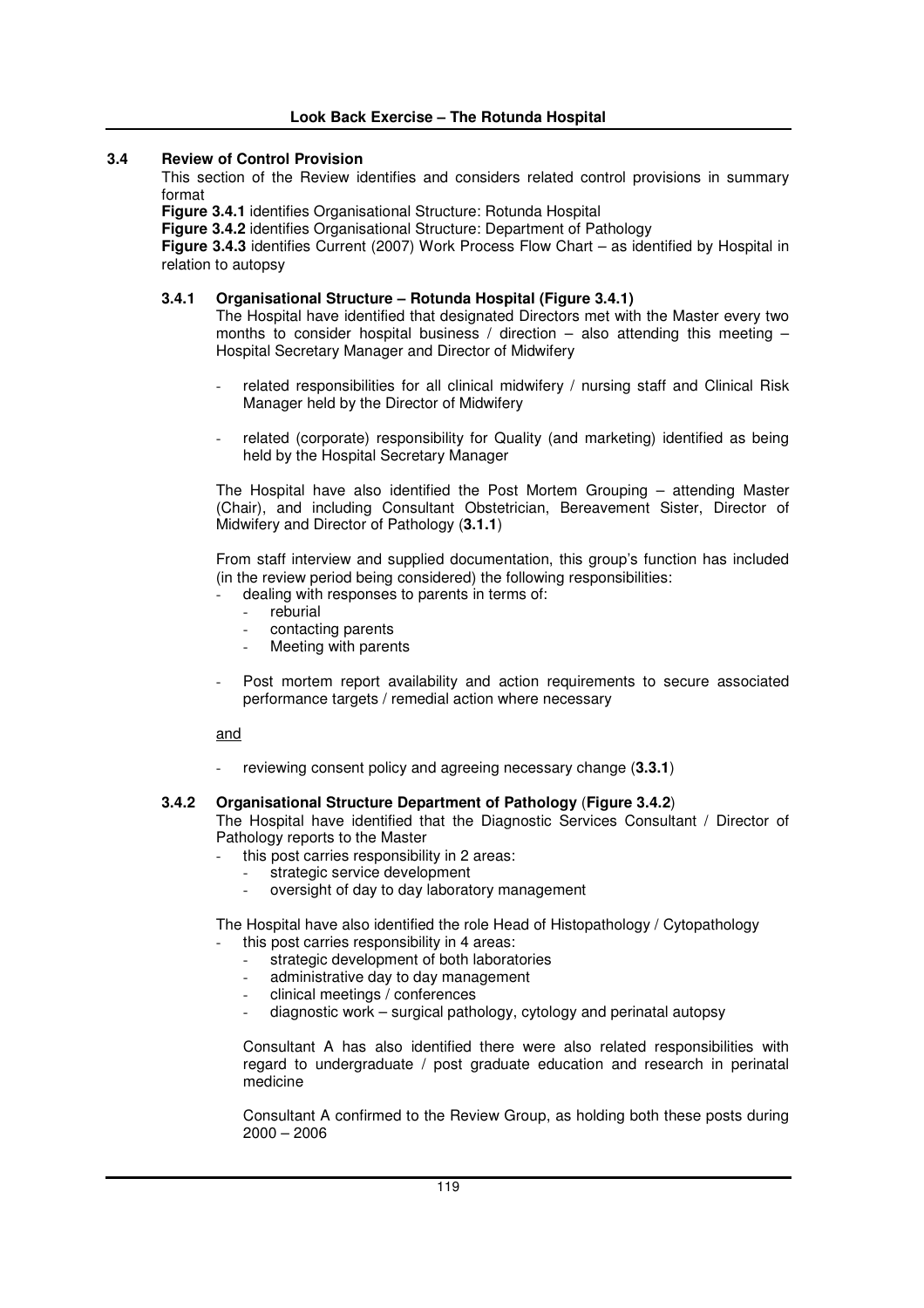## 3.4 Review of Control Provision

This section of the Review identifies and considers related control provisions in summary format

**Figure 3.4.1** identifies Organisational Structure: Rotunda Hospital
**Figure 3.4.2** identifies Organisational Structure: Department of Pathology
**Figure 3.4.3** identifies Current (2007) Work Process Flow Chart – as identified by Hospital in relation to autopsy

### 3.4.1 Organisational Structure – Rotunda Hospital (Figure 3.4.1)

The Hospital have identified that designated Directors met with the Master every two months to consider hospital business / direction – also attending this meeting – Hospital Secretary Manager and Director of Midwifery

- related responsibilities for all clinical midwifery / nursing staff and Clinical Risk Manager held by the Director of Midwifery

- related (corporate) responsibility for Quality (and marketing) identified as being held by the Hospital Secretary Manager

The Hospital have also identified the Post Mortem Grouping – attending Master (Chair), and including Consultant Obstetrician, Bereavement Sister, Director of Midwifery and Director of Pathology (**3.1.1**)

From staff interview and supplied documentation, this group's function has included (in the review period being considered) the following responsibilities:

- dealing with responses to parents in terms of:
  - reburial
  - contacting parents
  - Meeting with parents

- Post mortem report availability and action requirements to secure associated performance targets / remedial action where necessary

<u>and</u>

- reviewing consent policy and agreeing necessary change (**3.3.1**)

### 3.4.2 Organisational Structure Department of Pathology (Figure 3.4.2)

The Hospital have identified that the Diagnostic Services Consultant / Director of Pathology reports to the Master

- this post carries responsibility in 2 areas:
  - strategic service development
  - oversight of day to day laboratory management

The Hospital have also identified the role Head of Histopathology / Cytopathology

- this post carries responsibility in 4 areas:
  - strategic development of both laboratories
  - administrative day to day management
  - clinical meetings / conferences
  - diagnostic work – surgical pathology, cytology and perinatal autopsy

Consultant A has also identified there were also related responsibilities with regard to undergraduate / post graduate education and research in perinatal medicine

Consultant A confirmed to the Review Group, as holding both these posts during 2000 – 2006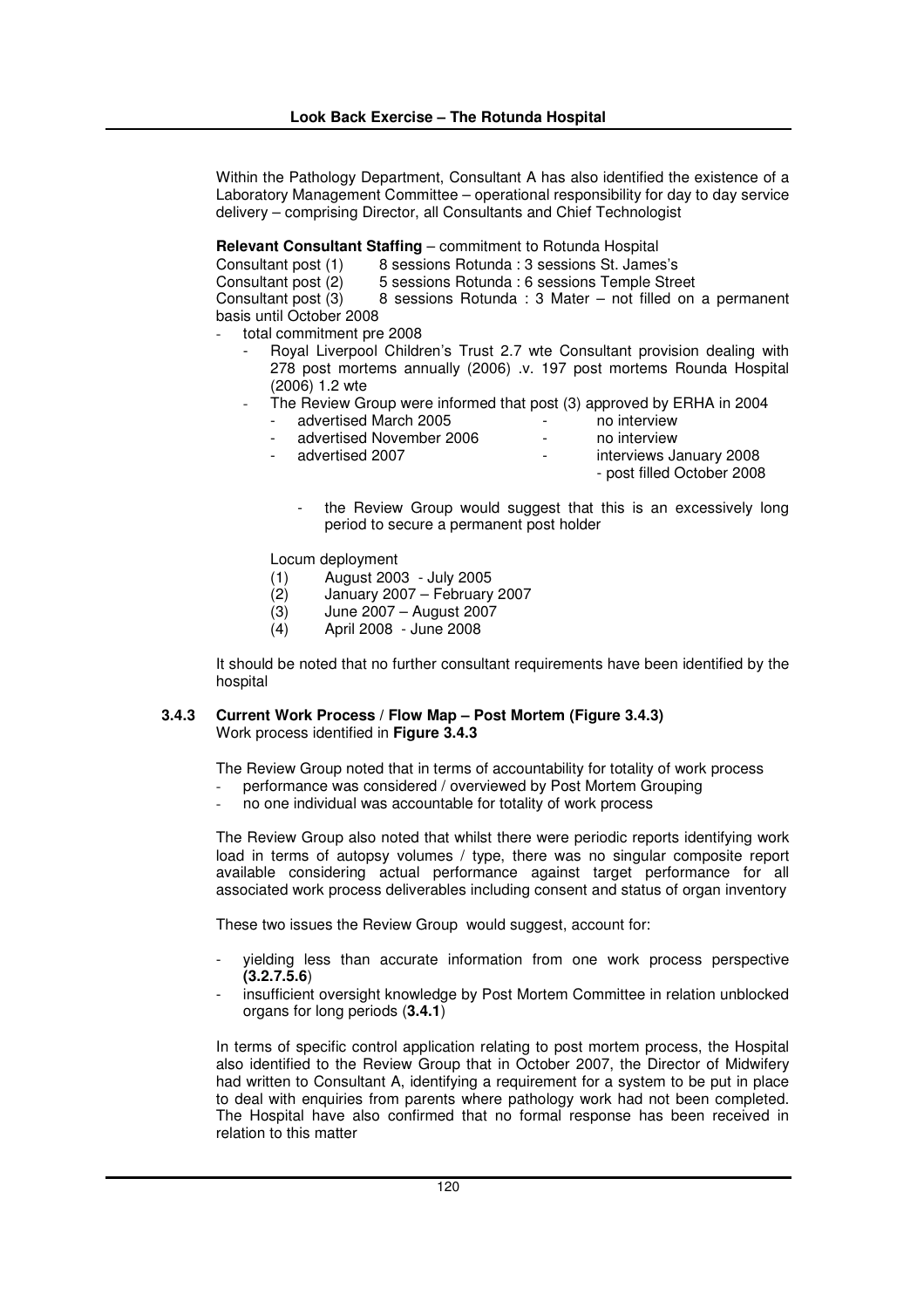Within the Pathology Department, Consultant A has also identified the existence of a Laboratory Management Committee – operational responsibility for day to day service delivery – comprising Director, all Consultants and Chief Technologist

**Relevant Consultant Staffing** – commitment to Rotunda Hospital

Consultant post (1) 8 sessions Rotunda : 3 sessions St. James's
Consultant post (2) 5 sessions Rotunda : 6 sessions Temple Street
Consultant post (3) 8 sessions Rotunda : 3 Mater – not filled on a permanent basis until October 2008

- total commitment pre 2008
  - Royal Liverpool Children's Trust 2.7 wte Consultant provision dealing with 278 post mortems annually (2006) .v. 197 post mortems Rounda Hospital (2006) 1.2 wte
  - The Review Group were informed that post (3) approved by ERHA in 2004
    - advertised March 2005 - no interview
    - advertised November 2006 - no interview
    - advertised 2007 - interviews January 2008
      - post filled October 2008
    
      - the Review Group would suggest that this is an excessively long period to secure a permanent post holder

Locum deployment

(1) August 2003 - July 2005
(2) January 2007 – February 2007
(3) June 2007 – August 2007
(4) April 2008 - June 2008

It should be noted that no further consultant requirements have been identified by the hospital

### 3.4.3 Current Work Process / Flow Map – Post Mortem (Figure 3.4.3)

Work process identified in **Figure 3.4.3**

The Review Group noted that in terms of accountability for totality of work process

- performance was considered / overviewed by Post Mortem Grouping
- no one individual was accountable for totality of work process

The Review Group also noted that whilst there were periodic reports identifying work load in terms of autopsy volumes / type, there was no singular composite report available considering actual performance against target performance for all associated work process deliverables including consent and status of organ inventory

These two issues the Review Group would suggest, account for:

- yielding less than accurate information from one work process perspective **(3.2.7.5.6**)
- insufficient oversight knowledge by Post Mortem Committee in relation unblocked organs for long periods (**3.4.1**)

In terms of specific control application relating to post mortem process, the Hospital also identified to the Review Group that in October 2007, the Director of Midwifery had written to Consultant A, identifying a requirement for a system to be put in place to deal with enquiries from parents where pathology work had not been completed. The Hospital have also confirmed that no formal response has been received in relation to this matter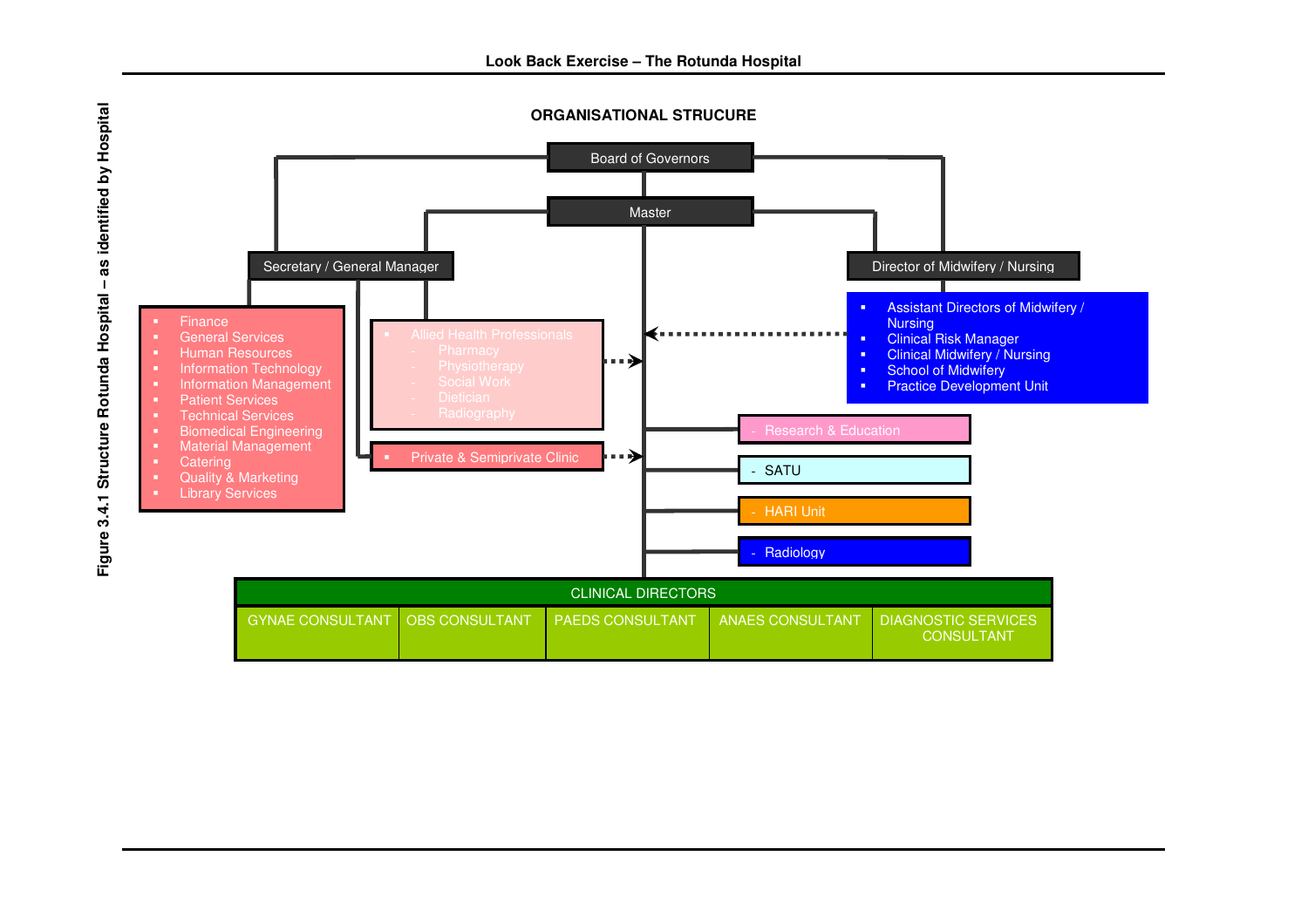**Figure 3.4.1 Structure Rotunda Hospital – as identified by Hospital**

## ORGANISATIONAL STRUCURE

- Board of Governors
  - Master
  - Secretary / General Manager
    - Finance
    - General Services
    - Human Resources
    - Information Technology
    - Information Management
    - Patient Services
    - Technical Services
    - Biomedical Engineering
    - Material Management
    - Catering
    - Quality & Marketing
    - Library Services
  - Allied Health Professionals
    - Pharmacy
    - Physiotherapy
    - Social Work
    - Dietician
    - Radiography
  - Private & Semiprivate Clinic
  - Director of Midwifery / Nursing
    - Assistant Directors of Midwifery / Nursing
    - Clinical Risk Manager
    - Clinical Midwifery / Nursing
    - School of Midwifery
    - Practice Development Unit
  - Research & Education
  - SATU
  - HARI Unit
  - Radiology
  - CLINICAL DIRECTORS
    - GYNAE CONSULTANT
    - OBS CONSULTANT
    - PAEDS CONSULTANT
    - ANAES CONSULTANT
    - DIAGNOSTIC SERVICES CONSULTANT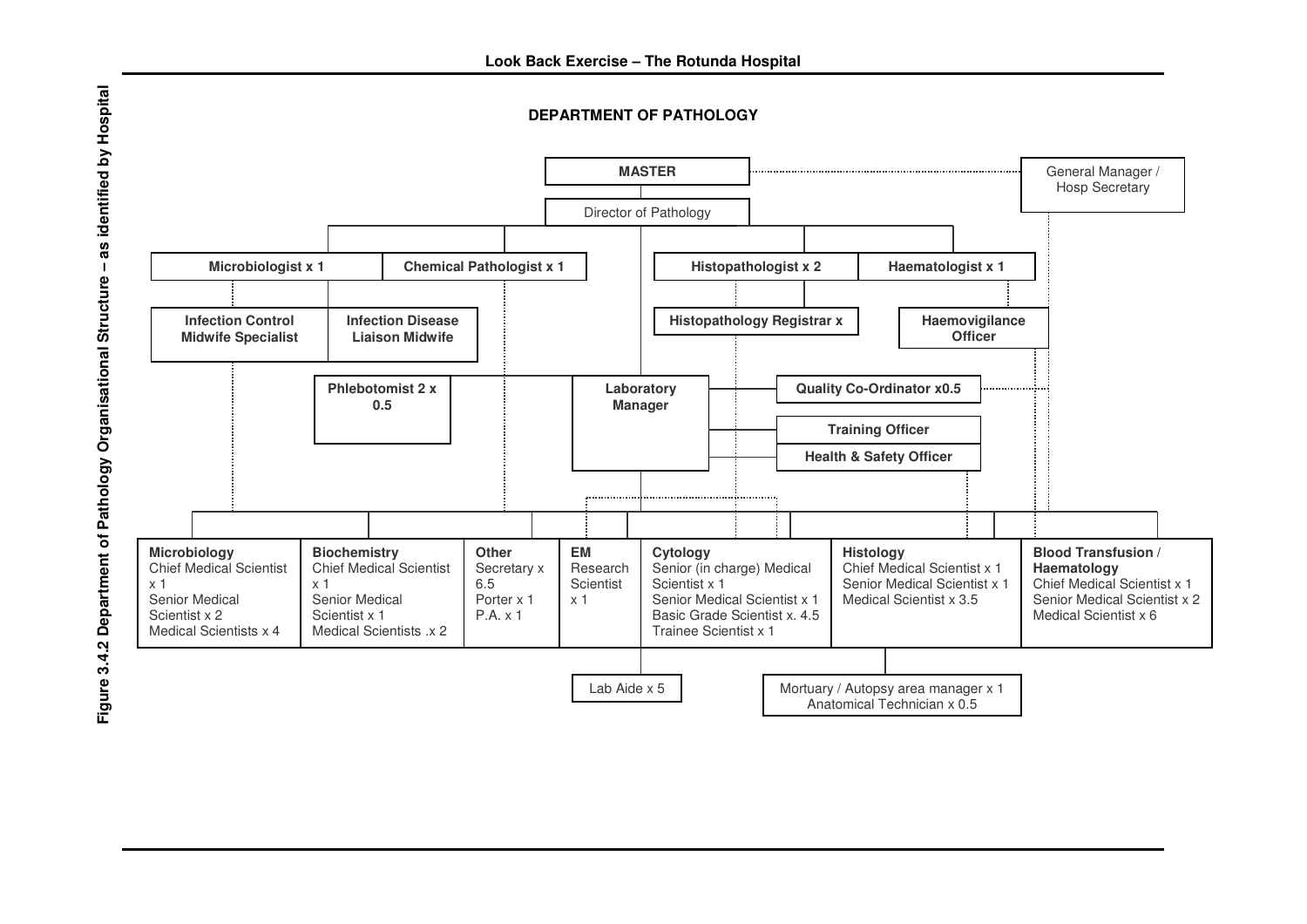Figure 3.4.2 Department of Pathology Organisational Structure – as identified by Hospital

## DEPARTMENT OF PATHOLOGY

**MASTER**

General Manager / Hosp Secretary

Director of Pathology

**Microbiologist x 1**

**Chemical Pathologist x 1**

**Histopathologist x 2**

**Haematologist x 1**

**Infection Control Midwife Specialist**

**Infection Disease Liaison Midwife**

**Histopathology Registrar x**

**Haemovigilance Officer**

**Phlebotomist 2 x 0.5**

**Laboratory Manager**

**Quality Co-Ordinator x0.5**

**Training Officer**

**Health & Safety Officer**

| **Microbiology** | **Biochemistry** | **Other** | **EM** | **Cytology** | **Histology** | **Blood Transfusion / Haematology** |
|---|---|---|---|---|---|---|
| Chief Medical Scientist x 1<br>Senior Medical Scientist x 2<br>Medical Scientists x 4 | Chief Medical Scientist x 1<br>Senior Medical Scientist x 1<br>Medical Scientists .x 2 | Secretary x 6.5<br>Porter x 1<br>P.A. x 1 | Research Scientist x 1 | Senior (in charge) Medical Scientist x 1<br>Senior Medical Scientist x 1<br>Basic Grade Scientist x. 4.5<br>Trainee Scientist x 1 | Chief Medical Scientist x 1<br>Senior Medical Scientist x 1<br>Medical Scientist x 3.5 | Chief Medical Scientist x 1<br>Senior Medical Scientist x 2<br>Medical Scientist x 6 |

Lab Aide x 5

Mortuary / Autopsy area manager x 1
Anatomical Technician x 0.5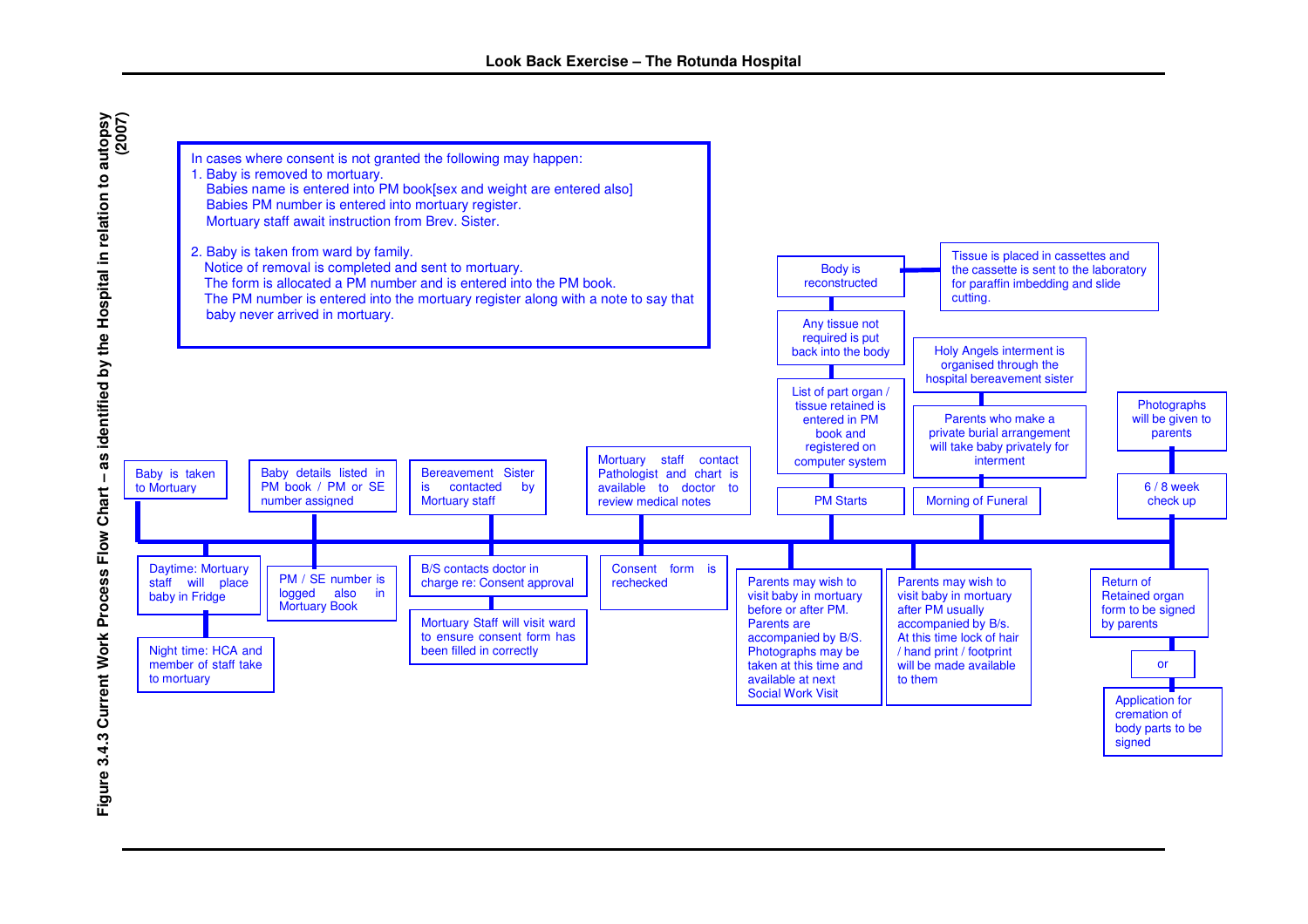**Figure 3.4.3 Current Work Process Flow Chart – as identified by the Hospital in relation to autopsy (2007)**

In cases where consent is not granted the following may happen:

1. Baby is removed to mortuary.
   Babies name is entered into PM book[sex and weight are entered also]
   Babies PM number is entered into mortuary register.
   Mortuary staff await instruction from Brev. Sister.

2. Baby is taken from ward by family.
   Notice of removal is completed and sent to mortuary.
   The form is allocated a PM number and is entered into the PM book.
   The PM number is entered into the mortuary register along with a note to say that baby never arrived in mortuary.

---

- Baby is taken to Mortuary
  - Daytime: Mortuary staff will place baby in Fridge
  - Night time: HCA and member of staff take to mortuary
- Baby details listed in PM book / PM or SE number assigned
  - PM / SE number is logged also in Mortuary Book
- Bereavement Sister is contacted by Mortuary staff
  - B/S contacts doctor in charge re: Consent approval
  - Mortuary Staff will visit ward to ensure consent form has been filled in correctly
- Mortuary staff contact Pathologist and chart is available to doctor to review medical notes
  - Consent form is rechecked
- Parents may wish to visit baby in mortuary before or after PM. Parents are accompanied by B/S. Photographs may be taken at this time and available at next Social Work Visit
- PM Starts
  - List of part organ / tissue retained is entered in PM book and registered on computer system
  - Any tissue not required is put back into the body
  - Body is reconstructed
  - Tissue is placed in cassettes and the cassette is sent to the laboratory for paraffin imbedding and slide cutting.
- Parents may wish to visit baby in mortuary after PM usually accompanied by B/s. At this time lock of hair / hand print / footprint will be made available to them
- Morning of Funeral
  - Parents who make a private burial arrangement will take baby privately for interment
  - Holy Angels interment is organised through the hospital bereavement sister
- 6 / 8 week check up
  - Photographs will be given to parents
  - Return of Retained organ form to be signed by parents
  - or
  - Application for cremation of body parts to be signed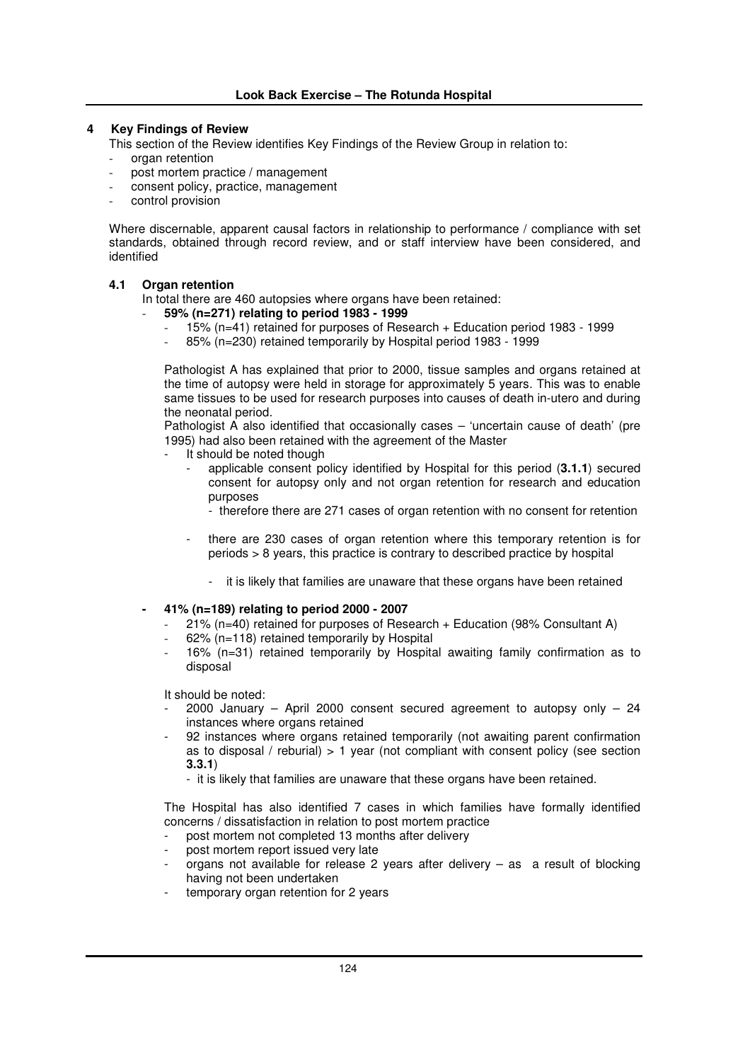## 4 Key Findings of Review

This section of the Review identifies Key Findings of the Review Group in relation to:

- organ retention
- post mortem practice / management
- consent policy, practice, management
- control provision

Where discernable, apparent causal factors in relationship to performance / compliance with set standards, obtained through record review, and or staff interview have been considered, and identified

### 4.1 Organ retention

In total there are 460 autopsies where organs have been retained:

- **59% (n=271) relating to period 1983 - 1999**
  - 15% (n=41) retained for purposes of Research + Education period 1983 - 1999
  - 85% (n=230) retained temporarily by Hospital period 1983 - 1999

  Pathologist A has explained that prior to 2000, tissue samples and organs retained at the time of autopsy were held in storage for approximately 5 years. This was to enable same tissues to be used for research purposes into causes of death in-utero and during the neonatal period.

  Pathologist A also identified that occasionally cases – 'uncertain cause of death' (pre 1995) had also been retained with the agreement of the Master

  - It should be noted though
    - applicable consent policy identified by Hospital for this period (**3.1.1**) secured consent for autopsy only and not organ retention for research and education purposes
      - therefore there are 271 cases of organ retention with no consent for retention
    - there are 230 cases of organ retention where this temporary retention is for periods > 8 years, this practice is contrary to described practice by hospital
      - it is likely that families are unaware that these organs have been retained

- **41% (n=189) relating to period 2000 - 2007**
  - 21% (n=40) retained for purposes of Research + Education (98% Consultant A)
  - 62% (n=118) retained temporarily by Hospital
  - 16% (n=31) retained temporarily by Hospital awaiting family confirmation as to disposal

  It should be noted:

  - 2000 January – April 2000 consent secured agreement to autopsy only – 24 instances where organs retained
  - 92 instances where organs retained temporarily (not awaiting parent confirmation as to disposal / reburial) > 1 year (not compliant with consent policy (see section **3.3.1**)
    - it is likely that families are unaware that these organs have been retained.

  The Hospital has also identified 7 cases in which families have formally identified concerns / dissatisfaction in relation to post mortem practice

  - post mortem not completed 13 months after delivery
  - post mortem report issued very late
  - organs not available for release 2 years after delivery – as a result of blocking having not been undertaken
  - temporary organ retention for 2 years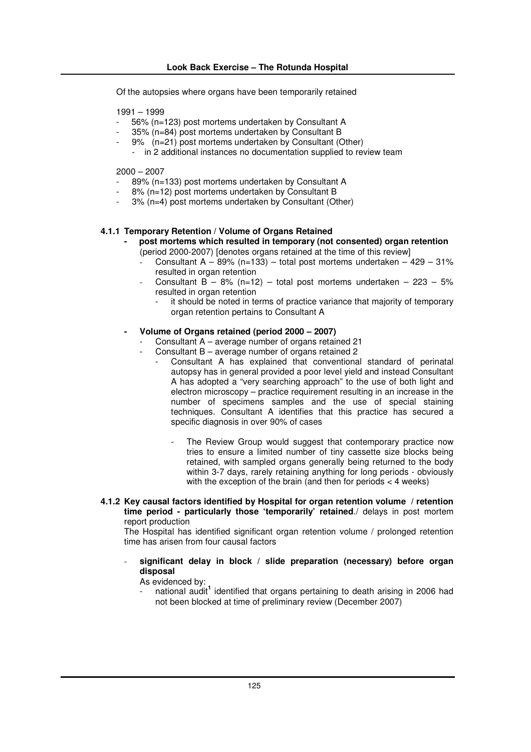Of the autopsies where organs have been temporarily retained

1991 – 1999

- 56% (n=123) post mortems undertaken by Consultant A
- 35% (n=84) post mortems undertaken by Consultant B
- 9% (n=21) post mortems undertaken by Consultant (Other)
  - in 2 additional instances no documentation supplied to review team

2000 – 2007

- 89% (n=133) post mortems undertaken by Consultant A
- 8% (n=12) post mortems undertaken by Consultant B
- 3% (n=4) post mortems undertaken by Consultant (Other)

### 4.1.1 Temporary Retention / Volume of Organs Retained

- **post mortems which resulted in temporary (not consented) organ retention** (period 2000-2007) [denotes organs retained at the time of this review]
  - Consultant A – 89% (n=133) – total post mortems undertaken – 429 – 31% resulted in organ retention
  - Consultant B – 8% (n=12) – total post mortems undertaken – 223 – 5% resulted in organ retention
    - it should be noted in terms of practice variance that majority of temporary organ retention pertains to Consultant A

- **Volume of Organs retained (period 2000 – 2007)**
  - Consultant A – average number of organs retained 21
  - Consultant B – average number of organs retained 2
    - Consultant A has explained that conventional standard of perinatal autopsy has in general provided a poor level yield and instead Consultant A has adopted a "very searching approach" to the use of both light and electron microscopy – practice requirement resulting in an increase in the number of specimens samples and the use of special staining techniques. Consultant A identifies that this practice has secured a specific diagnosis in over 90% of cases

      - The Review Group would suggest that contemporary practice now tries to ensure a limited number of tiny cassette size blocks being retained, with sampled organs generally being returned to the body within 3-7 days, rarely retaining anything for long periods - obviously with the exception of the brain (and then for periods < 4 weeks)

### 4.1.2 Key causal factors identified by Hospital for organ retention volume / retention time period - particularly those 'temporarily' retained./ delays in post mortem report production

The Hospital has identified significant organ retention volume / prolonged retention time has arisen from four causal factors

- **significant delay in block / slide preparation (necessary) before organ disposal**

  As evidenced by:
  - national audit[1] identified that organs pertaining to death arising in 2006 had not been blocked at time of preliminary review (December 2007)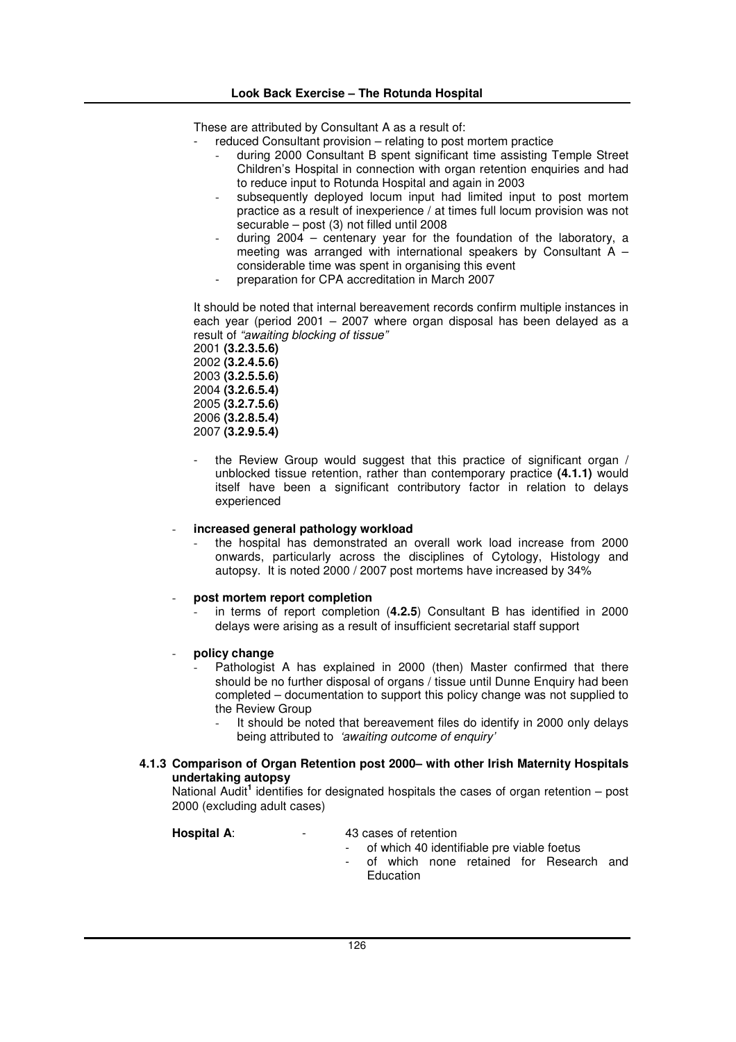These are attributed by Consultant A as a result of:

- reduced Consultant provision – relating to post mortem practice
  - during 2000 Consultant B spent significant time assisting Temple Street Children's Hospital in connection with organ retention enquiries and had to reduce input to Rotunda Hospital and again in 2003
  - subsequently deployed locum input had limited input to post mortem practice as a result of inexperience / at times full locum provision was not securable – post (3) not filled until 2008
  - during 2004 – centenary year for the foundation of the laboratory, a meeting was arranged with international speakers by Consultant A – considerable time was spent in organising this event
  - preparation for CPA accreditation in March 2007

It should be noted that internal bereavement records confirm multiple instances in each year (period 2001 – 2007 where organ disposal has been delayed as a result of *"awaiting blocking of tissue"*

2001 **(3.2.3.5.6)**
2002 **(3.2.4.5.6)**
2003 **(3.2.5.5.6)**
2004 **(3.2.6.5.4)**
2005 **(3.2.7.5.6)**
2006 **(3.2.8.5.4)**
2007 **(3.2.9.5.4)**

- the Review Group would suggest that this practice of significant organ / unblocked tissue retention, rather than contemporary practice **(4.1.1)** would itself have been a significant contributory factor in relation to delays experienced

- **increased general pathology workload**
  - the hospital has demonstrated an overall work load increase from 2000 onwards, particularly across the disciplines of Cytology, Histology and autopsy. It is noted 2000 / 2007 post mortems have increased by 34%

- **post mortem report completion**
  - in terms of report completion (**4.2.5**) Consultant B has identified in 2000 delays were arising as a result of insufficient secretarial staff support

- **policy change**
  - Pathologist A has explained in 2000 (then) Master confirmed that there should be no further disposal of organs / tissue until Dunne Enquiry had been completed – documentation to support this policy change was not supplied to the Review Group
    - It should be noted that bereavement files do identify in 2000 only delays being attributed to *'awaiting outcome of enquiry'*

### 4.1.3 Comparison of Organ Retention post 2000– with other Irish Maternity Hospitals undertaking autopsy

National Audit[1] identifies for designated hospitals the cases of organ retention – post 2000 (excluding adult cases)

**Hospital A**: - 43 cases of retention
- of which 40 identifiable pre viable foetus
- of which none retained for Research and Education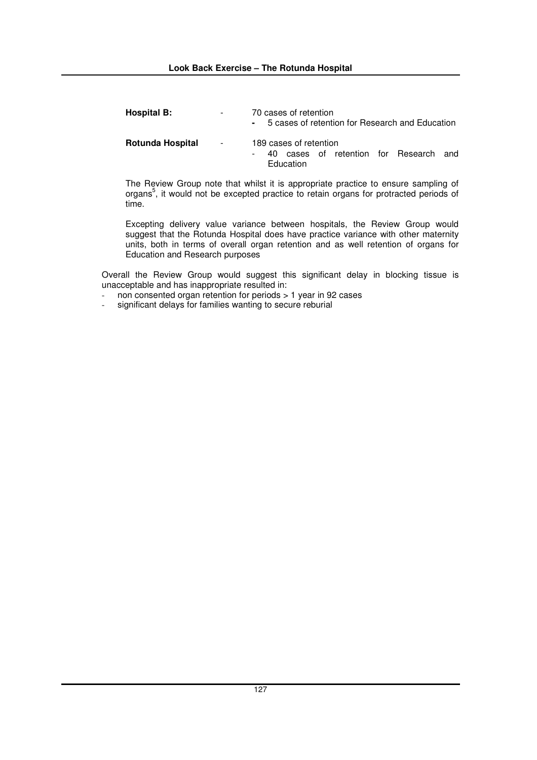**Hospital B:** - 70 cases of retention
- 5 cases of retention for Research and Education

**Rotunda Hospital** - 189 cases of retention
- 40 cases of retention for Research and Education

The Review Group note that whilst it is appropriate practice to ensure sampling of organs[5], it would not be excepted practice to retain organs for protracted periods of time.

Excepting delivery value variance between hospitals, the Review Group would suggest that the Rotunda Hospital does have practice variance with other maternity units, both in terms of overall organ retention and as well retention of organs for Education and Research purposes

Overall the Review Group would suggest this significant delay in blocking tissue is unacceptable and has inappropriate resulted in:

- non consented organ retention for periods > 1 year in 92 cases
- significant delays for families wanting to secure reburial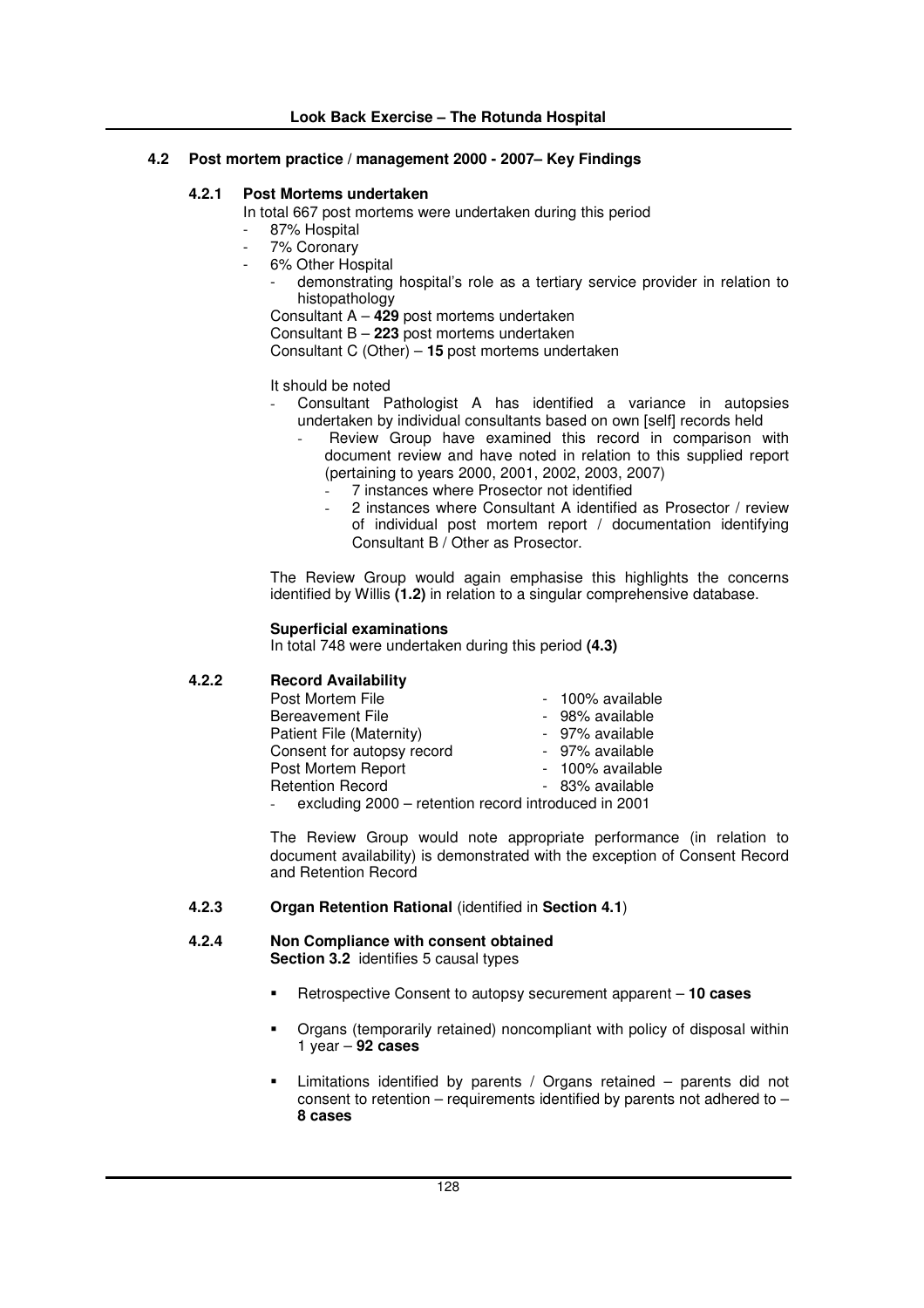## 4.2 Post mortem practice / management 2000 - 2007– Key Findings

### 4.2.1 Post Mortems undertaken

In total 667 post mortems were undertaken during this period

- 87% Hospital
- 7% Coronary
- 6% Other Hospital
  - demonstrating hospital's role as a tertiary service provider in relation to histopathology

Consultant A – **429** post mortems undertaken
Consultant B – **223** post mortems undertaken
Consultant C (Other) – **15** post mortems undertaken

It should be noted

- Consultant Pathologist A has identified a variance in autopsies undertaken by individual consultants based on own [self] records held
  - Review Group have examined this record in comparison with document review and have noted in relation to this supplied report (pertaining to years 2000, 2001, 2002, 2003, 2007)
    - 7 instances where Prosector not identified
    - 2 instances where Consultant A identified as Prosector / review of individual post mortem report / documentation identifying Consultant B / Other as Prosector.

The Review Group would again emphasise this highlights the concerns identified by Willis **(1.2)** in relation to a singular comprehensive database.

**Superficial examinations**

In total 748 were undertaken during this period **(4.3)**

### 4.2.2 Record Availability

| | |
|---|---|
| Post Mortem File | - 100% available |
| Bereavement File | - 98% available |
| Patient File (Maternity) | - 97% available |
| Consent for autopsy record | - 97% available |
| Post Mortem Report | - 100% available |
| Retention Record | - 83% available |

- excluding 2000 – retention record introduced in 2001

The Review Group would note appropriate performance (in relation to document availability) is demonstrated with the exception of Consent Record and Retention Record

### 4.2.3 Organ Retention Rational (identified in **Section 4.1**)

### 4.2.4 Non Compliance with consent obtained

**Section 3.2** identifies 5 causal types

- Retrospective Consent to autopsy securement apparent – **10 cases**
- Organs (temporarily retained) noncompliant with policy of disposal within 1 year – **92 cases**
- Limitations identified by parents / Organs retained – parents did not consent to retention – requirements identified by parents not adhered to – **8 cases**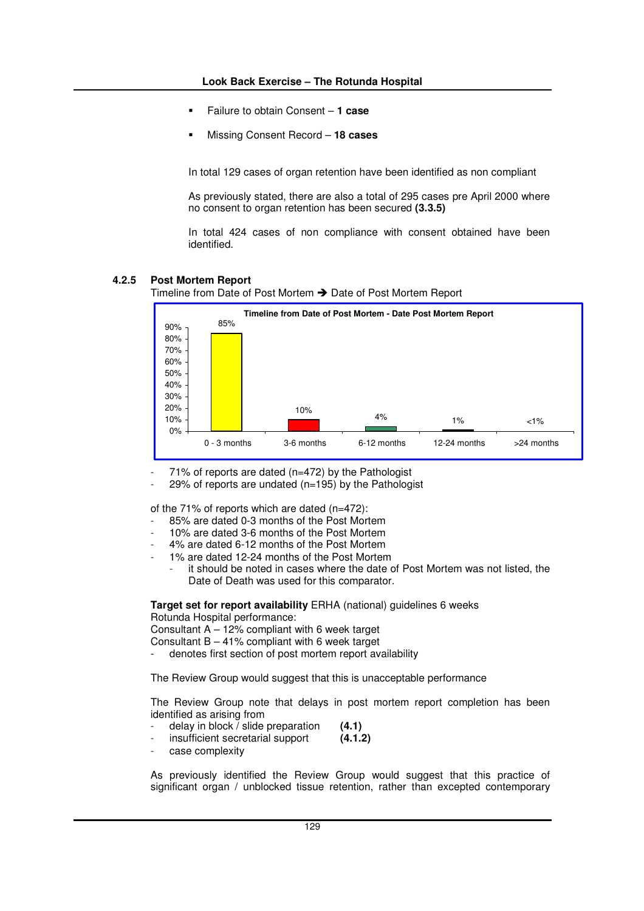- Failure to obtain Consent – **1 case**
- Missing Consent Record – **18 cases**

In total 129 cases of organ retention have been identified as non compliant

As previously stated, there are also a total of 295 cases pre April 2000 where no consent to organ retention has been secured **(3.3.5)**

In total 424 cases of non compliance with consent obtained have been identified.

### 4.2.5 Post Mortem Report

Timeline from Date of Post Mortem ➔ Date of Post Mortem Report

**Timeline from Date of Post Mortem - Date Post Mortem Report**

| Timeline | % |
|---|---|
| 0 - 3 months | 85% |
| 3-6 months | 10% |
| 6-12 months | 4% |
| 12-24 months | 1% |
| >24 months | <1% |

- 71% of reports are dated (n=472) by the Pathologist
- 29% of reports are undated (n=195) by the Pathologist

of the 71% of reports which are dated (n=472):

- 85% are dated 0-3 months of the Post Mortem
- 10% are dated 3-6 months of the Post Mortem
- 4% are dated 6-12 months of the Post Mortem
- 1% are dated 12-24 months of the Post Mortem
  - it should be noted in cases where the date of Post Mortem was not listed, the Date of Death was used for this comparator.

**Target set for report availability** ERHA (national) guidelines 6 weeks
Rotunda Hospital performance:
Consultant A – 12% compliant with 6 week target
Consultant B – 41% compliant with 6 week target

- denotes first section of post mortem report availability

The Review Group would suggest that this is unacceptable performance

The Review Group note that delays in post mortem report completion has been identified as arising from

- delay in block / slide preparation **(4.1)**
- insufficient secretarial support **(4.1.2)**
- case complexity

As previously identified the Review Group would suggest that this practice of significant organ / unblocked tissue retention, rather than excepted contemporary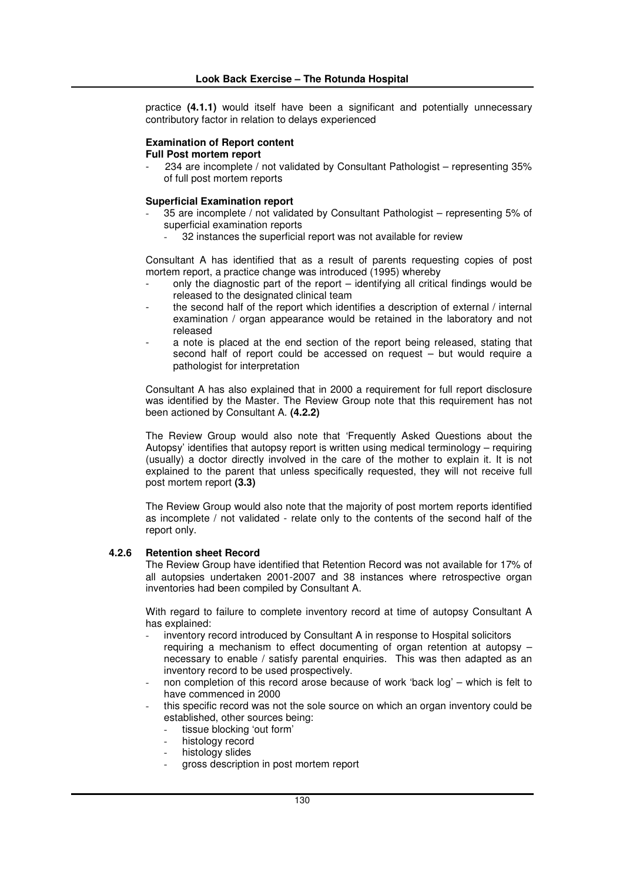practice **(4.1.1)** would itself have been a significant and potentially unnecessary contributory factor in relation to delays experienced

**Examination of Report content**
**Full Post mortem report**

- 234 are incomplete / not validated by Consultant Pathologist – representing 35% of full post mortem reports

**Superficial Examination report**

- 35 are incomplete / not validated by Consultant Pathologist – representing 5% of superficial examination reports
  - 32 instances the superficial report was not available for review

Consultant A has identified that as a result of parents requesting copies of post mortem report, a practice change was introduced (1995) whereby

- only the diagnostic part of the report – identifying all critical findings would be released to the designated clinical team
- the second half of the report which identifies a description of external / internal examination / organ appearance would be retained in the laboratory and not released
- a note is placed at the end section of the report being released, stating that second half of report could be accessed on request – but would require a pathologist for interpretation

Consultant A has also explained that in 2000 a requirement for full report disclosure was identified by the Master. The Review Group note that this requirement has not been actioned by Consultant A. **(4.2.2)**

The Review Group would also note that 'Frequently Asked Questions about the Autopsy' identifies that autopsy report is written using medical terminology – requiring (usually) a doctor directly involved in the care of the mother to explain it. It is not explained to the parent that unless specifically requested, they will not receive full post mortem report **(3.3)**

The Review Group would also note that the majority of post mortem reports identified as incomplete / not validated - relate only to the contents of the second half of the report only.

### 4.2.6 Retention sheet Record

The Review Group have identified that Retention Record was not available for 17% of all autopsies undertaken 2001-2007 and 38 instances where retrospective organ inventories had been compiled by Consultant A.

With regard to failure to complete inventory record at time of autopsy Consultant A has explained:

- inventory record introduced by Consultant A in response to Hospital solicitors requiring a mechanism to effect documenting of organ retention at autopsy – necessary to enable / satisfy parental enquiries. This was then adapted as an inventory record to be used prospectively.
- non completion of this record arose because of work 'back log' – which is felt to have commenced in 2000
- this specific record was not the sole source on which an organ inventory could be established, other sources being:
  - tissue blocking 'out form'
  - histology record
  - histology slides
  - gross description in post mortem report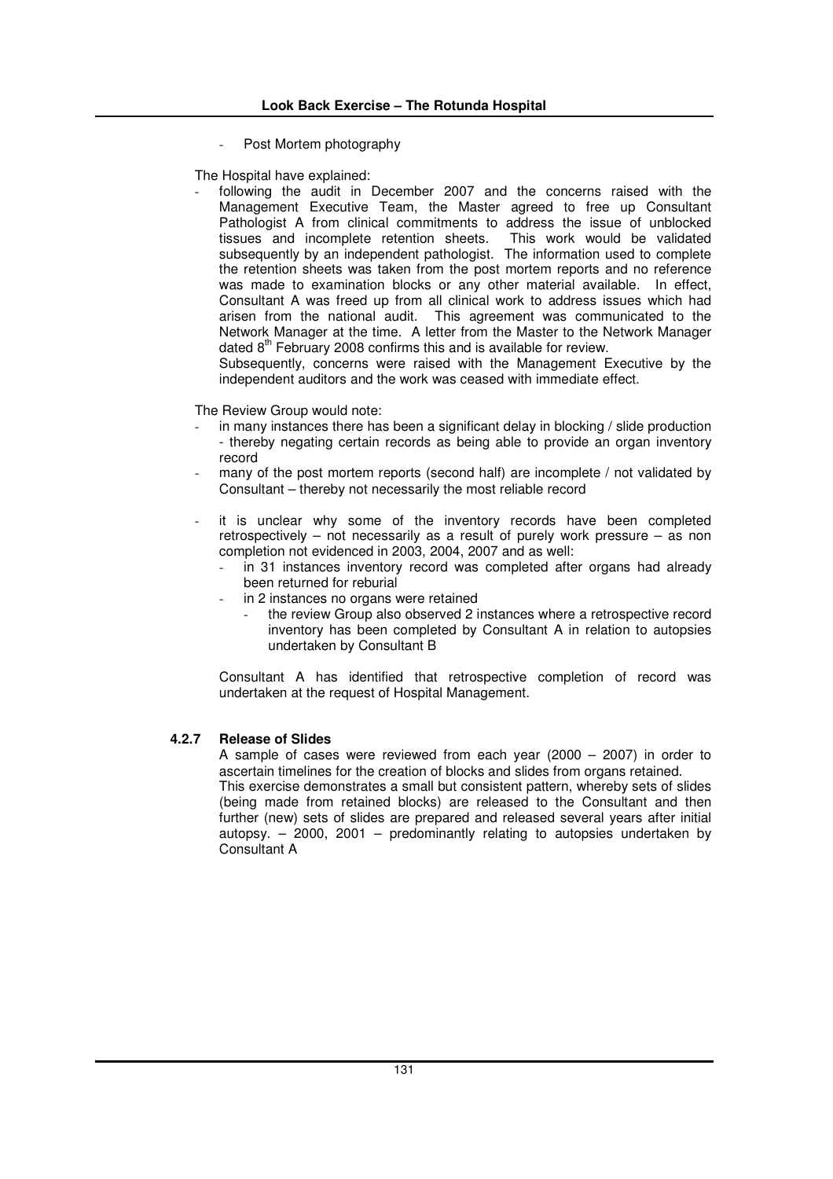- Post Mortem photography

The Hospital have explained:

- following the audit in December 2007 and the concerns raised with the Management Executive Team, the Master agreed to free up Consultant Pathologist A from clinical commitments to address the issue of unblocked tissues and incomplete retention sheets. This work would be validated subsequently by an independent pathologist. The information used to complete the retention sheets was taken from the post mortem reports and no reference was made to examination blocks or any other material available. In effect, Consultant A was freed up from all clinical work to address issues which had arisen from the national audit. This agreement was communicated to the Network Manager at the time. A letter from the Master to the Network Manager dated 8th February 2008 confirms this and is available for review.

  Subsequently, concerns were raised with the Management Executive by the independent auditors and the work was ceased with immediate effect.

The Review Group would note:

- in many instances there has been a significant delay in blocking / slide production - thereby negating certain records as being able to provide an organ inventory record
- many of the post mortem reports (second half) are incomplete / not validated by Consultant – thereby not necessarily the most reliable record
- it is unclear why some of the inventory records have been completed retrospectively – not necessarily as a result of purely work pressure – as non completion not evidenced in 2003, 2004, 2007 and as well:
  - in 31 instances inventory record was completed after organs had already been returned for reburial
  - in 2 instances no organs were retained
    - the review Group also observed 2 instances where a retrospective record inventory has been completed by Consultant A in relation to autopsies undertaken by Consultant B

Consultant A has identified that retrospective completion of record was undertaken at the request of Hospital Management.

#### 4.2.7 Release of Slides

A sample of cases were reviewed from each year (2000 – 2007) in order to ascertain timelines for the creation of blocks and slides from organs retained.

This exercise demonstrates a small but consistent pattern, whereby sets of slides (being made from retained blocks) are released to the Consultant and then further (new) sets of slides are prepared and released several years after initial autopsy. – 2000, 2001 – predominantly relating to autopsies undertaken by Consultant A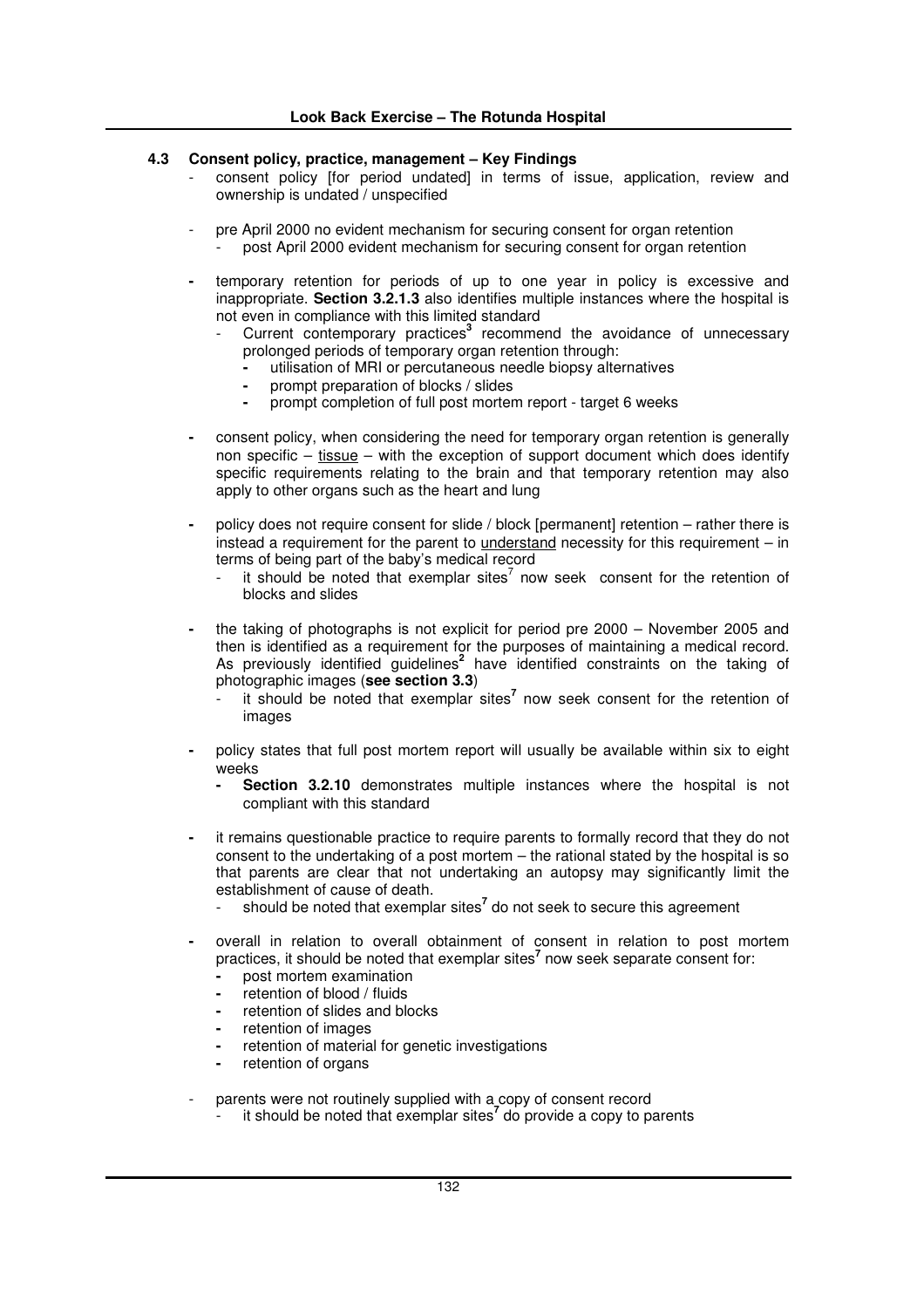### 4.3 Consent policy, practice, management – Key Findings

- consent policy [for period undated] in terms of issue, application, review and ownership is undated / unspecified

- pre April 2000 no evident mechanism for securing consent for organ retention
  - post April 2000 evident mechanism for securing consent for organ retention

- temporary retention for periods of up to one year in policy is excessive and inappropriate. **Section 3.2.1.3** also identifies multiple instances where the hospital is not even in compliance with this limited standard
  - Current contemporary practices[3] recommend the avoidance of unnecessary prolonged periods of temporary organ retention through:
    - utilisation of MRI or percutaneous needle biopsy alternatives
    - prompt preparation of blocks / slides
    - prompt completion of full post mortem report - target 6 weeks

- consent policy, when considering the need for temporary organ retention is generally non specific – <u>tissue</u> – with the exception of support document which does identify specific requirements relating to the brain and that temporary retention may also apply to other organs such as the heart and lung

- policy does not require consent for slide / block [permanent] retention – rather there is instead a requirement for the parent to <u>understand</u> necessity for this requirement – in terms of being part of the baby's medical record
  - it should be noted that exemplar sites[7] now seek consent for the retention of blocks and slides

- the taking of photographs is not explicit for period pre 2000 – November 2005 and then is identified as a requirement for the purposes of maintaining a medical record. As previously identified guidelines[2] have identified constraints on the taking of photographic images (**see section 3.3**)
  - it should be noted that exemplar sites[7] now seek consent for the retention of images

- policy states that full post mortem report will usually be available within six to eight weeks
  - **Section 3.2.10** demonstrates multiple instances where the hospital is not compliant with this standard

- it remains questionable practice to require parents to formally record that they do not consent to the undertaking of a post mortem – the rational stated by the hospital is so that parents are clear that not undertaking an autopsy may significantly limit the establishment of cause of death.
  - should be noted that exemplar sites[7] do not seek to secure this agreement

- overall in relation to overall obtainment of consent in relation to post mortem practices, it should be noted that exemplar sites[7] now seek separate consent for:
  - post mortem examination
  - retention of blood / fluids
  - retention of slides and blocks
  - retention of images
  - retention of material for genetic investigations
  - retention of organs

- parents were not routinely supplied with a copy of consent record
  - it should be noted that exemplar sites[7] do provide a copy to parents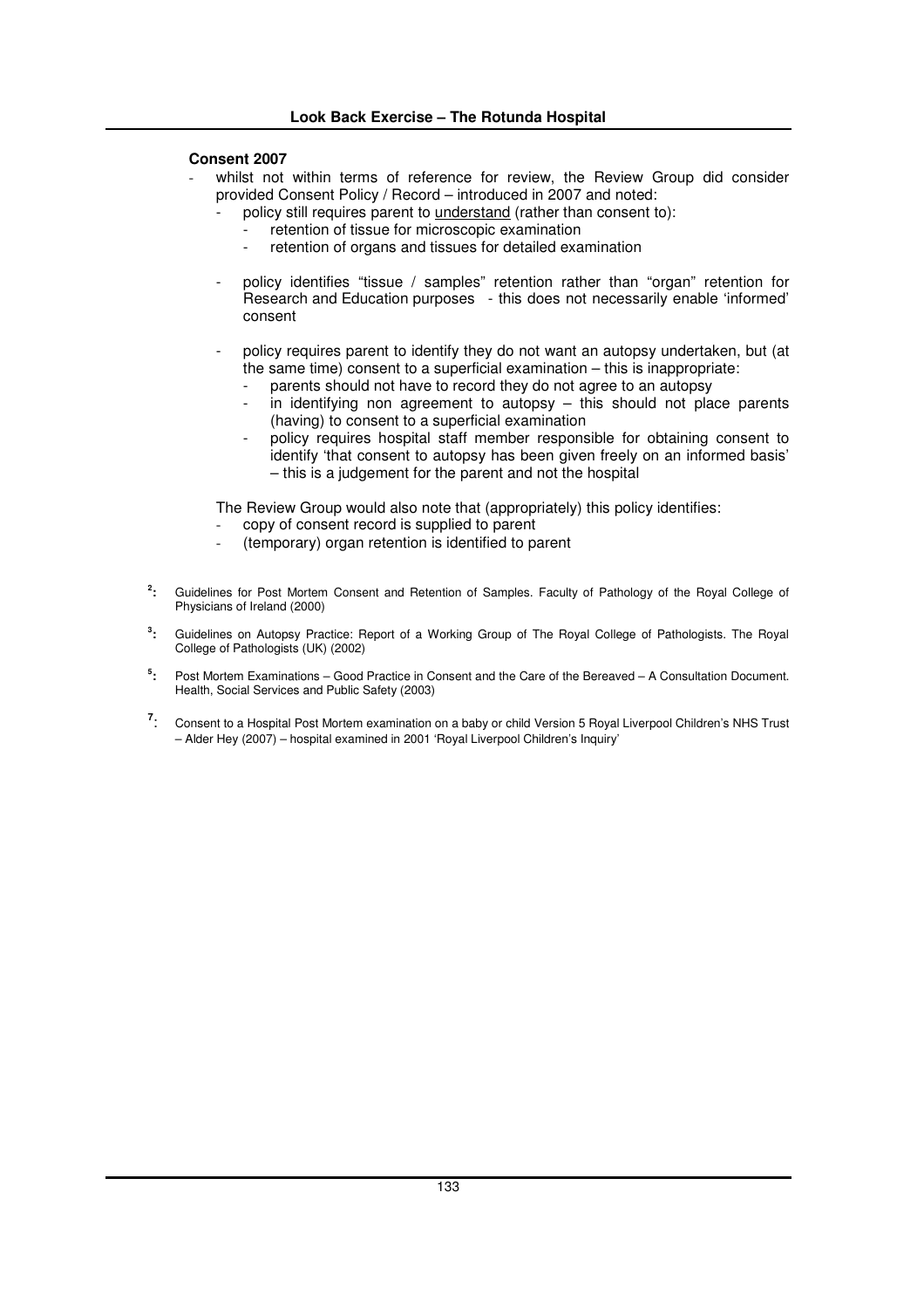**Consent 2007**

- whilst not within terms of reference for review, the Review Group did consider provided Consent Policy / Record – introduced in 2007 and noted:
  - policy still requires parent to <u>understand</u> (rather than consent to):
    - retention of tissue for microscopic examination
    - retention of organs and tissues for detailed examination
  - policy identifies "tissue / samples" retention rather than "organ" retention for Research and Education purposes - this does not necessarily enable 'informed' consent
  - policy requires parent to identify they do not want an autopsy undertaken, but (at the same time) consent to a superficial examination – this is inappropriate:
    - parents should not have to record they do not agree to an autopsy
    - in identifying non agreement to autopsy – this should not place parents (having) to consent to a superficial examination
    - policy requires hospital staff member responsible for obtaining consent to identify 'that consent to autopsy has been given freely on an informed basis' – this is a judgement for the parent and not the hospital

  The Review Group would also note that (appropriately) this policy identifies:
  - copy of consent record is supplied to parent
  - (temporary) organ retention is identified to parent

[2]: Guidelines for Post Mortem Consent and Retention of Samples. Faculty of Pathology of the Royal College of Physicians of Ireland (2000)

[3]: Guidelines on Autopsy Practice: Report of a Working Group of The Royal College of Pathologists. The Royal College of Pathologists (UK) (2002)

[5]: Post Mortem Examinations – Good Practice in Consent and the Care of the Bereaved – A Consultation Document. Health, Social Services and Public Safety (2003)

[7]: Consent to a Hospital Post Mortem examination on a baby or child Version 5 Royal Liverpool Children's NHS Trust – Alder Hey (2007) – hospital examined in 2001 'Royal Liverpool Children's Inquiry'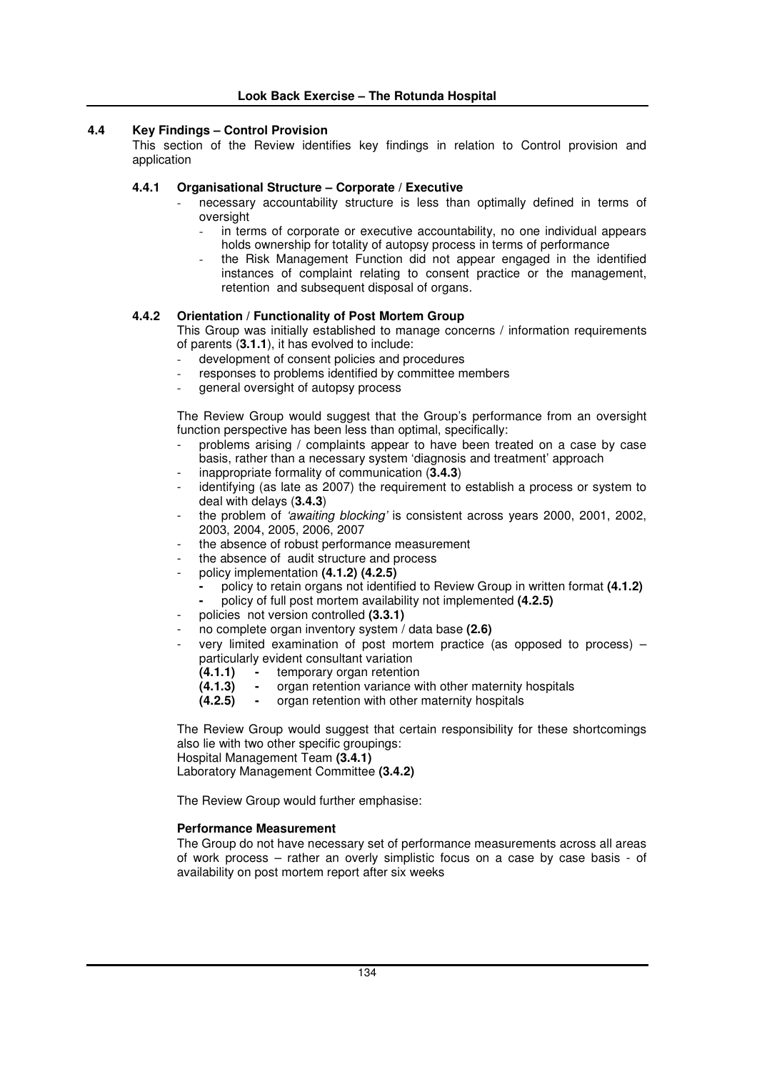### 4.4 Key Findings – Control Provision

This section of the Review identifies key findings in relation to Control provision and application

#### 4.4.1 Organisational Structure – Corporate / Executive

- necessary accountability structure is less than optimally defined in terms of oversight
  - in terms of corporate or executive accountability, no one individual appears holds ownership for totality of autopsy process in terms of performance
  - the Risk Management Function did not appear engaged in the identified instances of complaint relating to consent practice or the management, retention and subsequent disposal of organs.

#### 4.4.2 Orientation / Functionality of Post Mortem Group

This Group was initially established to manage concerns / information requirements of parents (**3.1.1**), it has evolved to include:

- development of consent policies and procedures
- responses to problems identified by committee members
- general oversight of autopsy process

The Review Group would suggest that the Group's performance from an oversight function perspective has been less than optimal, specifically:

- problems arising / complaints appear to have been treated on a case by case basis, rather than a necessary system 'diagnosis and treatment' approach
- inappropriate formality of communication (**3.4.3**)
- identifying (as late as 2007) the requirement to establish a process or system to deal with delays (**3.4.3**)
- the problem of *'awaiting blocking'* is consistent across years 2000, 2001, 2002, 2003, 2004, 2005, 2006, 2007
- the absence of robust performance measurement
- the absence of audit structure and process
- policy implementation **(4.1.2) (4.2.5)**
  - policy to retain organs not identified to Review Group in written format **(4.1.2)**
  - policy of full post mortem availability not implemented **(4.2.5)**
- policies not version controlled **(3.3.1)**
- no complete organ inventory system / data base **(2.6)**
- very limited examination of post mortem practice (as opposed to process) – particularly evident consultant variation
  - **(4.1.1)** - temporary organ retention
  - **(4.1.3)** - organ retention variance with other maternity hospitals
  - **(4.2.5)** - organ retention with other maternity hospitals

The Review Group would suggest that certain responsibility for these shortcomings also lie with two other specific groupings:
Hospital Management Team **(3.4.1)**
Laboratory Management Committee **(3.4.2)**

The Review Group would further emphasise:

**Performance Measurement**

The Group do not have necessary set of performance measurements across all areas of work process – rather an overly simplistic focus on a case by case basis - of availability on post mortem report after six weeks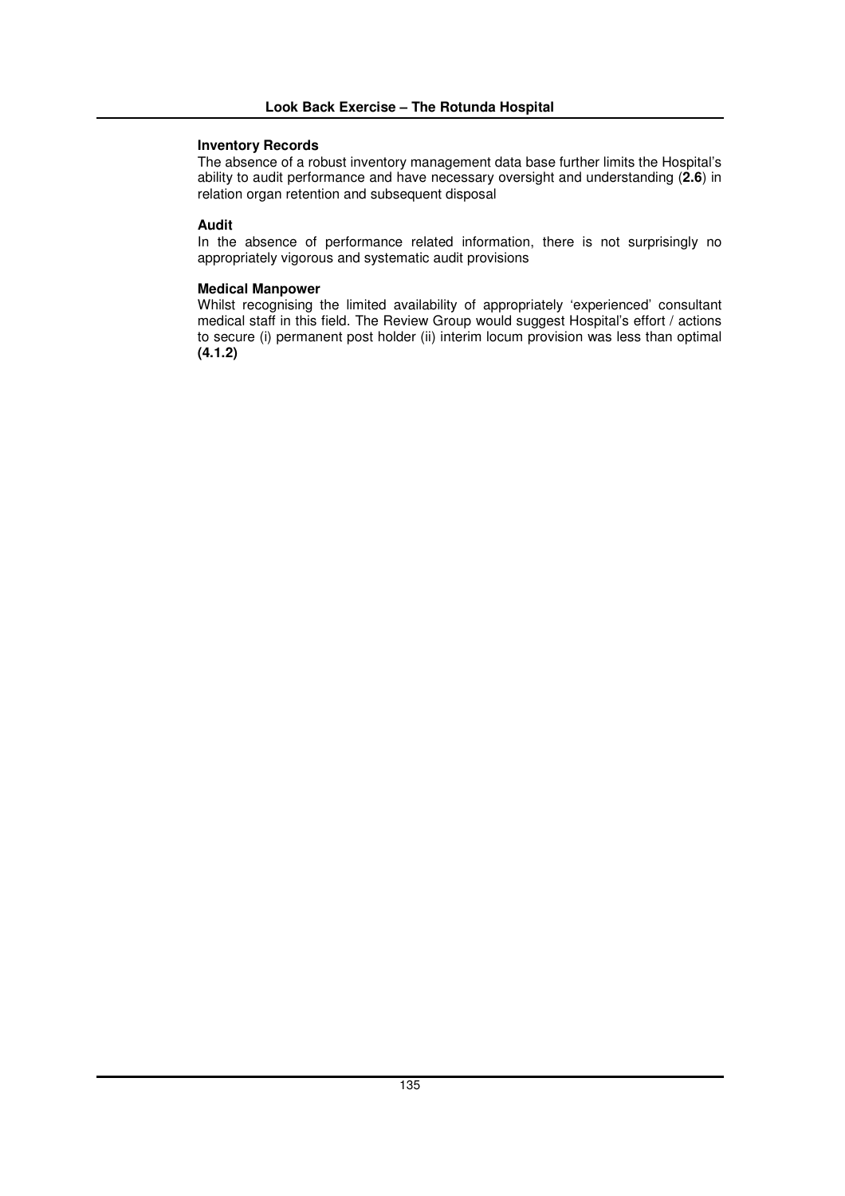**Inventory Records**

The absence of a robust inventory management data base further limits the Hospital's ability to audit performance and have necessary oversight and understanding (**2.6**) in relation organ retention and subsequent disposal

**Audit**

In the absence of performance related information, there is not surprisingly no appropriately vigorous and systematic audit provisions

**Medical Manpower**

Whilst recognising the limited availability of appropriately 'experienced' consultant medical staff in this field. The Review Group would suggest Hospital's effort / actions to secure (i) permanent post holder (ii) interim locum provision was less than optimal **(4.1.2)**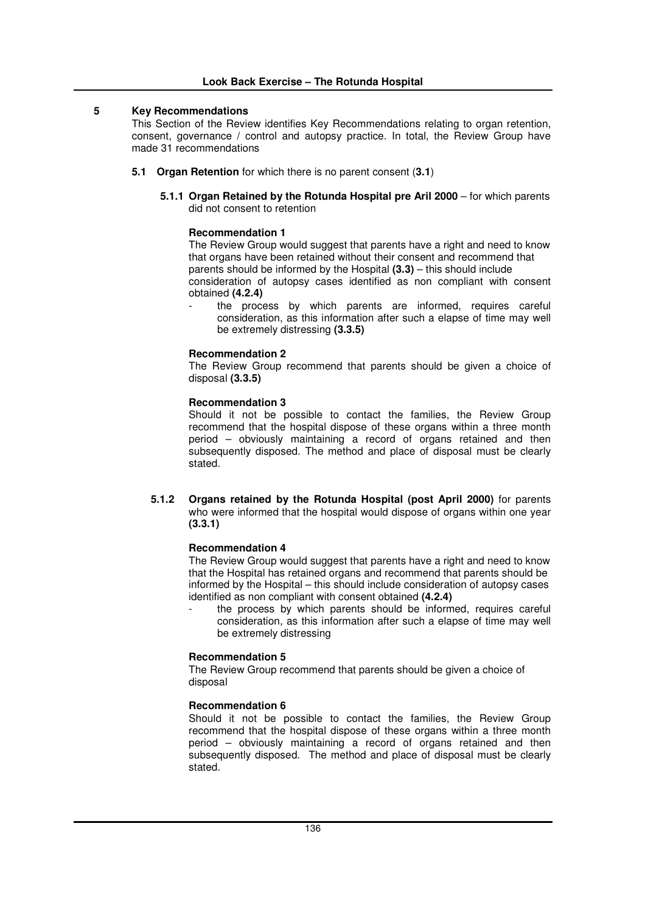## 5 Key Recommendations

This Section of the Review identifies Key Recommendations relating to organ retention, consent, governance / control and autopsy practice. In total, the Review Group have made 31 recommendations

### 5.1 Organ Retention for which there is no parent consent (**3.1**)

#### 5.1.1 Organ Retained by the Rotunda Hospital pre Aril 2000 – for which parents did not consent to retention

**Recommendation 1**

The Review Group would suggest that parents have a right and need to know that organs have been retained without their consent and recommend that parents should be informed by the Hospital **(3.3)** – this should include consideration of autopsy cases identified as non compliant with consent obtained **(4.2.4)**

- the process by which parents are informed, requires careful consideration, as this information after such a elapse of time may well be extremely distressing **(3.3.5)**

**Recommendation 2**

The Review Group recommend that parents should be given a choice of disposal **(3.3.5)**

**Recommendation 3**

Should it not be possible to contact the families, the Review Group recommend that the hospital dispose of these organs within a three month period – obviously maintaining a record of organs retained and then subsequently disposed. The method and place of disposal must be clearly stated.

#### 5.1.2 Organs retained by the Rotunda Hospital (post April 2000) for parents who were informed that the hospital would dispose of organs within one year (3.3.1)

**Recommendation 4**

The Review Group would suggest that parents have a right and need to know that the Hospital has retained organs and recommend that parents should be informed by the Hospital – this should include consideration of autopsy cases identified as non compliant with consent obtained **(4.2.4)**

- the process by which parents should be informed, requires careful consideration, as this information after such a elapse of time may well be extremely distressing

**Recommendation 5**

The Review Group recommend that parents should be given a choice of disposal

**Recommendation 6**

Should it not be possible to contact the families, the Review Group recommend that the hospital dispose of these organs within a three month period – obviously maintaining a record of organs retained and then subsequently disposed. The method and place of disposal must be clearly stated.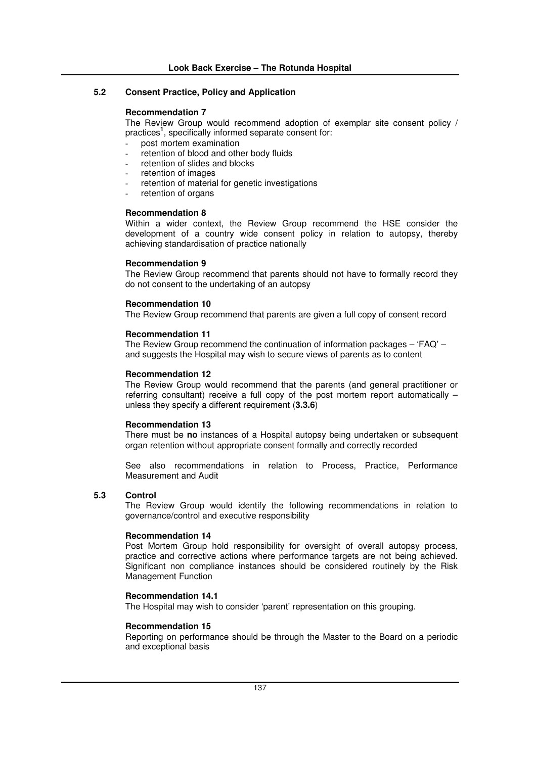## 5.2 Consent Practice, Policy and Application

**Recommendation 7**

The Review Group would recommend adoption of exemplar site consent policy / practices[1], specifically informed separate consent for:

- post mortem examination
- retention of blood and other body fluids
- retention of slides and blocks
- retention of images
- retention of material for genetic investigations
- retention of organs

**Recommendation 8**

Within a wider context, the Review Group recommend the HSE consider the development of a country wide consent policy in relation to autopsy, thereby achieving standardisation of practice nationally

**Recommendation 9**

The Review Group recommend that parents should not have to formally record they do not consent to the undertaking of an autopsy

**Recommendation 10**

The Review Group recommend that parents are given a full copy of consent record

**Recommendation 11**

The Review Group recommend the continuation of information packages – 'FAQ' – and suggests the Hospital may wish to secure views of parents as to content

**Recommendation 12**

The Review Group would recommend that the parents (and general practitioner or referring consultant) receive a full copy of the post mortem report automatically – unless they specify a different requirement (**3.3.6**)

**Recommendation 13**

There must be **no** instances of a Hospital autopsy being undertaken or subsequent organ retention without appropriate consent formally and correctly recorded

See also recommendations in relation to Process, Practice, Performance Measurement and Audit

## 5.3 Control

The Review Group would identify the following recommendations in relation to governance/control and executive responsibility

**Recommendation 14**

Post Mortem Group hold responsibility for oversight of overall autopsy process, practice and corrective actions where performance targets are not being achieved. Significant non compliance instances should be considered routinely by the Risk Management Function

**Recommendation 14.1**

The Hospital may wish to consider 'parent' representation on this grouping.

**Recommendation 15**

Reporting on performance should be through the Master to the Board on a periodic and exceptional basis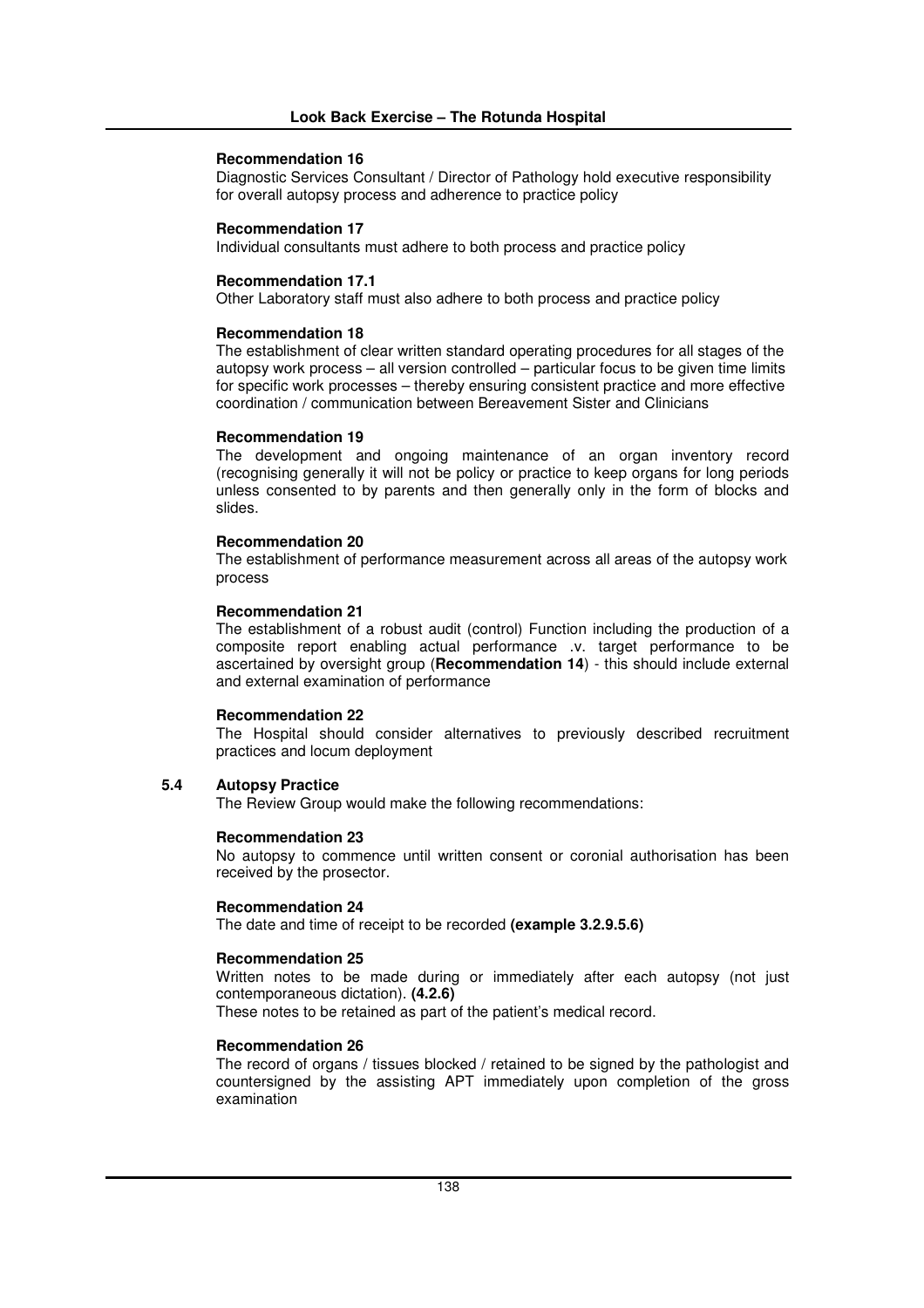**Recommendation 16**
Diagnostic Services Consultant / Director of Pathology hold executive responsibility for overall autopsy process and adherence to practice policy

**Recommendation 17**
Individual consultants must adhere to both process and practice policy

**Recommendation 17.1**
Other Laboratory staff must also adhere to both process and practice policy

**Recommendation 18**
The establishment of clear written standard operating procedures for all stages of the autopsy work process – all version controlled – particular focus to be given time limits for specific work processes – thereby ensuring consistent practice and more effective coordination / communication between Bereavement Sister and Clinicians

**Recommendation 19**
The development and ongoing maintenance of an organ inventory record (recognising generally it will not be policy or practice to keep organs for long periods unless consented to by parents and then generally only in the form of blocks and slides.

**Recommendation 20**
The establishment of performance measurement across all areas of the autopsy work process

**Recommendation 21**
The establishment of a robust audit (control) Function including the production of a composite report enabling actual performance .v. target performance to be ascertained by oversight group (**Recommendation 14**) - this should include external and external examination of performance

**Recommendation 22**
The Hospital should consider alternatives to previously described recruitment practices and locum deployment

### 5.4 Autopsy Practice

The Review Group would make the following recommendations:

**Recommendation 23**
No autopsy to commence until written consent or coronial authorisation has been received by the prosector.

**Recommendation 24**
The date and time of receipt to be recorded **(example 3.2.9.5.6)**

**Recommendation 25**
Written notes to be made during or immediately after each autopsy (not just contemporaneous dictation). **(4.2.6)**
These notes to be retained as part of the patient's medical record.

**Recommendation 26**
The record of organs / tissues blocked / retained to be signed by the pathologist and countersigned by the assisting APT immediately upon completion of the gross examination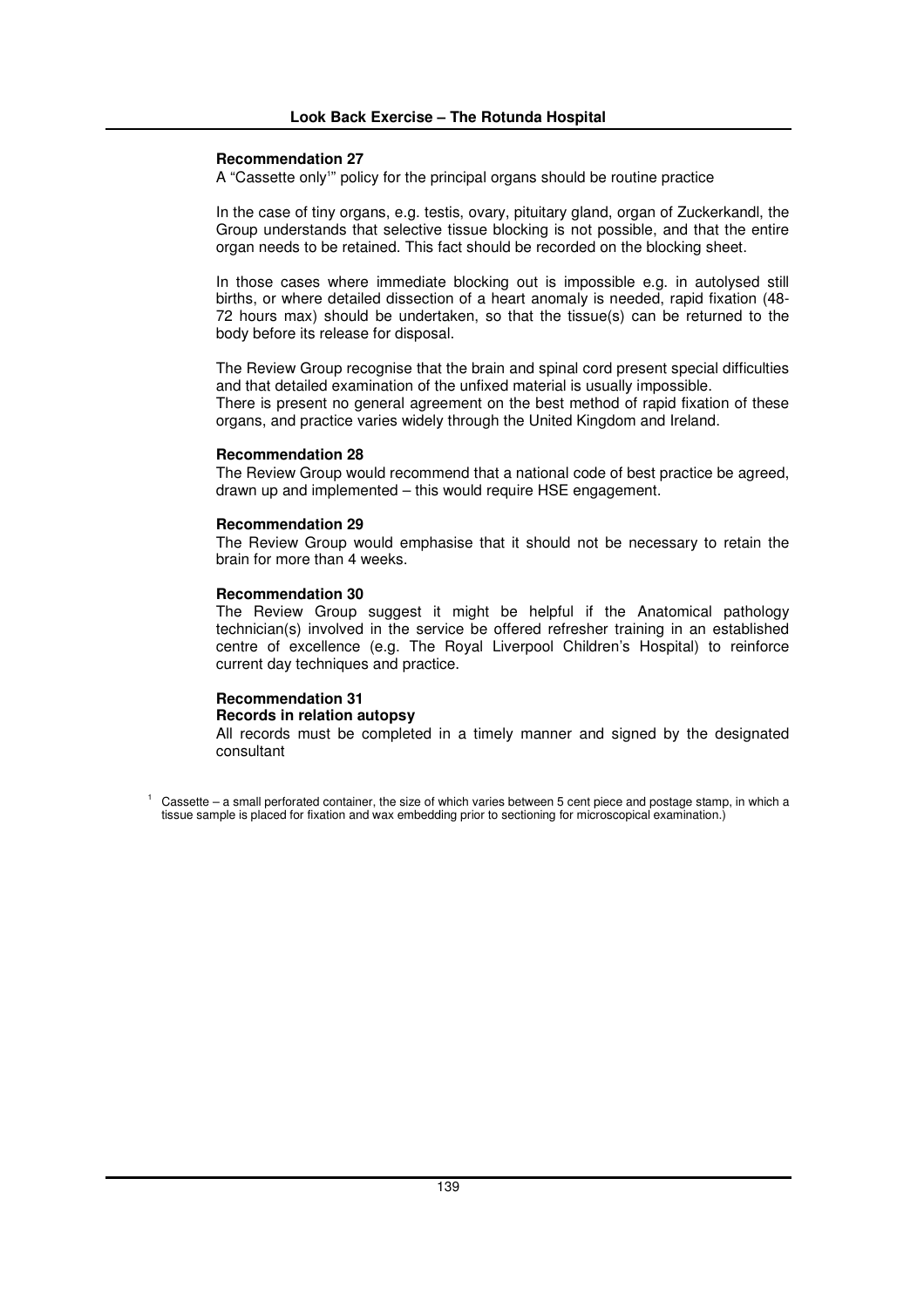**Recommendation 27**

A "Cassette only[1]" policy for the principal organs should be routine practice

In the case of tiny organs, e.g. testis, ovary, pituitary gland, organ of Zuckerkandl, the Group understands that selective tissue blocking is not possible, and that the entire organ needs to be retained. This fact should be recorded on the blocking sheet.

In those cases where immediate blocking out is impossible e.g. in autolysed still births, or where detailed dissection of a heart anomaly is needed, rapid fixation (48-72 hours max) should be undertaken, so that the tissue(s) can be returned to the body before its release for disposal.

The Review Group recognise that the brain and spinal cord present special difficulties and that detailed examination of the unfixed material is usually impossible.
There is present no general agreement on the best method of rapid fixation of these organs, and practice varies widely through the United Kingdom and Ireland.

**Recommendation 28**

The Review Group would recommend that a national code of best practice be agreed, drawn up and implemented – this would require HSE engagement.

**Recommendation 29**

The Review Group would emphasise that it should not be necessary to retain the brain for more than 4 weeks.

**Recommendation 30**

The Review Group suggest it might be helpful if the Anatomical pathology technician(s) involved in the service be offered refresher training in an established centre of excellence (e.g. The Royal Liverpool Children's Hospital) to reinforce current day techniques and practice.

**Recommendation 31**
**Records in relation autopsy**

All records must be completed in a timely manner and signed by the designated consultant

[1] Cassette – a small perforated container, the size of which varies between 5 cent piece and postage stamp, in which a tissue sample is placed for fixation and wax embedding prior to sectioning for microscopical examination.)